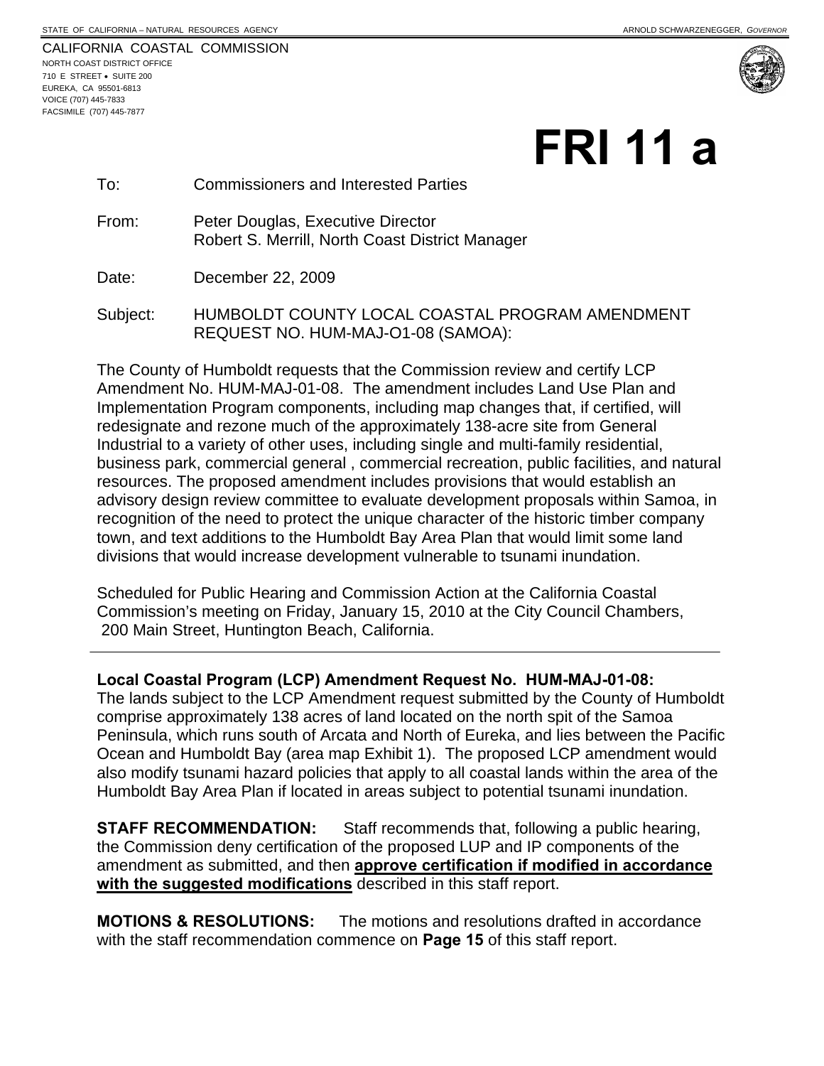STATE OF CALIFORNIA – NATURAL RESOURCES AGENCY ARNOLD SCHWARZENEGGER, *GOVERNOR*

CALIFORNIA COASTAL COMMISSION
NORTH COAST DISTRICT OFFICE
710 E STREET • SUITE 200
EUREKA, CA 95501-6813
VOICE (707) 445-7833
FACSIMILE (707) 445-7877

# FRI 11 a

To: Commissioners and Interested Parties

From: Peter Douglas, Executive Director
Robert S. Merrill, North Coast District Manager

Date: December 22, 2009

Subject: HUMBOLDT COUNTY LOCAL COASTAL PROGRAM AMENDMENT REQUEST NO. HUM-MAJ-O1-08 (SAMOA):

The County of Humboldt requests that the Commission review and certify LCP Amendment No. HUM-MAJ-01-08. The amendment includes Land Use Plan and Implementation Program components, including map changes that, if certified, will redesignate and rezone much of the approximately 138-acre site from General Industrial to a variety of other uses, including single and multi-family residential, business park, commercial general , commercial recreation, public facilities, and natural resources. The proposed amendment includes provisions that would establish an advisory design review committee to evaluate development proposals within Samoa, in recognition of the need to protect the unique character of the historic timber company town, and text additions to the Humboldt Bay Area Plan that would limit some land divisions that would increase development vulnerable to tsunami inundation.

Scheduled for Public Hearing and Commission Action at the California Coastal Commission's meeting on Friday, January 15, 2010 at the City Council Chambers, 200 Main Street, Huntington Beach, California.

---

**Local Coastal Program (LCP) Amendment Request No. HUM-MAJ-01-08:**
The lands subject to the LCP Amendment request submitted by the County of Humboldt comprise approximately 138 acres of land located on the north spit of the Samoa Peninsula, which runs south of Arcata and North of Eureka, and lies between the Pacific Ocean and Humboldt Bay (area map Exhibit 1). The proposed LCP amendment would also modify tsunami hazard policies that apply to all coastal lands within the area of the Humboldt Bay Area Plan if located in areas subject to potential tsunami inundation.

**STAFF RECOMMENDATION:** Staff recommends that, following a public hearing, the Commission deny certification of the proposed LUP and IP components of the amendment as submitted, and then **approve certification if modified in accordance with the suggested modifications** described in this staff report.

**MOTIONS & RESOLUTIONS:** The motions and resolutions drafted in accordance with the staff recommendation commence on **Page 15** of this staff report.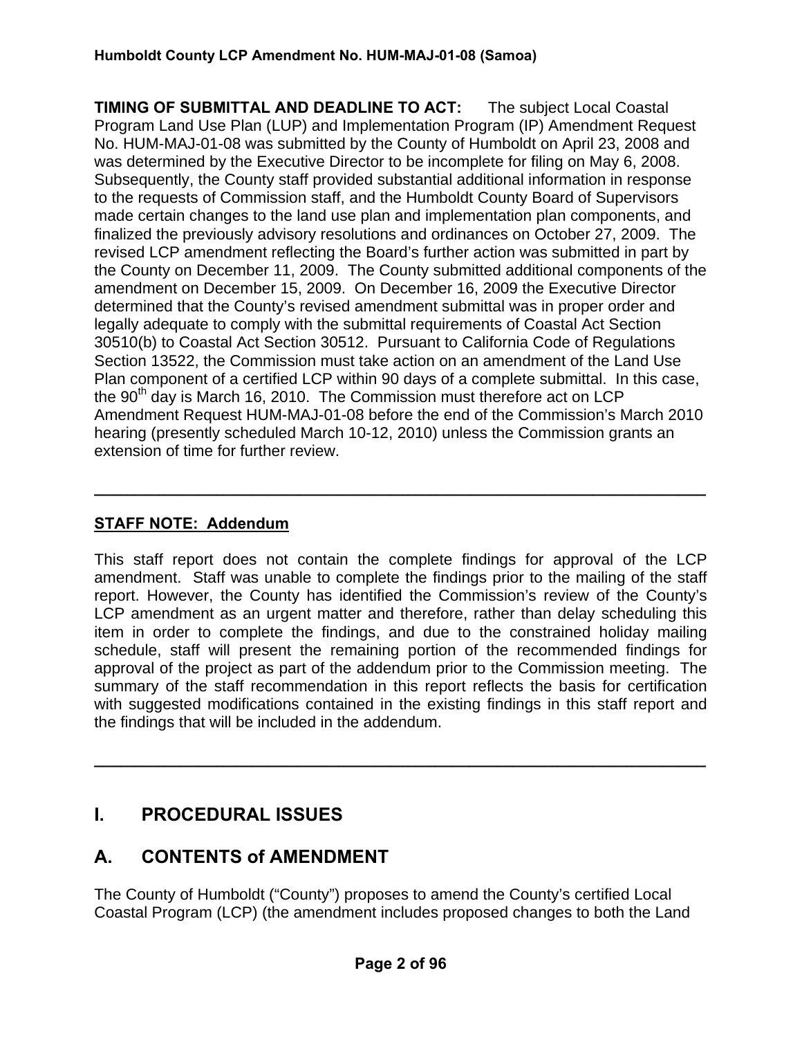**TIMING OF SUBMITTAL AND DEADLINE TO ACT:** The subject Local Coastal Program Land Use Plan (LUP) and Implementation Program (IP) Amendment Request No. HUM-MAJ-01-08 was submitted by the County of Humboldt on April 23, 2008 and was determined by the Executive Director to be incomplete for filing on May 6, 2008. Subsequently, the County staff provided substantial additional information in response to the requests of Commission staff, and the Humboldt County Board of Supervisors made certain changes to the land use plan and implementation plan components, and finalized the previously advisory resolutions and ordinances on October 27, 2009. The revised LCP amendment reflecting the Board's further action was submitted in part by the County on December 11, 2009. The County submitted additional components of the amendment on December 15, 2009. On December 16, 2009 the Executive Director determined that the County's revised amendment submittal was in proper order and legally adequate to comply with the submittal requirements of Coastal Act Section 30510(b) to Coastal Act Section 30512. Pursuant to California Code of Regulations Section 13522, the Commission must take action on an amendment of the Land Use Plan component of a certified LCP within 90 days of a complete submittal. In this case, the 90th day is March 16, 2010. The Commission must therefore act on LCP Amendment Request HUM-MAJ-01-08 before the end of the Commission's March 2010 hearing (presently scheduled March 10-12, 2010) unless the Commission grants an extension of time for further review.

---

**STAFF NOTE: Addendum**

This staff report does not contain the complete findings for approval of the LCP amendment. Staff was unable to complete the findings prior to the mailing of the staff report. However, the County has identified the Commission's review of the County's LCP amendment as an urgent matter and therefore, rather than delay scheduling this item in order to complete the findings, and due to the constrained holiday mailing schedule, staff will present the remaining portion of the recommended findings for approval of the project as part of the addendum prior to the Commission meeting. The summary of the staff recommendation in this report reflects the basis for certification with suggested modifications contained in the existing findings in this staff report and the findings that will be included in the addendum.

---

# I. PROCEDURAL ISSUES

## A. CONTENTS of AMENDMENT

The County of Humboldt ("County") proposes to amend the County's certified Local Coastal Program (LCP) (the amendment includes proposed changes to both the Land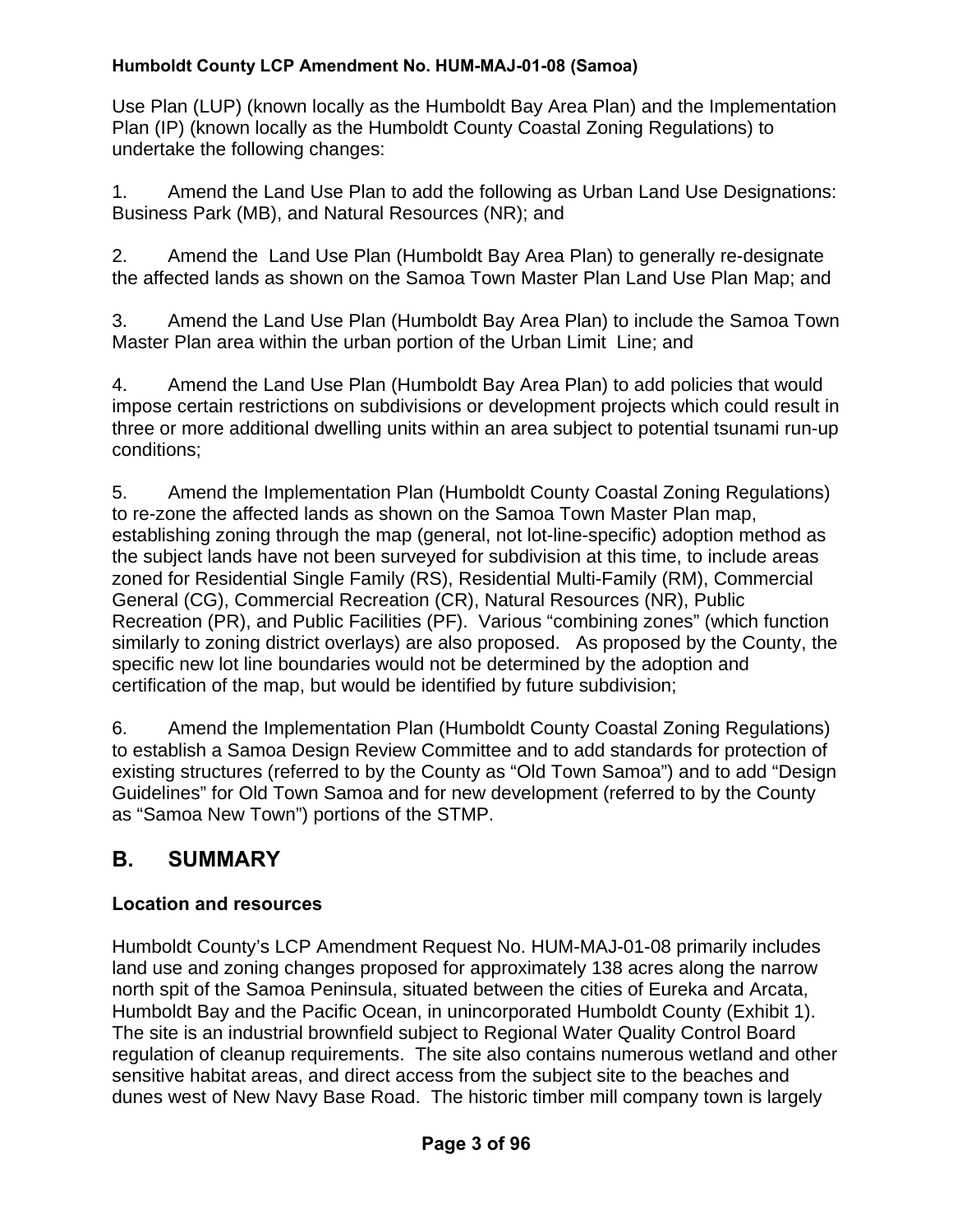Use Plan (LUP) (known locally as the Humboldt Bay Area Plan) and the Implementation Plan (IP) (known locally as the Humboldt County Coastal Zoning Regulations) to undertake the following changes:

1. Amend the Land Use Plan to add the following as Urban Land Use Designations: Business Park (MB), and Natural Resources (NR); and

2. Amend the Land Use Plan (Humboldt Bay Area Plan) to generally re-designate the affected lands as shown on the Samoa Town Master Plan Land Use Plan Map; and

3. Amend the Land Use Plan (Humboldt Bay Area Plan) to include the Samoa Town Master Plan area within the urban portion of the Urban Limit Line; and

4. Amend the Land Use Plan (Humboldt Bay Area Plan) to add policies that would impose certain restrictions on subdivisions or development projects which could result in three or more additional dwelling units within an area subject to potential tsunami run-up conditions;

5. Amend the Implementation Plan (Humboldt County Coastal Zoning Regulations) to re-zone the affected lands as shown on the Samoa Town Master Plan map, establishing zoning through the map (general, not lot-line-specific) adoption method as the subject lands have not been surveyed for subdivision at this time, to include areas zoned for Residential Single Family (RS), Residential Multi-Family (RM), Commercial General (CG), Commercial Recreation (CR), Natural Resources (NR), Public Recreation (PR), and Public Facilities (PF). Various "combining zones" (which function similarly to zoning district overlays) are also proposed. As proposed by the County, the specific new lot line boundaries would not be determined by the adoption and certification of the map, but would be identified by future subdivision;

6. Amend the Implementation Plan (Humboldt County Coastal Zoning Regulations) to establish a Samoa Design Review Committee and to add standards for protection of existing structures (referred to by the County as "Old Town Samoa") and to add "Design Guidelines" for Old Town Samoa and for new development (referred to by the County as "Samoa New Town") portions of the STMP.

## B. SUMMARY

### Location and resources

Humboldt County's LCP Amendment Request No. HUM-MAJ-01-08 primarily includes land use and zoning changes proposed for approximately 138 acres along the narrow north spit of the Samoa Peninsula, situated between the cities of Eureka and Arcata, Humboldt Bay and the Pacific Ocean, in unincorporated Humboldt County (Exhibit 1). The site is an industrial brownfield subject to Regional Water Quality Control Board regulation of cleanup requirements. The site also contains numerous wetland and other sensitive habitat areas, and direct access from the subject site to the beaches and dunes west of New Navy Base Road. The historic timber mill company town is largely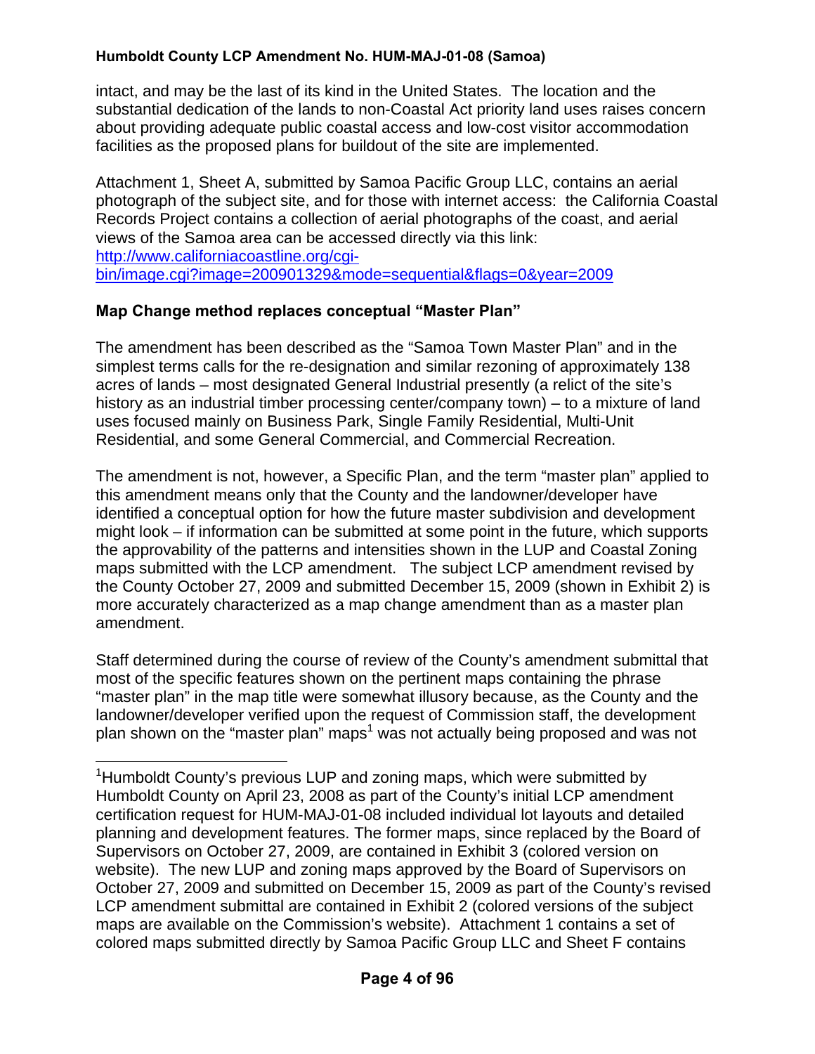intact, and may be the last of its kind in the United States. The location and the substantial dedication of the lands to non-Coastal Act priority land uses raises concern about providing adequate public coastal access and low-cost visitor accommodation facilities as the proposed plans for buildout of the site are implemented.

Attachment 1, Sheet A, submitted by Samoa Pacific Group LLC, contains an aerial photograph of the subject site, and for those with internet access: the California Coastal Records Project contains a collection of aerial photographs of the coast, and aerial views of the Samoa area can be accessed directly via this link: [http://www.californiacoastline.org/cgi-bin/image.cgi?image=200901329&mode=sequential&flags=0&year=2009](http://www.californiacoastline.org/cgi-bin/image.cgi?image=200901329&mode=sequential&flags=0&year=2009)

**Map Change method replaces conceptual "Master Plan"**

The amendment has been described as the "Samoa Town Master Plan" and in the simplest terms calls for the re-designation and similar rezoning of approximately 138 acres of lands – most designated General Industrial presently (a relict of the site's history as an industrial timber processing center/company town) – to a mixture of land uses focused mainly on Business Park, Single Family Residential, Multi-Unit Residential, and some General Commercial, and Commercial Recreation.

The amendment is not, however, a Specific Plan, and the term "master plan" applied to this amendment means only that the County and the landowner/developer have identified a conceptual option for how the future master subdivision and development might look – if information can be submitted at some point in the future, which supports the approvability of the patterns and intensities shown in the LUP and Coastal Zoning maps submitted with the LCP amendment. The subject LCP amendment revised by the County October 27, 2009 and submitted December 15, 2009 (shown in Exhibit 2) is more accurately characterized as a map change amendment than as a master plan amendment.

Staff determined during the course of review of the County's amendment submittal that most of the specific features shown on the pertinent maps containing the phrase "master plan" in the map title were somewhat illusory because, as the County and the landowner/developer verified upon the request of Commission staff, the development plan shown on the "master plan" maps[1] was not actually being proposed and was not

---

[1]Humboldt County's previous LUP and zoning maps, which were submitted by Humboldt County on April 23, 2008 as part of the County's initial LCP amendment certification request for HUM-MAJ-01-08 included individual lot layouts and detailed planning and development features. The former maps, since replaced by the Board of Supervisors on October 27, 2009, are contained in Exhibit 3 (colored version on website). The new LUP and zoning maps approved by the Board of Supervisors on October 27, 2009 and submitted on December 15, 2009 as part of the County's revised LCP amendment submittal are contained in Exhibit 2 (colored versions of the subject maps are available on the Commission's website). Attachment 1 contains a set of colored maps submitted directly by Samoa Pacific Group LLC and Sheet F contains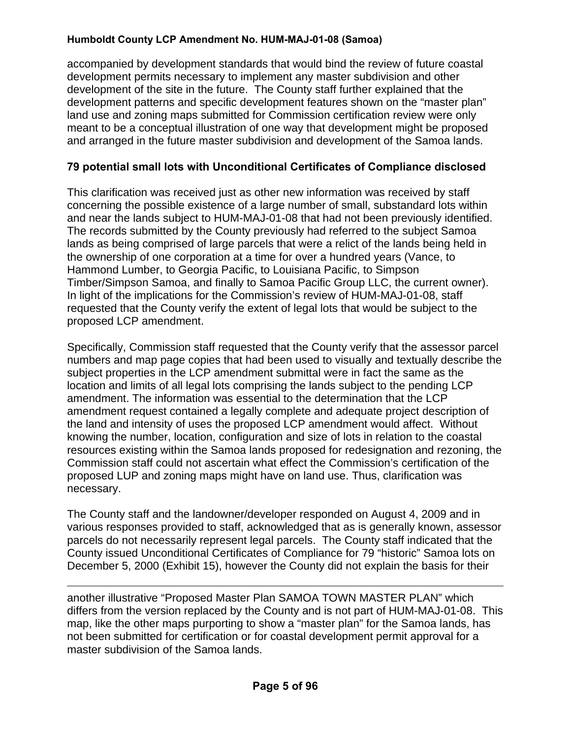accompanied by development standards that would bind the review of future coastal development permits necessary to implement any master subdivision and other development of the site in the future. The County staff further explained that the development patterns and specific development features shown on the "master plan" land use and zoning maps submitted for Commission certification review were only meant to be a conceptual illustration of one way that development might be proposed and arranged in the future master subdivision and development of the Samoa lands.

**79 potential small lots with Unconditional Certificates of Compliance disclosed**

This clarification was received just as other new information was received by staff concerning the possible existence of a large number of small, substandard lots within and near the lands subject to HUM-MAJ-01-08 that had not been previously identified. The records submitted by the County previously had referred to the subject Samoa lands as being comprised of large parcels that were a relict of the lands being held in the ownership of one corporation at a time for over a hundred years (Vance, to Hammond Lumber, to Georgia Pacific, to Louisiana Pacific, to Simpson Timber/Simpson Samoa, and finally to Samoa Pacific Group LLC, the current owner). In light of the implications for the Commission's review of HUM-MAJ-01-08, staff requested that the County verify the extent of legal lots that would be subject to the proposed LCP amendment.

Specifically, Commission staff requested that the County verify that the assessor parcel numbers and map page copies that had been used to visually and textually describe the subject properties in the LCP amendment submittal were in fact the same as the location and limits of all legal lots comprising the lands subject to the pending LCP amendment. The information was essential to the determination that the LCP amendment request contained a legally complete and adequate project description of the land and intensity of uses the proposed LCP amendment would affect. Without knowing the number, location, configuration and size of lots in relation to the coastal resources existing within the Samoa lands proposed for redesignation and rezoning, the Commission staff could not ascertain what effect the Commission's certification of the proposed LUP and zoning maps might have on land use. Thus, clarification was necessary.

The County staff and the landowner/developer responded on August 4, 2009 and in various responses provided to staff, acknowledged that as is generally known, assessor parcels do not necessarily represent legal parcels. The County staff indicated that the County issued Unconditional Certificates of Compliance for 79 "historic" Samoa lots on December 5, 2000 (Exhibit 15), however the County did not explain the basis for their

---

another illustrative "Proposed Master Plan SAMOA TOWN MASTER PLAN" which differs from the version replaced by the County and is not part of HUM-MAJ-01-08. This map, like the other maps purporting to show a "master plan" for the Samoa lands, has not been submitted for certification or for coastal development permit approval for a master subdivision of the Samoa lands.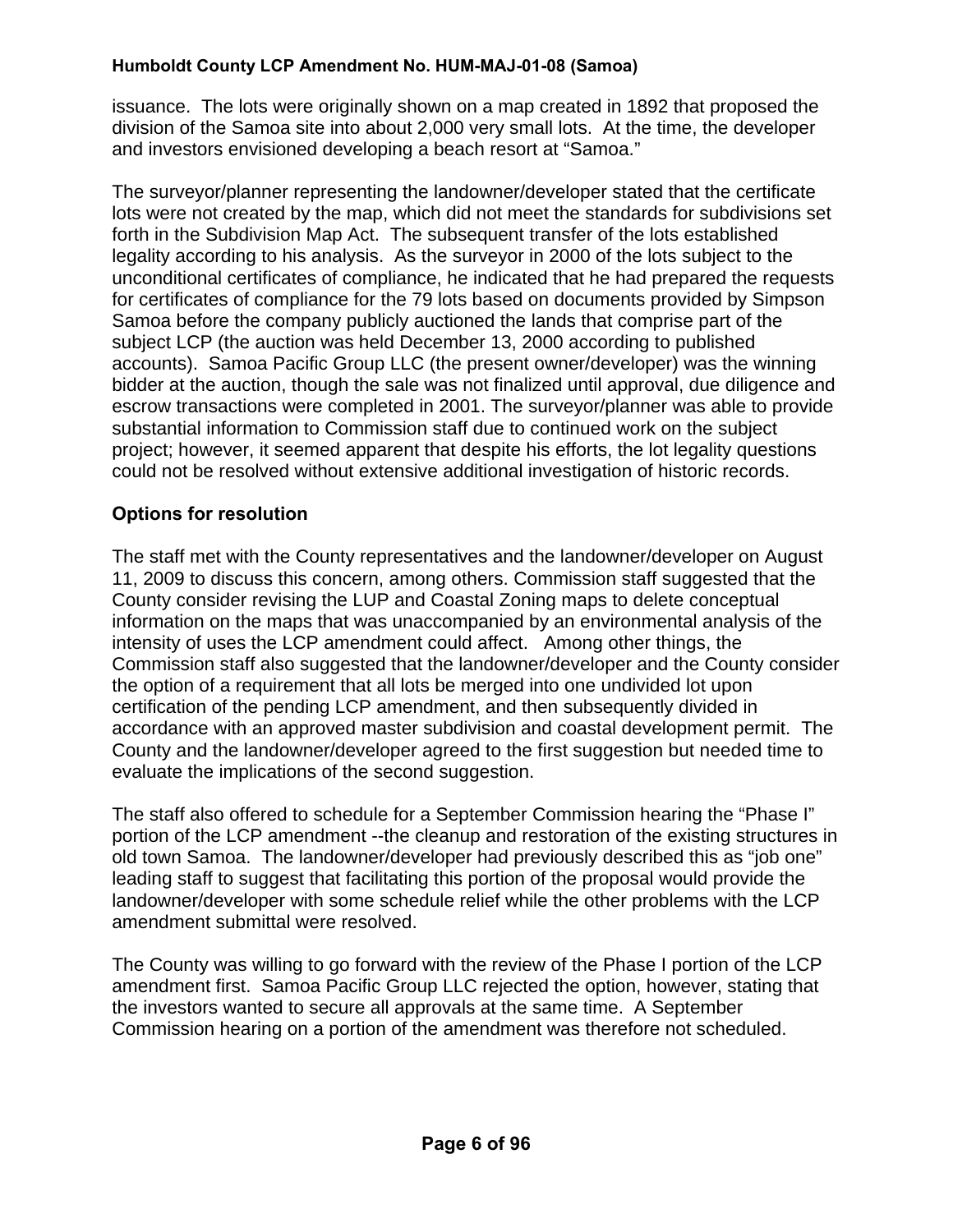issuance. The lots were originally shown on a map created in 1892 that proposed the division of the Samoa site into about 2,000 very small lots. At the time, the developer and investors envisioned developing a beach resort at "Samoa."

The surveyor/planner representing the landowner/developer stated that the certificate lots were not created by the map, which did not meet the standards for subdivisions set forth in the Subdivision Map Act. The subsequent transfer of the lots established legality according to his analysis. As the surveyor in 2000 of the lots subject to the unconditional certificates of compliance, he indicated that he had prepared the requests for certificates of compliance for the 79 lots based on documents provided by Simpson Samoa before the company publicly auctioned the lands that comprise part of the subject LCP (the auction was held December 13, 2000 according to published accounts). Samoa Pacific Group LLC (the present owner/developer) was the winning bidder at the auction, though the sale was not finalized until approval, due diligence and escrow transactions were completed in 2001. The surveyor/planner was able to provide substantial information to Commission staff due to continued work on the subject project; however, it seemed apparent that despite his efforts, the lot legality questions could not be resolved without extensive additional investigation of historic records.

### Options for resolution

The staff met with the County representatives and the landowner/developer on August 11, 2009 to discuss this concern, among others. Commission staff suggested that the County consider revising the LUP and Coastal Zoning maps to delete conceptual information on the maps that was unaccompanied by an environmental analysis of the intensity of uses the LCP amendment could affect. Among other things, the Commission staff also suggested that the landowner/developer and the County consider the option of a requirement that all lots be merged into one undivided lot upon certification of the pending LCP amendment, and then subsequently divided in accordance with an approved master subdivision and coastal development permit. The County and the landowner/developer agreed to the first suggestion but needed time to evaluate the implications of the second suggestion.

The staff also offered to schedule for a September Commission hearing the "Phase I" portion of the LCP amendment --the cleanup and restoration of the existing structures in old town Samoa. The landowner/developer had previously described this as "job one" leading staff to suggest that facilitating this portion of the proposal would provide the landowner/developer with some schedule relief while the other problems with the LCP amendment submittal were resolved.

The County was willing to go forward with the review of the Phase I portion of the LCP amendment first. Samoa Pacific Group LLC rejected the option, however, stating that the investors wanted to secure all approvals at the same time. A September Commission hearing on a portion of the amendment was therefore not scheduled.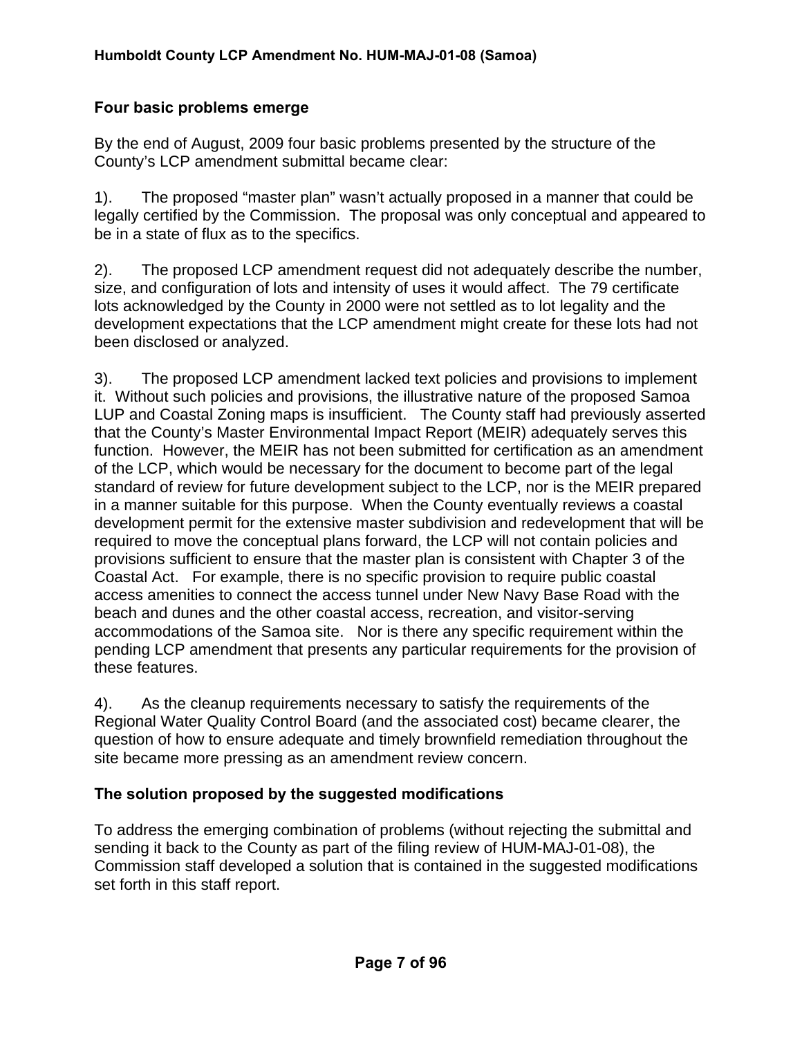### Four basic problems emerge

By the end of August, 2009 four basic problems presented by the structure of the County's LCP amendment submittal became clear:

1). The proposed "master plan" wasn't actually proposed in a manner that could be legally certified by the Commission. The proposal was only conceptual and appeared to be in a state of flux as to the specifics.

2). The proposed LCP amendment request did not adequately describe the number, size, and configuration of lots and intensity of uses it would affect. The 79 certificate lots acknowledged by the County in 2000 were not settled as to lot legality and the development expectations that the LCP amendment might create for these lots had not been disclosed or analyzed.

3). The proposed LCP amendment lacked text policies and provisions to implement it. Without such policies and provisions, the illustrative nature of the proposed Samoa LUP and Coastal Zoning maps is insufficient. The County staff had previously asserted that the County's Master Environmental Impact Report (MEIR) adequately serves this function. However, the MEIR has not been submitted for certification as an amendment of the LCP, which would be necessary for the document to become part of the legal standard of review for future development subject to the LCP, nor is the MEIR prepared in a manner suitable for this purpose. When the County eventually reviews a coastal development permit for the extensive master subdivision and redevelopment that will be required to move the conceptual plans forward, the LCP will not contain policies and provisions sufficient to ensure that the master plan is consistent with Chapter 3 of the Coastal Act. For example, there is no specific provision to require public coastal access amenities to connect the access tunnel under New Navy Base Road with the beach and dunes and the other coastal access, recreation, and visitor-serving accommodations of the Samoa site. Nor is there any specific requirement within the pending LCP amendment that presents any particular requirements for the provision of these features.

4). As the cleanup requirements necessary to satisfy the requirements of the Regional Water Quality Control Board (and the associated cost) became clearer, the question of how to ensure adequate and timely brownfield remediation throughout the site became more pressing as an amendment review concern.

### The solution proposed by the suggested modifications

To address the emerging combination of problems (without rejecting the submittal and sending it back to the County as part of the filing review of HUM-MAJ-01-08), the Commission staff developed a solution that is contained in the suggested modifications set forth in this staff report.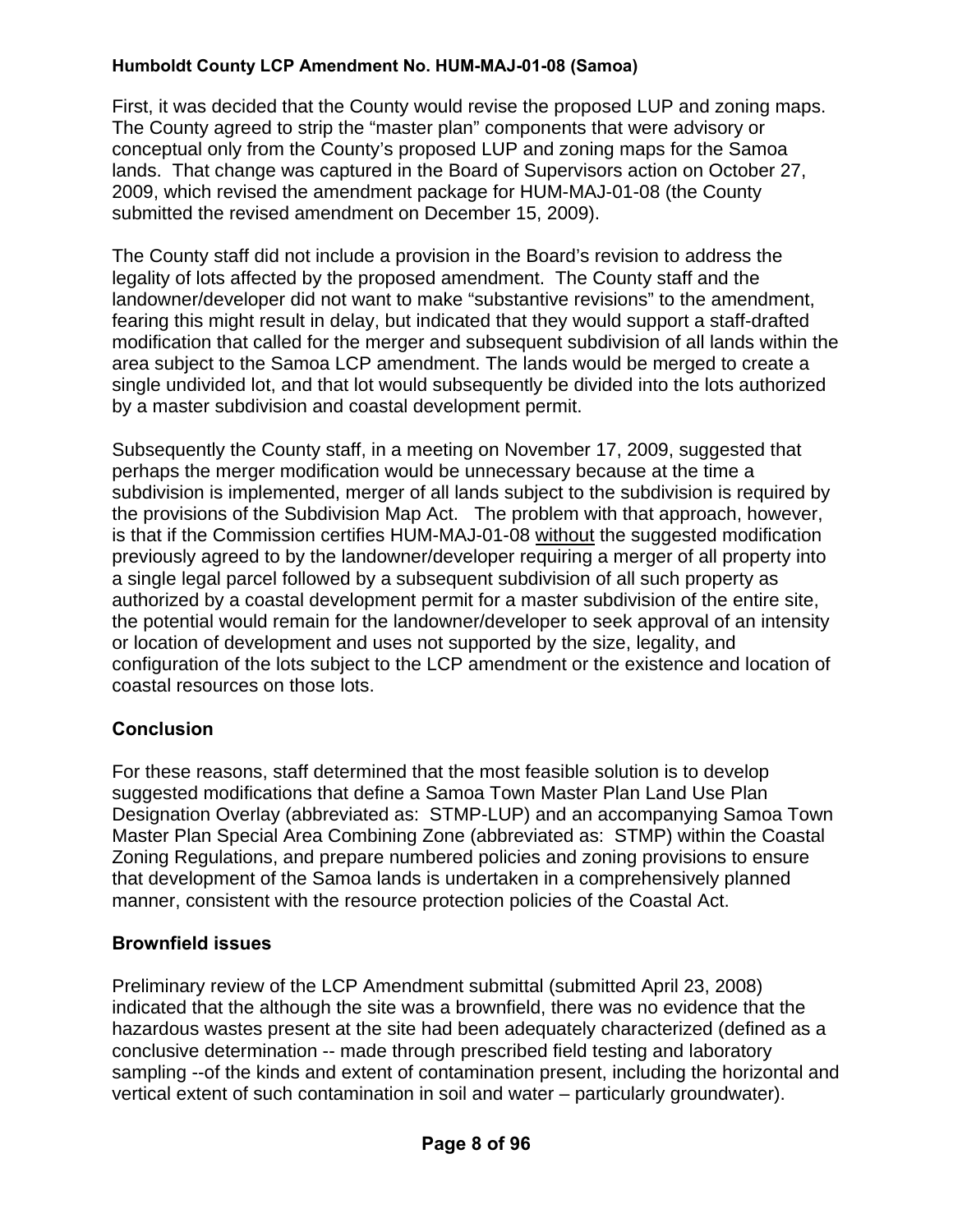First, it was decided that the County would revise the proposed LUP and zoning maps. The County agreed to strip the "master plan" components that were advisory or conceptual only from the County's proposed LUP and zoning maps for the Samoa lands. That change was captured in the Board of Supervisors action on October 27, 2009, which revised the amendment package for HUM-MAJ-01-08 (the County submitted the revised amendment on December 15, 2009).

The County staff did not include a provision in the Board's revision to address the legality of lots affected by the proposed amendment. The County staff and the landowner/developer did not want to make "substantive revisions" to the amendment, fearing this might result in delay, but indicated that they would support a staff-drafted modification that called for the merger and subsequent subdivision of all lands within the area subject to the Samoa LCP amendment. The lands would be merged to create a single undivided lot, and that lot would subsequently be divided into the lots authorized by a master subdivision and coastal development permit.

Subsequently the County staff, in a meeting on November 17, 2009, suggested that perhaps the merger modification would be unnecessary because at the time a subdivision is implemented, merger of all lands subject to the subdivision is required by the provisions of the Subdivision Map Act. The problem with that approach, however, is that if the Commission certifies HUM-MAJ-01-08 <u>without</u> the suggested modification previously agreed to by the landowner/developer requiring a merger of all property into a single legal parcel followed by a subsequent subdivision of all such property as authorized by a coastal development permit for a master subdivision of the entire site, the potential would remain for the landowner/developer to seek approval of an intensity or location of development and uses not supported by the size, legality, and configuration of the lots subject to the LCP amendment or the existence and location of coastal resources on those lots.

### Conclusion

For these reasons, staff determined that the most feasible solution is to develop suggested modifications that define a Samoa Town Master Plan Land Use Plan Designation Overlay (abbreviated as: STMP-LUP) and an accompanying Samoa Town Master Plan Special Area Combining Zone (abbreviated as: STMP) within the Coastal Zoning Regulations, and prepare numbered policies and zoning provisions to ensure that development of the Samoa lands is undertaken in a comprehensively planned manner, consistent with the resource protection policies of the Coastal Act.

### Brownfield issues

Preliminary review of the LCP Amendment submittal (submitted April 23, 2008) indicated that the although the site was a brownfield, there was no evidence that the hazardous wastes present at the site had been adequately characterized (defined as a conclusive determination -- made through prescribed field testing and laboratory sampling --of the kinds and extent of contamination present, including the horizontal and vertical extent of such contamination in soil and water – particularly groundwater).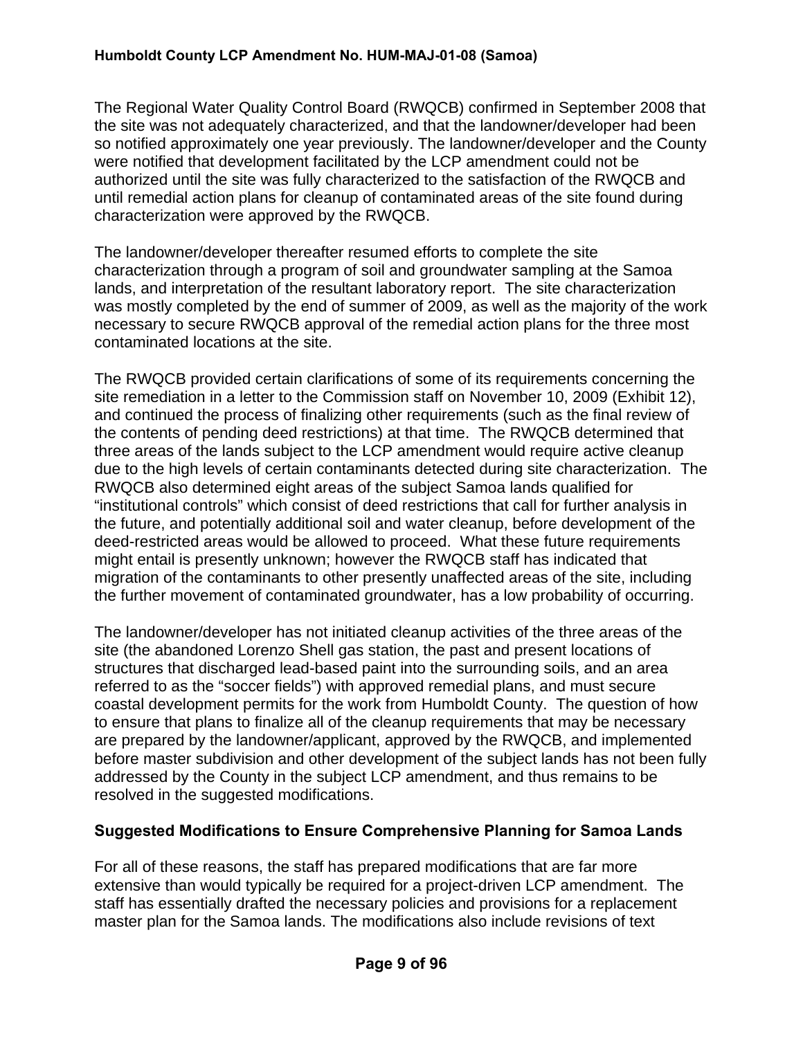The Regional Water Quality Control Board (RWQCB) confirmed in September 2008 that the site was not adequately characterized, and that the landowner/developer had been so notified approximately one year previously. The landowner/developer and the County were notified that development facilitated by the LCP amendment could not be authorized until the site was fully characterized to the satisfaction of the RWQCB and until remedial action plans for cleanup of contaminated areas of the site found during characterization were approved by the RWQCB.

The landowner/developer thereafter resumed efforts to complete the site characterization through a program of soil and groundwater sampling at the Samoa lands, and interpretation of the resultant laboratory report. The site characterization was mostly completed by the end of summer of 2009, as well as the majority of the work necessary to secure RWQCB approval of the remedial action plans for the three most contaminated locations at the site.

The RWQCB provided certain clarifications of some of its requirements concerning the site remediation in a letter to the Commission staff on November 10, 2009 (Exhibit 12), and continued the process of finalizing other requirements (such as the final review of the contents of pending deed restrictions) at that time. The RWQCB determined that three areas of the lands subject to the LCP amendment would require active cleanup due to the high levels of certain contaminants detected during site characterization. The RWQCB also determined eight areas of the subject Samoa lands qualified for "institutional controls" which consist of deed restrictions that call for further analysis in the future, and potentially additional soil and water cleanup, before development of the deed-restricted areas would be allowed to proceed. What these future requirements might entail is presently unknown; however the RWQCB staff has indicated that migration of the contaminants to other presently unaffected areas of the site, including the further movement of contaminated groundwater, has a low probability of occurring.

The landowner/developer has not initiated cleanup activities of the three areas of the site (the abandoned Lorenzo Shell gas station, the past and present locations of structures that discharged lead-based paint into the surrounding soils, and an area referred to as the "soccer fields") with approved remedial plans, and must secure coastal development permits for the work from Humboldt County. The question of how to ensure that plans to finalize all of the cleanup requirements that may be necessary are prepared by the landowner/applicant, approved by the RWQCB, and implemented before master subdivision and other development of the subject lands has not been fully addressed by the County in the subject LCP amendment, and thus remains to be resolved in the suggested modifications.

### Suggested Modifications to Ensure Comprehensive Planning for Samoa Lands

For all of these reasons, the staff has prepared modifications that are far more extensive than would typically be required for a project-driven LCP amendment. The staff has essentially drafted the necessary policies and provisions for a replacement master plan for the Samoa lands. The modifications also include revisions of text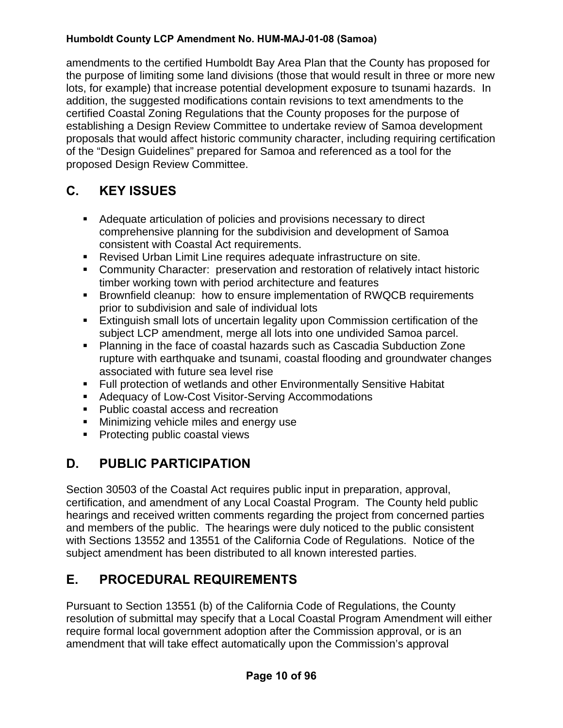amendments to the certified Humboldt Bay Area Plan that the County has proposed for the purpose of limiting some land divisions (those that would result in three or more new lots, for example) that increase potential development exposure to tsunami hazards. In addition, the suggested modifications contain revisions to text amendments to the certified Coastal Zoning Regulations that the County proposes for the purpose of establishing a Design Review Committee to undertake review of Samoa development proposals that would affect historic community character, including requiring certification of the "Design Guidelines" prepared for Samoa and referenced as a tool for the proposed Design Review Committee.

## C. KEY ISSUES

- Adequate articulation of policies and provisions necessary to direct comprehensive planning for the subdivision and development of Samoa consistent with Coastal Act requirements.
- Revised Urban Limit Line requires adequate infrastructure on site.
- Community Character: preservation and restoration of relatively intact historic timber working town with period architecture and features
- Brownfield cleanup: how to ensure implementation of RWQCB requirements prior to subdivision and sale of individual lots
- Extinguish small lots of uncertain legality upon Commission certification of the subject LCP amendment, merge all lots into one undivided Samoa parcel.
- Planning in the face of coastal hazards such as Cascadia Subduction Zone rupture with earthquake and tsunami, coastal flooding and groundwater changes associated with future sea level rise
- Full protection of wetlands and other Environmentally Sensitive Habitat
- Adequacy of Low-Cost Visitor-Serving Accommodations
- Public coastal access and recreation
- Minimizing vehicle miles and energy use
- Protecting public coastal views

## D. PUBLIC PARTICIPATION

Section 30503 of the Coastal Act requires public input in preparation, approval, certification, and amendment of any Local Coastal Program. The County held public hearings and received written comments regarding the project from concerned parties and members of the public. The hearings were duly noticed to the public consistent with Sections 13552 and 13551 of the California Code of Regulations. Notice of the subject amendment has been distributed to all known interested parties.

## E. PROCEDURAL REQUIREMENTS

Pursuant to Section 13551 (b) of the California Code of Regulations, the County resolution of submittal may specify that a Local Coastal Program Amendment will either require formal local government adoption after the Commission approval, or is an amendment that will take effect automatically upon the Commission's approval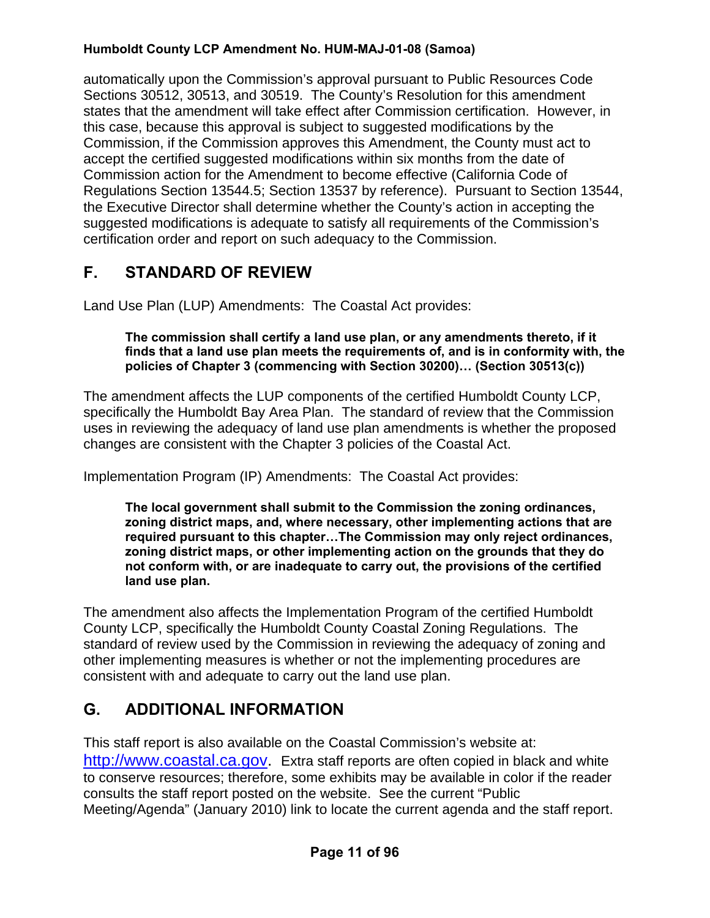automatically upon the Commission's approval pursuant to Public Resources Code Sections 30512, 30513, and 30519. The County's Resolution for this amendment states that the amendment will take effect after Commission certification. However, in this case, because this approval is subject to suggested modifications by the Commission, if the Commission approves this Amendment, the County must act to accept the certified suggested modifications within six months from the date of Commission action for the Amendment to become effective (California Code of Regulations Section 13544.5; Section 13537 by reference). Pursuant to Section 13544, the Executive Director shall determine whether the County's action in accepting the suggested modifications is adequate to satisfy all requirements of the Commission's certification order and report on such adequacy to the Commission.

## F. STANDARD OF REVIEW

Land Use Plan (LUP) Amendments: The Coastal Act provides:

> **The commission shall certify a land use plan, or any amendments thereto, if it finds that a land use plan meets the requirements of, and is in conformity with, the policies of Chapter 3 (commencing with Section 30200)… (Section 30513(c))**

The amendment affects the LUP components of the certified Humboldt County LCP, specifically the Humboldt Bay Area Plan. The standard of review that the Commission uses in reviewing the adequacy of land use plan amendments is whether the proposed changes are consistent with the Chapter 3 policies of the Coastal Act.

Implementation Program (IP) Amendments: The Coastal Act provides:

> **The local government shall submit to the Commission the zoning ordinances, zoning district maps, and, where necessary, other implementing actions that are required pursuant to this chapter…The Commission may only reject ordinances, zoning district maps, or other implementing action on the grounds that they do not conform with, or are inadequate to carry out, the provisions of the certified land use plan.**

The amendment also affects the Implementation Program of the certified Humboldt County LCP, specifically the Humboldt County Coastal Zoning Regulations. The standard of review used by the Commission in reviewing the adequacy of zoning and other implementing measures is whether or not the implementing procedures are consistent with and adequate to carry out the land use plan.

## G. ADDITIONAL INFORMATION

This staff report is also available on the Coastal Commission's website at: http://www.coastal.ca.gov. Extra staff reports are often copied in black and white to conserve resources; therefore, some exhibits may be available in color if the reader consults the staff report posted on the website. See the current "Public Meeting/Agenda" (January 2010) link to locate the current agenda and the staff report.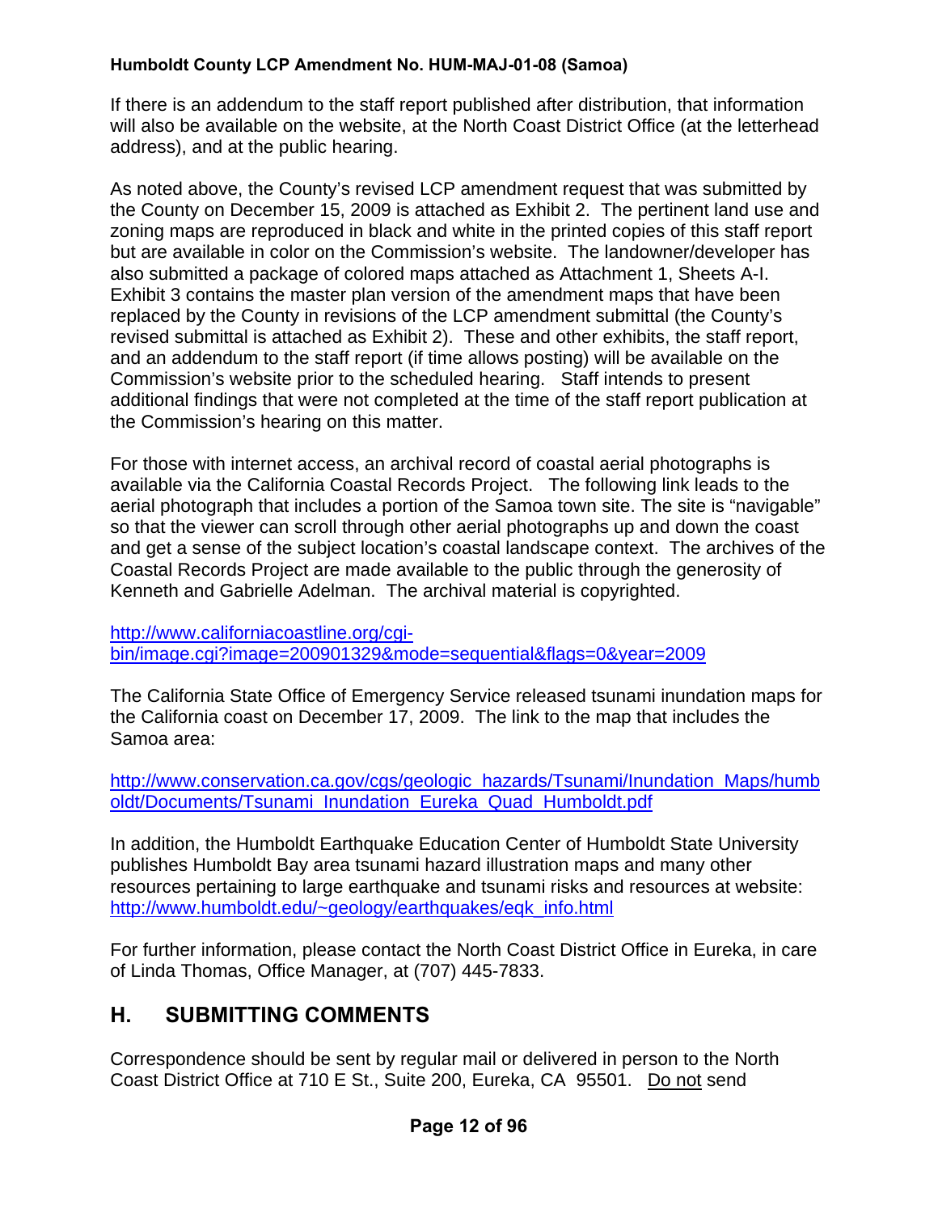If there is an addendum to the staff report published after distribution, that information will also be available on the website, at the North Coast District Office (at the letterhead address), and at the public hearing.

As noted above, the County's revised LCP amendment request that was submitted by the County on December 15, 2009 is attached as Exhibit 2. The pertinent land use and zoning maps are reproduced in black and white in the printed copies of this staff report but are available in color on the Commission's website. The landowner/developer has also submitted a package of colored maps attached as Attachment 1, Sheets A-I. Exhibit 3 contains the master plan version of the amendment maps that have been replaced by the County in revisions of the LCP amendment submittal (the County's revised submittal is attached as Exhibit 2). These and other exhibits, the staff report, and an addendum to the staff report (if time allows posting) will be available on the Commission's website prior to the scheduled hearing. Staff intends to present additional findings that were not completed at the time of the staff report publication at the Commission's hearing on this matter.

For those with internet access, an archival record of coastal aerial photographs is available via the California Coastal Records Project. The following link leads to the aerial photograph that includes a portion of the Samoa town site. The site is "navigable" so that the viewer can scroll through other aerial photographs up and down the coast and get a sense of the subject location's coastal landscape context. The archives of the Coastal Records Project are made available to the public through the generosity of Kenneth and Gabrielle Adelman. The archival material is copyrighted.

http://www.californiacoastline.org/cgi-bin/image.cgi?image=200901329&mode=sequential&flags=0&year=2009

The California State Office of Emergency Service released tsunami inundation maps for the California coast on December 17, 2009. The link to the map that includes the Samoa area:

http://www.conservation.ca.gov/cgs/geologic_hazards/Tsunami/Inundation_Maps/humboldt/Documents/Tsunami_Inundation_Eureka_Quad_Humboldt.pdf

In addition, the Humboldt Earthquake Education Center of Humboldt State University publishes Humboldt Bay area tsunami hazard illustration maps and many other resources pertaining to large earthquake and tsunami risks and resources at website: http://www.humboldt.edu/~geology/earthquakes/eqk_info.html

For further information, please contact the North Coast District Office in Eureka, in care of Linda Thomas, Office Manager, at (707) 445-7833.

## H. SUBMITTING COMMENTS

Correspondence should be sent by regular mail or delivered in person to the North Coast District Office at 710 E St., Suite 200, Eureka, CA 95501. Do not send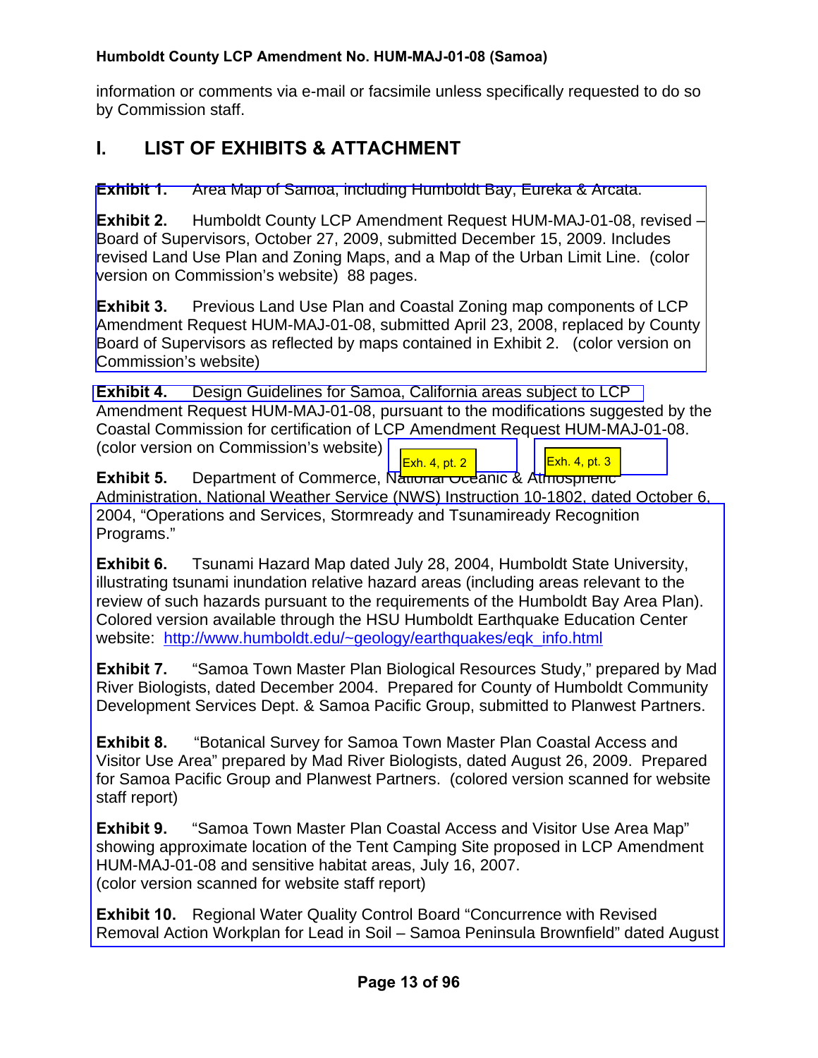information or comments via e-mail or facsimile unless specifically requested to do so by Commission staff.

## I. LIST OF EXHIBITS & ATTACHMENT

**Exhibit 1.** Area Map of Samoa, including Humboldt Bay, Eureka & Arcata.

**Exhibit 2.** Humboldt County LCP Amendment Request HUM-MAJ-01-08, revised – Board of Supervisors, October 27, 2009, submitted December 15, 2009. Includes revised Land Use Plan and Zoning Maps, and a Map of the Urban Limit Line. (color version on Commission's website) 88 pages.

**Exhibit 3.** Previous Land Use Plan and Coastal Zoning map components of LCP Amendment Request HUM-MAJ-01-08, submitted April 23, 2008, replaced by County Board of Supervisors as reflected by maps contained in Exhibit 2. (color version on Commission's website)

**Exhibit 4.** Design Guidelines for Samoa, California areas subject to LCP Amendment Request HUM-MAJ-01-08, pursuant to the modifications suggested by the Coastal Commission for certification of LCP Amendment Request HUM-MAJ-01-08. (color version on Commission's website) Exh. 4, pt. 2 Exh. 4, pt. 3

**Exhibit 5.** Department of Commerce, National Oceanic & Atmospheric Administration, National Weather Service (NWS) Instruction 10-1802, dated October 6, 2004, "Operations and Services, Stormready and Tsunamiready Recognition Programs."

**Exhibit 6.** Tsunami Hazard Map dated July 28, 2004, Humboldt State University, illustrating tsunami inundation relative hazard areas (including areas relevant to the review of such hazards pursuant to the requirements of the Humboldt Bay Area Plan). Colored version available through the HSU Humboldt Earthquake Education Center website: http://www.humboldt.edu/~geology/earthquakes/eqk_info.html

**Exhibit 7.** "Samoa Town Master Plan Biological Resources Study," prepared by Mad River Biologists, dated December 2004. Prepared for County of Humboldt Community Development Services Dept. & Samoa Pacific Group, submitted to Planwest Partners.

**Exhibit 8.** "Botanical Survey for Samoa Town Master Plan Coastal Access and Visitor Use Area" prepared by Mad River Biologists, dated August 26, 2009. Prepared for Samoa Pacific Group and Planwest Partners. (colored version scanned for website staff report)

**Exhibit 9.** "Samoa Town Master Plan Coastal Access and Visitor Use Area Map" showing approximate location of the Tent Camping Site proposed in LCP Amendment HUM-MAJ-01-08 and sensitive habitat areas, July 16, 2007. (color version scanned for website staff report)

**Exhibit 10.** Regional Water Quality Control Board "Concurrence with Revised Removal Action Workplan for Lead in Soil – Samoa Peninsula Brownfield" dated August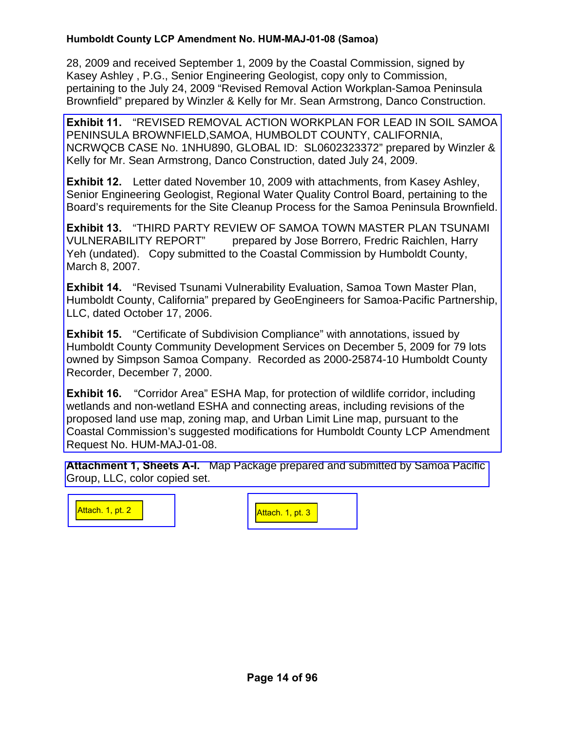28, 2009 and received September 1, 2009 by the Coastal Commission, signed by Kasey Ashley , P.G., Senior Engineering Geologist, copy only to Commission, pertaining to the July 24, 2009 "Revised Removal Action Workplan-Samoa Peninsula Brownfield" prepared by Winzler & Kelly for Mr. Sean Armstrong, Danco Construction.

**Exhibit 11.** "REVISED REMOVAL ACTION WORKPLAN FOR LEAD IN SOIL SAMOA PENINSULA BROWNFIELD,SAMOA, HUMBOLDT COUNTY, CALIFORNIA, NCRWQCB CASE No. 1NHU890, GLOBAL ID: SL0602323372" prepared by Winzler & Kelly for Mr. Sean Armstrong, Danco Construction, dated July 24, 2009.

**Exhibit 12.** Letter dated November 10, 2009 with attachments, from Kasey Ashley, Senior Engineering Geologist, Regional Water Quality Control Board, pertaining to the Board's requirements for the Site Cleanup Process for the Samoa Peninsula Brownfield.

**Exhibit 13.** "THIRD PARTY REVIEW OF SAMOA TOWN MASTER PLAN TSUNAMI VULNERABILITY REPORT" prepared by Jose Borrero, Fredric Raichlen, Harry Yeh (undated). Copy submitted to the Coastal Commission by Humboldt County, March 8, 2007.

**Exhibit 14.** "Revised Tsunami Vulnerability Evaluation, Samoa Town Master Plan, Humboldt County, California" prepared by GeoEngineers for Samoa-Pacific Partnership, LLC, dated October 17, 2006.

**Exhibit 15.** "Certificate of Subdivision Compliance" with annotations, issued by Humboldt County Community Development Services on December 5, 2009 for 79 lots owned by Simpson Samoa Company. Recorded as 2000-25874-10 Humboldt County Recorder, December 7, 2000.

**Exhibit 16.** "Corridor Area" ESHA Map, for protection of wildlife corridor, including wetlands and non-wetland ESHA and connecting areas, including revisions of the proposed land use map, zoning map, and Urban Limit Line map, pursuant to the Coastal Commission's suggested modifications for Humboldt County LCP Amendment Request No. HUM-MAJ-01-08.

**Attachment 1, Sheets A-I.** Map Package prepared and submitted by Samoa Pacific Group, LLC, color copied set.

Attach. 1, pt. 2

Attach. 1, pt. 3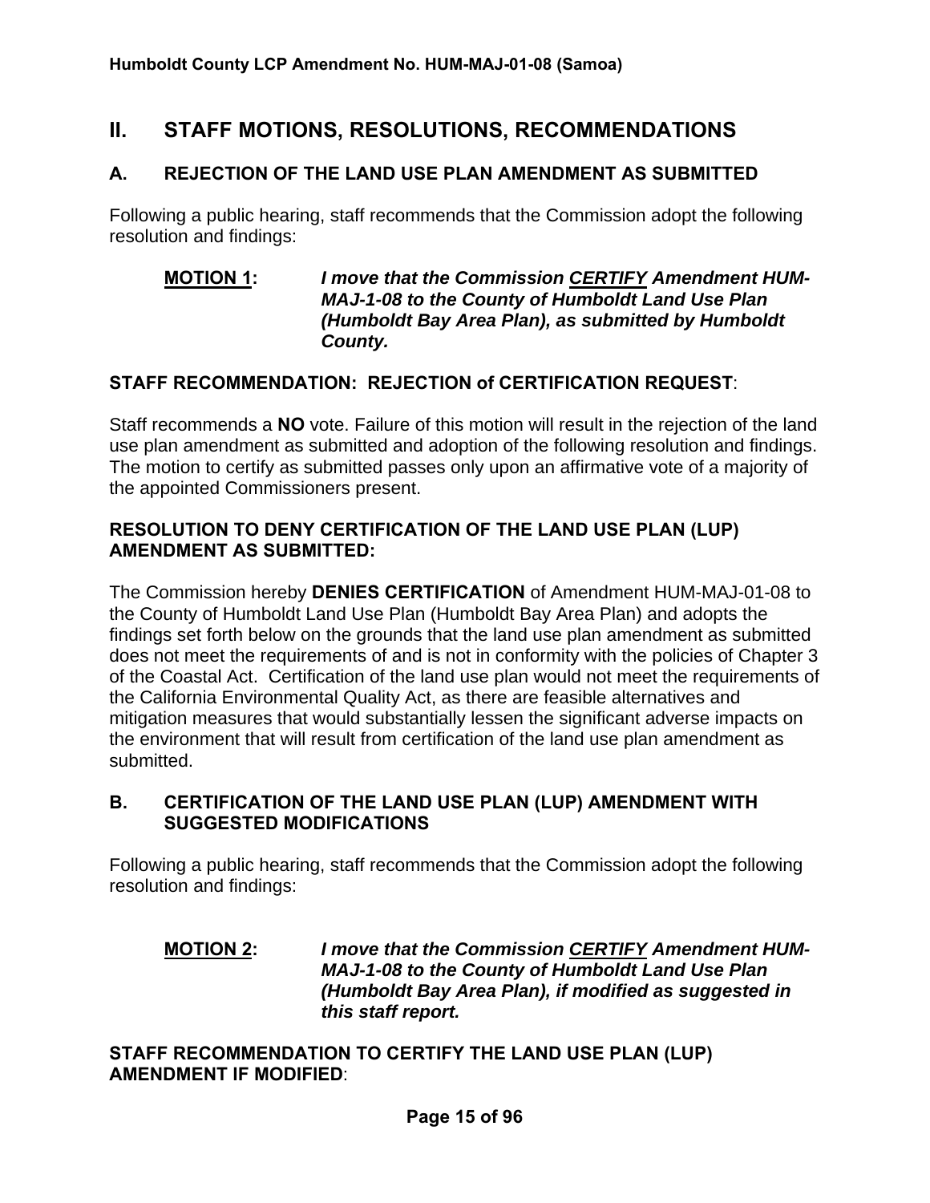## II. STAFF MOTIONS, RESOLUTIONS, RECOMMENDATIONS

### A. REJECTION OF THE LAND USE PLAN AMENDMENT AS SUBMITTED

Following a public hearing, staff recommends that the Commission adopt the following resolution and findings:

> **MOTION 1:** ***I move that the Commission CERTIFY Amendment HUM-MAJ-1-08 to the County of Humboldt Land Use Plan (Humboldt Bay Area Plan), as submitted by Humboldt County.***

**STAFF RECOMMENDATION: REJECTION of CERTIFICATION REQUEST**:

Staff recommends a **NO** vote. Failure of this motion will result in the rejection of the land use plan amendment as submitted and adoption of the following resolution and findings. The motion to certify as submitted passes only upon an affirmative vote of a majority of the appointed Commissioners present.

**RESOLUTION TO DENY CERTIFICATION OF THE LAND USE PLAN (LUP) AMENDMENT AS SUBMITTED:**

The Commission hereby **DENIES CERTIFICATION** of Amendment HUM-MAJ-01-08 to the County of Humboldt Land Use Plan (Humboldt Bay Area Plan) and adopts the findings set forth below on the grounds that the land use plan amendment as submitted does not meet the requirements of and is not in conformity with the policies of Chapter 3 of the Coastal Act. Certification of the land use plan would not meet the requirements of the California Environmental Quality Act, as there are feasible alternatives and mitigation measures that would substantially lessen the significant adverse impacts on the environment that will result from certification of the land use plan amendment as submitted.

### B. CERTIFICATION OF THE LAND USE PLAN (LUP) AMENDMENT WITH SUGGESTED MODIFICATIONS

Following a public hearing, staff recommends that the Commission adopt the following resolution and findings:

> **MOTION 2:** ***I move that the Commission CERTIFY Amendment HUM-MAJ-1-08 to the County of Humboldt Land Use Plan (Humboldt Bay Area Plan), if modified as suggested in this staff report.***

**STAFF RECOMMENDATION TO CERTIFY THE LAND USE PLAN (LUP) AMENDMENT IF MODIFIED**: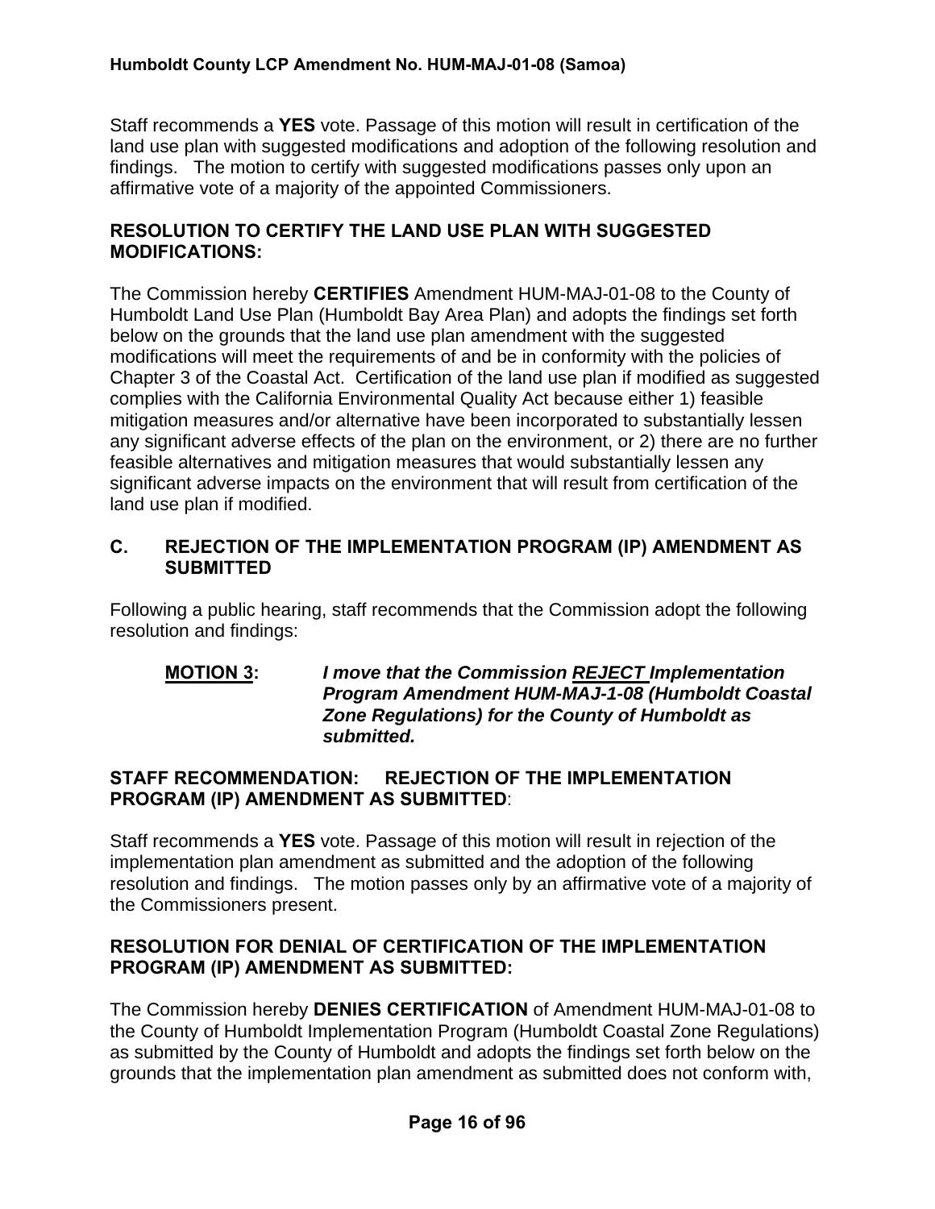Staff recommends a **YES** vote. Passage of this motion will result in certification of the land use plan with suggested modifications and adoption of the following resolution and findings. The motion to certify with suggested modifications passes only upon an affirmative vote of a majority of the appointed Commissioners.

**RESOLUTION TO CERTIFY THE LAND USE PLAN WITH SUGGESTED MODIFICATIONS:**

The Commission hereby **CERTIFIES** Amendment HUM-MAJ-01-08 to the County of Humboldt Land Use Plan (Humboldt Bay Area Plan) and adopts the findings set forth below on the grounds that the land use plan amendment with the suggested modifications will meet the requirements of and be in conformity with the policies of Chapter 3 of the Coastal Act. Certification of the land use plan if modified as suggested complies with the California Environmental Quality Act because either 1) feasible mitigation measures and/or alternative have been incorporated to substantially lessen any significant adverse effects of the plan on the environment, or 2) there are no further feasible alternatives and mitigation measures that would substantially lessen any significant adverse impacts on the environment that will result from certification of the land use plan if modified.

## C. REJECTION OF THE IMPLEMENTATION PROGRAM (IP) AMENDMENT AS SUBMITTED

Following a public hearing, staff recommends that the Commission adopt the following resolution and findings:

**MOTION 3:** ***I move that the Commission REJECT Implementation Program Amendment HUM-MAJ-1-08 (Humboldt Coastal Zone Regulations) for the County of Humboldt as submitted.***

**STAFF RECOMMENDATION: REJECTION OF THE IMPLEMENTATION PROGRAM (IP) AMENDMENT AS SUBMITTED**:

Staff recommends a **YES** vote. Passage of this motion will result in rejection of the implementation plan amendment as submitted and the adoption of the following resolution and findings. The motion passes only by an affirmative vote of a majority of the Commissioners present.

**RESOLUTION FOR DENIAL OF CERTIFICATION OF THE IMPLEMENTATION PROGRAM (IP) AMENDMENT AS SUBMITTED:**

The Commission hereby **DENIES CERTIFICATION** of Amendment HUM-MAJ-01-08 to the County of Humboldt Implementation Program (Humboldt Coastal Zone Regulations) as submitted by the County of Humboldt and adopts the findings set forth below on the grounds that the implementation plan amendment as submitted does not conform with,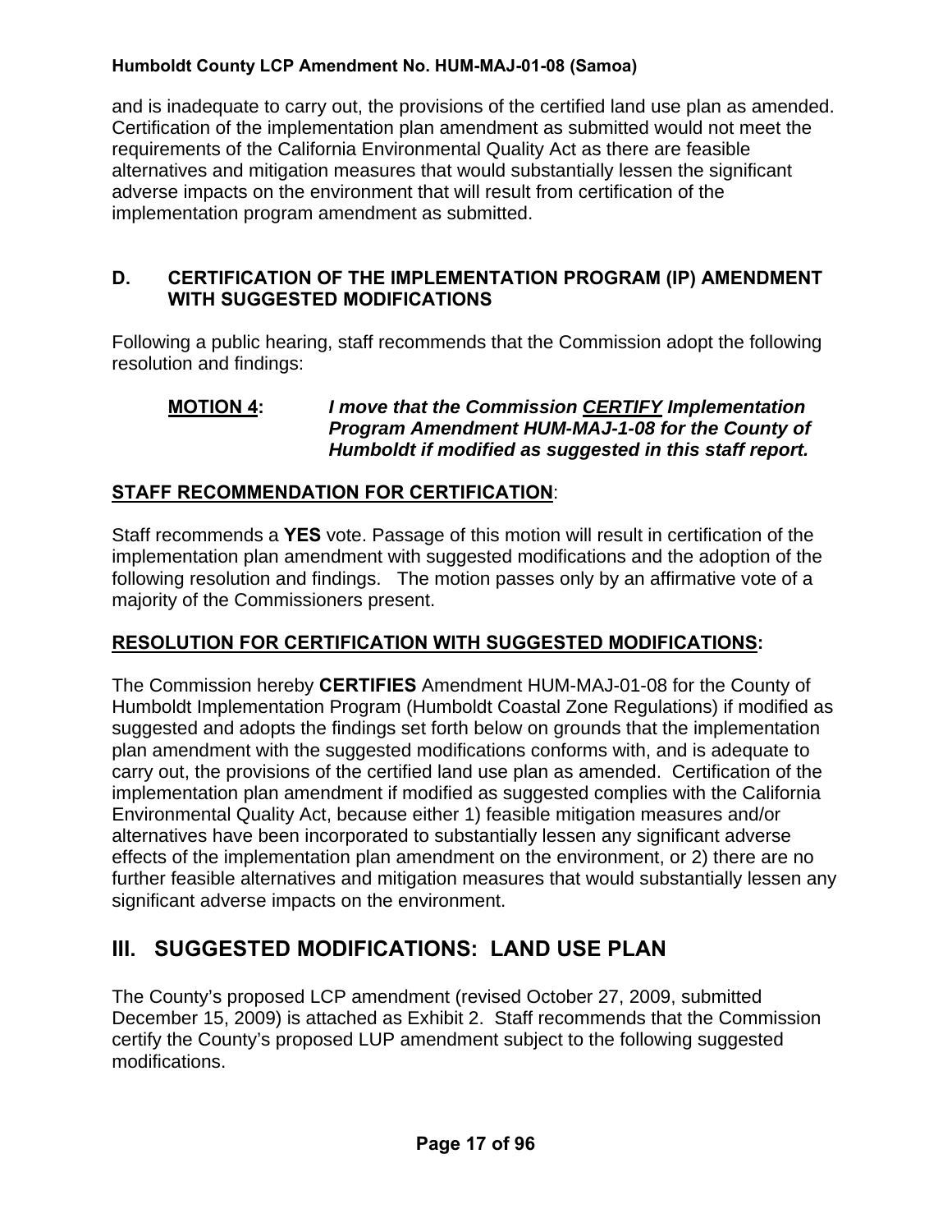and is inadequate to carry out, the provisions of the certified land use plan as amended. Certification of the implementation plan amendment as submitted would not meet the requirements of the California Environmental Quality Act as there are feasible alternatives and mitigation measures that would substantially lessen the significant adverse impacts on the environment that will result from certification of the implementation program amendment as submitted.

### D. CERTIFICATION OF THE IMPLEMENTATION PROGRAM (IP) AMENDMENT WITH SUGGESTED MODIFICATIONS

Following a public hearing, staff recommends that the Commission adopt the following resolution and findings:

> **MOTION 4:** ***I move that the Commission CERTIFY Implementation Program Amendment HUM-MAJ-1-08 for the County of Humboldt if modified as suggested in this staff report.***

**STAFF RECOMMENDATION FOR CERTIFICATION**:

Staff recommends a **YES** vote. Passage of this motion will result in certification of the implementation plan amendment with suggested modifications and the adoption of the following resolution and findings. The motion passes only by an affirmative vote of a majority of the Commissioners present.

**RESOLUTION FOR CERTIFICATION WITH SUGGESTED MODIFICATIONS:**

The Commission hereby **CERTIFIES** Amendment HUM-MAJ-01-08 for the County of Humboldt Implementation Program (Humboldt Coastal Zone Regulations) if modified as suggested and adopts the findings set forth below on grounds that the implementation plan amendment with the suggested modifications conforms with, and is adequate to carry out, the provisions of the certified land use plan as amended. Certification of the implementation plan amendment if modified as suggested complies with the California Environmental Quality Act, because either 1) feasible mitigation measures and/or alternatives have been incorporated to substantially lessen any significant adverse effects of the implementation plan amendment on the environment, or 2) there are no further feasible alternatives and mitigation measures that would substantially lessen any significant adverse impacts on the environment.

## III. SUGGESTED MODIFICATIONS: LAND USE PLAN

The County's proposed LCP amendment (revised October 27, 2009, submitted December 15, 2009) is attached as Exhibit 2. Staff recommends that the Commission certify the County's proposed LUP amendment subject to the following suggested modifications.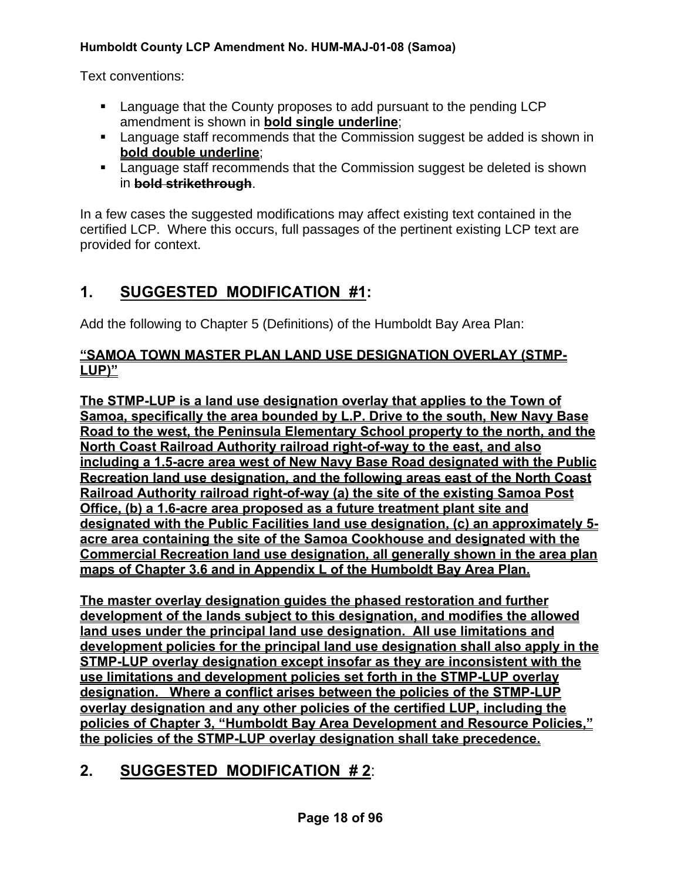Text conventions:

- Language that the County proposes to add pursuant to the pending LCP amendment is shown in **<u>bold single underline</u>**;
- Language staff recommends that the Commission suggest be added is shown in **<u>bold double underline</u>**;
- Language staff recommends that the Commission suggest be deleted is shown in **~~bold strikethrough~~**.

In a few cases the suggested modifications may affect existing text contained in the certified LCP. Where this occurs, full passages of the pertinent existing LCP text are provided for context.

## 1. <u>SUGGESTED MODIFICATION #1</u>:

Add the following to Chapter 5 (Definitions) of the Humboldt Bay Area Plan:

**<u>"SAMOA TOWN MASTER PLAN LAND USE DESIGNATION OVERLAY (STMP-LUP)"</u>**

**<u>The STMP-LUP is a land use designation overlay that applies to the Town of Samoa, specifically the area bounded by L.P. Drive to the south, New Navy Base Road to the west, the Peninsula Elementary School property to the north, and the North Coast Railroad Authority railroad right-of-way to the east, and also including a 1.5-acre area west of New Navy Base Road designated with the Public Recreation land use designation, and the following areas east of the North Coast Railroad Authority railroad right-of-way (a) the site of the existing Samoa Post Office, (b) a 1.6-acre area proposed as a future treatment plant site and designated with the Public Facilities land use designation, (c) an approximately 5-acre area containing the site of the Samoa Cookhouse and designated with the Commercial Recreation land use designation, all generally shown in the area plan maps of Chapter 3.6 and in Appendix L of the Humboldt Bay Area Plan.</u>**

**<u>The master overlay designation guides the phased restoration and further development of the lands subject to this designation, and modifies the allowed land uses under the principal land use designation. All use limitations and development policies for the principal land use designation shall also apply in the STMP-LUP overlay designation except insofar as they are inconsistent with the use limitations and development policies set forth in the STMP-LUP overlay designation. Where a conflict arises between the policies of the STMP-LUP overlay designation and any other policies of the certified LUP, including the policies of Chapter 3, "Humboldt Bay Area Development and Resource Policies," the policies of the STMP-LUP overlay designation shall take precedence.</u>**

## 2. <u>SUGGESTED MODIFICATION # 2</u>: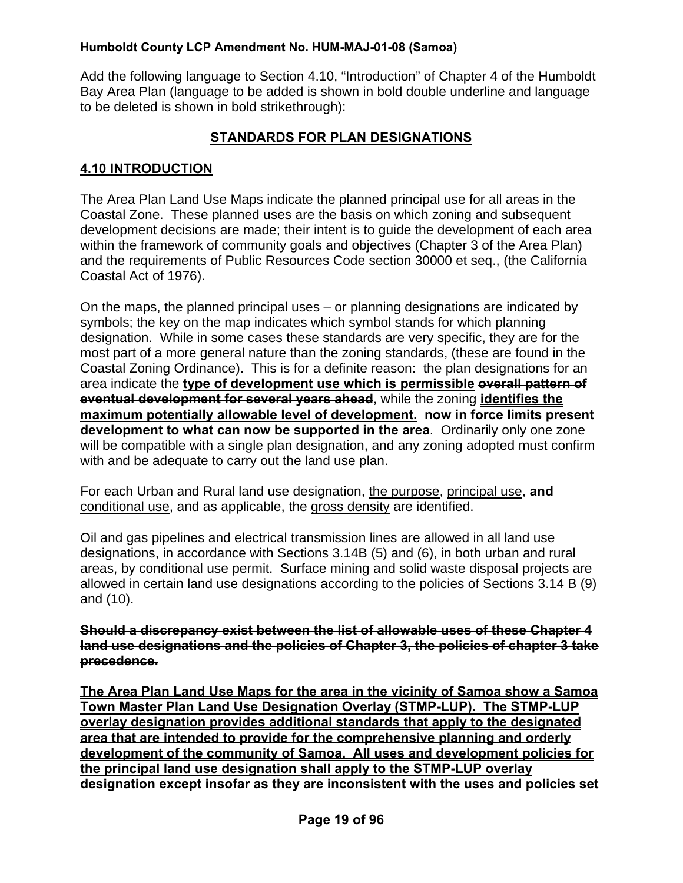Add the following language to Section 4.10, "Introduction" of Chapter 4 of the Humboldt Bay Area Plan (language to be added is shown in bold double underline and language to be deleted is shown in bold strikethrough):

## STANDARDS FOR PLAN DESIGNATIONS

## 4.10 INTRODUCTION

The Area Plan Land Use Maps indicate the planned principal use for all areas in the Coastal Zone. These planned uses are the basis on which zoning and subsequent development decisions are made; their intent is to guide the development of each area within the framework of community goals and objectives (Chapter 3 of the Area Plan) and the requirements of Public Resources Code section 30000 et seq., (the California Coastal Act of 1976).

On the maps, the planned principal uses – or planning designations are indicated by symbols; the key on the map indicates which symbol stands for which planning designation. While in some cases these standards are very specific, they are for the most part of a more general nature than the zoning standards, (these are found in the Coastal Zoning Ordinance). This is for a definite reason: the plan designations for an area indicate the **type of development use which is permissible** ~~**overall pattern of eventual development for several years ahead**~~, while the zoning **identifies the maximum potentially allowable level of development.** ~~**now in force limits present development to what can now be supported in the area**~~. Ordinarily only one zone will be compatible with a single plan designation, and any zoning adopted must confirm with and be adequate to carry out the land use plan.

For each Urban and Rural land use designation, the purpose, principal use, ~~**and**~~ conditional use, and as applicable, the gross density are identified.

Oil and gas pipelines and electrical transmission lines are allowed in all land use designations, in accordance with Sections 3.14B (5) and (6), in both urban and rural areas, by conditional use permit. Surface mining and solid waste disposal projects are allowed in certain land use designations according to the policies of Sections 3.14 B (9) and (10).

~~**Should a discrepancy exist between the list of allowable uses of these Chapter 4 land use designations and the policies of Chapter 3, the policies of chapter 3 take precedence.**~~

**The Area Plan Land Use Maps for the area in the vicinity of Samoa show a Samoa Town Master Plan Land Use Designation Overlay (STMP-LUP). The STMP-LUP overlay designation provides additional standards that apply to the designated area that are intended to provide for the comprehensive planning and orderly development of the community of Samoa. All uses and development policies for the principal land use designation shall apply to the STMP-LUP overlay designation except insofar as they are inconsistent with the uses and policies set**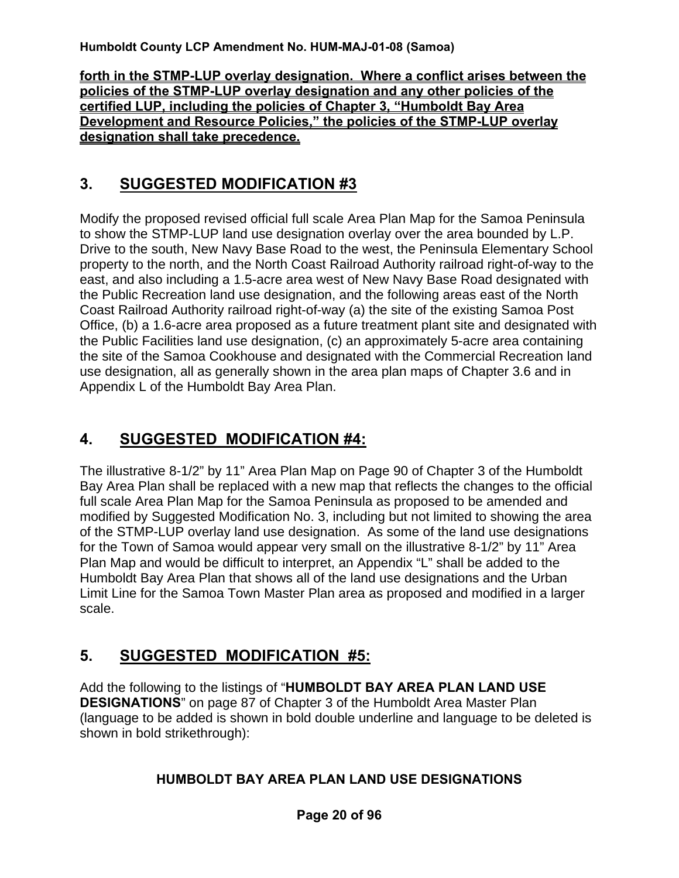**forth in the STMP-LUP overlay designation. Where a conflict arises between the policies of the STMP-LUP overlay designation and any other policies of the certified LUP, including the policies of Chapter 3, "Humboldt Bay Area Development and Resource Policies," the policies of the STMP-LUP overlay designation shall take precedence.**

## 3. SUGGESTED MODIFICATION #3

Modify the proposed revised official full scale Area Plan Map for the Samoa Peninsula to show the STMP-LUP land use designation overlay over the area bounded by L.P. Drive to the south, New Navy Base Road to the west, the Peninsula Elementary School property to the north, and the North Coast Railroad Authority railroad right-of-way to the east, and also including a 1.5-acre area west of New Navy Base Road designated with the Public Recreation land use designation, and the following areas east of the North Coast Railroad Authority railroad right-of-way (a) the site of the existing Samoa Post Office, (b) a 1.6-acre area proposed as a future treatment plant site and designated with the Public Facilities land use designation, (c) an approximately 5-acre area containing the site of the Samoa Cookhouse and designated with the Commercial Recreation land use designation, all as generally shown in the area plan maps of Chapter 3.6 and in Appendix L of the Humboldt Bay Area Plan.

## 4. SUGGESTED MODIFICATION #4:

The illustrative 8-1/2" by 11" Area Plan Map on Page 90 of Chapter 3 of the Humboldt Bay Area Plan shall be replaced with a new map that reflects the changes to the official full scale Area Plan Map for the Samoa Peninsula as proposed to be amended and modified by Suggested Modification No. 3, including but not limited to showing the area of the STMP-LUP overlay land use designation. As some of the land use designations for the Town of Samoa would appear very small on the illustrative 8-1/2" by 11" Area Plan Map and would be difficult to interpret, an Appendix "L" shall be added to the Humboldt Bay Area Plan that shows all of the land use designations and the Urban Limit Line for the Samoa Town Master Plan area as proposed and modified in a larger scale.

## 5. SUGGESTED MODIFICATION #5:

Add the following to the listings of "**HUMBOLDT BAY AREA PLAN LAND USE DESIGNATIONS**" on page 87 of Chapter 3 of the Humboldt Area Master Plan (language to be added is shown in bold double underline and language to be deleted is shown in bold strikethrough):

**HUMBOLDT BAY AREA PLAN LAND USE DESIGNATIONS**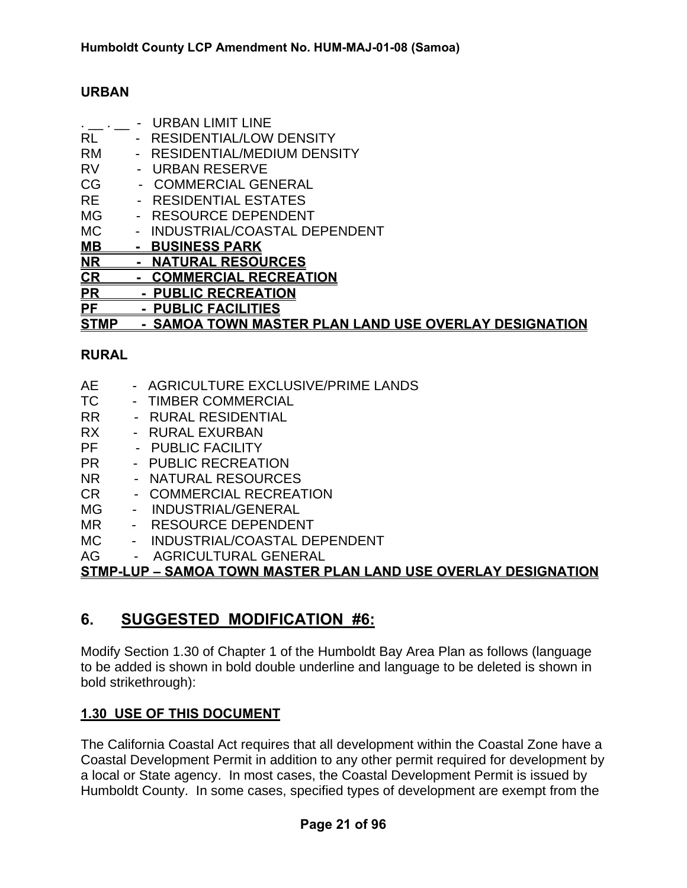**URBAN**

. __ . __ - URBAN LIMIT LINE
RL - RESIDENTIAL/LOW DENSITY
RM - RESIDENTIAL/MEDIUM DENSITY
RV - URBAN RESERVE
CG - COMMERCIAL GENERAL
RE - RESIDENTIAL ESTATES
MG - RESOURCE DEPENDENT
MC - INDUSTRIAL/COASTAL DEPENDENT
<u>**MB - BUSINESS PARK**</u>
<u>**NR - NATURAL RESOURCES**</u>
<u>**CR - COMMERCIAL RECREATION**</u>
<u>**PR - PUBLIC RECREATION**</u>
<u>**PF - PUBLIC FACILITIES**</u>
<u>**STMP - SAMOA TOWN MASTER PLAN LAND USE OVERLAY DESIGNATION**</u>

**RURAL**

AE - AGRICULTURE EXCLUSIVE/PRIME LANDS
TC - TIMBER COMMERCIAL
RR - RURAL RESIDENTIAL
RX - RURAL EXURBAN
PF - PUBLIC FACILITY
PR - PUBLIC RECREATION
NR - NATURAL RESOURCES
CR - COMMERCIAL RECREATION
MG - INDUSTRIAL/GENERAL
MR - RESOURCE DEPENDENT
MC - INDUSTRIAL/COASTAL DEPENDENT
AG - AGRICULTURAL GENERAL
<u>**STMP-LUP – SAMOA TOWN MASTER PLAN LAND USE OVERLAY DESIGNATION**</u>

## 6. SUGGESTED MODIFICATION #6:

Modify Section 1.30 of Chapter 1 of the Humboldt Bay Area Plan as follows (language to be added is shown in bold double underline and language to be deleted is shown in bold strikethrough):

**1.30 USE OF THIS DOCUMENT**

The California Coastal Act requires that all development within the Coastal Zone have a Coastal Development Permit in addition to any other permit required for development by a local or State agency. In most cases, the Coastal Development Permit is issued by Humboldt County. In some cases, specified types of development are exempt from the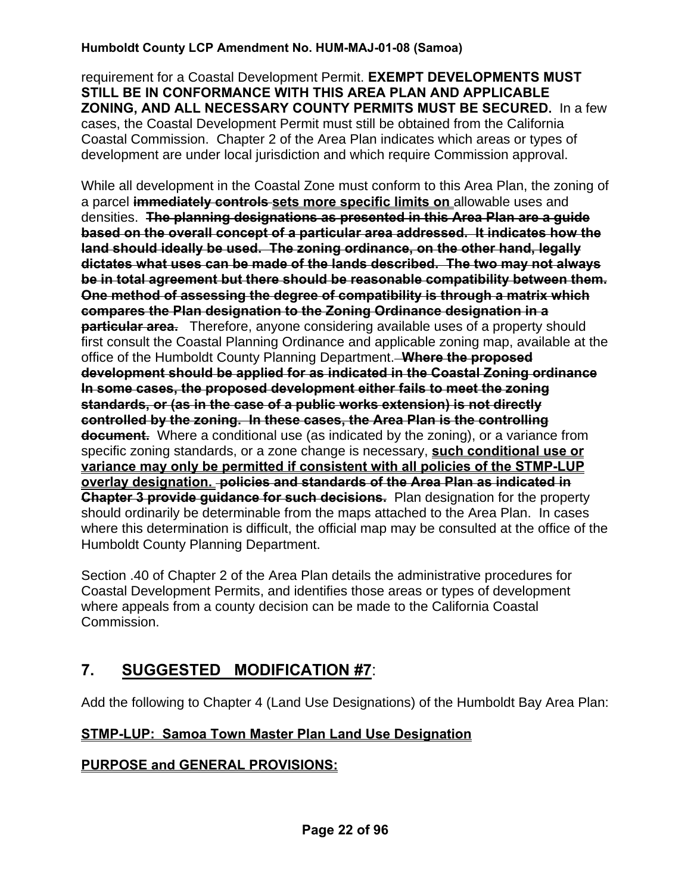requirement for a Coastal Development Permit. **EXEMPT DEVELOPMENTS MUST STILL BE IN CONFORMANCE WITH THIS AREA PLAN AND APPLICABLE ZONING, AND ALL NECESSARY COUNTY PERMITS MUST BE SECURED.** In a few cases, the Coastal Development Permit must still be obtained from the California Coastal Commission. Chapter 2 of the Area Plan indicates which areas or types of development are under local jurisdiction and which require Commission approval.

While all development in the Coastal Zone must conform to this Area Plan, the zoning of a parcel ~~**immediately controls**~~ **<u>sets more specific limits on</u>** allowable uses and densities. ~~**The planning designations as presented in this Area Plan are a guide based on the overall concept of a particular area addressed. It indicates how the land should ideally be used. The zoning ordinance, on the other hand, legally dictates what uses can be made of the lands described. The two may not always be in total agreement but there should be reasonable compatibility between them. One method of assessing the degree of compatibility is through a matrix which compares the Plan designation to the Zoning Ordinance designation in a particular area.**~~ Therefore, anyone considering available uses of a property should first consult the Coastal Planning Ordinance and applicable zoning map, available at the office of the Humboldt County Planning Department. ~~**Where the proposed development should be applied for as indicated in the Coastal Zoning ordinance In some cases, the proposed development either fails to meet the zoning standards, or (as in the case of a public works extension) is not directly controlled by the zoning. In these cases, the Area Plan is the controlling document.**~~ Where a conditional use (as indicated by the zoning), or a variance from specific zoning standards, or a zone change is necessary, **<u>such conditional use or variance may only be permitted if consistent with all policies of the STMP-LUP overlay designation.</u>** ~~**policies and standards of the Area Plan as indicated in Chapter 3 provide guidance for such decisions.**~~ Plan designation for the property should ordinarily be determinable from the maps attached to the Area Plan. In cases where this determination is difficult, the official map may be consulted at the office of the Humboldt County Planning Department.

Section .40 of Chapter 2 of the Area Plan details the administrative procedures for Coastal Development Permits, and identifies those areas or types of development where appeals from a county decision can be made to the California Coastal Commission.

## 7. <u>SUGGESTED MODIFICATION #7</u>:

Add the following to Chapter 4 (Land Use Designations) of the Humboldt Bay Area Plan:

**<u>STMP-LUP: Samoa Town Master Plan Land Use Designation</u>**

**<u>PURPOSE and GENERAL PROVISIONS:</u>**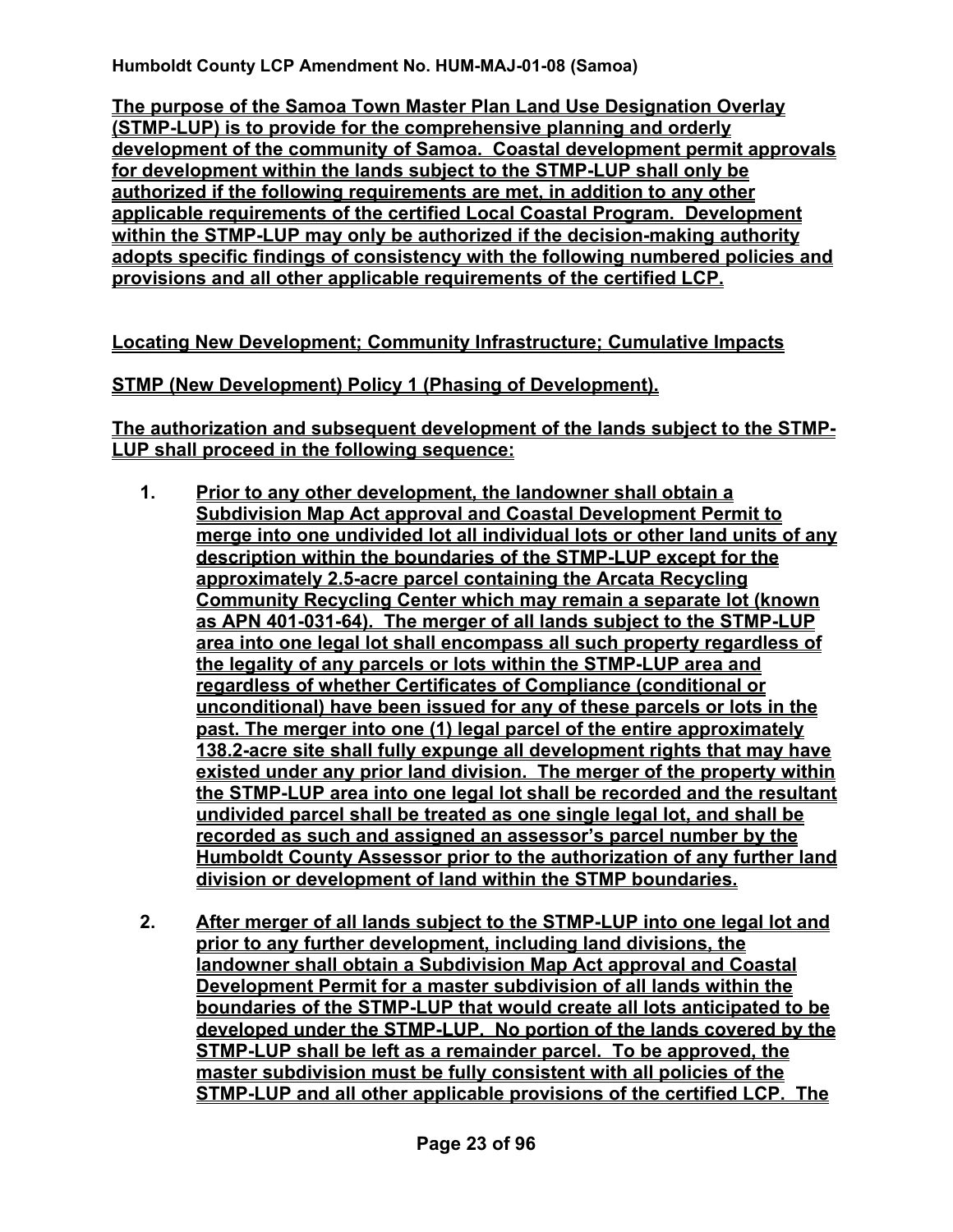**The purpose of the Samoa Town Master Plan Land Use Designation Overlay (STMP-LUP) is to provide for the comprehensive planning and orderly development of the community of Samoa. Coastal development permit approvals for development within the lands subject to the STMP-LUP shall only be authorized if the following requirements are met, in addition to any other applicable requirements of the certified Local Coastal Program. Development within the STMP-LUP may only be authorized if the decision-making authority adopts specific findings of consistency with the following numbered policies and provisions and all other applicable requirements of the certified LCP.**

**Locating New Development; Community Infrastructure; Cumulative Impacts**

**STMP (New Development) Policy 1 (Phasing of Development).**

**The authorization and subsequent development of the lands subject to the STMP-LUP shall proceed in the following sequence:**

1. **Prior to any other development, the landowner shall obtain a Subdivision Map Act approval and Coastal Development Permit to merge into one undivided lot all individual lots or other land units of any description within the boundaries of the STMP-LUP except for the approximately 2.5-acre parcel containing the Arcata Recycling Community Recycling Center which may remain a separate lot (known as APN 401-031-64). The merger of all lands subject to the STMP-LUP area into one legal lot shall encompass all such property regardless of the legality of any parcels or lots within the STMP-LUP area and regardless of whether Certificates of Compliance (conditional or unconditional) have been issued for any of these parcels or lots in the past. The merger into one (1) legal parcel of the entire approximately 138.2-acre site shall fully expunge all development rights that may have existed under any prior land division. The merger of the property within the STMP-LUP area into one legal lot shall be recorded and the resultant undivided parcel shall be treated as one single legal lot, and shall be recorded as such and assigned an assessor's parcel number by the Humboldt County Assessor prior to the authorization of any further land division or development of land within the STMP boundaries.**

2. **After merger of all lands subject to the STMP-LUP into one legal lot and prior to any further development, including land divisions, the landowner shall obtain a Subdivision Map Act approval and Coastal Development Permit for a master subdivision of all lands within the boundaries of the STMP-LUP that would create all lots anticipated to be developed under the STMP-LUP. No portion of the lands covered by the STMP-LUP shall be left as a remainder parcel. To be approved, the master subdivision must be fully consistent with all policies of the STMP-LUP and all other applicable provisions of the certified LCP. The**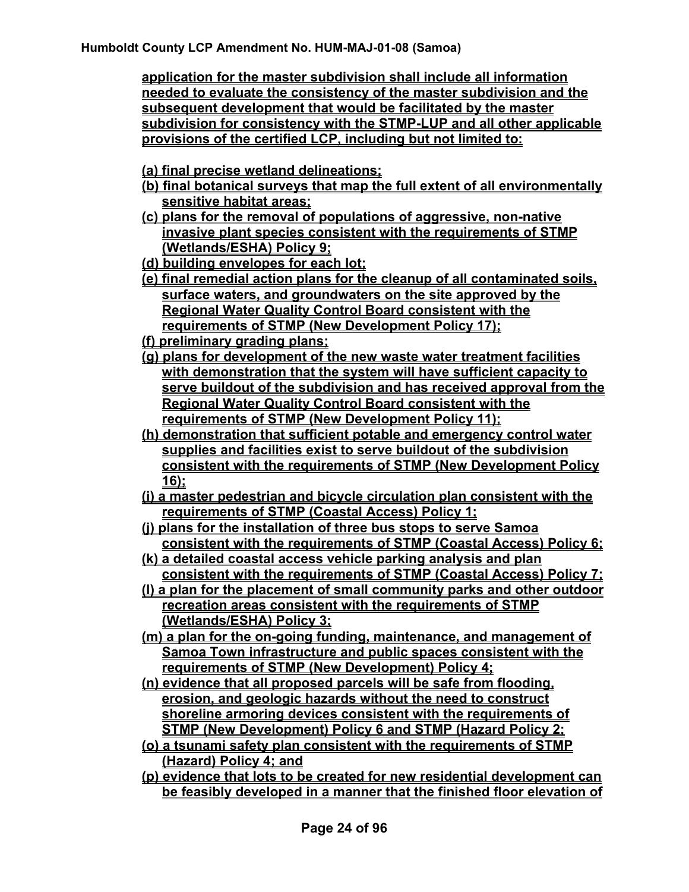application for the master subdivision shall include all information needed to evaluate the consistency of the master subdivision and the subsequent development that would be facilitated by the master subdivision for consistency with the STMP-LUP and all other applicable provisions of the certified LCP, including but not limited to:

(a) final precise wetland delineations;
(b) final botanical surveys that map the full extent of all environmentally sensitive habitat areas;
(c) plans for the removal of populations of aggressive, non-native invasive plant species consistent with the requirements of STMP (Wetlands/ESHA) Policy 9;
(d) building envelopes for each lot;
(e) final remedial action plans for the cleanup of all contaminated soils, surface waters, and groundwaters on the site approved by the Regional Water Quality Control Board consistent with the requirements of STMP (New Development Policy 17);
(f) preliminary grading plans;
(g) plans for development of the new waste water treatment facilities with demonstration that the system will have sufficient capacity to serve buildout of the subdivision and has received approval from the Regional Water Quality Control Board consistent with the requirements of STMP (New Development Policy 11);
(h) demonstration that sufficient potable and emergency control water supplies and facilities exist to serve buildout of the subdivision consistent with the requirements of STMP (New Development Policy 16);
(i) a master pedestrian and bicycle circulation plan consistent with the requirements of STMP (Coastal Access) Policy 1;
(j) plans for the installation of three bus stops to serve Samoa consistent with the requirements of STMP (Coastal Access) Policy 6;
(k) a detailed coastal access vehicle parking analysis and plan consistent with the requirements of STMP (Coastal Access) Policy 7;
(l) a plan for the placement of small community parks and other outdoor recreation areas consistent with the requirements of STMP (Wetlands/ESHA) Policy 3;
(m) a plan for the on-going funding, maintenance, and management of Samoa Town infrastructure and public spaces consistent with the requirements of STMP (New Development) Policy 4;
(n) evidence that all proposed parcels will be safe from flooding, erosion, and geologic hazards without the need to construct shoreline armoring devices consistent with the requirements of STMP (New Development) Policy 6 and STMP (Hazard Policy 2;
(o) a tsunami safety plan consistent with the requirements of STMP (Hazard) Policy 4; and
(p) evidence that lots to be created for new residential development can be feasibly developed in a manner that the finished floor elevation of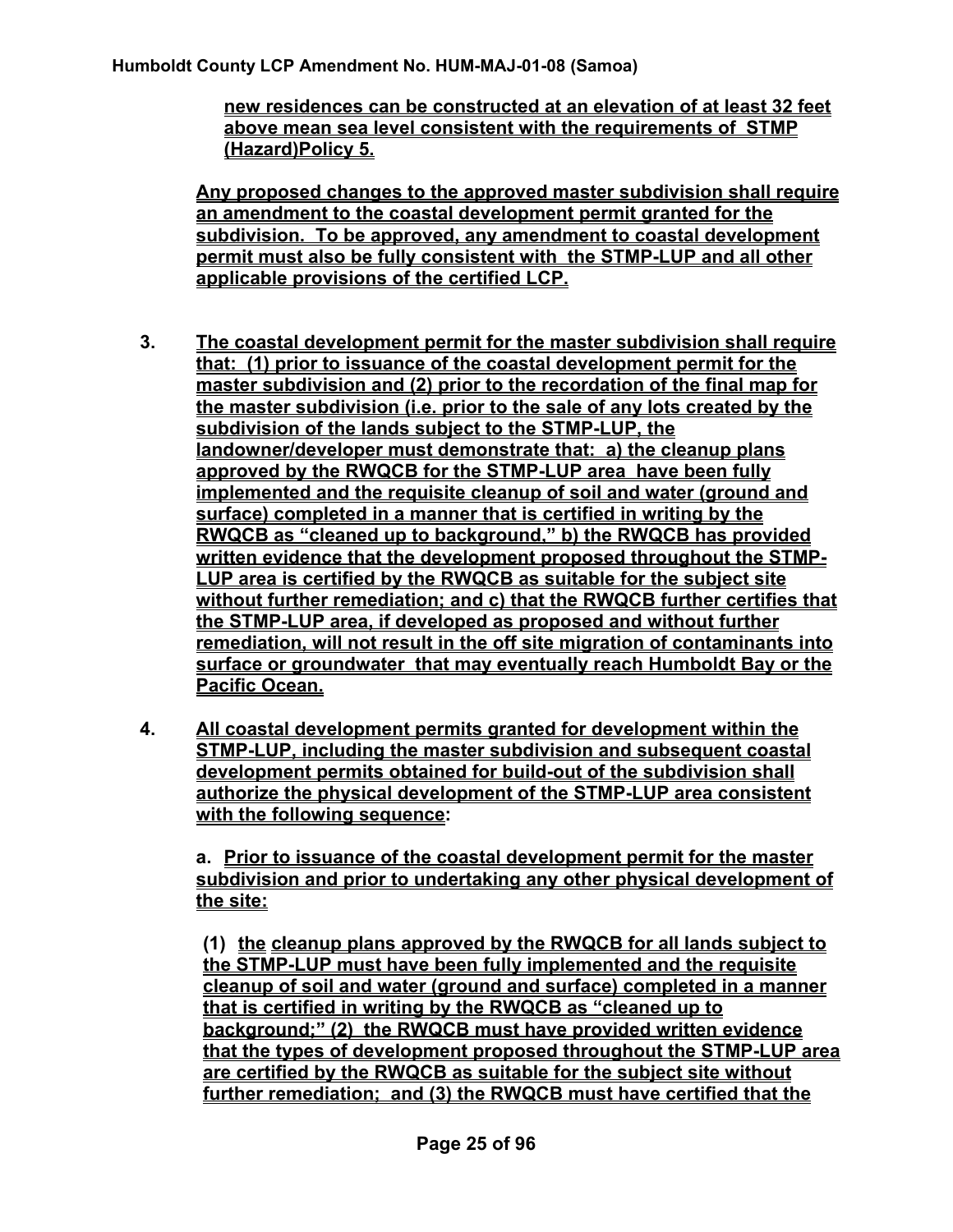**new residences can be constructed at an elevation of at least 32 feet above mean sea level consistent with the requirements of STMP (Hazard)Policy 5.**

**Any proposed changes to the approved master subdivision shall require an amendment to the coastal development permit granted for the subdivision. To be approved, any amendment to coastal development permit must also be fully consistent with the STMP-LUP and all other applicable provisions of the certified LCP.**

3. **The coastal development permit for the master subdivision shall require that: (1) prior to issuance of the coastal development permit for the master subdivision and (2) prior to the recordation of the final map for the master subdivision (i.e. prior to the sale of any lots created by the subdivision of the lands subject to the STMP-LUP, the landowner/developer must demonstrate that: a) the cleanup plans approved by the RWQCB for the STMP-LUP area have been fully implemented and the requisite cleanup of soil and water (ground and surface) completed in a manner that is certified in writing by the RWQCB as "cleaned up to background," b) the RWQCB has provided written evidence that the development proposed throughout the STMP-LUP area is certified by the RWQCB as suitable for the subject site without further remediation; and c) that the RWQCB further certifies that the STMP-LUP area, if developed as proposed and without further remediation, will not result in the off site migration of contaminants into surface or groundwater that may eventually reach Humboldt Bay or the Pacific Ocean.**

4. **All coastal development permits granted for development within the STMP-LUP, including the master subdivision and subsequent coastal development permits obtained for build-out of the subdivision shall authorize the physical development of the STMP-LUP area consistent with the following sequence:**

   **a. Prior to issuance of the coastal development permit for the master subdivision and prior to undertaking any other physical development of the site:**

   **(1) the cleanup plans approved by the RWQCB for all lands subject to the STMP-LUP must have been fully implemented and the requisite cleanup of soil and water (ground and surface) completed in a manner that is certified in writing by the RWQCB as "cleaned up to background;" (2) the RWQCB must have provided written evidence that the types of development proposed throughout the STMP-LUP area are certified by the RWQCB as suitable for the subject site without further remediation; and (3) the RWQCB must have certified that the**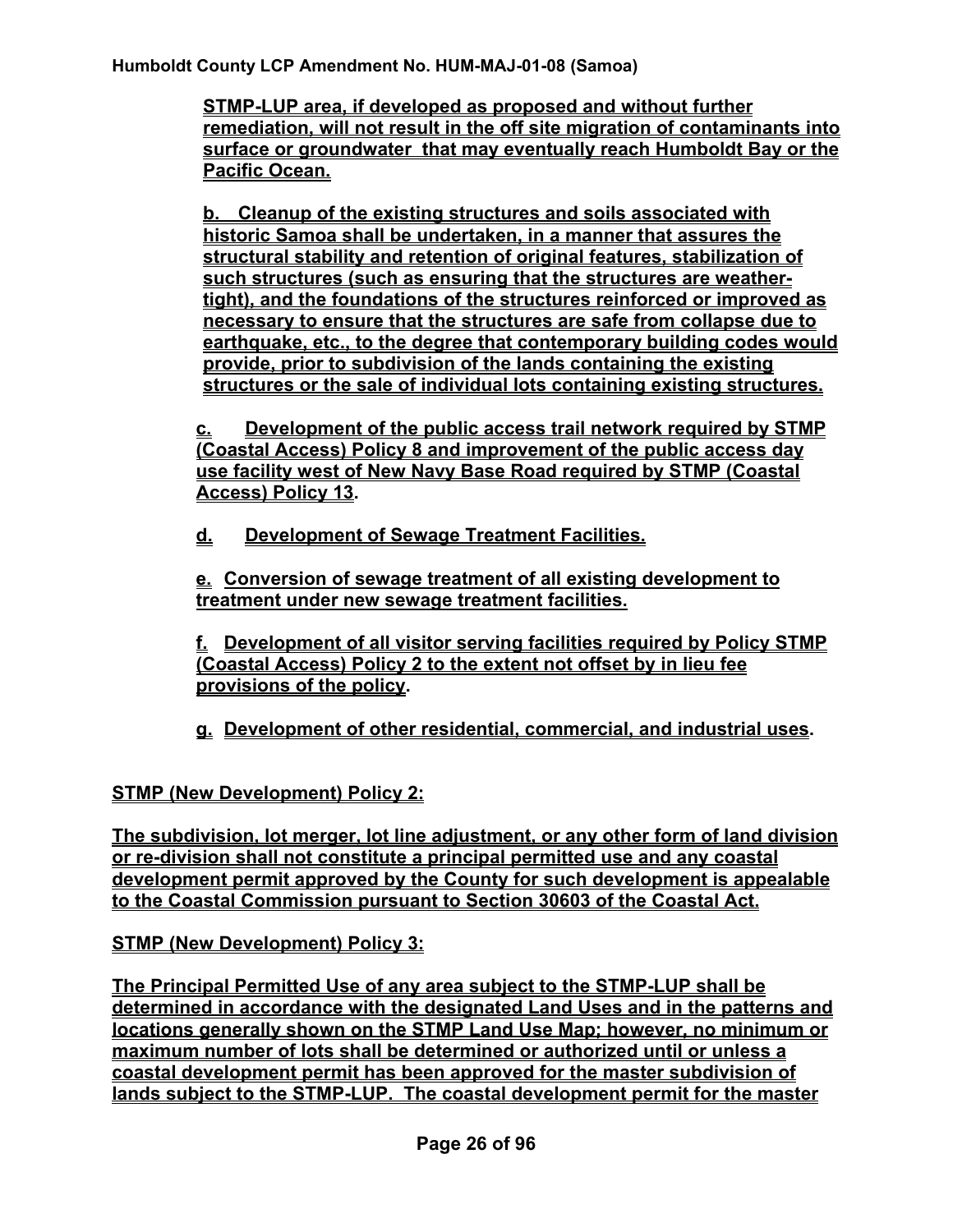**STMP-LUP area, if developed as proposed and without further remediation, will not result in the off site migration of contaminants into surface or groundwater that may eventually reach Humboldt Bay or the Pacific Ocean.**

**b. Cleanup of the existing structures and soils associated with historic Samoa shall be undertaken, in a manner that assures the structural stability and retention of original features, stabilization of such structures (such as ensuring that the structures are weather-tight), and the foundations of the structures reinforced or improved as necessary to ensure that the structures are safe from collapse due to earthquake, etc., to the degree that contemporary building codes would provide, prior to subdivision of the lands containing the existing structures or the sale of individual lots containing existing structures.**

**c. Development of the public access trail network required by STMP (Coastal Access) Policy 8 and improvement of the public access day use facility west of New Navy Base Road required by STMP (Coastal Access) Policy 13.**

**d. Development of Sewage Treatment Facilities.**

**e. Conversion of sewage treatment of all existing development to treatment under new sewage treatment facilities.**

**f. Development of all visitor serving facilities required by Policy STMP (Coastal Access) Policy 2 to the extent not offset by in lieu fee provisions of the policy.**

**g. Development of other residential, commercial, and industrial uses.**

**STMP (New Development) Policy 2:**

**The subdivision, lot merger, lot line adjustment, or any other form of land division or re-division shall not constitute a principal permitted use and any coastal development permit approved by the County for such development is appealable to the Coastal Commission pursuant to Section 30603 of the Coastal Act.**

**STMP (New Development) Policy 3:**

**The Principal Permitted Use of any area subject to the STMP-LUP shall be determined in accordance with the designated Land Uses and in the patterns and locations generally shown on the STMP Land Use Map; however, no minimum or maximum number of lots shall be determined or authorized until or unless a coastal development permit has been approved for the master subdivision of lands subject to the STMP-LUP. The coastal development permit for the master**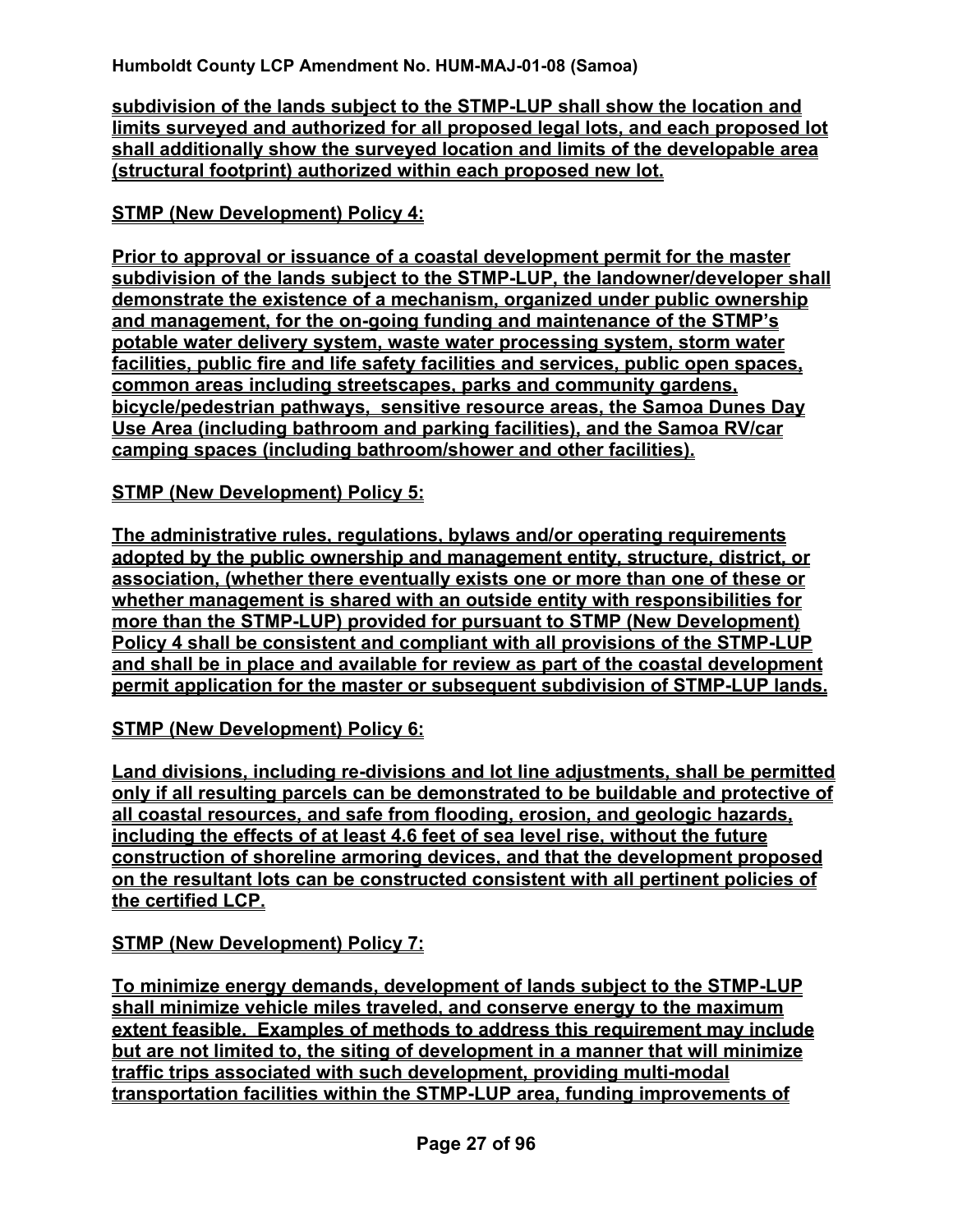**subdivision of the lands subject to the STMP-LUP shall show the location and limits surveyed and authorized for all proposed legal lots, and each proposed lot shall additionally show the surveyed location and limits of the developable area (structural footprint) authorized within each proposed new lot.**

**STMP (New Development) Policy 4:**

**Prior to approval or issuance of a coastal development permit for the master subdivision of the lands subject to the STMP-LUP, the landowner/developer shall demonstrate the existence of a mechanism, organized under public ownership and management, for the on-going funding and maintenance of the STMP's potable water delivery system, waste water processing system, storm water facilities, public fire and life safety facilities and services, public open spaces, common areas including streetscapes, parks and community gardens, bicycle/pedestrian pathways, sensitive resource areas, the Samoa Dunes Day Use Area (including bathroom and parking facilities), and the Samoa RV/car camping spaces (including bathroom/shower and other facilities).**

**STMP (New Development) Policy 5:**

**The administrative rules, regulations, bylaws and/or operating requirements adopted by the public ownership and management entity, structure, district, or association, (whether there eventually exists one or more than one of these or whether management is shared with an outside entity with responsibilities for more than the STMP-LUP) provided for pursuant to STMP (New Development) Policy 4 shall be consistent and compliant with all provisions of the STMP-LUP and shall be in place and available for review as part of the coastal development permit application for the master or subsequent subdivision of STMP-LUP lands.**

**STMP (New Development) Policy 6:**

**Land divisions, including re-divisions and lot line adjustments, shall be permitted only if all resulting parcels can be demonstrated to be buildable and protective of all coastal resources, and safe from flooding, erosion, and geologic hazards, including the effects of at least 4.6 feet of sea level rise, without the future construction of shoreline armoring devices, and that the development proposed on the resultant lots can be constructed consistent with all pertinent policies of the certified LCP.**

**STMP (New Development) Policy 7:**

**To minimize energy demands, development of lands subject to the STMP-LUP shall minimize vehicle miles traveled, and conserve energy to the maximum extent feasible. Examples of methods to address this requirement may include but are not limited to, the siting of development in a manner that will minimize traffic trips associated with such development, providing multi-modal transportation facilities within the STMP-LUP area, funding improvements of**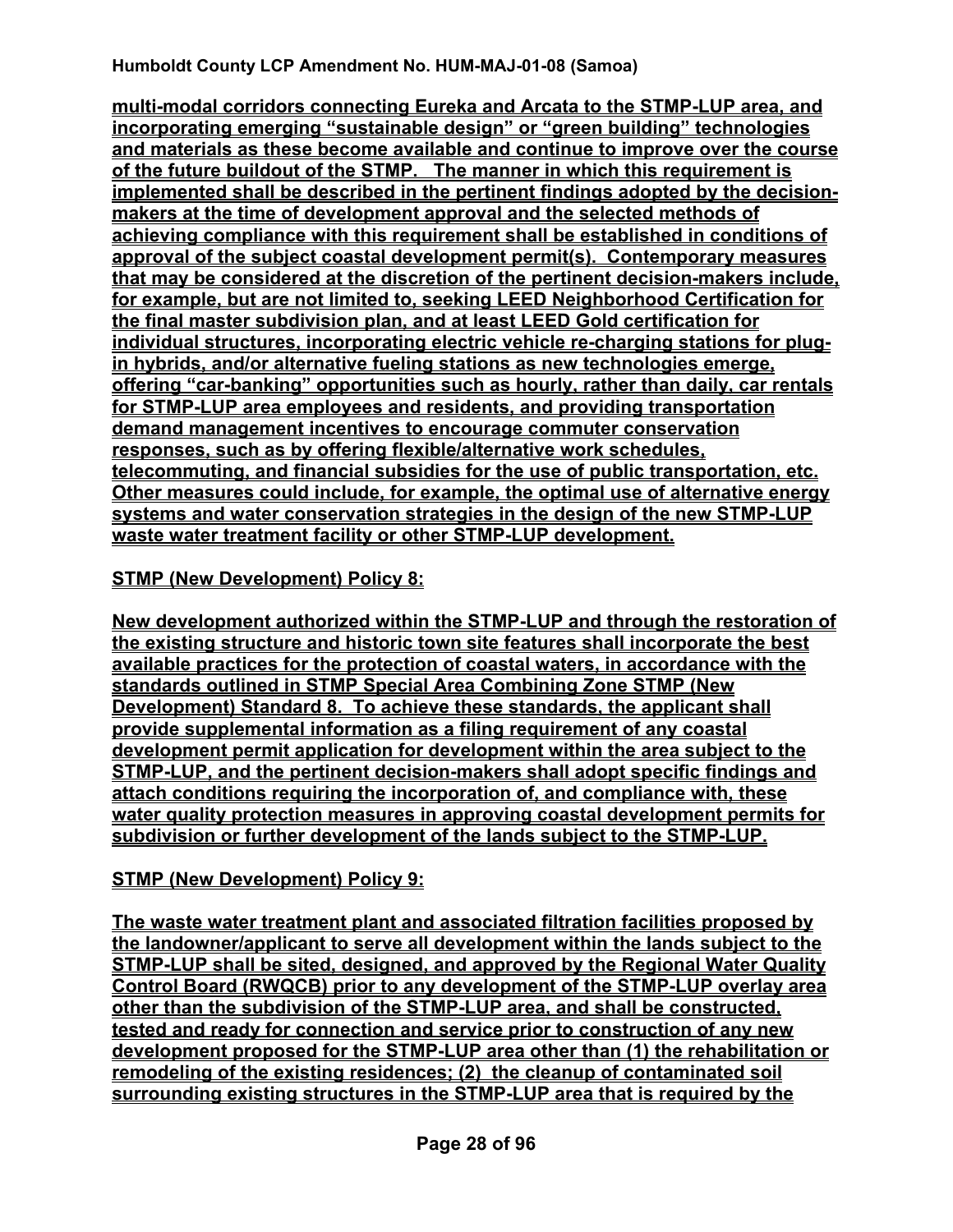**multi-modal corridors connecting Eureka and Arcata to the STMP-LUP area, and incorporating emerging "sustainable design" or "green building" technologies and materials as these become available and continue to improve over the course of the future buildout of the STMP. The manner in which this requirement is implemented shall be described in the pertinent findings adopted by the decision-makers at the time of development approval and the selected methods of achieving compliance with this requirement shall be established in conditions of approval of the subject coastal development permit(s). Contemporary measures that may be considered at the discretion of the pertinent decision-makers include, for example, but are not limited to, seeking LEED Neighborhood Certification for the final master subdivision plan, and at least LEED Gold certification for individual structures, incorporating electric vehicle re-charging stations for plug-in hybrids, and/or alternative fueling stations as new technologies emerge, offering "car-banking" opportunities such as hourly, rather than daily, car rentals for STMP-LUP area employees and residents, and providing transportation demand management incentives to encourage commuter conservation responses, such as by offering flexible/alternative work schedules, telecommuting, and financial subsidies for the use of public transportation, etc. Other measures could include, for example, the optimal use of alternative energy systems and water conservation strategies in the design of the new STMP-LUP waste water treatment facility or other STMP-LUP development.**

**STMP (New Development) Policy 8:**

**New development authorized within the STMP-LUP and through the restoration of the existing structure and historic town site features shall incorporate the best available practices for the protection of coastal waters, in accordance with the standards outlined in STMP Special Area Combining Zone STMP (New Development) Standard 8. To achieve these standards, the applicant shall provide supplemental information as a filing requirement of any coastal development permit application for development within the area subject to the STMP-LUP, and the pertinent decision-makers shall adopt specific findings and attach conditions requiring the incorporation of, and compliance with, these water quality protection measures in approving coastal development permits for subdivision or further development of the lands subject to the STMP-LUP.**

**STMP (New Development) Policy 9:**

**The waste water treatment plant and associated filtration facilities proposed by the landowner/applicant to serve all development within the lands subject to the STMP-LUP shall be sited, designed, and approved by the Regional Water Quality Control Board (RWQCB) prior to any development of the STMP-LUP overlay area other than the subdivision of the STMP-LUP area, and shall be constructed, tested and ready for connection and service prior to construction of any new development proposed for the STMP-LUP area other than (1) the rehabilitation or remodeling of the existing residences; (2) the cleanup of contaminated soil surrounding existing structures in the STMP-LUP area that is required by the**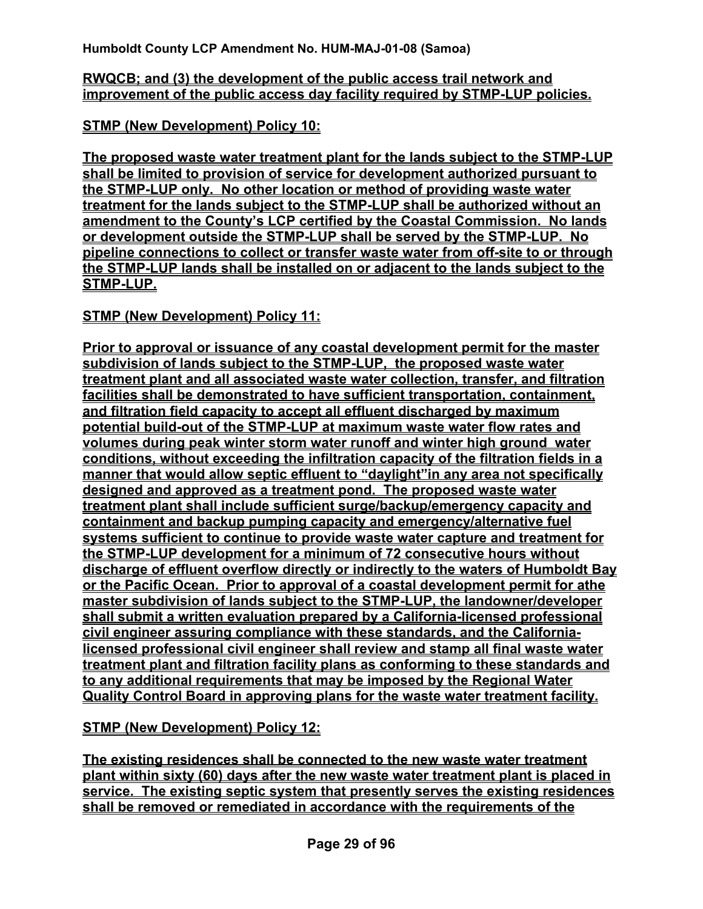RWQCB; and (3) the development of the public access trail network and improvement of the public access day facility required by STMP-LUP policies.

**STMP (New Development) Policy 10:**

**The proposed waste water treatment plant for the lands subject to the STMP-LUP shall be limited to provision of service for development authorized pursuant to the STMP-LUP only. No other location or method of providing waste water treatment for the lands subject to the STMP-LUP shall be authorized without an amendment to the County's LCP certified by the Coastal Commission. No lands or development outside the STMP-LUP shall be served by the STMP-LUP. No pipeline connections to collect or transfer waste water from off-site to or through the STMP-LUP lands shall be installed on or adjacent to the lands subject to the STMP-LUP.**

**STMP (New Development) Policy 11:**

**Prior to approval or issuance of any coastal development permit for the master subdivision of lands subject to the STMP-LUP, the proposed waste water treatment plant and all associated waste water collection, transfer, and filtration facilities shall be demonstrated to have sufficient transportation, containment, and filtration field capacity to accept all effluent discharged by maximum potential build-out of the STMP-LUP at maximum waste water flow rates and volumes during peak winter storm water runoff and winter high ground water conditions, without exceeding the infiltration capacity of the filtration fields in a manner that would allow septic effluent to "daylight"in any area not specifically designed and approved as a treatment pond. The proposed waste water treatment plant shall include sufficient surge/backup/emergency capacity and containment and backup pumping capacity and emergency/alternative fuel systems sufficient to continue to provide waste water capture and treatment for the STMP-LUP development for a minimum of 72 consecutive hours without discharge of effluent overflow directly or indirectly to the waters of Humboldt Bay or the Pacific Ocean. Prior to approval of a coastal development permit for athe master subdivision of lands subject to the STMP-LUP, the landowner/developer shall submit a written evaluation prepared by a California-licensed professional civil engineer assuring compliance with these standards, and the California-licensed professional civil engineer shall review and stamp all final waste water treatment plant and filtration facility plans as conforming to these standards and to any additional requirements that may be imposed by the Regional Water Quality Control Board in approving plans for the waste water treatment facility.**

**STMP (New Development) Policy 12:**

**The existing residences shall be connected to the new waste water treatment plant within sixty (60) days after the new waste water treatment plant is placed in service. The existing septic system that presently serves the existing residences shall be removed or remediated in accordance with the requirements of the**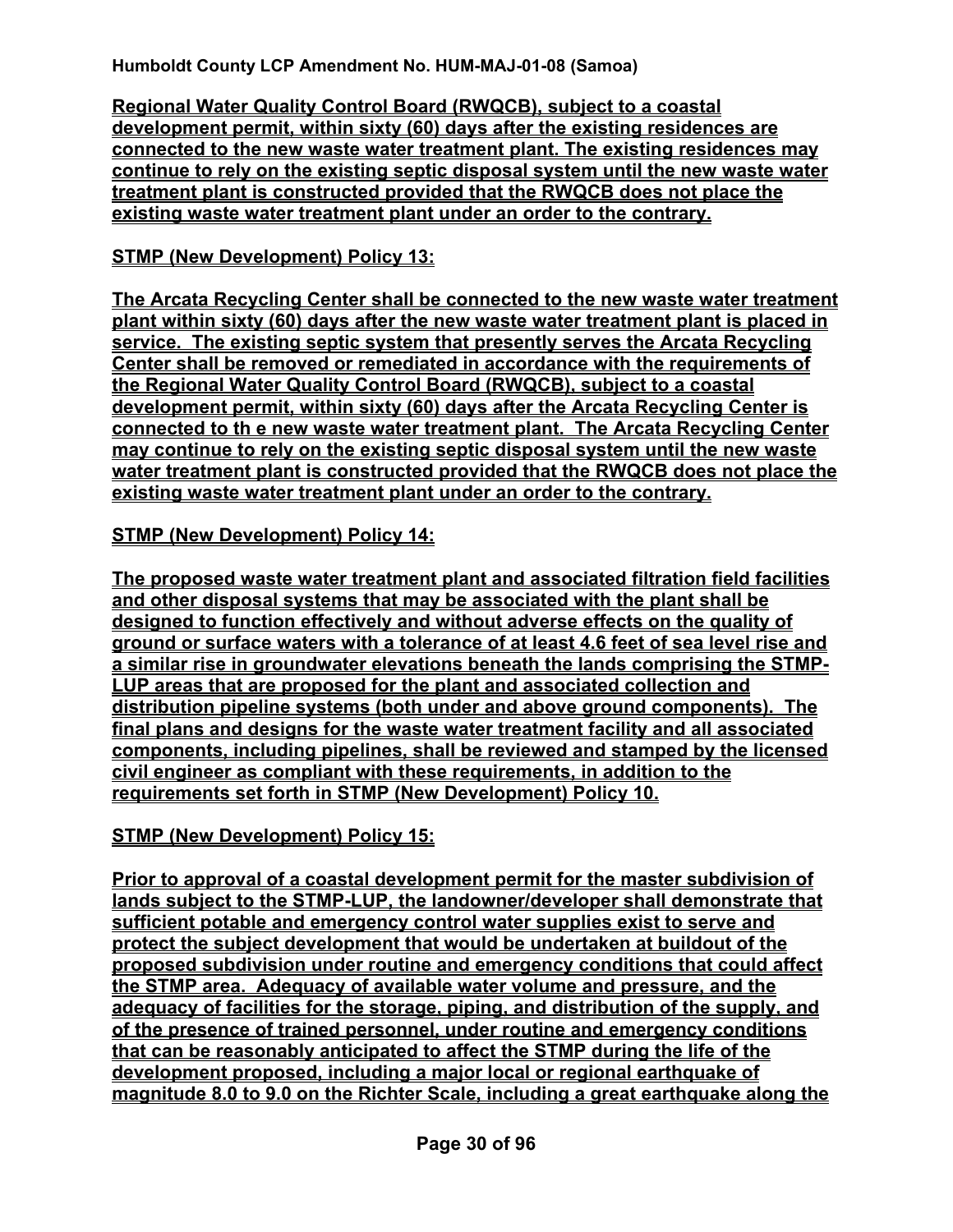**Regional Water Quality Control Board (RWQCB), subject to a coastal development permit, within sixty (60) days after the existing residences are connected to the new waste water treatment plant. The existing residences may continue to rely on the existing septic disposal system until the new waste water treatment plant is constructed provided that the RWQCB does not place the existing waste water treatment plant under an order to the contrary.**

**STMP (New Development) Policy 13:**

**The Arcata Recycling Center shall be connected to the new waste water treatment plant within sixty (60) days after the new waste water treatment plant is placed in service. The existing septic system that presently serves the Arcata Recycling Center shall be removed or remediated in accordance with the requirements of the Regional Water Quality Control Board (RWQCB), subject to a coastal development permit, within sixty (60) days after the Arcata Recycling Center is connected to th e new waste water treatment plant. The Arcata Recycling Center may continue to rely on the existing septic disposal system until the new waste water treatment plant is constructed provided that the RWQCB does not place the existing waste water treatment plant under an order to the contrary.**

**STMP (New Development) Policy 14:**

**The proposed waste water treatment plant and associated filtration field facilities and other disposal systems that may be associated with the plant shall be designed to function effectively and without adverse effects on the quality of ground or surface waters with a tolerance of at least 4.6 feet of sea level rise and a similar rise in groundwater elevations beneath the lands comprising the STMP-LUP areas that are proposed for the plant and associated collection and distribution pipeline systems (both under and above ground components). The final plans and designs for the waste water treatment facility and all associated components, including pipelines, shall be reviewed and stamped by the licensed civil engineer as compliant with these requirements, in addition to the requirements set forth in STMP (New Development) Policy 10.**

**STMP (New Development) Policy 15:**

**Prior to approval of a coastal development permit for the master subdivision of lands subject to the STMP-LUP, the landowner/developer shall demonstrate that sufficient potable and emergency control water supplies exist to serve and protect the subject development that would be undertaken at buildout of the proposed subdivision under routine and emergency conditions that could affect the STMP area. Adequacy of available water volume and pressure, and the adequacy of facilities for the storage, piping, and distribution of the supply, and of the presence of trained personnel, under routine and emergency conditions that can be reasonably anticipated to affect the STMP during the life of the development proposed, including a major local or regional earthquake of magnitude 8.0 to 9.0 on the Richter Scale, including a great earthquake along the**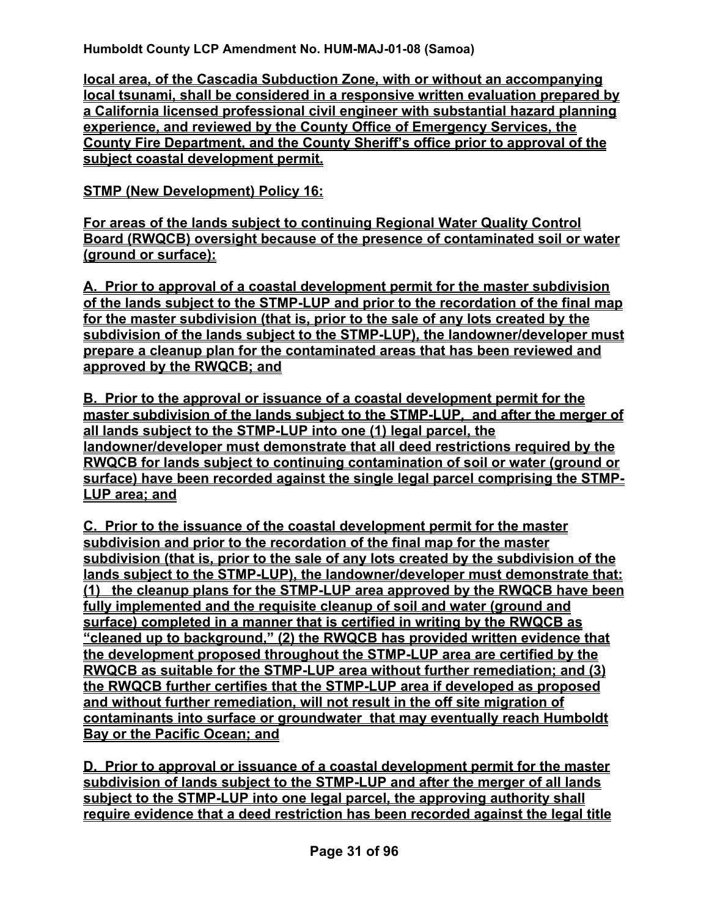**local area, of the Cascadia Subduction Zone, with or without an accompanying local tsunami, shall be considered in a responsive written evaluation prepared by a California licensed professional civil engineer with substantial hazard planning experience, and reviewed by the County Office of Emergency Services, the County Fire Department, and the County Sheriff's office prior to approval of the subject coastal development permit.**

**STMP (New Development) Policy 16:**

**For areas of the lands subject to continuing Regional Water Quality Control Board (RWQCB) oversight because of the presence of contaminated soil or water (ground or surface):**

**A. Prior to approval of a coastal development permit for the master subdivision of the lands subject to the STMP-LUP and prior to the recordation of the final map for the master subdivision (that is, prior to the sale of any lots created by the subdivision of the lands subject to the STMP-LUP), the landowner/developer must prepare a cleanup plan for the contaminated areas that has been reviewed and approved by the RWQCB; and**

**B. Prior to the approval or issuance of a coastal development permit for the master subdivision of the lands subject to the STMP-LUP, and after the merger of all lands subject to the STMP-LUP into one (1) legal parcel, the landowner/developer must demonstrate that all deed restrictions required by the RWQCB for lands subject to continuing contamination of soil or water (ground or surface) have been recorded against the single legal parcel comprising the STMP-LUP area; and**

**C. Prior to the issuance of the coastal development permit for the master subdivision and prior to the recordation of the final map for the master subdivision (that is, prior to the sale of any lots created by the subdivision of the lands subject to the STMP-LUP), the landowner/developer must demonstrate that: (1) the cleanup plans for the STMP-LUP area approved by the RWQCB have been fully implemented and the requisite cleanup of soil and water (ground and surface) completed in a manner that is certified in writing by the RWQCB as "cleaned up to background." (2) the RWQCB has provided written evidence that the development proposed throughout the STMP-LUP area are certified by the RWQCB as suitable for the STMP-LUP area without further remediation; and (3) the RWQCB further certifies that the STMP-LUP area if developed as proposed and without further remediation, will not result in the off site migration of contaminants into surface or groundwater that may eventually reach Humboldt Bay or the Pacific Ocean; and**

**D. Prior to approval or issuance of a coastal development permit for the master subdivision of lands subject to the STMP-LUP and after the merger of all lands subject to the STMP-LUP into one legal parcel, the approving authority shall require evidence that a deed restriction has been recorded against the legal title**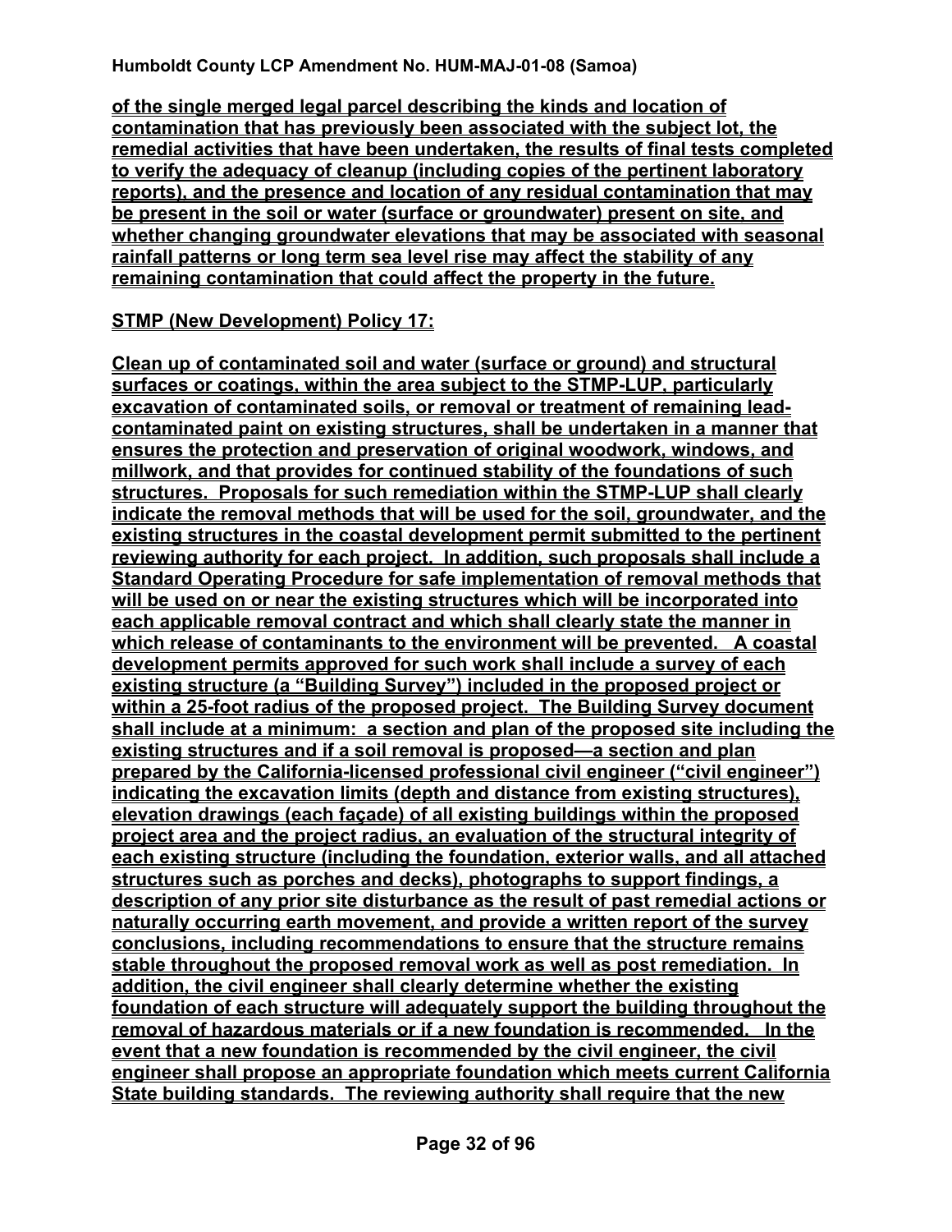**of the single merged legal parcel describing the kinds and location of contamination that has previously been associated with the subject lot, the remedial activities that have been undertaken, the results of final tests completed to verify the adequacy of cleanup (including copies of the pertinent laboratory reports), and the presence and location of any residual contamination that may be present in the soil or water (surface or groundwater) present on site, and whether changing groundwater elevations that may be associated with seasonal rainfall patterns or long term sea level rise may affect the stability of any remaining contamination that could affect the property in the future.**

**STMP (New Development) Policy 17:**

**Clean up of contaminated soil and water (surface or ground) and structural surfaces or coatings, within the area subject to the STMP-LUP, particularly excavation of contaminated soils, or removal or treatment of remaining lead-contaminated paint on existing structures, shall be undertaken in a manner that ensures the protection and preservation of original woodwork, windows, and millwork, and that provides for continued stability of the foundations of such structures. Proposals for such remediation within the STMP-LUP shall clearly indicate the removal methods that will be used for the soil, groundwater, and the existing structures in the coastal development permit submitted to the pertinent reviewing authority for each project. In addition, such proposals shall include a Standard Operating Procedure for safe implementation of removal methods that will be used on or near the existing structures which will be incorporated into each applicable removal contract and which shall clearly state the manner in which release of contaminants to the environment will be prevented. A coastal development permits approved for such work shall include a survey of each existing structure (a "Building Survey") included in the proposed project or within a 25-foot radius of the proposed project. The Building Survey document shall include at a minimum: a section and plan of the proposed site including the existing structures and if a soil removal is proposed—a section and plan prepared by the California-licensed professional civil engineer ("civil engineer") indicating the excavation limits (depth and distance from existing structures), elevation drawings (each façade) of all existing buildings within the proposed project area and the project radius, an evaluation of the structural integrity of each existing structure (including the foundation, exterior walls, and all attached structures such as porches and decks), photographs to support findings, a description of any prior site disturbance as the result of past remedial actions or naturally occurring earth movement, and provide a written report of the survey conclusions, including recommendations to ensure that the structure remains stable throughout the proposed removal work as well as post remediation. In addition, the civil engineer shall clearly determine whether the existing foundation of each structure will adequately support the building throughout the removal of hazardous materials or if a new foundation is recommended. In the event that a new foundation is recommended by the civil engineer, the civil engineer shall propose an appropriate foundation which meets current California State building standards. The reviewing authority shall require that the new**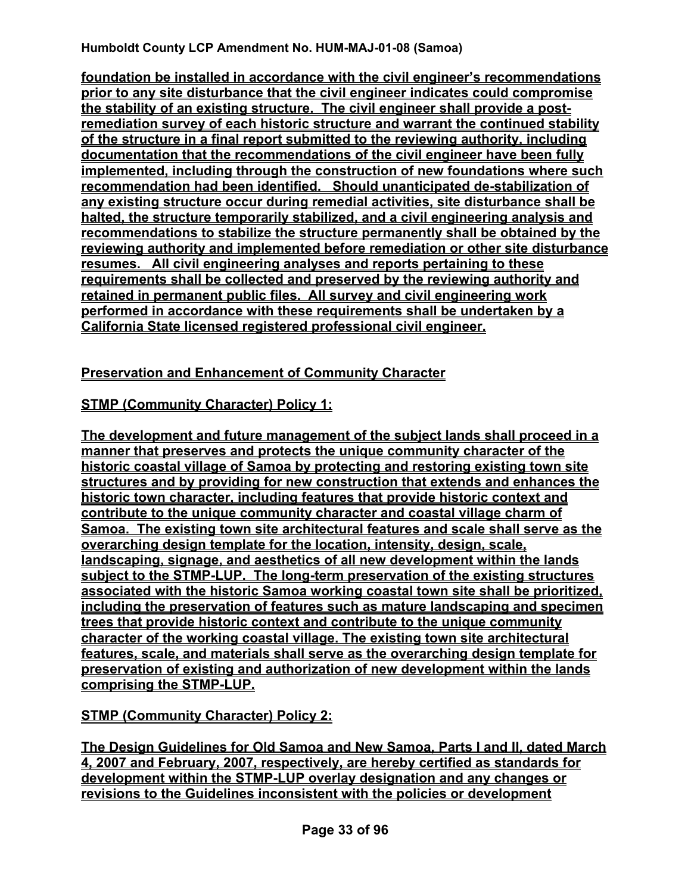**foundation be installed in accordance with the civil engineer's recommendations prior to any site disturbance that the civil engineer indicates could compromise the stability of an existing structure. The civil engineer shall provide a post-remediation survey of each historic structure and warrant the continued stability of the structure in a final report submitted to the reviewing authority, including documentation that the recommendations of the civil engineer have been fully implemented, including through the construction of new foundations where such recommendation had been identified. Should unanticipated de-stabilization of any existing structure occur during remedial activities, site disturbance shall be halted, the structure temporarily stabilized, and a civil engineering analysis and recommendations to stabilize the structure permanently shall be obtained by the reviewing authority and implemented before remediation or other site disturbance resumes. All civil engineering analyses and reports pertaining to these requirements shall be collected and preserved by the reviewing authority and retained in permanent public files. All survey and civil engineering work performed in accordance with these requirements shall be undertaken by a California State licensed registered professional civil engineer.**

**Preservation and Enhancement of Community Character**

**STMP (Community Character) Policy 1:**

**The development and future management of the subject lands shall proceed in a manner that preserves and protects the unique community character of the historic coastal village of Samoa by protecting and restoring existing town site structures and by providing for new construction that extends and enhances the historic town character, including features that provide historic context and contribute to the unique community character and coastal village charm of Samoa. The existing town site architectural features and scale shall serve as the overarching design template for the location, intensity, design, scale, landscaping, signage, and aesthetics of all new development within the lands subject to the STMP-LUP. The long-term preservation of the existing structures associated with the historic Samoa working coastal town site shall be prioritized, including the preservation of features such as mature landscaping and specimen trees that provide historic context and contribute to the unique community character of the working coastal village. The existing town site architectural features, scale, and materials shall serve as the overarching design template for preservation of existing and authorization of new development within the lands comprising the STMP-LUP.**

**STMP (Community Character) Policy 2:**

**The Design Guidelines for Old Samoa and New Samoa, Parts I and II, dated March 4, 2007 and February, 2007, respectively, are hereby certified as standards for development within the STMP-LUP overlay designation and any changes or revisions to the Guidelines inconsistent with the policies or development**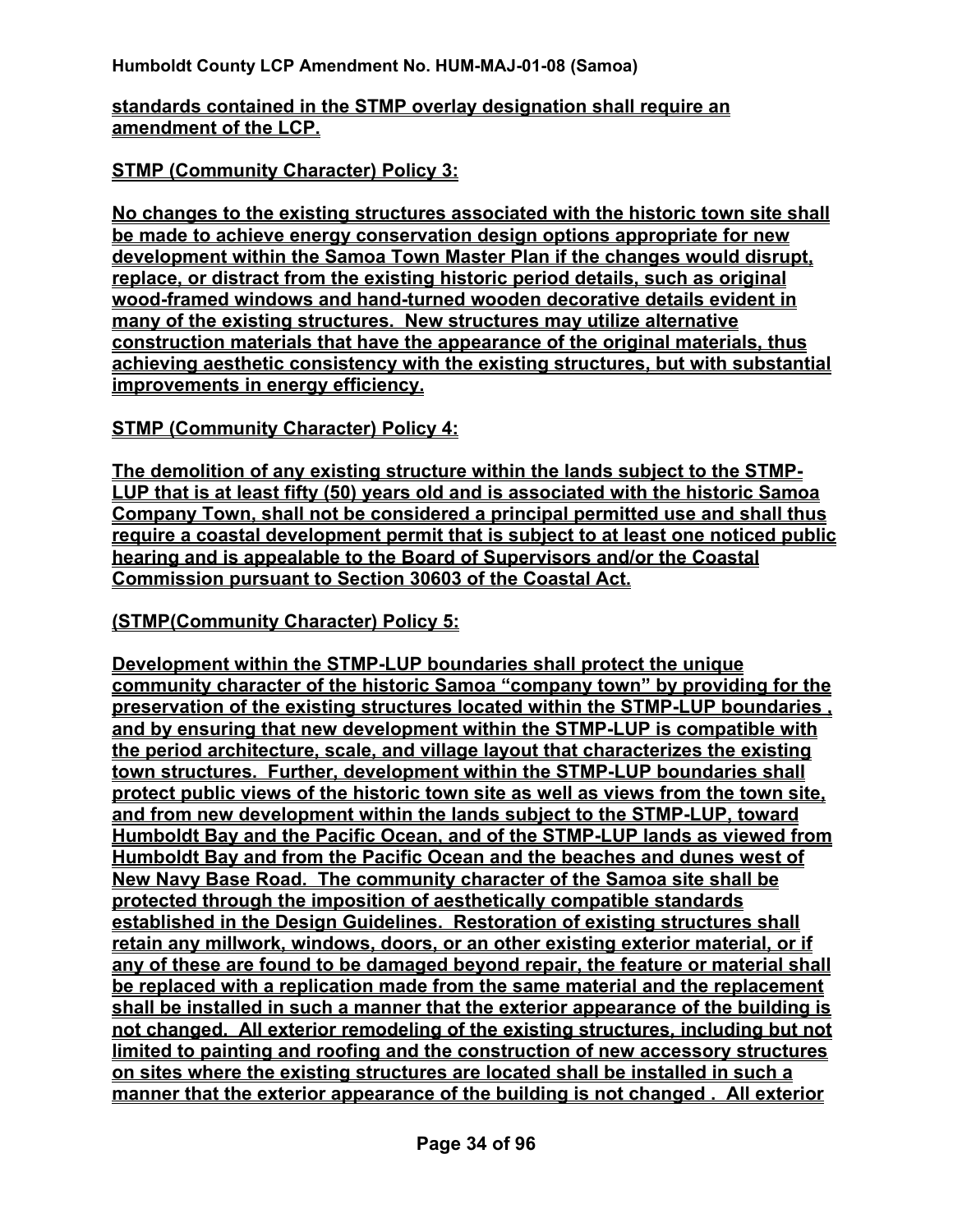**standards contained in the STMP overlay designation shall require an amendment of the LCP.**

**STMP (Community Character) Policy 3:**

**No changes to the existing structures associated with the historic town site shall be made to achieve energy conservation design options appropriate for new development within the Samoa Town Master Plan if the changes would disrupt, replace, or distract from the existing historic period details, such as original wood-framed windows and hand-turned wooden decorative details evident in many of the existing structures. New structures may utilize alternative construction materials that have the appearance of the original materials, thus achieving aesthetic consistency with the existing structures, but with substantial improvements in energy efficiency.**

**STMP (Community Character) Policy 4:**

**The demolition of any existing structure within the lands subject to the STMP-LUP that is at least fifty (50) years old and is associated with the historic Samoa Company Town, shall not be considered a principal permitted use and shall thus require a coastal development permit that is subject to at least one noticed public hearing and is appealable to the Board of Supervisors and/or the Coastal Commission pursuant to Section 30603 of the Coastal Act.**

**(STMP(Community Character) Policy 5:**

**Development within the STMP-LUP boundaries shall protect the unique community character of the historic Samoa "company town" by providing for the preservation of the existing structures located within the STMP-LUP boundaries , and by ensuring that new development within the STMP-LUP is compatible with the period architecture, scale, and village layout that characterizes the existing town structures. Further, development within the STMP-LUP boundaries shall protect public views of the historic town site as well as views from the town site, and from new development within the lands subject to the STMP-LUP, toward Humboldt Bay and the Pacific Ocean, and of the STMP-LUP lands as viewed from Humboldt Bay and from the Pacific Ocean and the beaches and dunes west of New Navy Base Road. The community character of the Samoa site shall be protected through the imposition of aesthetically compatible standards established in the Design Guidelines. Restoration of existing structures shall retain any millwork, windows, doors, or an other existing exterior material, or if any of these are found to be damaged beyond repair, the feature or material shall be replaced with a replication made from the same material and the replacement shall be installed in such a manner that the exterior appearance of the building is not changed. All exterior remodeling of the existing structures, including but not limited to painting and roofing and the construction of new accessory structures on sites where the existing structures are located shall be installed in such a manner that the exterior appearance of the building is not changed . All exterior**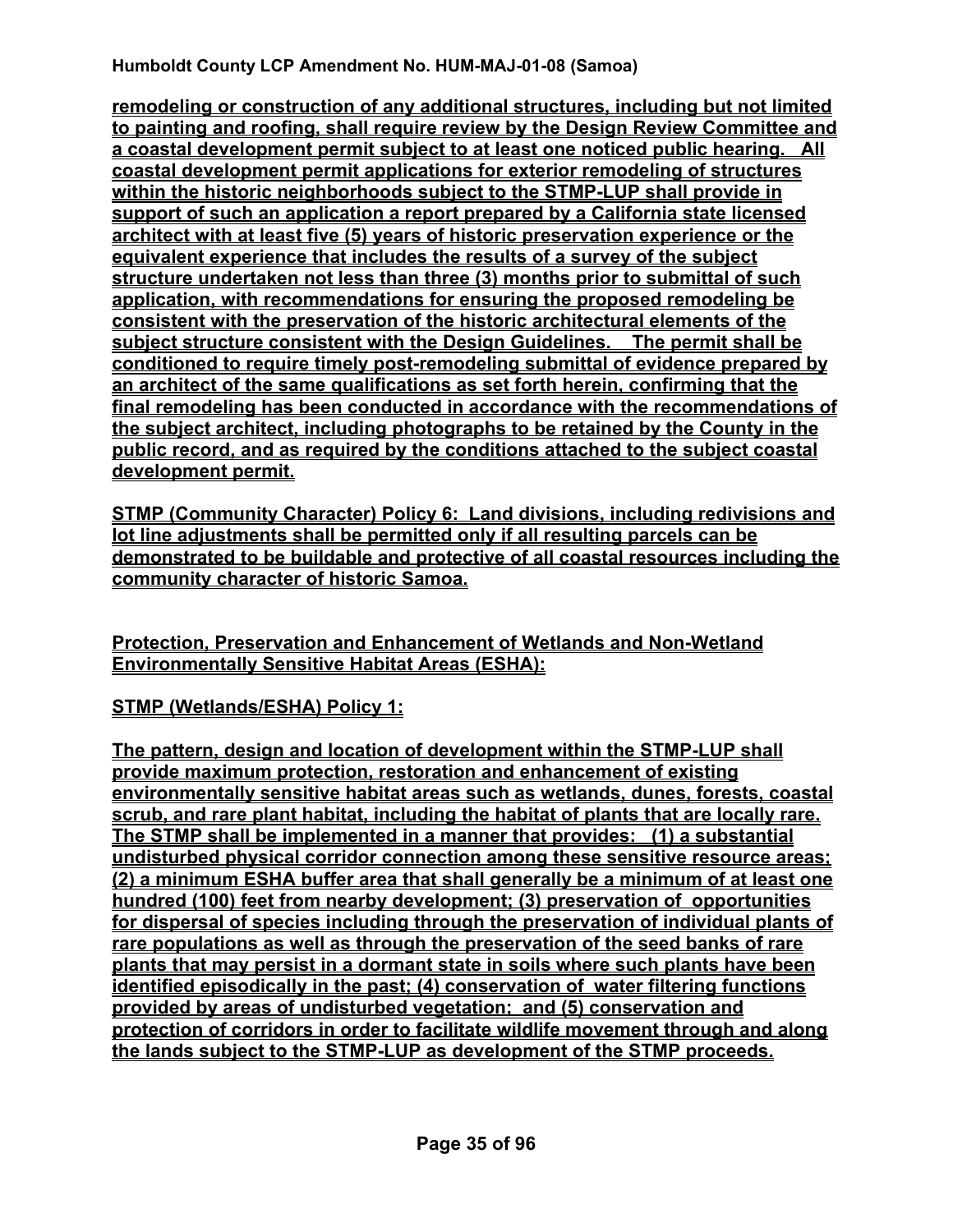**remodeling or construction of any additional structures, including but not limited to painting and roofing, shall require review by the Design Review Committee and a coastal development permit subject to at least one noticed public hearing. All coastal development permit applications for exterior remodeling of structures within the historic neighborhoods subject to the STMP-LUP shall provide in support of such an application a report prepared by a California state licensed architect with at least five (5) years of historic preservation experience or the equivalent experience that includes the results of a survey of the subject structure undertaken not less than three (3) months prior to submittal of such application, with recommendations for ensuring the proposed remodeling be consistent with the preservation of the historic architectural elements of the subject structure consistent with the Design Guidelines. The permit shall be conditioned to require timely post-remodeling submittal of evidence prepared by an architect of the same qualifications as set forth herein, confirming that the final remodeling has been conducted in accordance with the recommendations of the subject architect, including photographs to be retained by the County in the public record, and as required by the conditions attached to the subject coastal development permit.**

**STMP (Community Character) Policy 6: Land divisions, including redivisions and lot line adjustments shall be permitted only if all resulting parcels can be demonstrated to be buildable and protective of all coastal resources including the community character of historic Samoa.**

**Protection, Preservation and Enhancement of Wetlands and Non-Wetland Environmentally Sensitive Habitat Areas (ESHA):**

**STMP (Wetlands/ESHA) Policy 1:**

**The pattern, design and location of development within the STMP-LUP shall provide maximum protection, restoration and enhancement of existing environmentally sensitive habitat areas such as wetlands, dunes, forests, coastal scrub, and rare plant habitat, including the habitat of plants that are locally rare. The STMP shall be implemented in a manner that provides: (1) a substantial undisturbed physical corridor connection among these sensitive resource areas; (2) a minimum ESHA buffer area that shall generally be a minimum of at least one hundred (100) feet from nearby development; (3) preservation of opportunities for dispersal of species including through the preservation of individual plants of rare populations as well as through the preservation of the seed banks of rare plants that may persist in a dormant state in soils where such plants have been identified episodically in the past; (4) conservation of water filtering functions provided by areas of undisturbed vegetation; and (5) conservation and protection of corridors in order to facilitate wildlife movement through and along the lands subject to the STMP-LUP as development of the STMP proceeds.**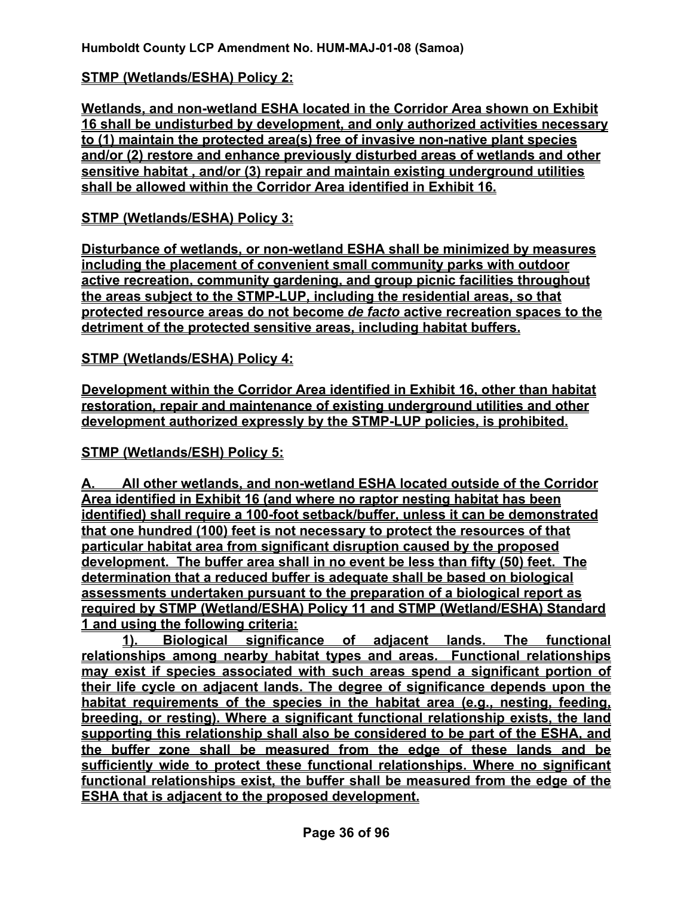**STMP (Wetlands/ESHA) Policy 2:**

**Wetlands, and non-wetland ESHA located in the Corridor Area shown on Exhibit 16 shall be undisturbed by development, and only authorized activities necessary to (1) maintain the protected area(s) free of invasive non-native plant species and/or (2) restore and enhance previously disturbed areas of wetlands and other sensitive habitat , and/or (3) repair and maintain existing underground utilities shall be allowed within the Corridor Area identified in Exhibit 16.**

**STMP (Wetlands/ESHA) Policy 3:**

**Disturbance of wetlands, or non-wetland ESHA shall be minimized by measures including the placement of convenient small community parks with outdoor active recreation, community gardening, and group picnic facilities throughout the areas subject to the STMP-LUP, including the residential areas, so that protected resource areas do not become *de facto* active recreation spaces to the detriment of the protected sensitive areas, including habitat buffers.**

**STMP (Wetlands/ESHA) Policy 4:**

**Development within the Corridor Area identified in Exhibit 16, other than habitat restoration, repair and maintenance of existing underground utilities and other development authorized expressly by the STMP-LUP policies, is prohibited.**

**STMP (Wetlands/ESH) Policy 5:**

**A. All other wetlands, and non-wetland ESHA located outside of the Corridor Area identified in Exhibit 16 (and where no raptor nesting habitat has been identified) shall require a 100-foot setback/buffer, unless it can be demonstrated that one hundred (100) feet is not necessary to protect the resources of that particular habitat area from significant disruption caused by the proposed development. The buffer area shall in no event be less than fifty (50) feet. The determination that a reduced buffer is adequate shall be based on biological assessments undertaken pursuant to the preparation of a biological report as required by STMP (Wetland/ESHA) Policy 11 and STMP (Wetland/ESHA) Standard 1 and using the following criteria:**

**1). Biological significance of adjacent lands. The functional relationships among nearby habitat types and areas. Functional relationships may exist if species associated with such areas spend a significant portion of their life cycle on adjacent lands. The degree of significance depends upon the habitat requirements of the species in the habitat area (e.g., nesting, feeding, breeding, or resting). Where a significant functional relationship exists, the land supporting this relationship shall also be considered to be part of the ESHA, and the buffer zone shall be measured from the edge of these lands and be sufficiently wide to protect these functional relationships. Where no significant functional relationships exist, the buffer shall be measured from the edge of the ESHA that is adjacent to the proposed development.**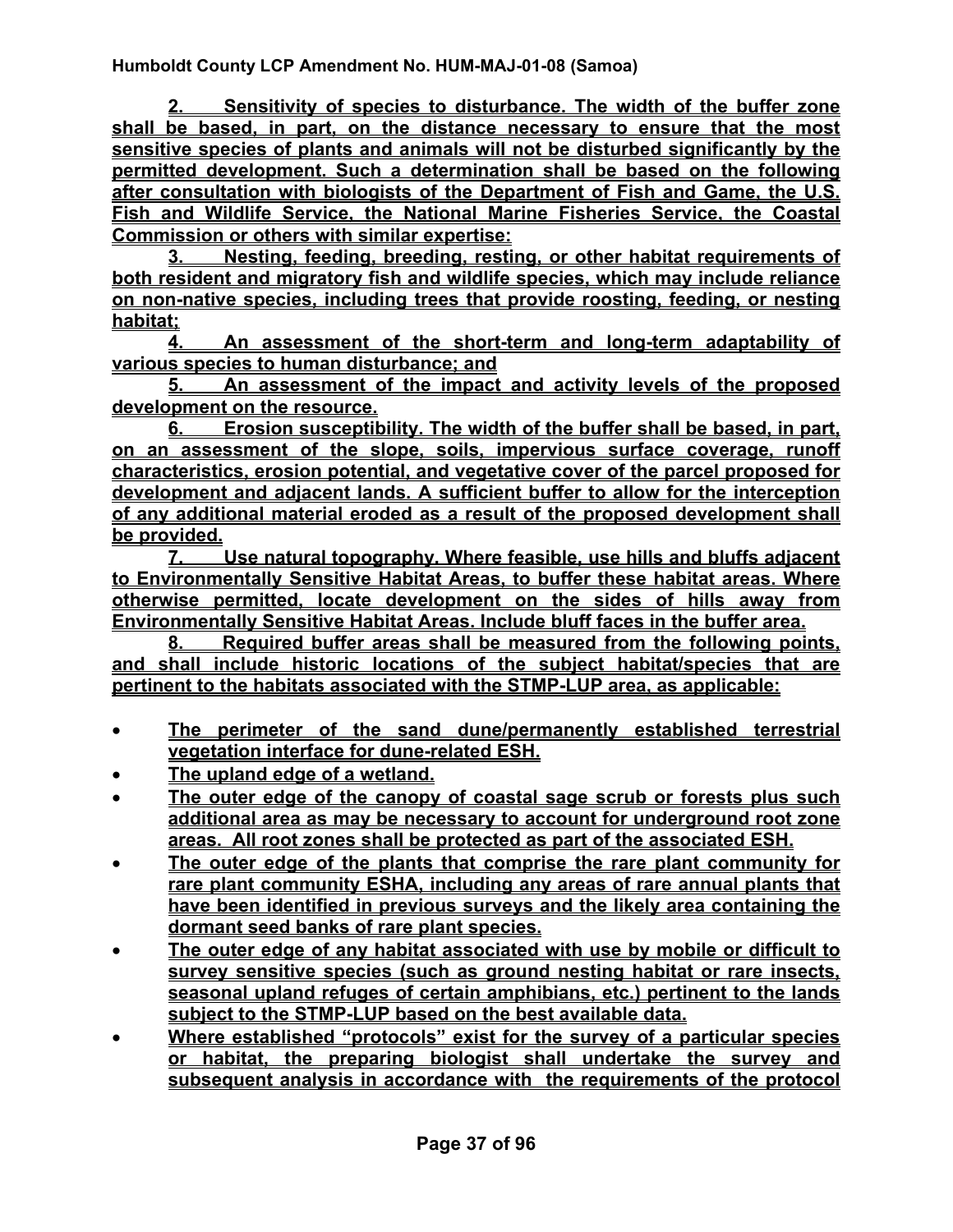**2. Sensitivity of species to disturbance. The width of the buffer zone shall be based, in part, on the distance necessary to ensure that the most sensitive species of plants and animals will not be disturbed significantly by the permitted development. Such a determination shall be based on the following after consultation with biologists of the Department of Fish and Game, the U.S. Fish and Wildlife Service, the National Marine Fisheries Service, the Coastal Commission or others with similar expertise:**

**3. Nesting, feeding, breeding, resting, or other habitat requirements of both resident and migratory fish and wildlife species, which may include reliance on non-native species, including trees that provide roosting, feeding, or nesting habitat;**

**4. An assessment of the short-term and long-term adaptability of various species to human disturbance; and**

**5. An assessment of the impact and activity levels of the proposed development on the resource.**

**6. Erosion susceptibility. The width of the buffer shall be based, in part, on an assessment of the slope, soils, impervious surface coverage, runoff characteristics, erosion potential, and vegetative cover of the parcel proposed for development and adjacent lands. A sufficient buffer to allow for the interception of any additional material eroded as a result of the proposed development shall be provided.**

**7. Use natural topography. Where feasible, use hills and bluffs adjacent to Environmentally Sensitive Habitat Areas, to buffer these habitat areas. Where otherwise permitted, locate development on the sides of hills away from Environmentally Sensitive Habitat Areas. Include bluff faces in the buffer area.**

**8. Required buffer areas shall be measured from the following points, and shall include historic locations of the subject habitat/species that are pertinent to the habitats associated with the STMP-LUP area, as applicable:**

- **The perimeter of the sand dune/permanently established terrestrial vegetation interface for dune-related ESH.**
- **The upland edge of a wetland.**
- **The outer edge of the canopy of coastal sage scrub or forests plus such additional area as may be necessary to account for underground root zone areas. All root zones shall be protected as part of the associated ESH.**
- **The outer edge of the plants that comprise the rare plant community for rare plant community ESHA, including any areas of rare annual plants that have been identified in previous surveys and the likely area containing the dormant seed banks of rare plant species.**
- **The outer edge of any habitat associated with use by mobile or difficult to survey sensitive species (such as ground nesting habitat or rare insects, seasonal upland refuges of certain amphibians, etc.) pertinent to the lands subject to the STMP-LUP based on the best available data.**
- **Where established "protocols" exist for the survey of a particular species or habitat, the preparing biologist shall undertake the survey and subsequent analysis in accordance with the requirements of the protocol**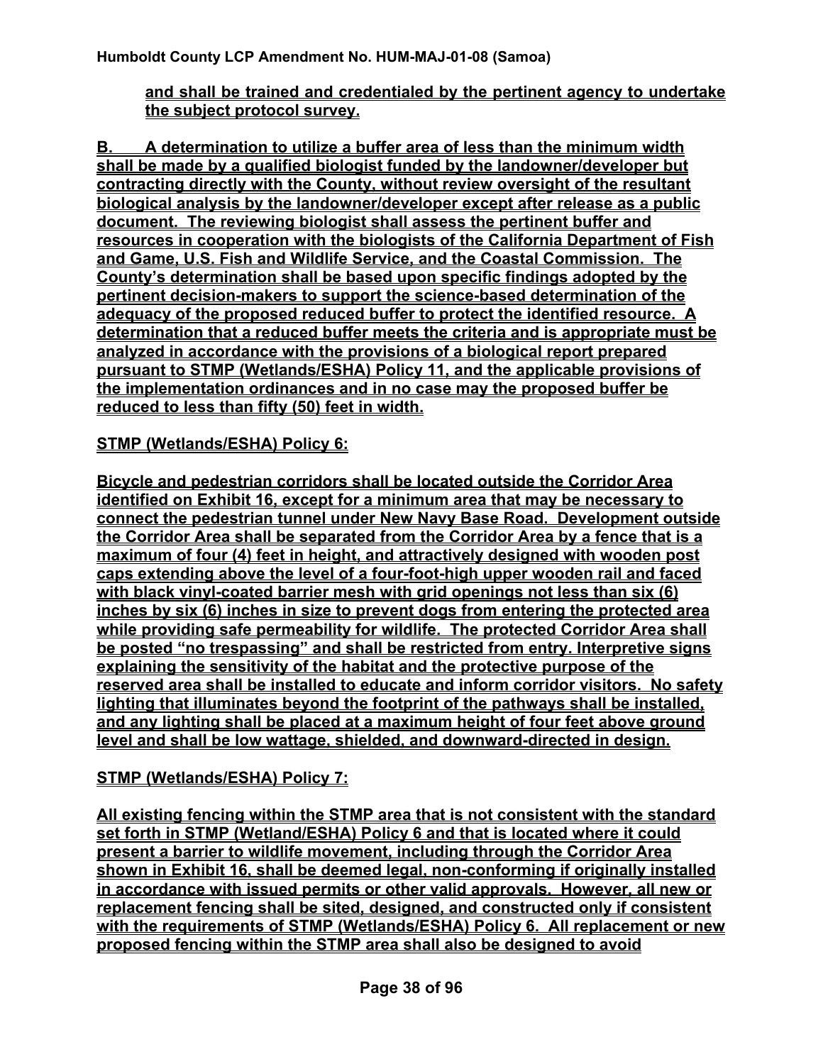**and shall be trained and credentialed by the pertinent agency to undertake the subject protocol survey.**

**B. A determination to utilize a buffer area of less than the minimum width shall be made by a qualified biologist funded by the landowner/developer but contracting directly with the County, without review oversight of the resultant biological analysis by the landowner/developer except after release as a public document. The reviewing biologist shall assess the pertinent buffer and resources in cooperation with the biologists of the California Department of Fish and Game, U.S. Fish and Wildlife Service, and the Coastal Commission. The County's determination shall be based upon specific findings adopted by the pertinent decision-makers to support the science-based determination of the adequacy of the proposed reduced buffer to protect the identified resource. A determination that a reduced buffer meets the criteria and is appropriate must be analyzed in accordance with the provisions of a biological report prepared pursuant to STMP (Wetlands/ESHA) Policy 11, and the applicable provisions of the implementation ordinances and in no case may the proposed buffer be reduced to less than fifty (50) feet in width.**

**STMP (Wetlands/ESHA) Policy 6:**

**Bicycle and pedestrian corridors shall be located outside the Corridor Area identified on Exhibit 16, except for a minimum area that may be necessary to connect the pedestrian tunnel under New Navy Base Road. Development outside the Corridor Area shall be separated from the Corridor Area by a fence that is a maximum of four (4) feet in height, and attractively designed with wooden post caps extending above the level of a four-foot-high upper wooden rail and faced with black vinyl-coated barrier mesh with grid openings not less than six (6) inches by six (6) inches in size to prevent dogs from entering the protected area while providing safe permeability for wildlife. The protected Corridor Area shall be posted "no trespassing" and shall be restricted from entry. Interpretive signs explaining the sensitivity of the habitat and the protective purpose of the reserved area shall be installed to educate and inform corridor visitors. No safety lighting that illuminates beyond the footprint of the pathways shall be installed, and any lighting shall be placed at a maximum height of four feet above ground level and shall be low wattage, shielded, and downward-directed in design.**

**STMP (Wetlands/ESHA) Policy 7:**

**All existing fencing within the STMP area that is not consistent with the standard set forth in STMP (Wetland/ESHA) Policy 6 and that is located where it could present a barrier to wildlife movement, including through the Corridor Area shown in Exhibit 16, shall be deemed legal, non-conforming if originally installed in accordance with issued permits or other valid approvals. However, all new or replacement fencing shall be sited, designed, and constructed only if consistent with the requirements of STMP (Wetlands/ESHA) Policy 6. All replacement or new proposed fencing within the STMP area shall also be designed to avoid**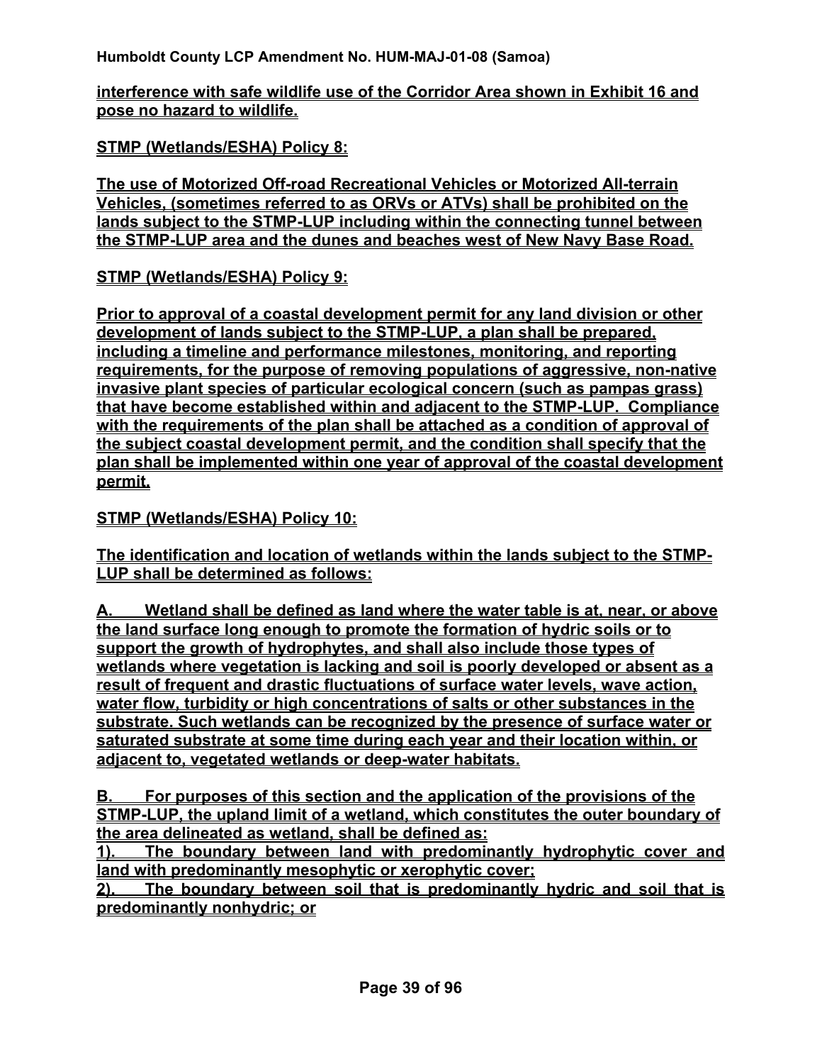**interference with safe wildlife use of the Corridor Area shown in Exhibit 16 and pose no hazard to wildlife.**

**STMP (Wetlands/ESHA) Policy 8:**

**The use of Motorized Off-road Recreational Vehicles or Motorized All-terrain Vehicles, (sometimes referred to as ORVs or ATVs) shall be prohibited on the lands subject to the STMP-LUP including within the connecting tunnel between the STMP-LUP area and the dunes and beaches west of New Navy Base Road.**

**STMP (Wetlands/ESHA) Policy 9:**

**Prior to approval of a coastal development permit for any land division or other development of lands subject to the STMP-LUP, a plan shall be prepared, including a timeline and performance milestones, monitoring, and reporting requirements, for the purpose of removing populations of aggressive, non-native invasive plant species of particular ecological concern (such as pampas grass) that have become established within and adjacent to the STMP-LUP. Compliance with the requirements of the plan shall be attached as a condition of approval of the subject coastal development permit, and the condition shall specify that the plan shall be implemented within one year of approval of the coastal development permit.**

**STMP (Wetlands/ESHA) Policy 10:**

**The identification and location of wetlands within the lands subject to the STMP-LUP shall be determined as follows:**

**A. Wetland shall be defined as land where the water table is at, near, or above the land surface long enough to promote the formation of hydric soils or to support the growth of hydrophytes, and shall also include those types of wetlands where vegetation is lacking and soil is poorly developed or absent as a result of frequent and drastic fluctuations of surface water levels, wave action, water flow, turbidity or high concentrations of salts or other substances in the substrate. Such wetlands can be recognized by the presence of surface water or saturated substrate at some time during each year and their location within, or adjacent to, vegetated wetlands or deep-water habitats.**

**B. For purposes of this section and the application of the provisions of the STMP-LUP, the upland limit of a wetland, which constitutes the outer boundary of the area delineated as wetland, shall be defined as:**

**1). The boundary between land with predominantly hydrophytic cover and land with predominantly mesophytic or xerophytic cover;**

**2). The boundary between soil that is predominantly hydric and soil that is predominantly nonhydric; or**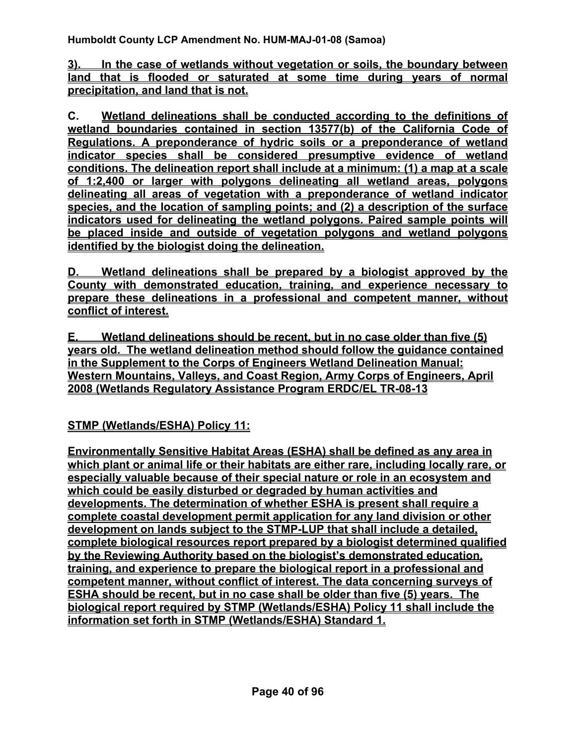**3). In the case of wetlands without vegetation or soils, the boundary between land that is flooded or saturated at some time during years of normal precipitation, and land that is not.**

**C. Wetland delineations shall be conducted according to the definitions of wetland boundaries contained in section 13577(b) of the California Code of Regulations. A preponderance of hydric soils or a preponderance of wetland indicator species shall be considered presumptive evidence of wetland conditions. The delineation report shall include at a minimum: (1) a map at a scale of 1:2,400 or larger with polygons delineating all wetland areas, polygons delineating all areas of vegetation with a preponderance of wetland indicator species, and the location of sampling points; and (2) a description of the surface indicators used for delineating the wetland polygons. Paired sample points will be placed inside and outside of vegetation polygons and wetland polygons identified by the biologist doing the delineation.**

**D. Wetland delineations shall be prepared by a biologist approved by the County with demonstrated education, training, and experience necessary to prepare these delineations in a professional and competent manner, without conflict of interest.**

**E. Wetland delineations should be recent, but in no case older than five (5) years old. The wetland delineation method should follow the guidance contained in the Supplement to the Corps of Engineers Wetland Delineation Manual: Western Mountains, Valleys, and Coast Region, Army Corps of Engineers, April 2008 (Wetlands Regulatory Assistance Program ERDC/EL TR-08-13**

**STMP (Wetlands/ESHA) Policy 11:**

**Environmentally Sensitive Habitat Areas (ESHA) shall be defined as any area in which plant or animal life or their habitats are either rare, including locally rare, or especially valuable because of their special nature or role in an ecosystem and which could be easily disturbed or degraded by human activities and developments. The determination of whether ESHA is present shall require a complete coastal development permit application for any land division or other development on lands subject to the STMP-LUP that shall include a detailed, complete biological resources report prepared by a biologist determined qualified by the Reviewing Authority based on the biologist's demonstrated education, training, and experience to prepare the biological report in a professional and competent manner, without conflict of interest. The data concerning surveys of ESHA should be recent, but in no case shall be older than five (5) years. The biological report required by STMP (Wetlands/ESHA) Policy 11 shall include the information set forth in STMP (Wetlands/ESHA) Standard 1.**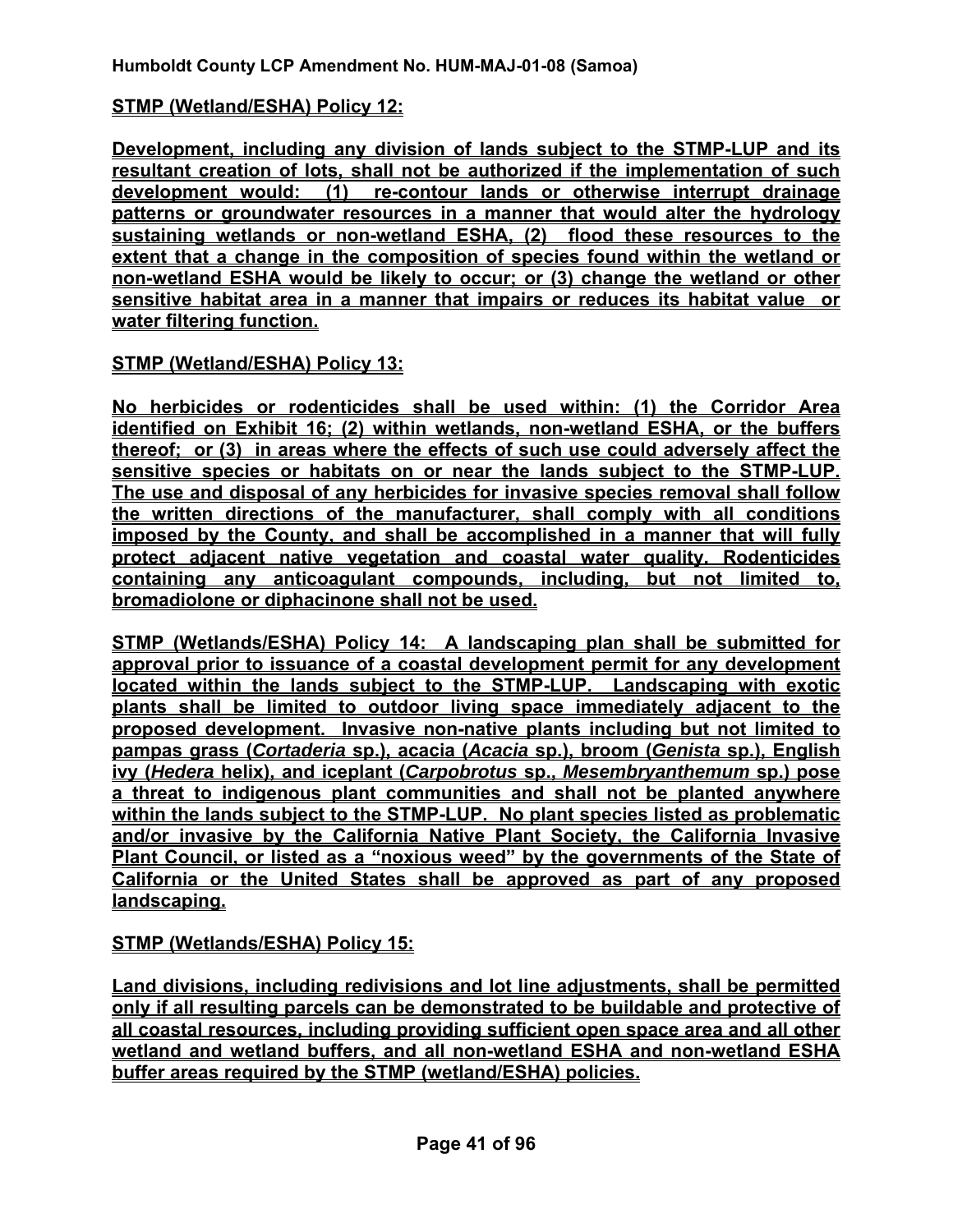**STMP (Wetland/ESHA) Policy 12:**

**Development, including any division of lands subject to the STMP-LUP and its resultant creation of lots, shall not be authorized if the implementation of such development would: (1) re-contour lands or otherwise interrupt drainage patterns or groundwater resources in a manner that would alter the hydrology sustaining wetlands or non-wetland ESHA, (2) flood these resources to the extent that a change in the composition of species found within the wetland or non-wetland ESHA would be likely to occur; or (3) change the wetland or other sensitive habitat area in a manner that impairs or reduces its habitat value or water filtering function.**

**STMP (Wetland/ESHA) Policy 13:**

**No herbicides or rodenticides shall be used within: (1) the Corridor Area identified on Exhibit 16; (2) within wetlands, non-wetland ESHA, or the buffers thereof; or (3) in areas where the effects of such use could adversely affect the sensitive species or habitats on or near the lands subject to the STMP-LUP. The use and disposal of any herbicides for invasive species removal shall follow the written directions of the manufacturer, shall comply with all conditions imposed by the County, and shall be accomplished in a manner that will fully protect adjacent native vegetation and coastal water quality. Rodenticides containing any anticoagulant compounds, including, but not limited to, bromadiolone or diphacinone shall not be used.**

**STMP (Wetlands/ESHA) Policy 14: A landscaping plan shall be submitted for approval prior to issuance of a coastal development permit for any development located within the lands subject to the STMP-LUP. Landscaping with exotic plants shall be limited to outdoor living space immediately adjacent to the proposed development. Invasive non-native plants including but not limited to pampas grass (*Cortaderia* sp.), acacia (*Acacia* sp.), broom (*Genista* sp.), English ivy (*Hedera* helix), and iceplant (*Carpobrotus* sp., *Mesembryanthemum* sp.) pose a threat to indigenous plant communities and shall not be planted anywhere within the lands subject to the STMP-LUP. No plant species listed as problematic and/or invasive by the California Native Plant Society, the California Invasive Plant Council, or listed as a "noxious weed" by the governments of the State of California or the United States shall be approved as part of any proposed landscaping.**

**STMP (Wetlands/ESHA) Policy 15:**

**Land divisions, including redivisions and lot line adjustments, shall be permitted only if all resulting parcels can be demonstrated to be buildable and protective of all coastal resources, including providing sufficient open space area and all other wetland and wetland buffers, and all non-wetland ESHA and non-wetland ESHA buffer areas required by the STMP (wetland/ESHA) policies.**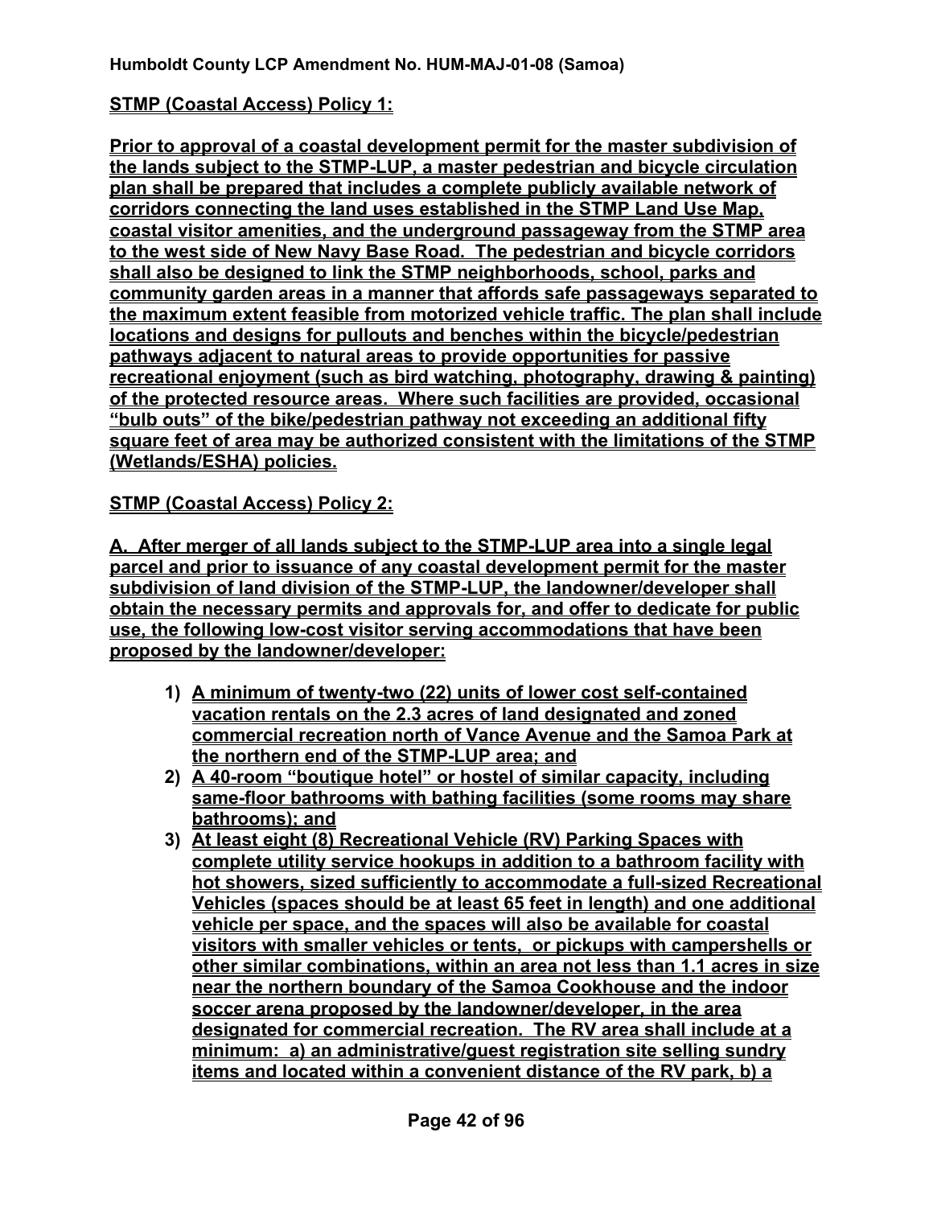**STMP (Coastal Access) Policy 1:**

**Prior to approval of a coastal development permit for the master subdivision of the lands subject to the STMP-LUP, a master pedestrian and bicycle circulation plan shall be prepared that includes a complete publicly available network of corridors connecting the land uses established in the STMP Land Use Map, coastal visitor amenities, and the underground passageway from the STMP area to the west side of New Navy Base Road. The pedestrian and bicycle corridors shall also be designed to link the STMP neighborhoods, school, parks and community garden areas in a manner that affords safe passageways separated to the maximum extent feasible from motorized vehicle traffic. The plan shall include locations and designs for pullouts and benches within the bicycle/pedestrian pathways adjacent to natural areas to provide opportunities for passive recreational enjoyment (such as bird watching, photography, drawing & painting) of the protected resource areas. Where such facilities are provided, occasional "bulb outs" of the bike/pedestrian pathway not exceeding an additional fifty square feet of area may be authorized consistent with the limitations of the STMP (Wetlands/ESHA) policies.**

**STMP (Coastal Access) Policy 2:**

**A. After merger of all lands subject to the STMP-LUP area into a single legal parcel and prior to issuance of any coastal development permit for the master subdivision of land division of the STMP-LUP, the landowner/developer shall obtain the necessary permits and approvals for, and offer to dedicate for public use, the following low-cost visitor serving accommodations that have been proposed by the landowner/developer:**

1) **A minimum of twenty-two (22) units of lower cost self-contained vacation rentals on the 2.3 acres of land designated and zoned commercial recreation north of Vance Avenue and the Samoa Park at the northern end of the STMP-LUP area; and**
2) **A 40-room "boutique hotel" or hostel of similar capacity, including same-floor bathrooms with bathing facilities (some rooms may share bathrooms); and**
3) **At least eight (8) Recreational Vehicle (RV) Parking Spaces with complete utility service hookups in addition to a bathroom facility with hot showers, sized sufficiently to accommodate a full-sized Recreational Vehicles (spaces should be at least 65 feet in length) and one additional vehicle per space, and the spaces will also be available for coastal visitors with smaller vehicles or tents, or pickups with campershells or other similar combinations, within an area not less than 1.1 acres in size near the northern boundary of the Samoa Cookhouse and the indoor soccer arena proposed by the landowner/developer, in the area designated for commercial recreation. The RV area shall include at a minimum: a) an administrative/guest registration site selling sundry items and located within a convenient distance of the RV park, b) a**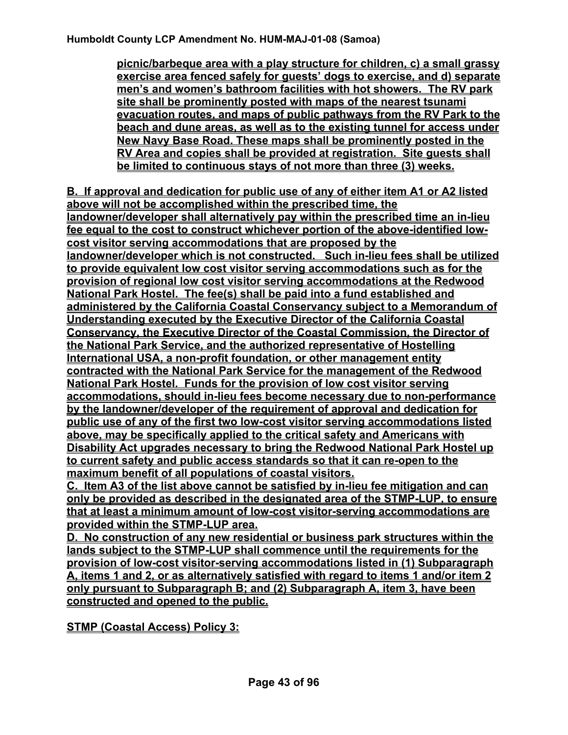**picnic/barbeque area with a play structure for children, c) a small grassy exercise area fenced safely for guests' dogs to exercise, and d) separate men's and women's bathroom facilities with hot showers. The RV park site shall be prominently posted with maps of the nearest tsunami evacuation routes, and maps of public pathways from the RV Park to the beach and dune areas, as well as to the existing tunnel for access under New Navy Base Road. These maps shall be prominently posted in the RV Area and copies shall be provided at registration. Site guests shall be limited to continuous stays of not more than three (3) weeks.**

**B. If approval and dedication for public use of any of either item A1 or A2 listed above will not be accomplished within the prescribed time, the landowner/developer shall alternatively pay within the prescribed time an in-lieu fee equal to the cost to construct whichever portion of the above-identified low-cost visitor serving accommodations that are proposed by the landowner/developer which is not constructed. Such in-lieu fees shall be utilized to provide equivalent low cost visitor serving accommodations such as for the provision of regional low cost visitor serving accommodations at the Redwood National Park Hostel. The fee(s) shall be paid into a fund established and administered by the California Coastal Conservancy subject to a Memorandum of Understanding executed by the Executive Director of the California Coastal Conservancy, the Executive Director of the Coastal Commission, the Director of the National Park Service, and the authorized representative of Hostelling International USA, a non-profit foundation, or other management entity contracted with the National Park Service for the management of the Redwood National Park Hostel. Funds for the provision of low cost visitor serving accommodations, should in-lieu fees become necessary due to non-performance by the landowner/developer of the requirement of approval and dedication for public use of any of the first two low-cost visitor serving accommodations listed above, may be specifically applied to the critical safety and Americans with Disability Act upgrades necessary to bring the Redwood National Park Hostel up to current safety and public access standards so that it can re-open to the maximum benefit of all populations of coastal visitors.**

**C. Item A3 of the list above cannot be satisfied by in-lieu fee mitigation and can only be provided as described in the designated area of the STMP-LUP, to ensure that at least a minimum amount of low-cost visitor-serving accommodations are provided within the STMP-LUP area.**

**D. No construction of any new residential or business park structures within the lands subject to the STMP-LUP shall commence until the requirements for the provision of low-cost visitor-serving accommodations listed in (1) Subparagraph A, items 1 and 2, or as alternatively satisfied with regard to items 1 and/or item 2 only pursuant to Subparagraph B; and (2) Subparagraph A, item 3, have been constructed and opened to the public.**

**STMP (Coastal Access) Policy 3:**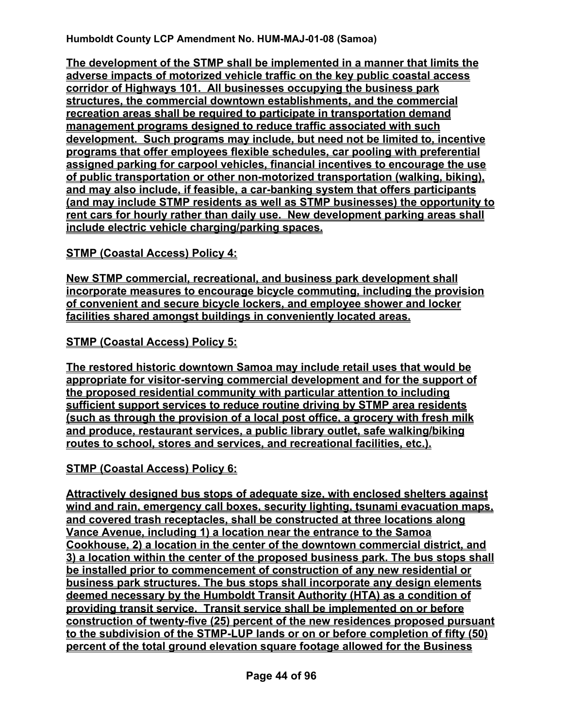**The development of the STMP shall be implemented in a manner that limits the adverse impacts of motorized vehicle traffic on the key public coastal access corridor of Highways 101. All businesses occupying the business park structures, the commercial downtown establishments, and the commercial recreation areas shall be required to participate in transportation demand management programs designed to reduce traffic associated with such development. Such programs may include, but need not be limited to, incentive programs that offer employees flexible schedules, car pooling with preferential assigned parking for carpool vehicles, financial incentives to encourage the use of public transportation or other non-motorized transportation (walking, biking), and may also include, if feasible, a car-banking system that offers participants (and may include STMP residents as well as STMP businesses) the opportunity to rent cars for hourly rather than daily use. New development parking areas shall include electric vehicle charging/parking spaces.**

**STMP (Coastal Access) Policy 4:**

**New STMP commercial, recreational, and business park development shall incorporate measures to encourage bicycle commuting, including the provision of convenient and secure bicycle lockers, and employee shower and locker facilities shared amongst buildings in conveniently located areas.**

**STMP (Coastal Access) Policy 5:**

**The restored historic downtown Samoa may include retail uses that would be appropriate for visitor-serving commercial development and for the support of the proposed residential community with particular attention to including sufficient support services to reduce routine driving by STMP area residents (such as through the provision of a local post office, a grocery with fresh milk and produce, restaurant services, a public library outlet, safe walking/biking routes to school, stores and services, and recreational facilities, etc.).**

**STMP (Coastal Access) Policy 6:**

**Attractively designed bus stops of adequate size, with enclosed shelters against wind and rain, emergency call boxes, security lighting, tsunami evacuation maps, and covered trash receptacles, shall be constructed at three locations along Vance Avenue, including 1) a location near the entrance to the Samoa Cookhouse, 2) a location in the center of the downtown commercial district, and 3) a location within the center of the proposed business park. The bus stops shall be installed prior to commencement of construction of any new residential or business park structures. The bus stops shall incorporate any design elements deemed necessary by the Humboldt Transit Authority (HTA) as a condition of providing transit service. Transit service shall be implemented on or before construction of twenty-five (25) percent of the new residences proposed pursuant to the subdivision of the STMP-LUP lands or on or before completion of fifty (50) percent of the total ground elevation square footage allowed for the Business**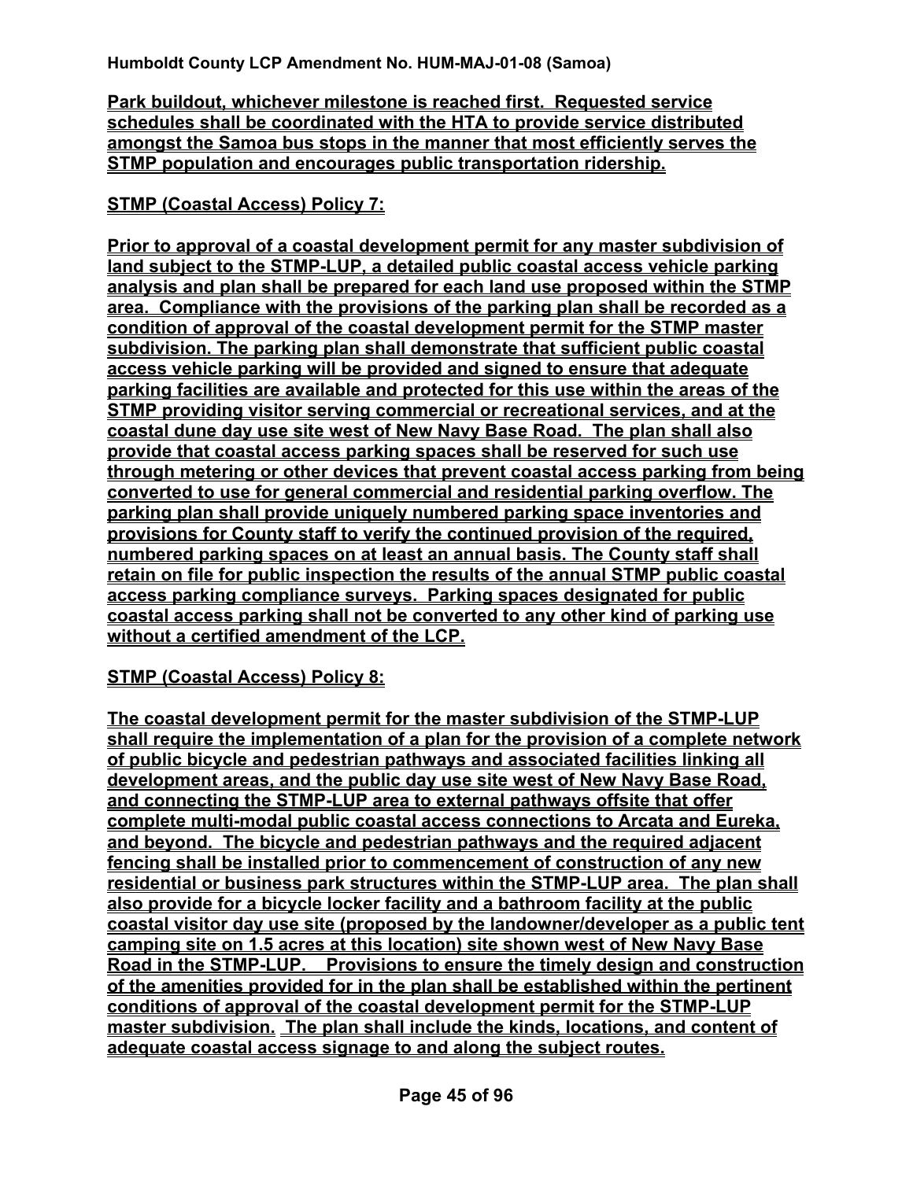**Park buildout, whichever milestone is reached first. Requested service schedules shall be coordinated with the HTA to provide service distributed amongst the Samoa bus stops in the manner that most efficiently serves the STMP population and encourages public transportation ridership.**

**STMP (Coastal Access) Policy 7:**

**Prior to approval of a coastal development permit for any master subdivision of land subject to the STMP-LUP, a detailed public coastal access vehicle parking analysis and plan shall be prepared for each land use proposed within the STMP area. Compliance with the provisions of the parking plan shall be recorded as a condition of approval of the coastal development permit for the STMP master subdivision. The parking plan shall demonstrate that sufficient public coastal access vehicle parking will be provided and signed to ensure that adequate parking facilities are available and protected for this use within the areas of the STMP providing visitor serving commercial or recreational services, and at the coastal dune day use site west of New Navy Base Road. The plan shall also provide that coastal access parking spaces shall be reserved for such use through metering or other devices that prevent coastal access parking from being converted to use for general commercial and residential parking overflow. The parking plan shall provide uniquely numbered parking space inventories and provisions for County staff to verify the continued provision of the required, numbered parking spaces on at least an annual basis. The County staff shall retain on file for public inspection the results of the annual STMP public coastal access parking compliance surveys. Parking spaces designated for public coastal access parking shall not be converted to any other kind of parking use without a certified amendment of the LCP.**

**STMP (Coastal Access) Policy 8:**

**The coastal development permit for the master subdivision of the STMP-LUP shall require the implementation of a plan for the provision of a complete network of public bicycle and pedestrian pathways and associated facilities linking all development areas, and the public day use site west of New Navy Base Road, and connecting the STMP-LUP area to external pathways offsite that offer complete multi-modal public coastal access connections to Arcata and Eureka, and beyond. The bicycle and pedestrian pathways and the required adjacent fencing shall be installed prior to commencement of construction of any new residential or business park structures within the STMP-LUP area. The plan shall also provide for a bicycle locker facility and a bathroom facility at the public coastal visitor day use site (proposed by the landowner/developer as a public tent camping site on 1.5 acres at this location) site shown west of New Navy Base Road in the STMP-LUP. Provisions to ensure the timely design and construction of the amenities provided for in the plan shall be established within the pertinent conditions of approval of the coastal development permit for the STMP-LUP master subdivision. The plan shall include the kinds, locations, and content of adequate coastal access signage to and along the subject routes.**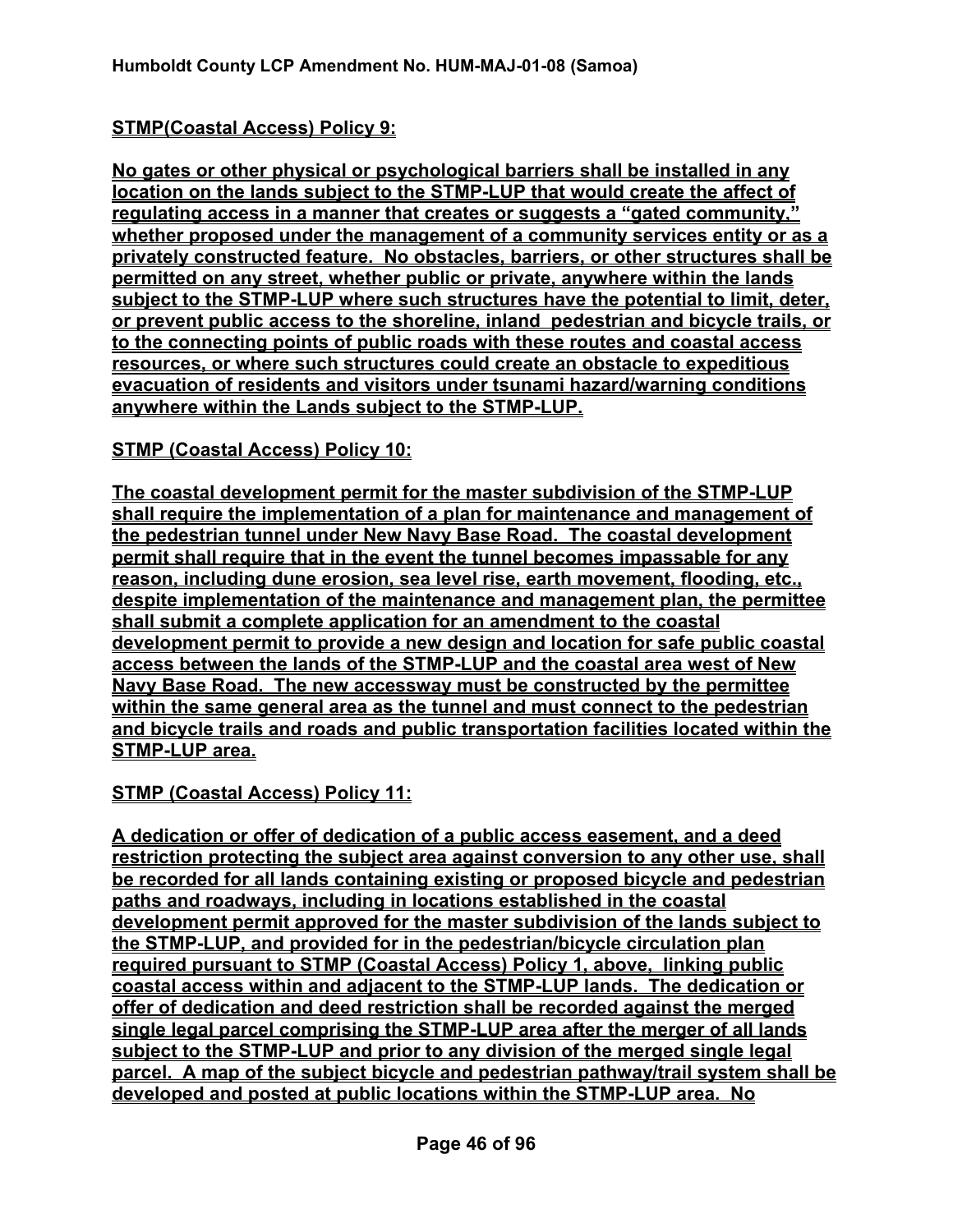**STMP(Coastal Access) Policy 9:**

**No gates or other physical or psychological barriers shall be installed in any location on the lands subject to the STMP-LUP that would create the affect of regulating access in a manner that creates or suggests a "gated community," whether proposed under the management of a community services entity or as a privately constructed feature. No obstacles, barriers, or other structures shall be permitted on any street, whether public or private, anywhere within the lands subject to the STMP-LUP where such structures have the potential to limit, deter, or prevent public access to the shoreline, inland pedestrian and bicycle trails, or to the connecting points of public roads with these routes and coastal access resources, or where such structures could create an obstacle to expeditious evacuation of residents and visitors under tsunami hazard/warning conditions anywhere within the Lands subject to the STMP-LUP.**

**STMP (Coastal Access) Policy 10:**

**The coastal development permit for the master subdivision of the STMP-LUP shall require the implementation of a plan for maintenance and management of the pedestrian tunnel under New Navy Base Road. The coastal development permit shall require that in the event the tunnel becomes impassable for any reason, including dune erosion, sea level rise, earth movement, flooding, etc., despite implementation of the maintenance and management plan, the permittee shall submit a complete application for an amendment to the coastal development permit to provide a new design and location for safe public coastal access between the lands of the STMP-LUP and the coastal area west of New Navy Base Road. The new accessway must be constructed by the permittee within the same general area as the tunnel and must connect to the pedestrian and bicycle trails and roads and public transportation facilities located within the STMP-LUP area.**

**STMP (Coastal Access) Policy 11:**

**A dedication or offer of dedication of a public access easement, and a deed restriction protecting the subject area against conversion to any other use, shall be recorded for all lands containing existing or proposed bicycle and pedestrian paths and roadways, including in locations established in the coastal development permit approved for the master subdivision of the lands subject to the STMP-LUP, and provided for in the pedestrian/bicycle circulation plan required pursuant to STMP (Coastal Access) Policy 1, above, linking public coastal access within and adjacent to the STMP-LUP lands. The dedication or offer of dedication and deed restriction shall be recorded against the merged single legal parcel comprising the STMP-LUP area after the merger of all lands subject to the STMP-LUP and prior to any division of the merged single legal parcel. A map of the subject bicycle and pedestrian pathway/trail system shall be developed and posted at public locations within the STMP-LUP area. No**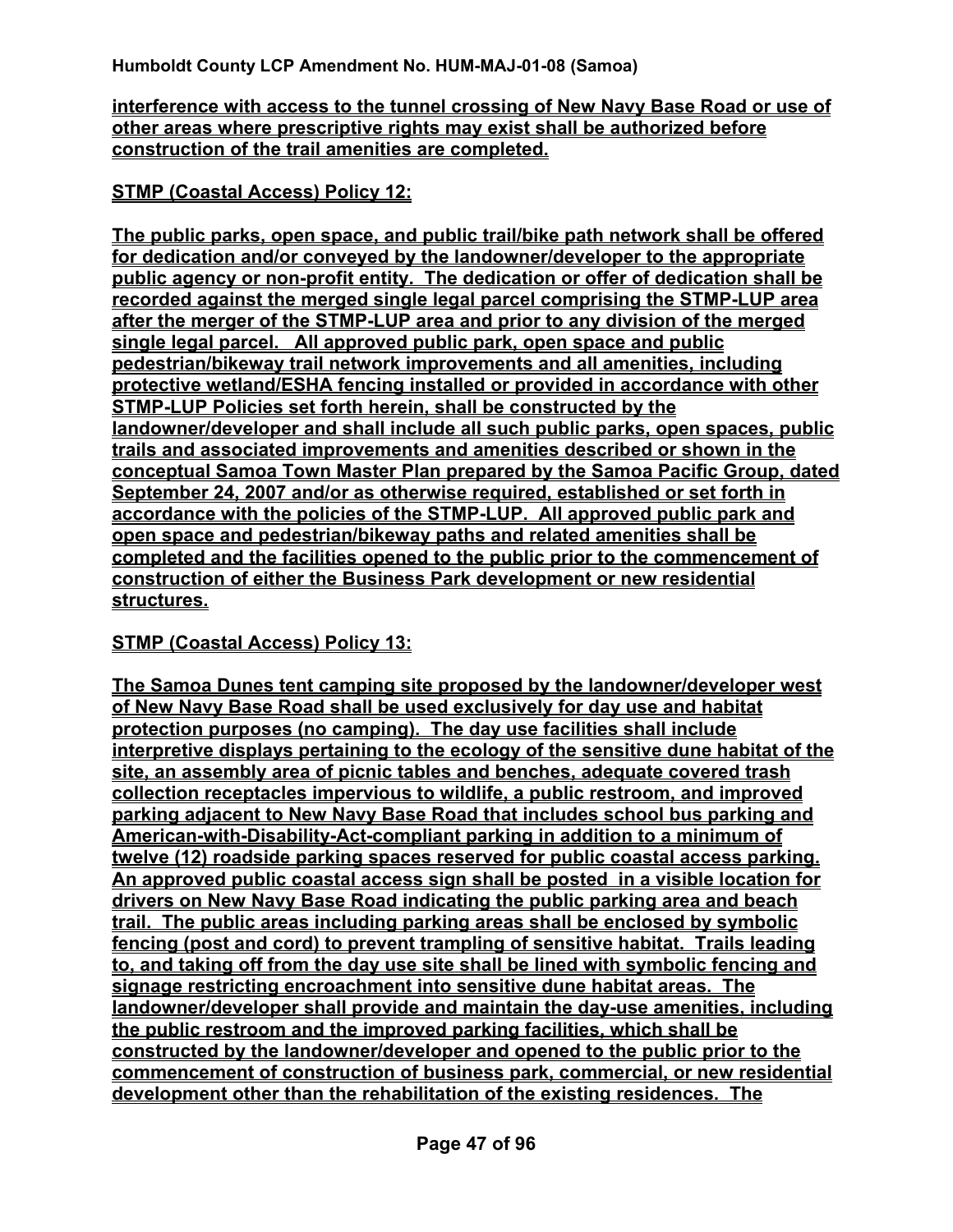**interference with access to the tunnel crossing of New Navy Base Road or use of other areas where prescriptive rights may exist shall be authorized before construction of the trail amenities are completed.**

**STMP (Coastal Access) Policy 12:**

**The public parks, open space, and public trail/bike path network shall be offered for dedication and/or conveyed by the landowner/developer to the appropriate public agency or non-profit entity. The dedication or offer of dedication shall be recorded against the merged single legal parcel comprising the STMP-LUP area after the merger of the STMP-LUP area and prior to any division of the merged single legal parcel. All approved public park, open space and public pedestrian/bikeway trail network improvements and all amenities, including protective wetland/ESHA fencing installed or provided in accordance with other STMP-LUP Policies set forth herein, shall be constructed by the landowner/developer and shall include all such public parks, open spaces, public trails and associated improvements and amenities described or shown in the conceptual Samoa Town Master Plan prepared by the Samoa Pacific Group, dated September 24, 2007 and/or as otherwise required, established or set forth in accordance with the policies of the STMP-LUP. All approved public park and open space and pedestrian/bikeway paths and related amenities shall be completed and the facilities opened to the public prior to the commencement of construction of either the Business Park development or new residential structures.**

**STMP (Coastal Access) Policy 13:**

**The Samoa Dunes tent camping site proposed by the landowner/developer west of New Navy Base Road shall be used exclusively for day use and habitat protection purposes (no camping). The day use facilities shall include interpretive displays pertaining to the ecology of the sensitive dune habitat of the site, an assembly area of picnic tables and benches, adequate covered trash collection receptacles impervious to wildlife, a public restroom, and improved parking adjacent to New Navy Base Road that includes school bus parking and American-with-Disability-Act-compliant parking in addition to a minimum of twelve (12) roadside parking spaces reserved for public coastal access parking. An approved public coastal access sign shall be posted in a visible location for drivers on New Navy Base Road indicating the public parking area and beach trail. The public areas including parking areas shall be enclosed by symbolic fencing (post and cord) to prevent trampling of sensitive habitat. Trails leading to, and taking off from the day use site shall be lined with symbolic fencing and signage restricting encroachment into sensitive dune habitat areas. The landowner/developer shall provide and maintain the day-use amenities, including the public restroom and the improved parking facilities, which shall be constructed by the landowner/developer and opened to the public prior to the commencement of construction of business park, commercial, or new residential development other than the rehabilitation of the existing residences. The**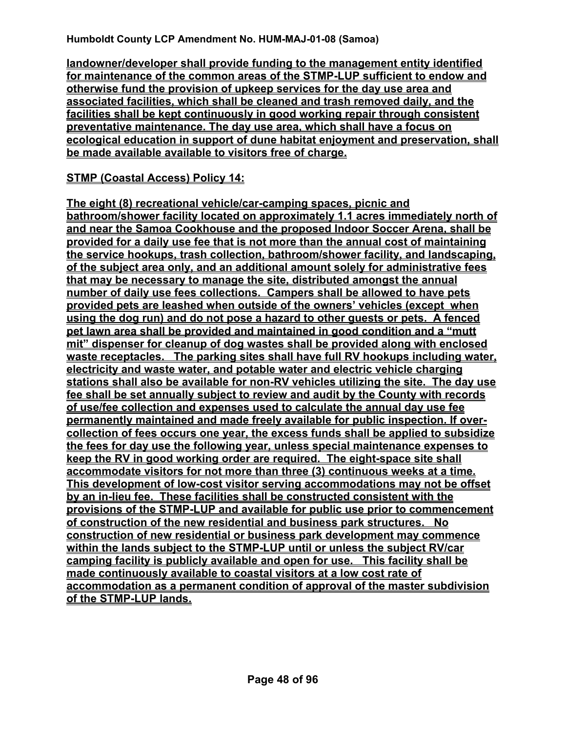**landowner/developer shall provide funding to the management entity identified for maintenance of the common areas of the STMP-LUP sufficient to endow and otherwise fund the provision of upkeep services for the day use area and associated facilities, which shall be cleaned and trash removed daily, and the facilities shall be kept continuously in good working repair through consistent preventative maintenance. The day use area, which shall have a focus on ecological education in support of dune habitat enjoyment and preservation, shall be made available available to visitors free of charge.**

**STMP (Coastal Access) Policy 14:**

**The eight (8) recreational vehicle/car-camping spaces, picnic and bathroom/shower facility located on approximately 1.1 acres immediately north of and near the Samoa Cookhouse and the proposed Indoor Soccer Arena, shall be provided for a daily use fee that is not more than the annual cost of maintaining the service hookups, trash collection, bathroom/shower facility, and landscaping, of the subject area only, and an additional amount solely for administrative fees that may be necessary to manage the site, distributed amongst the annual number of daily use fees collections. Campers shall be allowed to have pets provided pets are leashed when outside of the owners' vehicles (except when using the dog run) and do not pose a hazard to other guests or pets. A fenced pet lawn area shall be provided and maintained in good condition and a "mutt mit" dispenser for cleanup of dog wastes shall be provided along with enclosed waste receptacles. The parking sites shall have full RV hookups including water, electricity and waste water, and potable water and electric vehicle charging stations shall also be available for non-RV vehicles utilizing the site. The day use fee shall be set annually subject to review and audit by the County with records of use/fee collection and expenses used to calculate the annual day use fee permanently maintained and made freely available for public inspection. If over-collection of fees occurs one year, the excess funds shall be applied to subsidize the fees for day use the following year, unless special maintenance expenses to keep the RV in good working order are required. The eight-space site shall accommodate visitors for not more than three (3) continuous weeks at a time. This development of low-cost visitor serving accommodations may not be offset by an in-lieu fee. These facilities shall be constructed consistent with the provisions of the STMP-LUP and available for public use prior to commencement of construction of the new residential and business park structures. No construction of new residential or business park development may commence within the lands subject to the STMP-LUP until or unless the subject RV/car camping facility is publicly available and open for use. This facility shall be made continuously available to coastal visitors at a low cost rate of accommodation as a permanent condition of approval of the master subdivision of the STMP-LUP lands.**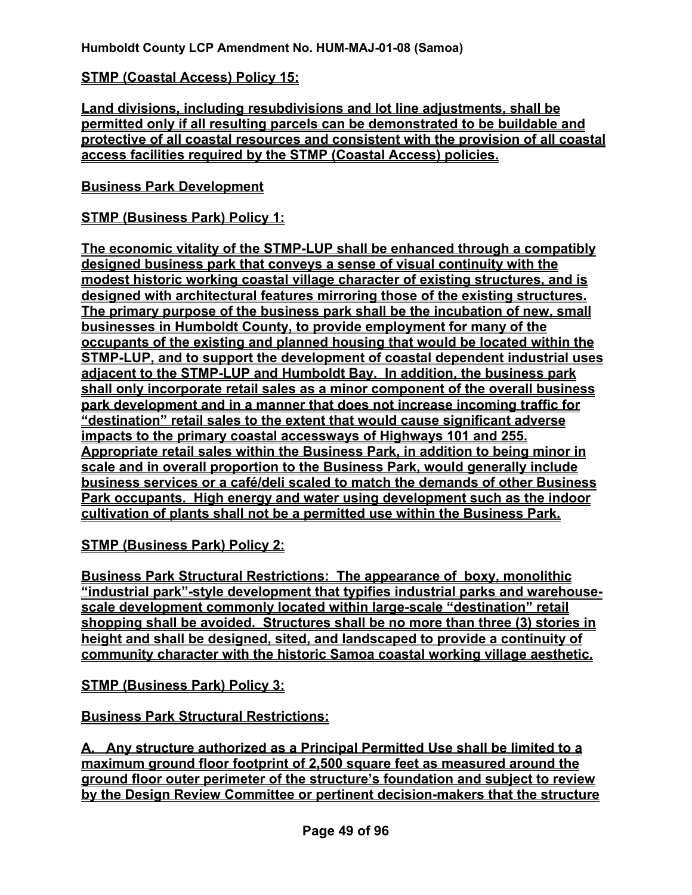**STMP (Coastal Access) Policy 15:**

**Land divisions, including resubdivisions and lot line adjustments, shall be permitted only if all resulting parcels can be demonstrated to be buildable and protective of all coastal resources and consistent with the provision of all coastal access facilities required by the STMP (Coastal Access) policies.**

**Business Park Development**

**STMP (Business Park) Policy 1:**

**The economic vitality of the STMP-LUP shall be enhanced through a compatibly designed business park that conveys a sense of visual continuity with the modest historic working coastal village character of existing structures, and is designed with architectural features mirroring those of the existing structures. The primary purpose of the business park shall be the incubation of new, small businesses in Humboldt County, to provide employment for many of the occupants of the existing and planned housing that would be located within the STMP-LUP, and to support the development of coastal dependent industrial uses adjacent to the STMP-LUP and Humboldt Bay. In addition, the business park shall only incorporate retail sales as a minor component of the overall business park development and in a manner that does not increase incoming traffic for "destination" retail sales to the extent that would cause significant adverse impacts to the primary coastal accessways of Highways 101 and 255. Appropriate retail sales within the Business Park, in addition to being minor in scale and in overall proportion to the Business Park, would generally include business services or a café/deli scaled to match the demands of other Business Park occupants. High energy and water using development such as the indoor cultivation of plants shall not be a permitted use within the Business Park.**

**STMP (Business Park) Policy 2:**

**Business Park Structural Restrictions: The appearance of boxy, monolithic "industrial park"-style development that typifies industrial parks and warehouse-scale development commonly located within large-scale "destination" retail shopping shall be avoided. Structures shall be no more than three (3) stories in height and shall be designed, sited, and landscaped to provide a continuity of community character with the historic Samoa coastal working village aesthetic.**

**STMP (Business Park) Policy 3:**

**Business Park Structural Restrictions:**

**A. Any structure authorized as a Principal Permitted Use shall be limited to a maximum ground floor footprint of 2,500 square feet as measured around the ground floor outer perimeter of the structure's foundation and subject to review by the Design Review Committee or pertinent decision-makers that the structure**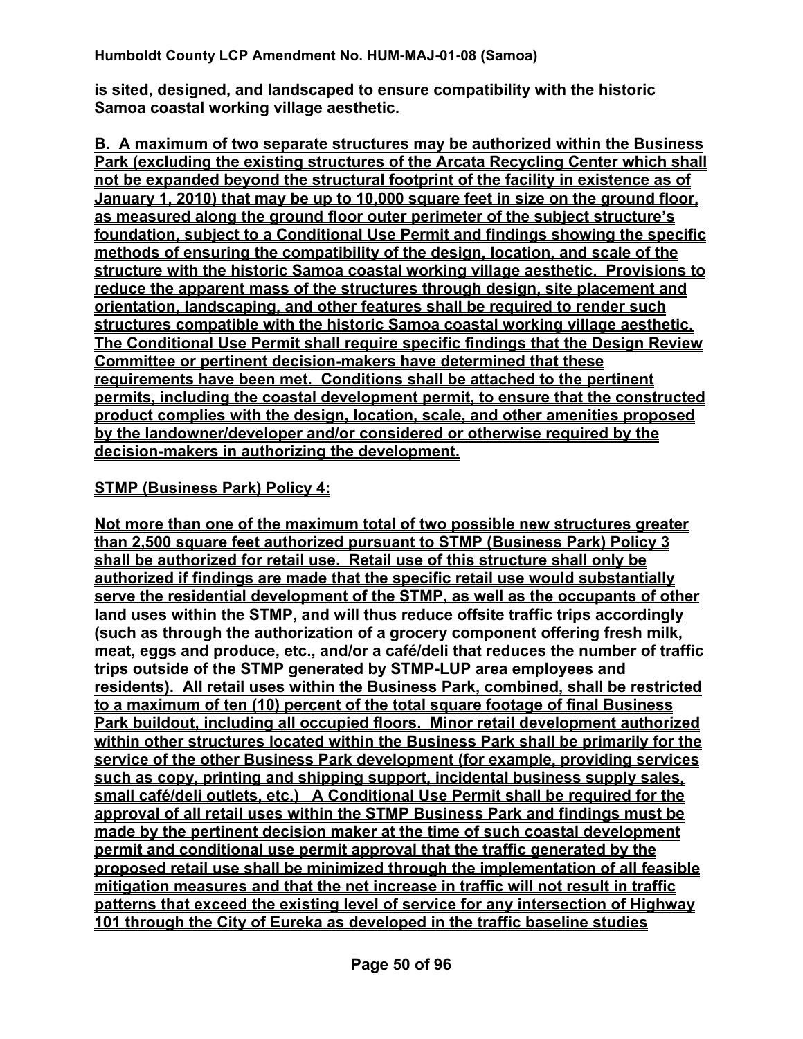**is sited, designed, and landscaped to ensure compatibility with the historic Samoa coastal working village aesthetic.**

**B. A maximum of two separate structures may be authorized within the Business Park (excluding the existing structures of the Arcata Recycling Center which shall not be expanded beyond the structural footprint of the facility in existence as of January 1, 2010) that may be up to 10,000 square feet in size on the ground floor, as measured along the ground floor outer perimeter of the subject structure's foundation, subject to a Conditional Use Permit and findings showing the specific methods of ensuring the compatibility of the design, location, and scale of the structure with the historic Samoa coastal working village aesthetic. Provisions to reduce the apparent mass of the structures through design, site placement and orientation, landscaping, and other features shall be required to render such structures compatible with the historic Samoa coastal working village aesthetic. The Conditional Use Permit shall require specific findings that the Design Review Committee or pertinent decision-makers have determined that these requirements have been met. Conditions shall be attached to the pertinent permits, including the coastal development permit, to ensure that the constructed product complies with the design, location, scale, and other amenities proposed by the landowner/developer and/or considered or otherwise required by the decision-makers in authorizing the development.**

**STMP (Business Park) Policy 4:**

**Not more than one of the maximum total of two possible new structures greater than 2,500 square feet authorized pursuant to STMP (Business Park) Policy 3 shall be authorized for retail use. Retail use of this structure shall only be authorized if findings are made that the specific retail use would substantially serve the residential development of the STMP, as well as the occupants of other land uses within the STMP, and will thus reduce offsite traffic trips accordingly (such as through the authorization of a grocery component offering fresh milk, meat, eggs and produce, etc., and/or a café/deli that reduces the number of traffic trips outside of the STMP generated by STMP-LUP area employees and residents). All retail uses within the Business Park, combined, shall be restricted to a maximum of ten (10) percent of the total square footage of final Business Park buildout, including all occupied floors. Minor retail development authorized within other structures located within the Business Park shall be primarily for the service of the other Business Park development (for example, providing services such as copy, printing and shipping support, incidental business supply sales, small café/deli outlets, etc.) A Conditional Use Permit shall be required for the approval of all retail uses within the STMP Business Park and findings must be made by the pertinent decision maker at the time of such coastal development permit and conditional use permit approval that the traffic generated by the proposed retail use shall be minimized through the implementation of all feasible mitigation measures and that the net increase in traffic will not result in traffic patterns that exceed the existing level of service for any intersection of Highway 101 through the City of Eureka as developed in the traffic baseline studies**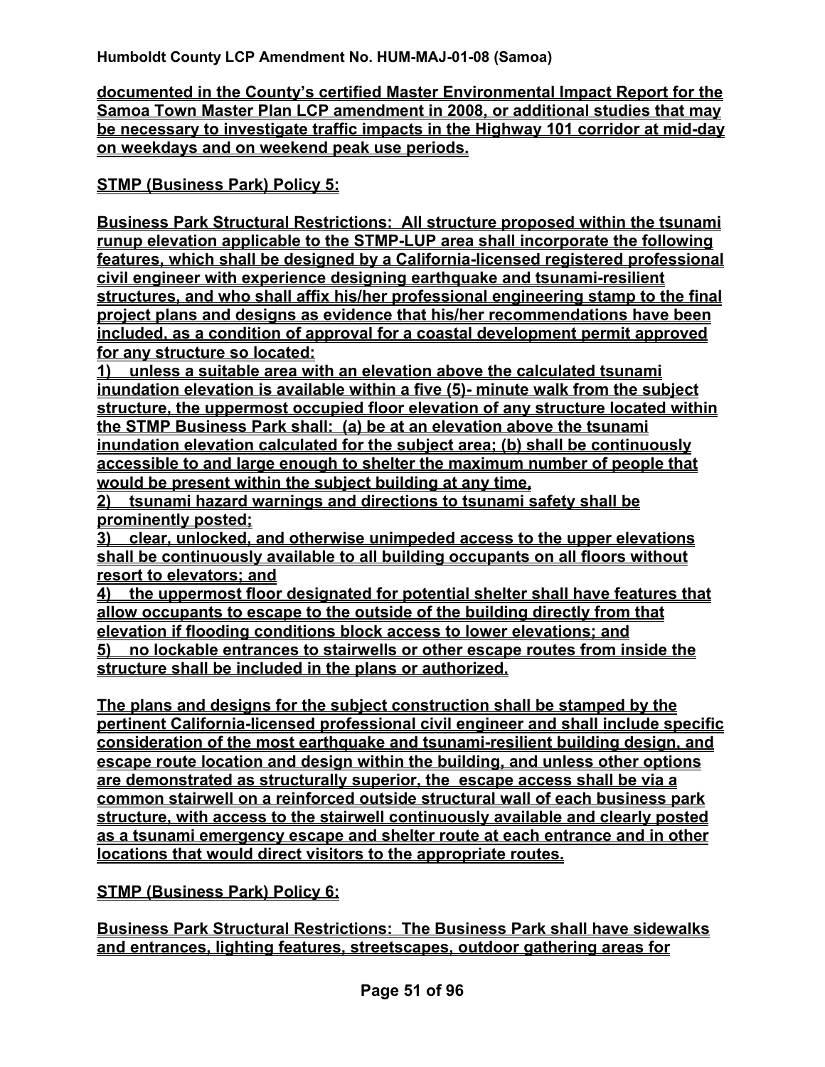**documented in the County's certified Master Environmental Impact Report for the Samoa Town Master Plan LCP amendment in 2008, or additional studies that may be necessary to investigate traffic impacts in the Highway 101 corridor at mid-day on weekdays and on weekend peak use periods.**

**STMP (Business Park) Policy 5:**

**Business Park Structural Restrictions: All structure proposed within the tsunami runup elevation applicable to the STMP-LUP area shall incorporate the following features, which shall be designed by a California-licensed registered professional civil engineer with experience designing earthquake and tsunami-resilient structures, and who shall affix his/her professional engineering stamp to the final project plans and designs as evidence that his/her recommendations have been included, as a condition of approval for a coastal development permit approved for any structure so located:**

**1) unless a suitable area with an elevation above the calculated tsunami inundation elevation is available within a five (5)- minute walk from the subject structure, the uppermost occupied floor elevation of any structure located within the STMP Business Park shall: (a) be at an elevation above the tsunami inundation elevation calculated for the subject area; (b) shall be continuously accessible to and large enough to shelter the maximum number of people that would be present within the subject building at any time,**

**2) tsunami hazard warnings and directions to tsunami safety shall be prominently posted;**

**3) clear, unlocked, and otherwise unimpeded access to the upper elevations shall be continuously available to all building occupants on all floors without resort to elevators; and**

**4) the uppermost floor designated for potential shelter shall have features that allow occupants to escape to the outside of the building directly from that elevation if flooding conditions block access to lower elevations; and**

**5) no lockable entrances to stairwells or other escape routes from inside the structure shall be included in the plans or authorized.**

**The plans and designs for the subject construction shall be stamped by the pertinent California-licensed professional civil engineer and shall include specific consideration of the most earthquake and tsunami-resilient building design, and escape route location and design within the building, and unless other options are demonstrated as structurally superior, the escape access shall be via a common stairwell on a reinforced outside structural wall of each business park structure, with access to the stairwell continuously available and clearly posted as a tsunami emergency escape and shelter route at each entrance and in other locations that would direct visitors to the appropriate routes.**

**STMP (Business Park) Policy 6:**

**Business Park Structural Restrictions: The Business Park shall have sidewalks and entrances, lighting features, streetscapes, outdoor gathering areas for**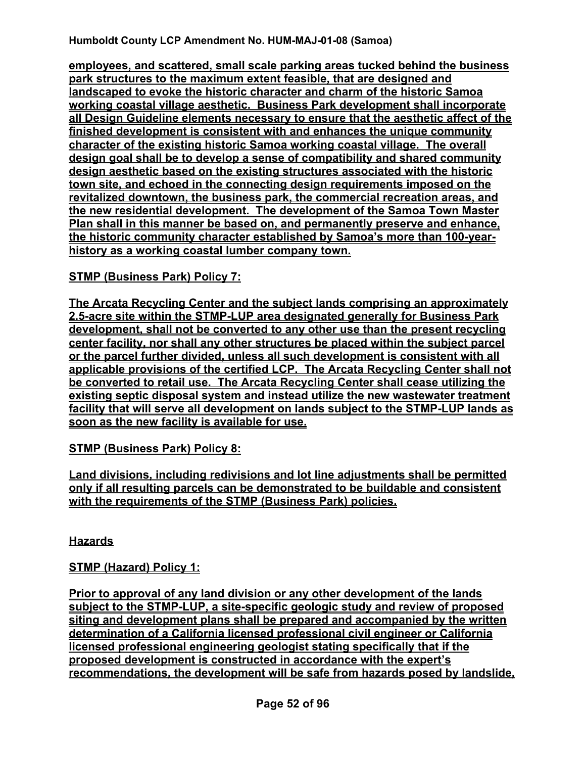**employees, and scattered, small scale parking areas tucked behind the business park structures to the maximum extent feasible, that are designed and landscaped to evoke the historic character and charm of the historic Samoa working coastal village aesthetic. Business Park development shall incorporate all Design Guideline elements necessary to ensure that the aesthetic affect of the finished development is consistent with and enhances the unique community character of the existing historic Samoa working coastal village. The overall design goal shall be to develop a sense of compatibility and shared community design aesthetic based on the existing structures associated with the historic town site, and echoed in the connecting design requirements imposed on the revitalized downtown, the business park, the commercial recreation areas, and the new residential development. The development of the Samoa Town Master Plan shall in this manner be based on, and permanently preserve and enhance, the historic community character established by Samoa's more than 100-year-history as a working coastal lumber company town.**

**STMP (Business Park) Policy 7:**

**The Arcata Recycling Center and the subject lands comprising an approximately 2.5-acre site within the STMP-LUP area designated generally for Business Park development, shall not be converted to any other use than the present recycling center facility, nor shall any other structures be placed within the subject parcel or the parcel further divided, unless all such development is consistent with all applicable provisions of the certified LCP. The Arcata Recycling Center shall not be converted to retail use. The Arcata Recycling Center shall cease utilizing the existing septic disposal system and instead utilize the new wastewater treatment facility that will serve all development on lands subject to the STMP-LUP lands as soon as the new facility is available for use.**

**STMP (Business Park) Policy 8:**

**Land divisions, including redivisions and lot line adjustments shall be permitted only if all resulting parcels can be demonstrated to be buildable and consistent with the requirements of the STMP (Business Park) policies.**

**Hazards**

**STMP (Hazard) Policy 1:**

**Prior to approval of any land division or any other development of the lands subject to the STMP-LUP, a site-specific geologic study and review of proposed siting and development plans shall be prepared and accompanied by the written determination of a California licensed professional civil engineer or California licensed professional engineering geologist stating specifically that if the proposed development is constructed in accordance with the expert's recommendations, the development will be safe from hazards posed by landslide,**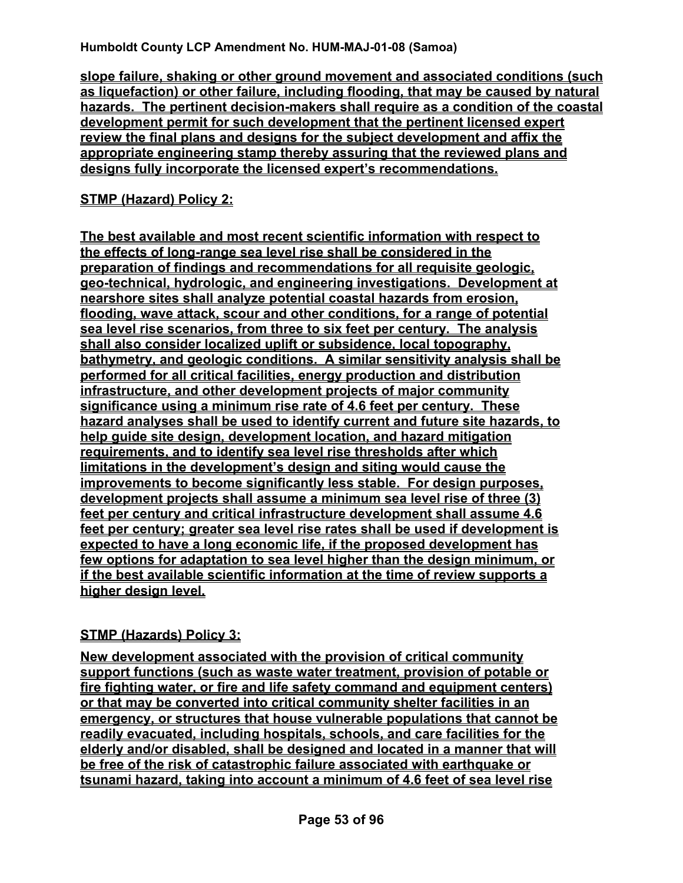**slope failure, shaking or other ground movement and associated conditions (such as liquefaction) or other failure, including flooding, that may be caused by natural hazards. The pertinent decision-makers shall require as a condition of the coastal development permit for such development that the pertinent licensed expert review the final plans and designs for the subject development and affix the appropriate engineering stamp thereby assuring that the reviewed plans and designs fully incorporate the licensed expert's recommendations.**

**STMP (Hazard) Policy 2:**

**The best available and most recent scientific information with respect to the effects of long-range sea level rise shall be considered in the preparation of findings and recommendations for all requisite geologic, geo-technical, hydrologic, and engineering investigations. Development at nearshore sites shall analyze potential coastal hazards from erosion, flooding, wave attack, scour and other conditions, for a range of potential sea level rise scenarios, from three to six feet per century. The analysis shall also consider localized uplift or subsidence, local topography, bathymetry, and geologic conditions. A similar sensitivity analysis shall be performed for all critical facilities, energy production and distribution infrastructure, and other development projects of major community significance using a minimum rise rate of 4.6 feet per century. These hazard analyses shall be used to identify current and future site hazards, to help guide site design, development location, and hazard mitigation requirements, and to identify sea level rise thresholds after which limitations in the development's design and siting would cause the improvements to become significantly less stable. For design purposes, development projects shall assume a minimum sea level rise of three (3) feet per century and critical infrastructure development shall assume 4.6 feet per century; greater sea level rise rates shall be used if development is expected to have a long economic life, if the proposed development has few options for adaptation to sea level higher than the design minimum, or if the best available scientific information at the time of review supports a higher design level.**

**STMP (Hazards) Policy 3:**

**New development associated with the provision of critical community support functions (such as waste water treatment, provision of potable or fire fighting water, or fire and life safety command and equipment centers) or that may be converted into critical community shelter facilities in an emergency, or structures that house vulnerable populations that cannot be readily evacuated, including hospitals, schools, and care facilities for the elderly and/or disabled, shall be designed and located in a manner that will be free of the risk of catastrophic failure associated with earthquake or tsunami hazard, taking into account a minimum of 4.6 feet of sea level rise**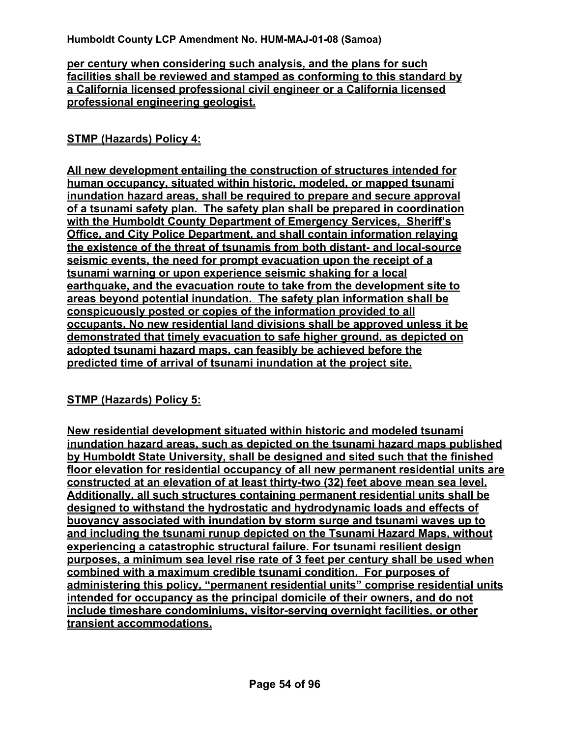<u>**per century when considering such analysis, and the plans for such facilities shall be reviewed and stamped as conforming to this standard by a California licensed professional civil engineer or a California licensed professional engineering geologist.**</u>

<u>**STMP (Hazards) Policy 4:**</u>

<u>**All new development entailing the construction of structures intended for human occupancy, situated within historic, modeled, or mapped tsunami inundation hazard areas, shall be required to prepare and secure approval of a tsunami safety plan. The safety plan shall be prepared in coordination with the Humboldt County Department of Emergency Services, Sheriff's Office, and City Police Department, and shall contain information relaying the existence of the threat of tsunamis from both distant- and local-source seismic events, the need for prompt evacuation upon the receipt of a tsunami warning or upon experience seismic shaking for a local earthquake, and the evacuation route to take from the development site to areas beyond potential inundation. The safety plan information shall be conspicuously posted or copies of the information provided to all occupants. No new residential land divisions shall be approved unless it be demonstrated that timely evacuation to safe higher ground, as depicted on adopted tsunami hazard maps, can feasibly be achieved before the predicted time of arrival of tsunami inundation at the project site.**</u>

<u>**STMP (Hazards) Policy 5:**</u>

<u>**New residential development situated within historic and modeled tsunami inundation hazard areas, such as depicted on the tsunami hazard maps published by Humboldt State University, shall be designed and sited such that the finished floor elevation for residential occupancy of all new permanent residential units are constructed at an elevation of at least thirty-two (32) feet above mean sea level. Additionally, all such structures containing permanent residential units shall be designed to withstand the hydrostatic and hydrodynamic loads and effects of buoyancy associated with inundation by storm surge and tsunami waves up to and including the tsunami runup depicted on the Tsunami Hazard Maps, without experiencing a catastrophic structural failure. For tsunami resilient design purposes, a minimum sea level rise rate of 3 feet per century shall be used when combined with a maximum credible tsunami condition. For purposes of administering this policy, "permanent residential units" comprise residential units intended for occupancy as the principal domicile of their owners, and do not include timeshare condominiums, visitor-serving overnight facilities, or other transient accommodations.**</u>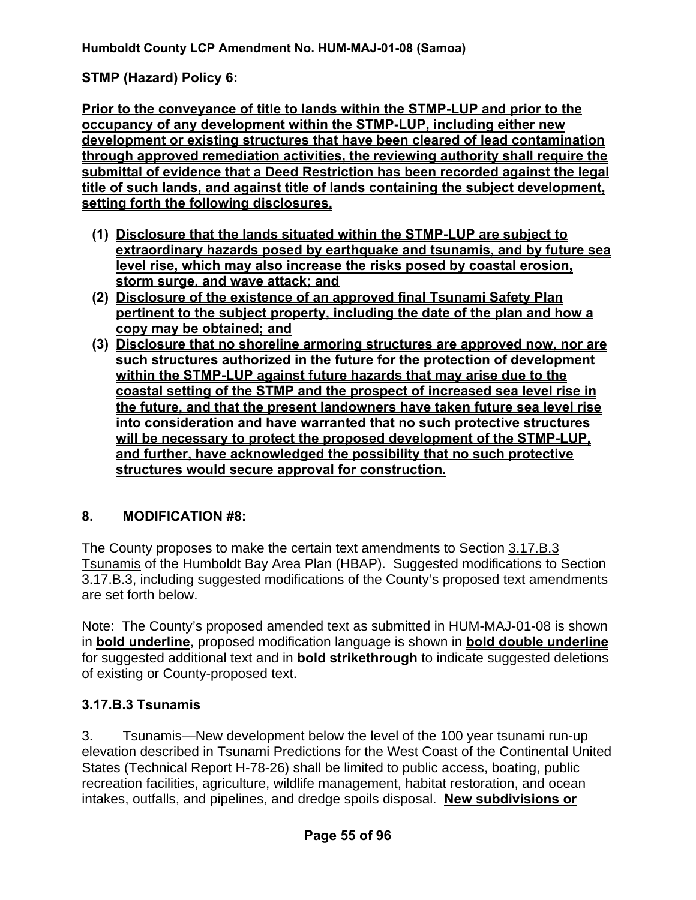**<u>STMP (Hazard) Policy 6:</u>**

**<u>Prior to the conveyance of title to lands within the STMP-LUP and prior to the occupancy of any development within the STMP-LUP, including either new development or existing structures that have been cleared of lead contamination through approved remediation activities, the reviewing authority shall require the submittal of evidence that a Deed Restriction has been recorded against the legal title of such lands, and against title of lands containing the subject development, setting forth the following disclosures,</u>**

1. **<u>Disclosure that the lands situated within the STMP-LUP are subject to extraordinary hazards posed by earthquake and tsunamis, and by future sea level rise, which may also increase the risks posed by coastal erosion, storm surge, and wave attack; and</u>**
2. **<u>Disclosure of the existence of an approved final Tsunami Safety Plan pertinent to the subject property, including the date of the plan and how a copy may be obtained; and</u>**
3. **<u>Disclosure that no shoreline armoring structures are approved now, nor are such structures authorized in the future for the protection of development within the STMP-LUP against future hazards that may arise due to the coastal setting of the STMP and the prospect of increased sea level rise in the future, and that the present landowners have taken future sea level rise into consideration and have warranted that no such protective structures will be necessary to protect the proposed development of the STMP-LUP, and further, have acknowledged the possibility that no such protective structures would secure approval for construction.</u>**

## 8. MODIFICATION #8:

The County proposes to make the certain text amendments to Section <u>3.17.B.3 Tsunamis</u> of the Humboldt Bay Area Plan (HBAP). Suggested modifications to Section 3.17.B.3, including suggested modifications of the County's proposed text amendments are set forth below.

Note: The County's proposed amended text as submitted in HUM-MAJ-01-08 is shown in **<u>bold underline</u>**, proposed modification language is shown in **<u>bold double underline</u>** for suggested additional text and in **~~bold strikethrough~~** to indicate suggested deletions of existing or County-proposed text.

### 3.17.B.3 Tsunamis

3. Tsunamis—New development below the level of the 100 year tsunami run-up elevation described in Tsunami Predictions for the West Coast of the Continental United States (Technical Report H-78-26) shall be limited to public access, boating, public recreation facilities, agriculture, wildlife management, habitat restoration, and ocean intakes, outfalls, and pipelines, and dredge spoils disposal. **<u>New subdivisions or</u>**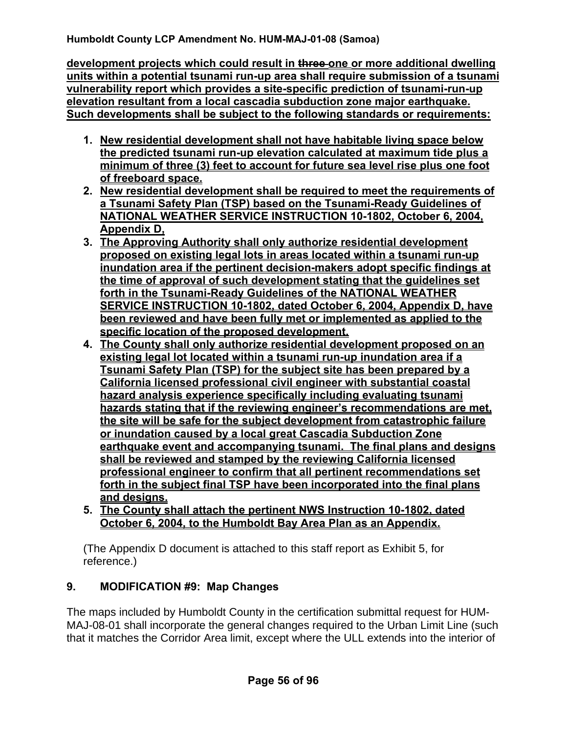**development projects which could result in ~~three~~ one or more additional dwelling units within a potential tsunami run-up area shall require submission of a tsunami vulnerability report which provides a site-specific prediction of tsunami-run-up elevation resultant from a local cascadia subduction zone major earthquake. Such developments shall be subject to the following standards or requirements:**

1. **New residential development shall not have habitable living space below the predicted tsunami run-up elevation calculated at maximum tide plus a minimum of three (3) feet to account for future sea level rise plus one foot of freeboard space.**
2. **New residential development shall be required to meet the requirements of a Tsunami Safety Plan (TSP) based on the Tsunami-Ready Guidelines of NATIONAL WEATHER SERVICE INSTRUCTION 10-1802, October 6, 2004, Appendix D,**
3. **The Approving Authority shall only authorize residential development proposed on existing legal lots in areas located within a tsunami run-up inundation area if the pertinent decision-makers adopt specific findings at the time of approval of such development stating that the guidelines set forth in the Tsunami-Ready Guidelines of the NATIONAL WEATHER SERVICE INSTRUCTION 10-1802, dated October 6, 2004, Appendix D, have been reviewed and have been fully met or implemented as applied to the specific location of the proposed development.**
4. **The County shall only authorize residential development proposed on an existing legal lot located within a tsunami run-up inundation area if a Tsunami Safety Plan (TSP) for the subject site has been prepared by a California licensed professional civil engineer with substantial coastal hazard analysis experience specifically including evaluating tsunami hazards stating that if the reviewing engineer's recommendations are met, the site will be safe for the subject development from catastrophic failure or inundation caused by a local great Cascadia Subduction Zone earthquake event and accompanying tsunami. The final plans and designs shall be reviewed and stamped by the reviewing California licensed professional engineer to confirm that all pertinent recommendations set forth in the subject final TSP have been incorporated into the final plans and designs.**
5. **The County shall attach the pertinent NWS Instruction 10-1802, dated October 6, 2004, to the Humboldt Bay Area Plan as an Appendix.**

(The Appendix D document is attached to this staff report as Exhibit 5, for reference.)

## 9. MODIFICATION #9: Map Changes

The maps included by Humboldt County in the certification submittal request for HUM-MAJ-08-01 shall incorporate the general changes required to the Urban Limit Line (such that it matches the Corridor Area limit, except where the ULL extends into the interior of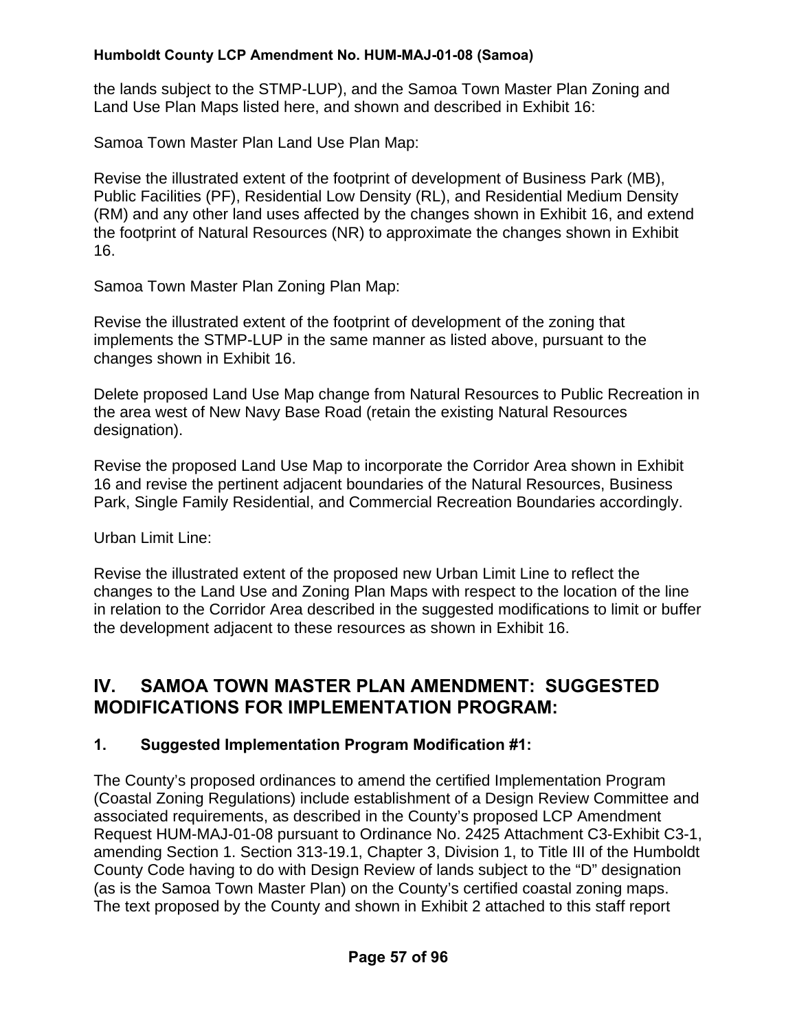the lands subject to the STMP-LUP), and the Samoa Town Master Plan Zoning and Land Use Plan Maps listed here, and shown and described in Exhibit 16:

Samoa Town Master Plan Land Use Plan Map:

Revise the illustrated extent of the footprint of development of Business Park (MB), Public Facilities (PF), Residential Low Density (RL), and Residential Medium Density (RM) and any other land uses affected by the changes shown in Exhibit 16, and extend the footprint of Natural Resources (NR) to approximate the changes shown in Exhibit 16.

Samoa Town Master Plan Zoning Plan Map:

Revise the illustrated extent of the footprint of development of the zoning that implements the STMP-LUP in the same manner as listed above, pursuant to the changes shown in Exhibit 16.

Delete proposed Land Use Map change from Natural Resources to Public Recreation in the area west of New Navy Base Road (retain the existing Natural Resources designation).

Revise the proposed Land Use Map to incorporate the Corridor Area shown in Exhibit 16 and revise the pertinent adjacent boundaries of the Natural Resources, Business Park, Single Family Residential, and Commercial Recreation Boundaries accordingly.

Urban Limit Line:

Revise the illustrated extent of the proposed new Urban Limit Line to reflect the changes to the Land Use and Zoning Plan Maps with respect to the location of the line in relation to the Corridor Area described in the suggested modifications to limit or buffer the development adjacent to these resources as shown in Exhibit 16.

## IV. SAMOA TOWN MASTER PLAN AMENDMENT: SUGGESTED MODIFICATIONS FOR IMPLEMENTATION PROGRAM:

### 1. Suggested Implementation Program Modification #1:

The County's proposed ordinances to amend the certified Implementation Program (Coastal Zoning Regulations) include establishment of a Design Review Committee and associated requirements, as described in the County's proposed LCP Amendment Request HUM-MAJ-01-08 pursuant to Ordinance No. 2425 Attachment C3-Exhibit C3-1, amending Section 1. Section 313-19.1, Chapter 3, Division 1, to Title III of the Humboldt County Code having to do with Design Review of lands subject to the "D" designation (as is the Samoa Town Master Plan) on the County's certified coastal zoning maps. The text proposed by the County and shown in Exhibit 2 attached to this staff report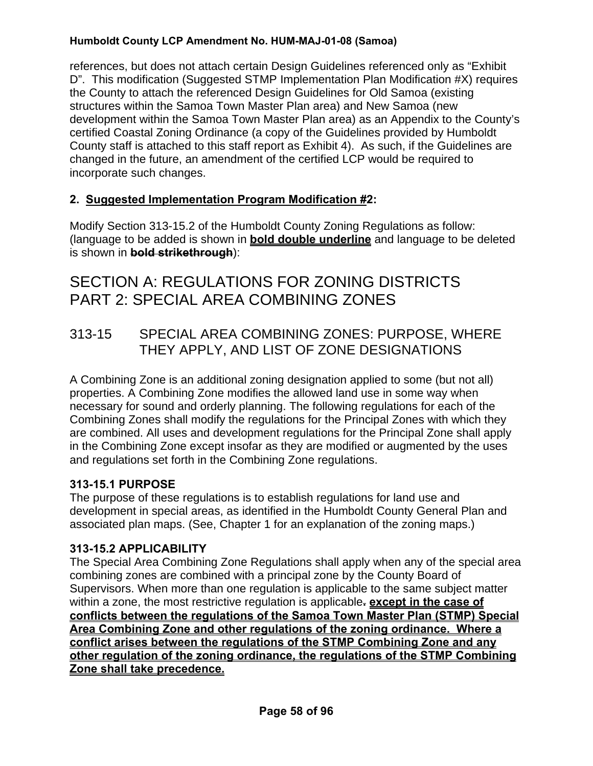references, but does not attach certain Design Guidelines referenced only as "Exhibit D". This modification (Suggested STMP Implementation Plan Modification #X) requires the County to attach the referenced Design Guidelines for Old Samoa (existing structures within the Samoa Town Master Plan area) and New Samoa (new development within the Samoa Town Master Plan area) as an Appendix to the County's certified Coastal Zoning Ordinance (a copy of the Guidelines provided by Humboldt County staff is attached to this staff report as Exhibit 4). As such, if the Guidelines are changed in the future, an amendment of the certified LCP would be required to incorporate such changes.

**2. Suggested Implementation Program Modification #2:**

Modify Section 313-15.2 of the Humboldt County Zoning Regulations as follow: (language to be added is shown in **bold double underline** and language to be deleted is shown in ~~**bold strikethrough**~~):

# SECTION A: REGULATIONS FOR ZONING DISTRICTS
# PART 2: SPECIAL AREA COMBINING ZONES

## 313-15 SPECIAL AREA COMBINING ZONES: PURPOSE, WHERE THEY APPLY, AND LIST OF ZONE DESIGNATIONS

A Combining Zone is an additional zoning designation applied to some (but not all) properties. A Combining Zone modifies the allowed land use in some way when necessary for sound and orderly planning. The following regulations for each of the Combining Zones shall modify the regulations for the Principal Zones with which they are combined. All uses and development regulations for the Principal Zone shall apply in the Combining Zone except insofar as they are modified or augmented by the uses and regulations set forth in the Combining Zone regulations.

### 313-15.1 PURPOSE

The purpose of these regulations is to establish regulations for land use and development in special areas, as identified in the Humboldt County General Plan and associated plan maps. (See, Chapter 1 for an explanation of the zoning maps.)

### 313-15.2 APPLICABILITY

The Special Area Combining Zone Regulations shall apply when any of the special area combining zones are combined with a principal zone by the County Board of Supervisors. When more than one regulation is applicable to the same subject matter within a zone, the most restrictive regulation is applicable~~**.**~~ **except in the case of conflicts between the regulations of the Samoa Town Master Plan (STMP) Special Area Combining Zone and other regulations of the zoning ordinance. Where a conflict arises between the regulations of the STMP Combining Zone and any other regulation of the zoning ordinance, the regulations of the STMP Combining Zone shall take precedence.**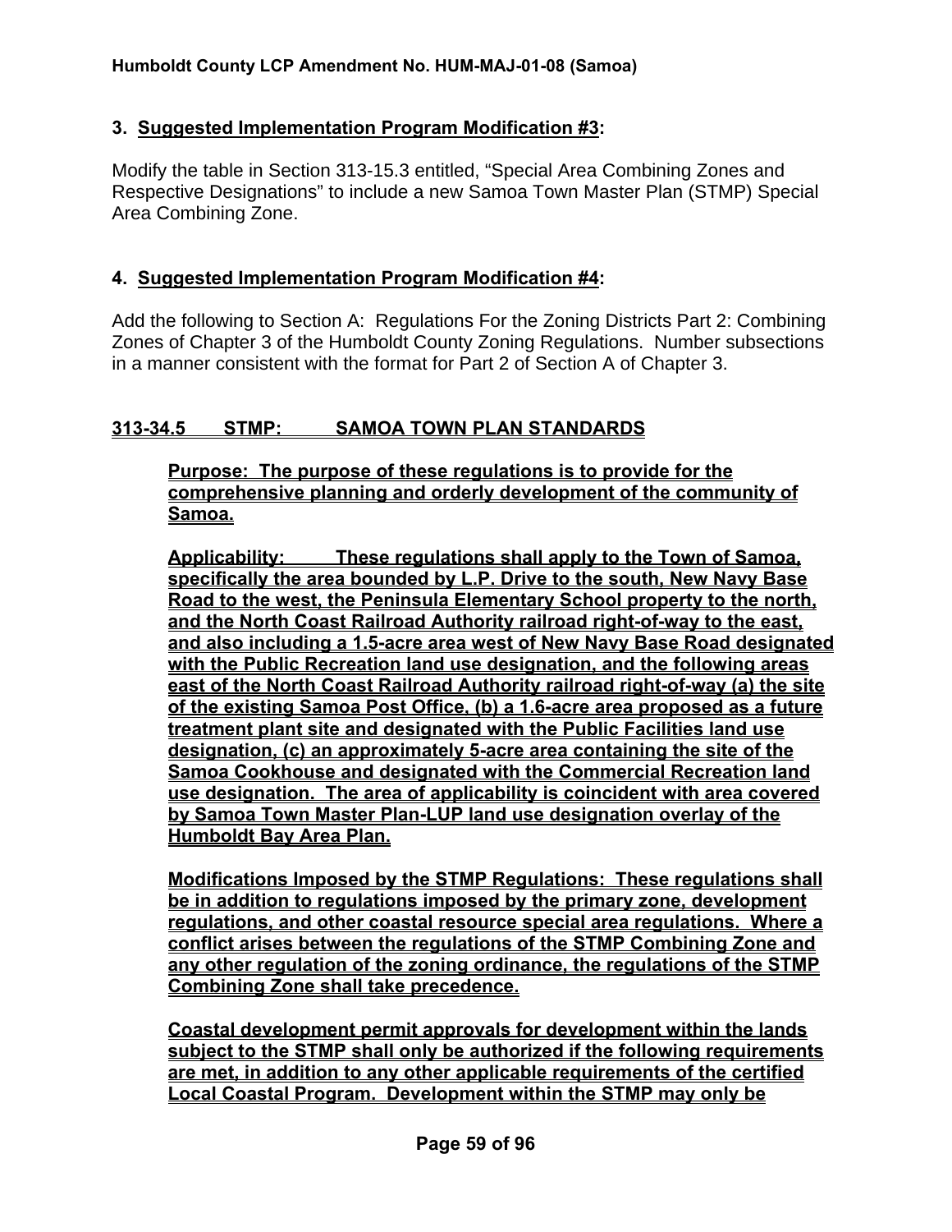### 3. Suggested Implementation Program Modification #3:

Modify the table in Section 313-15.3 entitled, "Special Area Combining Zones and Respective Designations" to include a new Samoa Town Master Plan (STMP) Special Area Combining Zone.

### 4. Suggested Implementation Program Modification #4:

Add the following to Section A: Regulations For the Zoning Districts Part 2: Combining Zones of Chapter 3 of the Humboldt County Zoning Regulations. Number subsections in a manner consistent with the format for Part 2 of Section A of Chapter 3.

**313-34.5 STMP: SAMOA TOWN PLAN STANDARDS**

**Purpose: The purpose of these regulations is to provide for the comprehensive planning and orderly development of the community of Samoa.**

**Applicability: These regulations shall apply to the Town of Samoa, specifically the area bounded by L.P. Drive to the south, New Navy Base Road to the west, the Peninsula Elementary School property to the north, and the North Coast Railroad Authority railroad right-of-way to the east, and also including a 1.5-acre area west of New Navy Base Road designated with the Public Recreation land use designation, and the following areas east of the North Coast Railroad Authority railroad right-of-way (a) the site of the existing Samoa Post Office, (b) a 1.6-acre area proposed as a future treatment plant site and designated with the Public Facilities land use designation, (c) an approximately 5-acre area containing the site of the Samoa Cookhouse and designated with the Commercial Recreation land use designation. The area of applicability is coincident with area covered by Samoa Town Master Plan-LUP land use designation overlay of the Humboldt Bay Area Plan.**

**Modifications Imposed by the STMP Regulations: These regulations shall be in addition to regulations imposed by the primary zone, development regulations, and other coastal resource special area regulations. Where a conflict arises between the regulations of the STMP Combining Zone and any other regulation of the zoning ordinance, the regulations of the STMP Combining Zone shall take precedence.**

**Coastal development permit approvals for development within the lands subject to the STMP shall only be authorized if the following requirements are met, in addition to any other applicable requirements of the certified Local Coastal Program. Development within the STMP may only be**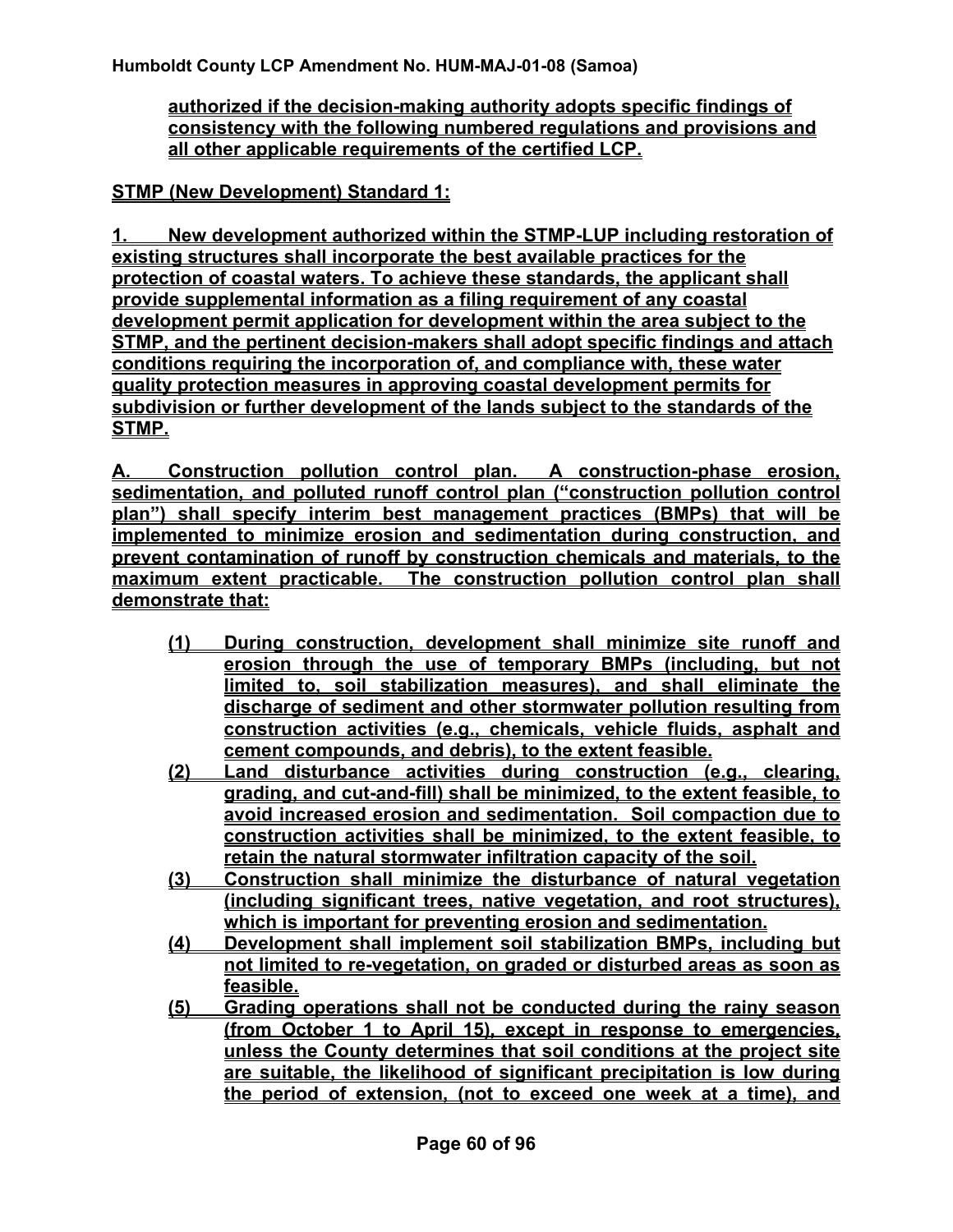**authorized if the decision-making authority adopts specific findings of consistency with the following numbered regulations and provisions and all other applicable requirements of the certified LCP.**

**STMP (New Development) Standard 1:**

**1. New development authorized within the STMP-LUP including restoration of existing structures shall incorporate the best available practices for the protection of coastal waters. To achieve these standards, the applicant shall provide supplemental information as a filing requirement of any coastal development permit application for development within the area subject to the STMP, and the pertinent decision-makers shall adopt specific findings and attach conditions requiring the incorporation of, and compliance with, these water quality protection measures in approving coastal development permits for subdivision or further development of the lands subject to the standards of the STMP.**

**A. Construction pollution control plan. A construction-phase erosion, sedimentation, and polluted runoff control plan ("construction pollution control plan") shall specify interim best management practices (BMPs) that will be implemented to minimize erosion and sedimentation during construction, and prevent contamination of runoff by construction chemicals and materials, to the maximum extent practicable. The construction pollution control plan shall demonstrate that:**

- **(1) During construction, development shall minimize site runoff and erosion through the use of temporary BMPs (including, but not limited to, soil stabilization measures), and shall eliminate the discharge of sediment and other stormwater pollution resulting from construction activities (e.g., chemicals, vehicle fluids, asphalt and cement compounds, and debris), to the extent feasible.**
- **(2) Land disturbance activities during construction (e.g., clearing, grading, and cut-and-fill) shall be minimized, to the extent feasible, to avoid increased erosion and sedimentation. Soil compaction due to construction activities shall be minimized, to the extent feasible, to retain the natural stormwater infiltration capacity of the soil.**
- **(3) Construction shall minimize the disturbance of natural vegetation (including significant trees, native vegetation, and root structures), which is important for preventing erosion and sedimentation.**
- **(4) Development shall implement soil stabilization BMPs, including but not limited to re-vegetation, on graded or disturbed areas as soon as feasible.**
- **(5) Grading operations shall not be conducted during the rainy season (from October 1 to April 15), except in response to emergencies, unless the County determines that soil conditions at the project site are suitable, the likelihood of significant precipitation is low during the period of extension, (not to exceed one week at a time), and**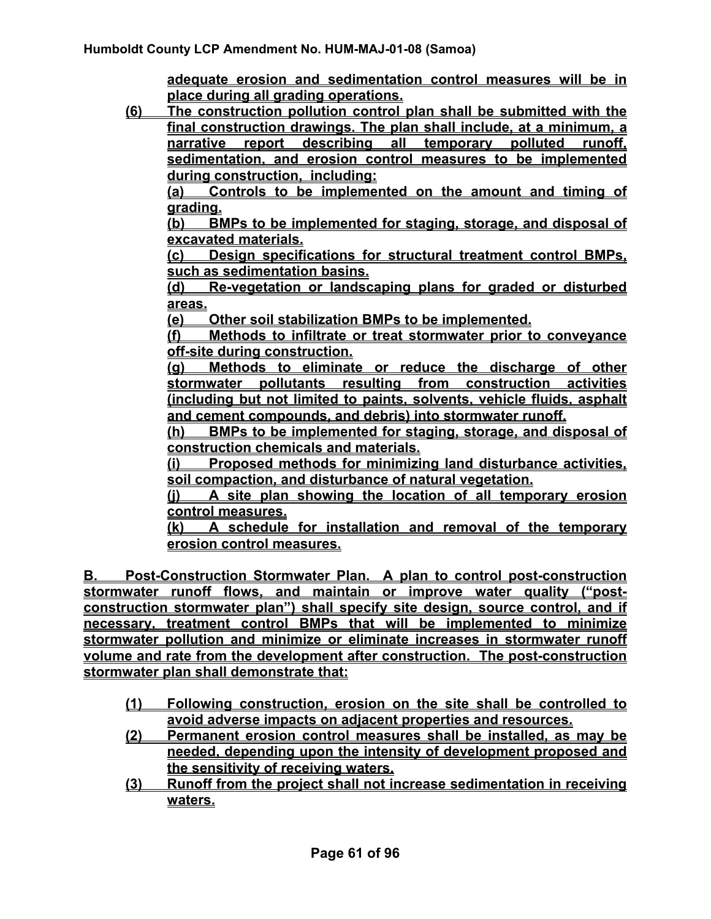**adequate erosion and sedimentation control measures will be in place during all grading operations.**

**(6) The construction pollution control plan shall be submitted with the final construction drawings. The plan shall include, at a minimum, a narrative report describing all temporary polluted runoff, sedimentation, and erosion control measures to be implemented during construction, including:**

**(a) Controls to be implemented on the amount and timing of grading.**

**(b) BMPs to be implemented for staging, storage, and disposal of excavated materials.**

**(c) Design specifications for structural treatment control BMPs, such as sedimentation basins.**

**(d) Re-vegetation or landscaping plans for graded or disturbed areas.**

**(e) Other soil stabilization BMPs to be implemented.**

**(f) Methods to infiltrate or treat stormwater prior to conveyance off-site during construction.**

**(g) Methods to eliminate or reduce the discharge of other stormwater pollutants resulting from construction activities (including but not limited to paints, solvents, vehicle fluids, asphalt and cement compounds, and debris) into stormwater runoff.**

**(h) BMPs to be implemented for staging, storage, and disposal of construction chemicals and materials.**

**(i) Proposed methods for minimizing land disturbance activities, soil compaction, and disturbance of natural vegetation.**

**(j) A site plan showing the location of all temporary erosion control measures.**

**(k) A schedule for installation and removal of the temporary erosion control measures.**

**B. Post-Construction Stormwater Plan. A plan to control post-construction stormwater runoff flows, and maintain or improve water quality ("post-construction stormwater plan") shall specify site design, source control, and if necessary, treatment control BMPs that will be implemented to minimize stormwater pollution and minimize or eliminate increases in stormwater runoff volume and rate from the development after construction. The post-construction stormwater plan shall demonstrate that:**

**(1) Following construction, erosion on the site shall be controlled to avoid adverse impacts on adjacent properties and resources.**

**(2) Permanent erosion control measures shall be installed, as may be needed, depending upon the intensity of development proposed and the sensitivity of receiving waters.**

**(3) Runoff from the project shall not increase sedimentation in receiving waters.**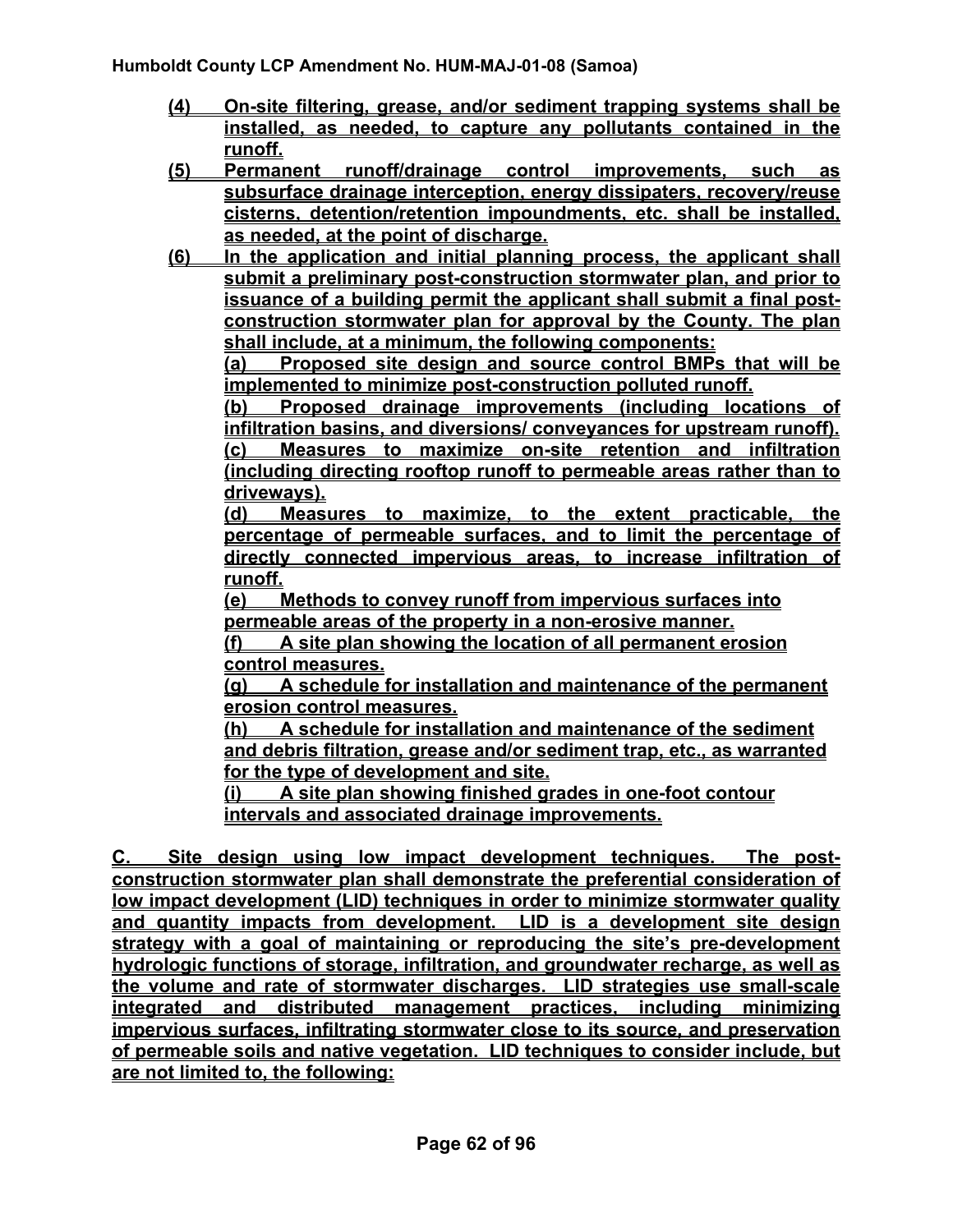**(4) On-site filtering, grease, and/or sediment trapping systems shall be installed, as needed, to capture any pollutants contained in the runoff.**

**(5) Permanent runoff/drainage control improvements, such as subsurface drainage interception, energy dissipaters, recovery/reuse cisterns, detention/retention impoundments, etc. shall be installed, as needed, at the point of discharge.**

**(6) In the application and initial planning process, the applicant shall submit a preliminary post-construction stormwater plan, and prior to issuance of a building permit the applicant shall submit a final post-construction stormwater plan for approval by the County. The plan shall include, at a minimum, the following components:**

**(a) Proposed site design and source control BMPs that will be implemented to minimize post-construction polluted runoff.**

**(b) Proposed drainage improvements (including locations of infiltration basins, and diversions/ conveyances for upstream runoff).**

**(c) Measures to maximize on-site retention and infiltration (including directing rooftop runoff to permeable areas rather than to driveways).**

**(d) Measures to maximize, to the extent practicable, the percentage of permeable surfaces, and to limit the percentage of directly connected impervious areas, to increase infiltration of runoff.**

**(e) Methods to convey runoff from impervious surfaces into permeable areas of the property in a non-erosive manner.**

**(f) A site plan showing the location of all permanent erosion control measures.**

**(g) A schedule for installation and maintenance of the permanent erosion control measures.**

**(h) A schedule for installation and maintenance of the sediment and debris filtration, grease and/or sediment trap, etc., as warranted for the type of development and site.**

**(i) A site plan showing finished grades in one-foot contour intervals and associated drainage improvements.**

**C. Site design using low impact development techniques. The post-construction stormwater plan shall demonstrate the preferential consideration of low impact development (LID) techniques in order to minimize stormwater quality and quantity impacts from development. LID is a development site design strategy with a goal of maintaining or reproducing the site's pre-development hydrologic functions of storage, infiltration, and groundwater recharge, as well as the volume and rate of stormwater discharges. LID strategies use small-scale integrated and distributed management practices, including minimizing impervious surfaces, infiltrating stormwater close to its source, and preservation of permeable soils and native vegetation. LID techniques to consider include, but are not limited to, the following:**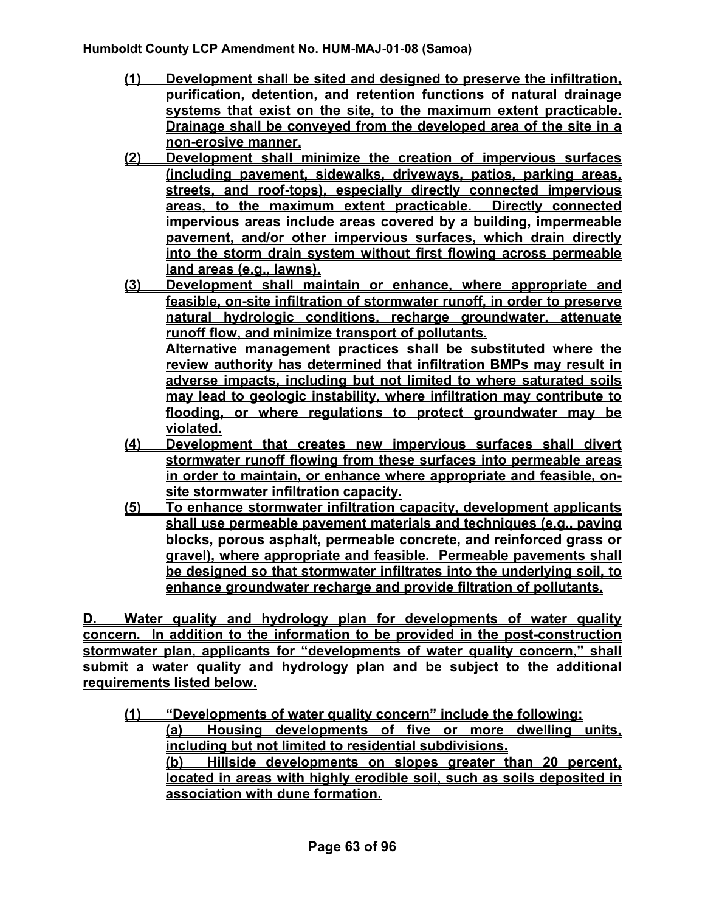**(1) Development shall be sited and designed to preserve the infiltration, purification, detention, and retention functions of natural drainage systems that exist on the site, to the maximum extent practicable. Drainage shall be conveyed from the developed area of the site in a non-erosive manner.**

**(2) Development shall minimize the creation of impervious surfaces (including pavement, sidewalks, driveways, patios, parking areas, streets, and roof-tops), especially directly connected impervious areas, to the maximum extent practicable. Directly connected impervious areas include areas covered by a building, impermeable pavement, and/or other impervious surfaces, which drain directly into the storm drain system without first flowing across permeable land areas (e.g., lawns).**

**(3) Development shall maintain or enhance, where appropriate and feasible, on-site infiltration of stormwater runoff, in order to preserve natural hydrologic conditions, recharge groundwater, attenuate runoff flow, and minimize transport of pollutants.**
**Alternative management practices shall be substituted where the review authority has determined that infiltration BMPs may result in adverse impacts, including but not limited to where saturated soils may lead to geologic instability, where infiltration may contribute to flooding, or where regulations to protect groundwater may be violated.**

**(4) Development that creates new impervious surfaces shall divert stormwater runoff flowing from these surfaces into permeable areas in order to maintain, or enhance where appropriate and feasible, on-site stormwater infiltration capacity.**

**(5) To enhance stormwater infiltration capacity, development applicants shall use permeable pavement materials and techniques (e.g., paving blocks, porous asphalt, permeable concrete, and reinforced grass or gravel), where appropriate and feasible. Permeable pavements shall be designed so that stormwater infiltrates into the underlying soil, to enhance groundwater recharge and provide filtration of pollutants.**

**D. Water quality and hydrology plan for developments of water quality concern. In addition to the information to be provided in the post-construction stormwater plan, applicants for "developments of water quality concern," shall submit a water quality and hydrology plan and be subject to the additional requirements listed below.**

**(1) "Developments of water quality concern" include the following:**
**(a) Housing developments of five or more dwelling units, including but not limited to residential subdivisions.**
**(b) Hillside developments on slopes greater than 20 percent, located in areas with highly erodible soil, such as soils deposited in association with dune formation.**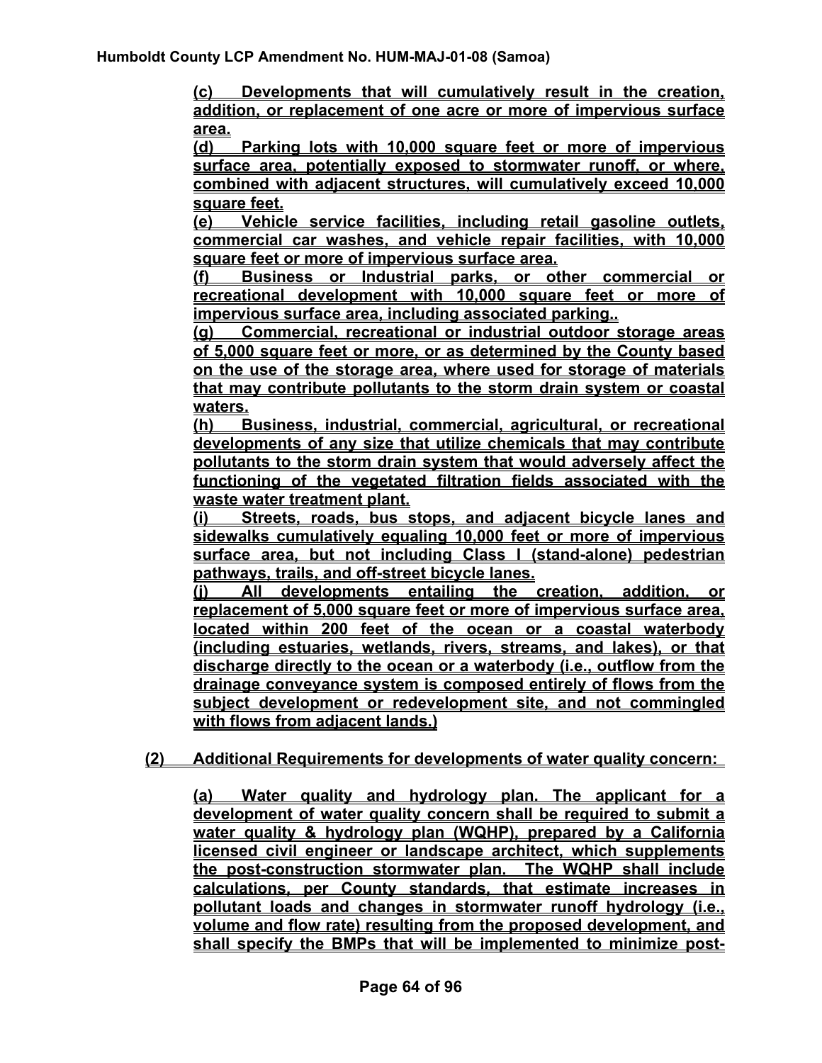(c) Developments that will cumulatively result in the creation, addition, or replacement of one acre or more of impervious surface area.

(d) Parking lots with 10,000 square feet or more of impervious surface area, potentially exposed to stormwater runoff, or where, combined with adjacent structures, will cumulatively exceed 10,000 square feet.

(e) Vehicle service facilities, including retail gasoline outlets, commercial car washes, and vehicle repair facilities, with 10,000 square feet or more of impervious surface area.

(f) Business or Industrial parks, or other commercial or recreational development with 10,000 square feet or more of impervious surface area, including associated parking..

(g) Commercial, recreational or industrial outdoor storage areas of 5,000 square feet or more, or as determined by the County based on the use of the storage area, where used for storage of materials that may contribute pollutants to the storm drain system or coastal waters.

(h) Business, industrial, commercial, agricultural, or recreational developments of any size that utilize chemicals that may contribute pollutants to the storm drain system that would adversely affect the functioning of the vegetated filtration fields associated with the waste water treatment plant.

(i) Streets, roads, bus stops, and adjacent bicycle lanes and sidewalks cumulatively equaling 10,000 feet or more of impervious surface area, but not including Class I (stand-alone) pedestrian pathways, trails, and off-street bicycle lanes.

(j) All developments entailing the creation, addition, or replacement of 5,000 square feet or more of impervious surface area, located within 200 feet of the ocean or a coastal waterbody (including estuaries, wetlands, rivers, streams, and lakes), or that discharge directly to the ocean or a waterbody (i.e., outflow from the drainage conveyance system is composed entirely of flows from the subject development or redevelopment site, and not commingled with flows from adjacent lands.)

(2) Additional Requirements for developments of water quality concern:

(a) Water quality and hydrology plan. The applicant for a development of water quality concern shall be required to submit a water quality & hydrology plan (WQHP), prepared by a California licensed civil engineer or landscape architect, which supplements the post-construction stormwater plan. The WQHP shall include calculations, per County standards, that estimate increases in pollutant loads and changes in stormwater runoff hydrology (i.e., volume and flow rate) resulting from the proposed development, and shall specify the BMPs that will be implemented to minimize post-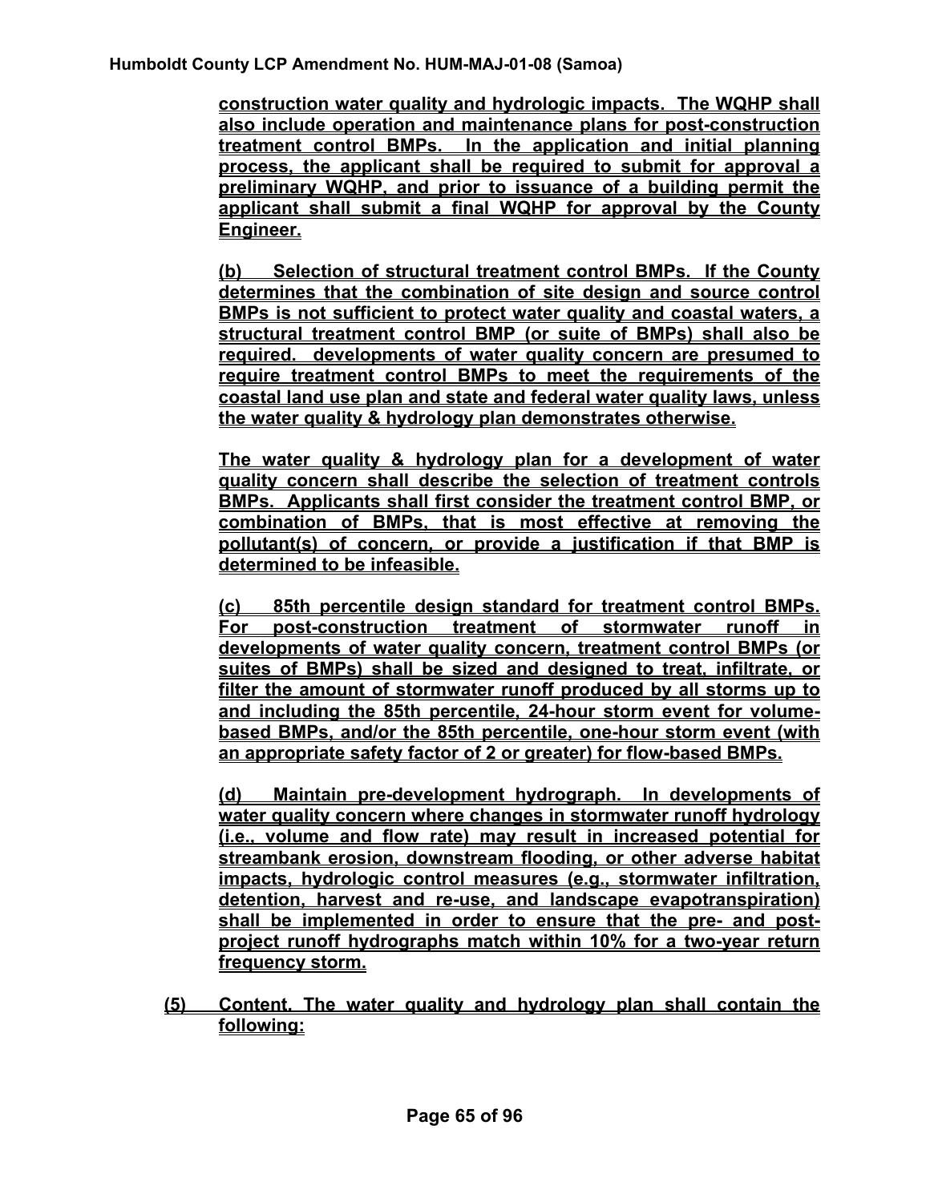**construction water quality and hydrologic impacts. The WQHP shall also include operation and maintenance plans for post-construction treatment control BMPs. In the application and initial planning process, the applicant shall be required to submit for approval a preliminary WQHP, and prior to issuance of a building permit the applicant shall submit a final WQHP for approval by the County Engineer.**

**(b) Selection of structural treatment control BMPs. If the County determines that the combination of site design and source control BMPs is not sufficient to protect water quality and coastal waters, a structural treatment control BMP (or suite of BMPs) shall also be required. developments of water quality concern are presumed to require treatment control BMPs to meet the requirements of the coastal land use plan and state and federal water quality laws, unless the water quality & hydrology plan demonstrates otherwise.**

**The water quality & hydrology plan for a development of water quality concern shall describe the selection of treatment controls BMPs. Applicants shall first consider the treatment control BMP, or combination of BMPs, that is most effective at removing the pollutant(s) of concern, or provide a justification if that BMP is determined to be infeasible.**

**(c) 85th percentile design standard for treatment control BMPs. For post-construction treatment of stormwater runoff in developments of water quality concern, treatment control BMPs (or suites of BMPs) shall be sized and designed to treat, infiltrate, or filter the amount of stormwater runoff produced by all storms up to and including the 85th percentile, 24-hour storm event for volume-based BMPs, and/or the 85th percentile, one-hour storm event (with an appropriate safety factor of 2 or greater) for flow-based BMPs.**

**(d) Maintain pre-development hydrograph. In developments of water quality concern where changes in stormwater runoff hydrology (i.e., volume and flow rate) may result in increased potential for streambank erosion, downstream flooding, or other adverse habitat impacts, hydrologic control measures (e.g., stormwater infiltration, detention, harvest and re-use, and landscape evapotranspiration) shall be implemented in order to ensure that the pre- and post-project runoff hydrographs match within 10% for a two-year return frequency storm.**

**(5) Content. The water quality and hydrology plan shall contain the following:**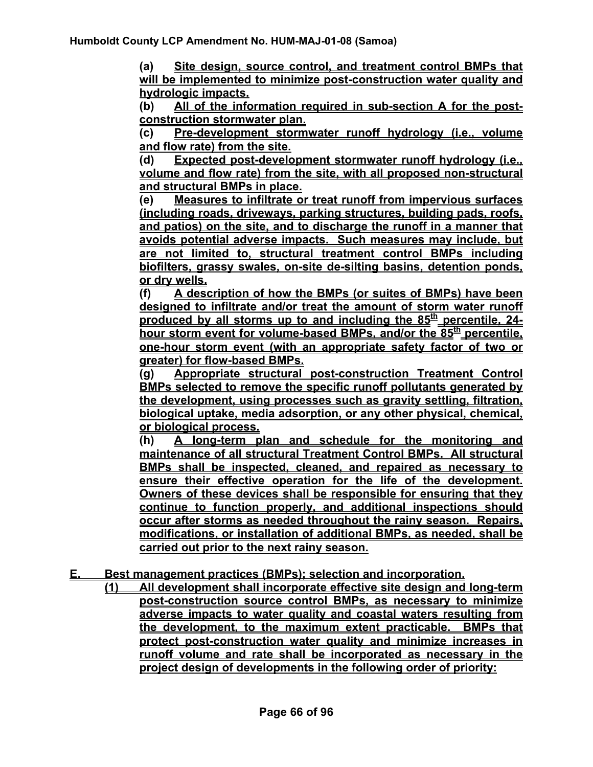**(a) Site design, source control, and treatment control BMPs that will be implemented to minimize post-construction water quality and hydrologic impacts.**

**(b) All of the information required in sub-section A for the post-construction stormwater plan.**

**(c) Pre-development stormwater runoff hydrology (i.e., volume and flow rate) from the site.**

**(d) Expected post-development stormwater runoff hydrology (i.e., volume and flow rate) from the site, with all proposed non-structural and structural BMPs in place.**

**(e) Measures to infiltrate or treat runoff from impervious surfaces (including roads, driveways, parking structures, building pads, roofs, and patios) on the site, and to discharge the runoff in a manner that avoids potential adverse impacts. Such measures may include, but are not limited to, structural treatment control BMPs including biofilters, grassy swales, on-site de-silting basins, detention ponds, or dry wells.**

**(f) A description of how the BMPs (or suites of BMPs) have been designed to infiltrate and/or treat the amount of storm water runoff produced by all storms up to and including the 85th percentile, 24-hour storm event for volume-based BMPs, and/or the 85th percentile, one-hour storm event (with an appropriate safety factor of two or greater) for flow-based BMPs.**

**(g) Appropriate structural post-construction Treatment Control BMPs selected to remove the specific runoff pollutants generated by the development, using processes such as gravity settling, filtration, biological uptake, media adsorption, or any other physical, chemical, or biological process.**

**(h) A long-term plan and schedule for the monitoring and maintenance of all structural Treatment Control BMPs. All structural BMPs shall be inspected, cleaned, and repaired as necessary to ensure their effective operation for the life of the development. Owners of these devices shall be responsible for ensuring that they continue to function properly, and additional inspections should occur after storms as needed throughout the rainy season. Repairs, modifications, or installation of additional BMPs, as needed, shall be carried out prior to the next rainy season.**

**E. Best management practices (BMPs); selection and incorporation.**

**(1) All development shall incorporate effective site design and long-term post-construction source control BMPs, as necessary to minimize adverse impacts to water quality and coastal waters resulting from the development, to the maximum extent practicable. BMPs that protect post-construction water quality and minimize increases in runoff volume and rate shall be incorporated as necessary in the project design of developments in the following order of priority:**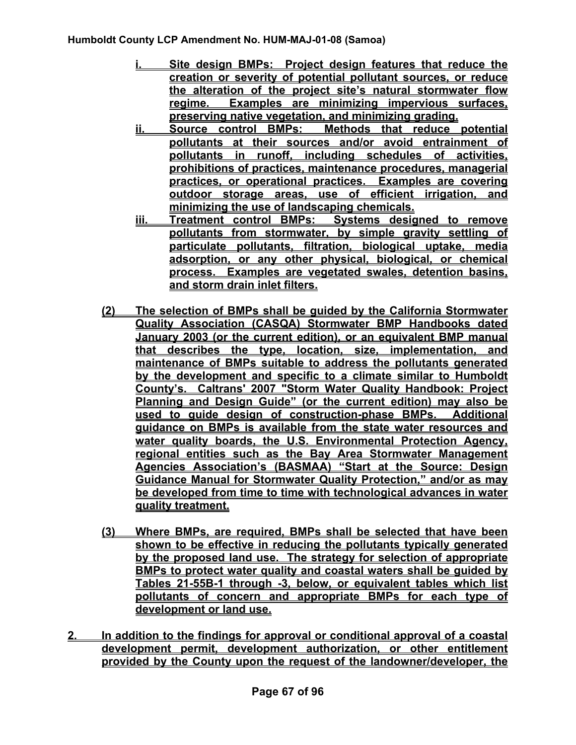i. **Site design BMPs: Project design features that reduce the creation or severity of potential pollutant sources, or reduce the alteration of the project site's natural stormwater flow regime. Examples are minimizing impervious surfaces, preserving native vegetation, and minimizing grading.**

ii. **Source control BMPs: Methods that reduce potential pollutants at their sources and/or avoid entrainment of pollutants in runoff, including schedules of activities, prohibitions of practices, maintenance procedures, managerial practices, or operational practices. Examples are covering outdoor storage areas, use of efficient irrigation, and minimizing the use of landscaping chemicals.**

iii. **Treatment control BMPs: Systems designed to remove pollutants from stormwater, by simple gravity settling of particulate pollutants, filtration, biological uptake, media adsorption, or any other physical, biological, or chemical process. Examples are vegetated swales, detention basins, and storm drain inlet filters.**

**(2) The selection of BMPs shall be guided by the California Stormwater Quality Association (CASQA) Stormwater BMP Handbooks dated January 2003 (or the current edition), or an equivalent BMP manual that describes the type, location, size, implementation, and maintenance of BMPs suitable to address the pollutants generated by the development and specific to a climate similar to Humboldt County's. Caltrans' 2007 "Storm Water Quality Handbook: Project Planning and Design Guide" (or the current edition) may also be used to guide design of construction-phase BMPs. Additional guidance on BMPs is available from the state water resources and water quality boards, the U.S. Environmental Protection Agency, regional entities such as the Bay Area Stormwater Management Agencies Association's (BASMAA) "Start at the Source: Design Guidance Manual for Stormwater Quality Protection," and/or as may be developed from time to time with technological advances in water quality treatment.**

**(3) Where BMPs, are required, BMPs shall be selected that have been shown to be effective in reducing the pollutants typically generated by the proposed land use. The strategy for selection of appropriate BMPs to protect water quality and coastal waters shall be guided by Tables 21-55B-1 through -3, below, or equivalent tables which list pollutants of concern and appropriate BMPs for each type of development or land use.**

**2. In addition to the findings for approval or conditional approval of a coastal development permit, development authorization, or other entitlement provided by the County upon the request of the landowner/developer, the**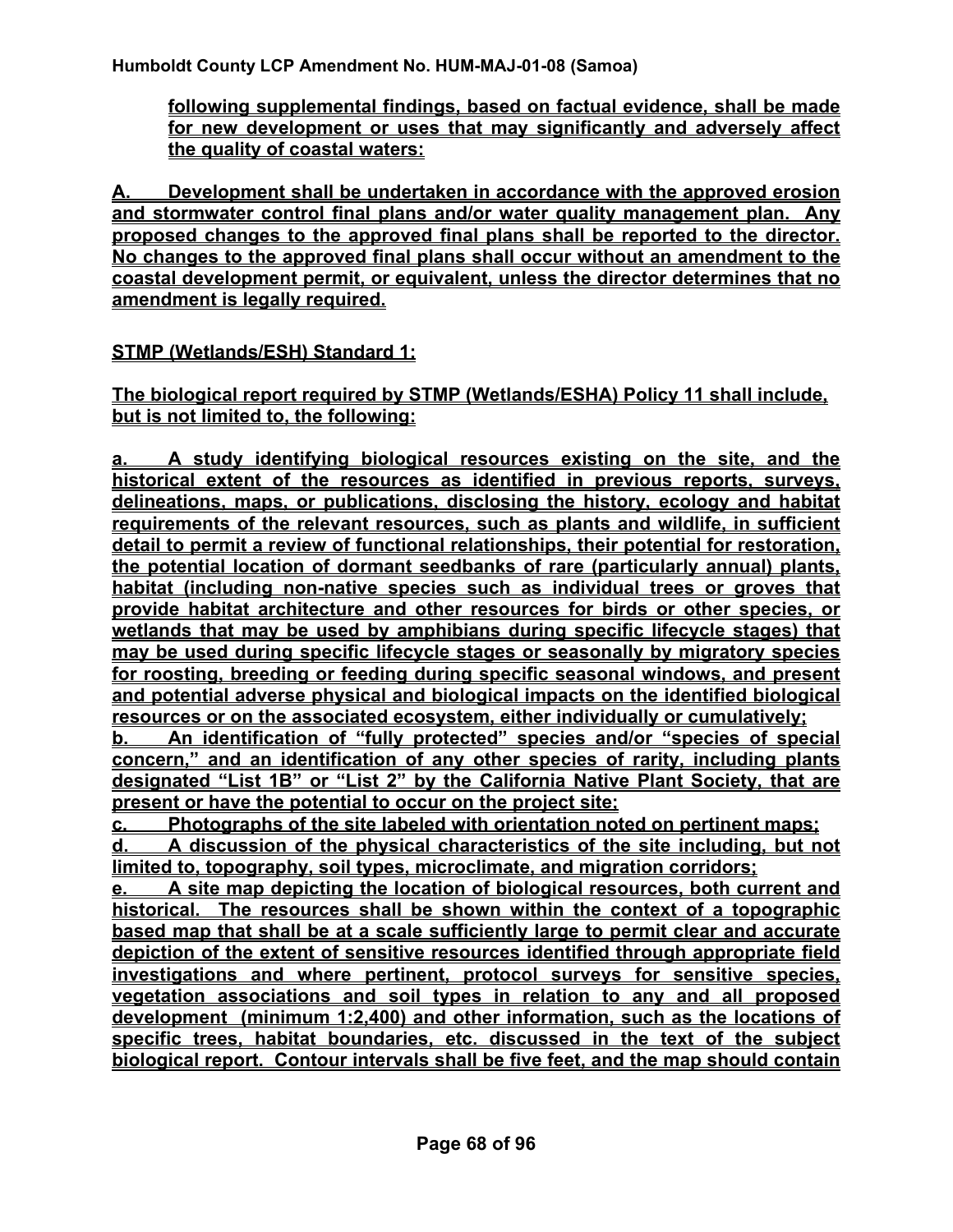**following supplemental findings, based on factual evidence, shall be made for new development or uses that may significantly and adversely affect the quality of coastal waters:**

**A. Development shall be undertaken in accordance with the approved erosion and stormwater control final plans and/or water quality management plan. Any proposed changes to the approved final plans shall be reported to the director. No changes to the approved final plans shall occur without an amendment to the coastal development permit, or equivalent, unless the director determines that no amendment is legally required.**

**STMP (Wetlands/ESH) Standard 1:**

**The biological report required by STMP (Wetlands/ESHA) Policy 11 shall include, but is not limited to, the following:**

**a. A study identifying biological resources existing on the site, and the historical extent of the resources as identified in previous reports, surveys, delineations, maps, or publications, disclosing the history, ecology and habitat requirements of the relevant resources, such as plants and wildlife, in sufficient detail to permit a review of functional relationships, their potential for restoration, the potential location of dormant seedbanks of rare (particularly annual) plants, habitat (including non-native species such as individual trees or groves that provide habitat architecture and other resources for birds or other species, or wetlands that may be used by amphibians during specific lifecycle stages) that may be used during specific lifecycle stages or seasonally by migratory species for roosting, breeding or feeding during specific seasonal windows, and present and potential adverse physical and biological impacts on the identified biological resources or on the associated ecosystem, either individually or cumulatively;**
**b. An identification of "fully protected" species and/or "species of special concern," and an identification of any other species of rarity, including plants designated "List 1B" or "List 2" by the California Native Plant Society, that are present or have the potential to occur on the project site;**
**c. Photographs of the site labeled with orientation noted on pertinent maps;**
**d. A discussion of the physical characteristics of the site including, but not limited to, topography, soil types, microclimate, and migration corridors;**
**e. A site map depicting the location of biological resources, both current and historical. The resources shall be shown within the context of a topographic based map that shall be at a scale sufficiently large to permit clear and accurate depiction of the extent of sensitive resources identified through appropriate field investigations and where pertinent, protocol surveys for sensitive species, vegetation associations and soil types in relation to any and all proposed development (minimum 1:2,400) and other information, such as the locations of specific trees, habitat boundaries, etc. discussed in the text of the subject biological report. Contour intervals shall be five feet, and the map should contain**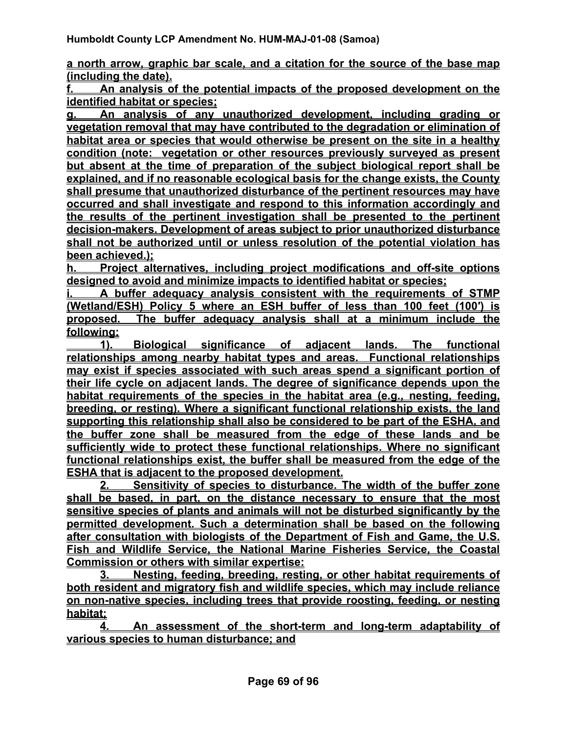a north arrow, graphic bar scale, and a citation for the source of the base map (including the date).

f. An analysis of the potential impacts of the proposed development on the identified habitat or species;

g. An analysis of any unauthorized development, including grading or vegetation removal that may have contributed to the degradation or elimination of habitat area or species that would otherwise be present on the site in a healthy condition (note: vegetation or other resources previously surveyed as present but absent at the time of preparation of the subject biological report shall be explained, and if no reasonable ecological basis for the change exists, the County shall presume that unauthorized disturbance of the pertinent resources may have occurred and shall investigate and respond to this information accordingly and the results of the pertinent investigation shall be presented to the pertinent decision-makers. Development of areas subject to prior unauthorized disturbance shall not be authorized until or unless resolution of the potential violation has been achieved.);

h. Project alternatives, including project modifications and off-site options designed to avoid and minimize impacts to identified habitat or species;

i. A buffer adequacy analysis consistent with the requirements of STMP (Wetland/ESH) Policy 5 where an ESH buffer of less than 100 feet (100') is proposed. The buffer adequacy analysis shall at a minimum include the following:

1). Biological significance of adjacent lands. The functional relationships among nearby habitat types and areas. Functional relationships may exist if species associated with such areas spend a significant portion of their life cycle on adjacent lands. The degree of significance depends upon the habitat requirements of the species in the habitat area (e.g., nesting, feeding, breeding, or resting). Where a significant functional relationship exists, the land supporting this relationship shall also be considered to be part of the ESHA, and the buffer zone shall be measured from the edge of these lands and be sufficiently wide to protect these functional relationships. Where no significant functional relationships exist, the buffer shall be measured from the edge of the ESHA that is adjacent to the proposed development.

2. Sensitivity of species to disturbance. The width of the buffer zone shall be based, in part, on the distance necessary to ensure that the most sensitive species of plants and animals will not be disturbed significantly by the permitted development. Such a determination shall be based on the following after consultation with biologists of the Department of Fish and Game, the U.S. Fish and Wildlife Service, the National Marine Fisheries Service, the Coastal Commission or others with similar expertise:

3. Nesting, feeding, breeding, resting, or other habitat requirements of both resident and migratory fish and wildlife species, which may include reliance on non-native species, including trees that provide roosting, feeding, or nesting habitat;

4. An assessment of the short-term and long-term adaptability of various species to human disturbance; and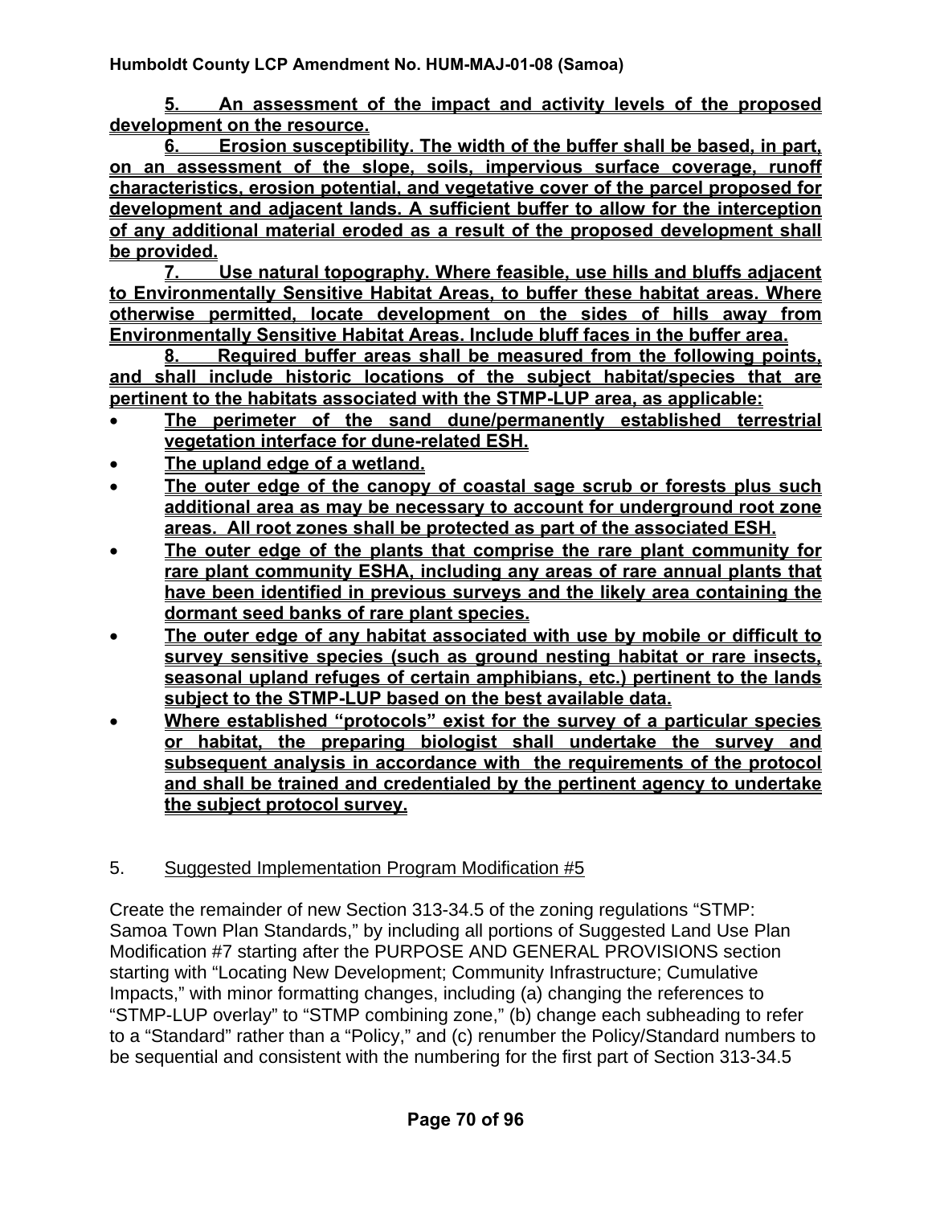**5. An assessment of the impact and activity levels of the proposed development on the resource.**

**6. Erosion susceptibility. The width of the buffer shall be based, in part, on an assessment of the slope, soils, impervious surface coverage, runoff characteristics, erosion potential, and vegetative cover of the parcel proposed for development and adjacent lands. A sufficient buffer to allow for the interception of any additional material eroded as a result of the proposed development shall be provided.**

**7. Use natural topography. Where feasible, use hills and bluffs adjacent to Environmentally Sensitive Habitat Areas, to buffer these habitat areas. Where otherwise permitted, locate development on the sides of hills away from Environmentally Sensitive Habitat Areas. Include bluff faces in the buffer area.**

**8. Required buffer areas shall be measured from the following points, and shall include historic locations of the subject habitat/species that are pertinent to the habitats associated with the STMP-LUP area, as applicable:**

- **The perimeter of the sand dune/permanently established terrestrial vegetation interface for dune-related ESH.**
- **The upland edge of a wetland.**
- **The outer edge of the canopy of coastal sage scrub or forests plus such additional area as may be necessary to account for underground root zone areas. All root zones shall be protected as part of the associated ESH.**
- **The outer edge of the plants that comprise the rare plant community for rare plant community ESHA, including any areas of rare annual plants that have been identified in previous surveys and the likely area containing the dormant seed banks of rare plant species.**
- **The outer edge of any habitat associated with use by mobile or difficult to survey sensitive species (such as ground nesting habitat or rare insects, seasonal upland refuges of certain amphibians, etc.) pertinent to the lands subject to the STMP-LUP based on the best available data.**
- **Where established "protocols" exist for the survey of a particular species or habitat, the preparing biologist shall undertake the survey and subsequent analysis in accordance with the requirements of the protocol and shall be trained and credentialed by the pertinent agency to undertake the subject protocol survey.**

5. Suggested Implementation Program Modification #5

Create the remainder of new Section 313-34.5 of the zoning regulations "STMP: Samoa Town Plan Standards," by including all portions of Suggested Land Use Plan Modification #7 starting after the PURPOSE AND GENERAL PROVISIONS section starting with "Locating New Development; Community Infrastructure; Cumulative Impacts," with minor formatting changes, including (a) changing the references to "STMP-LUP overlay" to "STMP combining zone," (b) change each subheading to refer to a "Standard" rather than a "Policy," and (c) renumber the Policy/Standard numbers to be sequential and consistent with the numbering for the first part of Section 313-34.5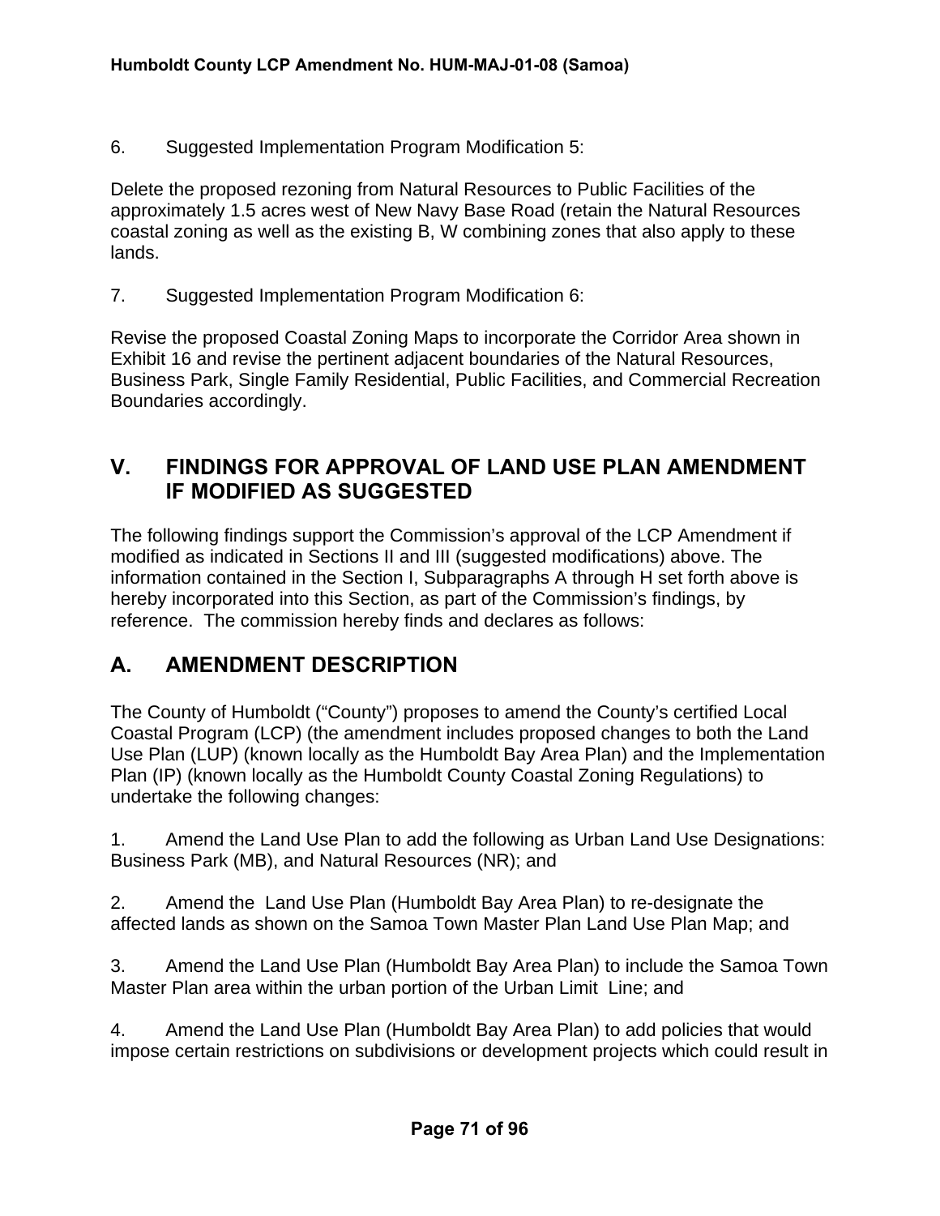6. Suggested Implementation Program Modification 5:

Delete the proposed rezoning from Natural Resources to Public Facilities of the approximately 1.5 acres west of New Navy Base Road (retain the Natural Resources coastal zoning as well as the existing B, W combining zones that also apply to these lands.

7. Suggested Implementation Program Modification 6:

Revise the proposed Coastal Zoning Maps to incorporate the Corridor Area shown in Exhibit 16 and revise the pertinent adjacent boundaries of the Natural Resources, Business Park, Single Family Residential, Public Facilities, and Commercial Recreation Boundaries accordingly.

## V. FINDINGS FOR APPROVAL OF LAND USE PLAN AMENDMENT IF MODIFIED AS SUGGESTED

The following findings support the Commission's approval of the LCP Amendment if modified as indicated in Sections II and III (suggested modifications) above. The information contained in the Section I, Subparagraphs A through H set forth above is hereby incorporated into this Section, as part of the Commission's findings, by reference. The commission hereby finds and declares as follows:

## A. AMENDMENT DESCRIPTION

The County of Humboldt ("County") proposes to amend the County's certified Local Coastal Program (LCP) (the amendment includes proposed changes to both the Land Use Plan (LUP) (known locally as the Humboldt Bay Area Plan) and the Implementation Plan (IP) (known locally as the Humboldt County Coastal Zoning Regulations) to undertake the following changes:

1. Amend the Land Use Plan to add the following as Urban Land Use Designations: Business Park (MB), and Natural Resources (NR); and

2. Amend the Land Use Plan (Humboldt Bay Area Plan) to re-designate the affected lands as shown on the Samoa Town Master Plan Land Use Plan Map; and

3. Amend the Land Use Plan (Humboldt Bay Area Plan) to include the Samoa Town Master Plan area within the urban portion of the Urban Limit Line; and

4. Amend the Land Use Plan (Humboldt Bay Area Plan) to add policies that would impose certain restrictions on subdivisions or development projects which could result in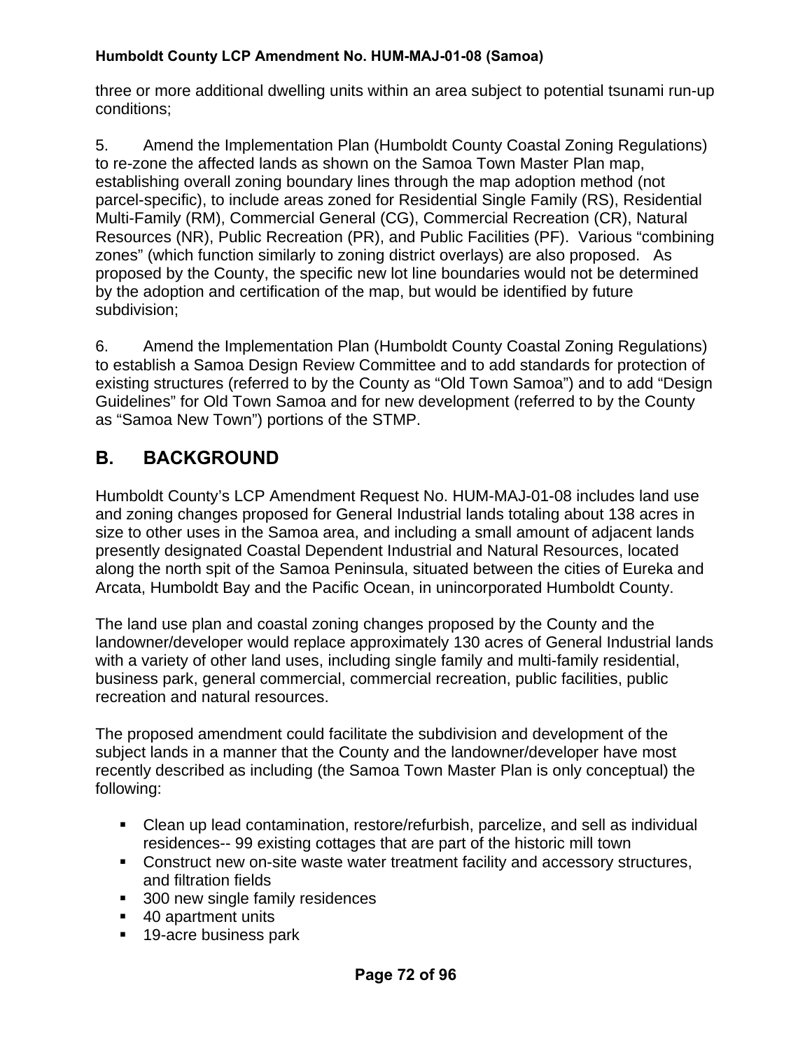three or more additional dwelling units within an area subject to potential tsunami run-up conditions;

5. Amend the Implementation Plan (Humboldt County Coastal Zoning Regulations) to re-zone the affected lands as shown on the Samoa Town Master Plan map, establishing overall zoning boundary lines through the map adoption method (not parcel-specific), to include areas zoned for Residential Single Family (RS), Residential Multi-Family (RM), Commercial General (CG), Commercial Recreation (CR), Natural Resources (NR), Public Recreation (PR), and Public Facilities (PF). Various "combining zones" (which function similarly to zoning district overlays) are also proposed. As proposed by the County, the specific new lot line boundaries would not be determined by the adoption and certification of the map, but would be identified by future subdivision;

6. Amend the Implementation Plan (Humboldt County Coastal Zoning Regulations) to establish a Samoa Design Review Committee and to add standards for protection of existing structures (referred to by the County as "Old Town Samoa") and to add "Design Guidelines" for Old Town Samoa and for new development (referred to by the County as "Samoa New Town") portions of the STMP.

## B. BACKGROUND

Humboldt County's LCP Amendment Request No. HUM-MAJ-01-08 includes land use and zoning changes proposed for General Industrial lands totaling about 138 acres in size to other uses in the Samoa area, and including a small amount of adjacent lands presently designated Coastal Dependent Industrial and Natural Resources, located along the north spit of the Samoa Peninsula, situated between the cities of Eureka and Arcata, Humboldt Bay and the Pacific Ocean, in unincorporated Humboldt County.

The land use plan and coastal zoning changes proposed by the County and the landowner/developer would replace approximately 130 acres of General Industrial lands with a variety of other land uses, including single family and multi-family residential, business park, general commercial, commercial recreation, public facilities, public recreation and natural resources.

The proposed amendment could facilitate the subdivision and development of the subject lands in a manner that the County and the landowner/developer have most recently described as including (the Samoa Town Master Plan is only conceptual) the following:

- Clean up lead contamination, restore/refurbish, parcelize, and sell as individual residences-- 99 existing cottages that are part of the historic mill town
- Construct new on-site waste water treatment facility and accessory structures, and filtration fields
- 300 new single family residences
- 40 apartment units
- 19-acre business park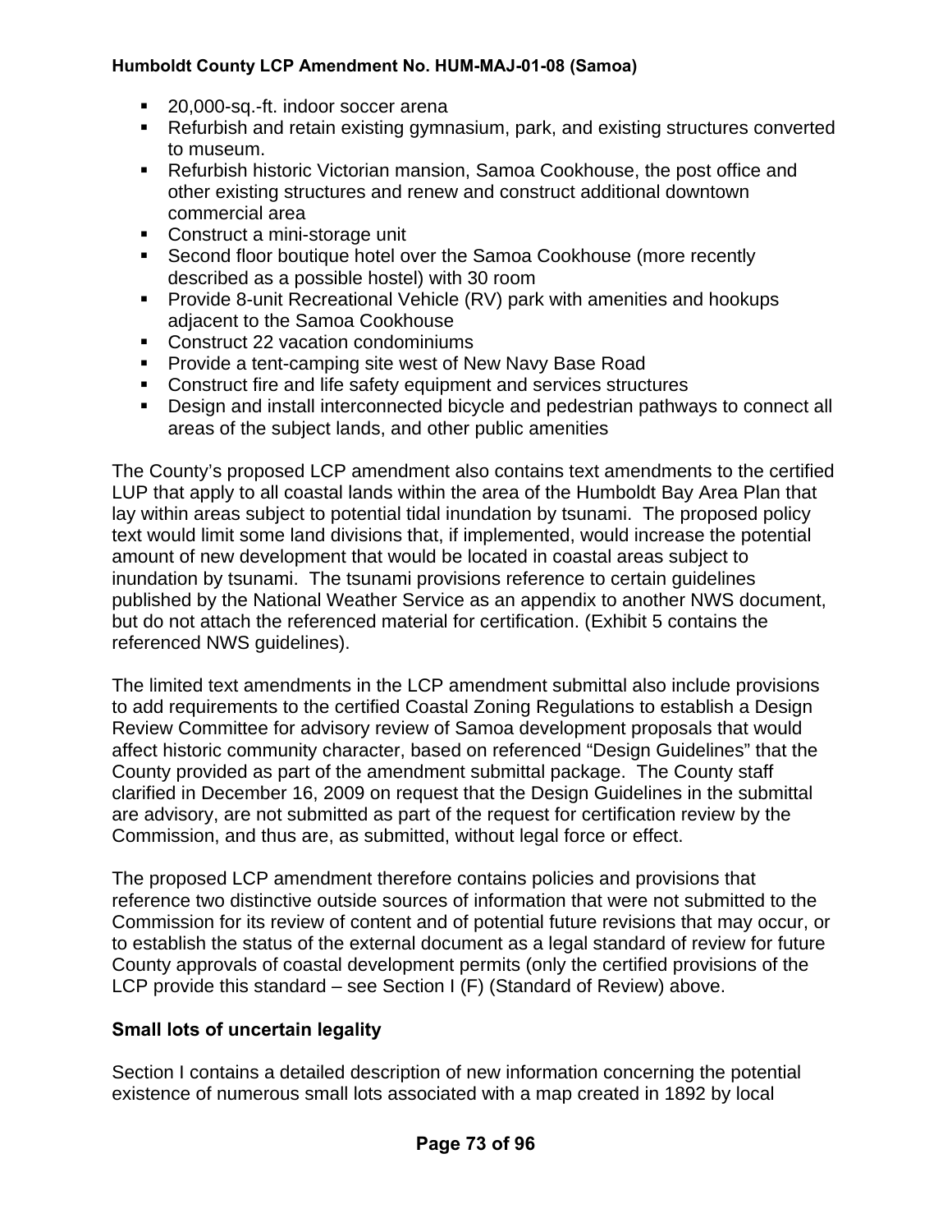- 20,000-sq.-ft. indoor soccer arena
- Refurbish and retain existing gymnasium, park, and existing structures converted to museum.
- Refurbish historic Victorian mansion, Samoa Cookhouse, the post office and other existing structures and renew and construct additional downtown commercial area
- Construct a mini-storage unit
- Second floor boutique hotel over the Samoa Cookhouse (more recently described as a possible hostel) with 30 room
- Provide 8-unit Recreational Vehicle (RV) park with amenities and hookups adjacent to the Samoa Cookhouse
- Construct 22 vacation condominiums
- Provide a tent-camping site west of New Navy Base Road
- Construct fire and life safety equipment and services structures
- Design and install interconnected bicycle and pedestrian pathways to connect all areas of the subject lands, and other public amenities

The County's proposed LCP amendment also contains text amendments to the certified LUP that apply to all coastal lands within the area of the Humboldt Bay Area Plan that lay within areas subject to potential tidal inundation by tsunami. The proposed policy text would limit some land divisions that, if implemented, would increase the potential amount of new development that would be located in coastal areas subject to inundation by tsunami. The tsunami provisions reference to certain guidelines published by the National Weather Service as an appendix to another NWS document, but do not attach the referenced material for certification. (Exhibit 5 contains the referenced NWS guidelines).

The limited text amendments in the LCP amendment submittal also include provisions to add requirements to the certified Coastal Zoning Regulations to establish a Design Review Committee for advisory review of Samoa development proposals that would affect historic community character, based on referenced "Design Guidelines" that the County provided as part of the amendment submittal package. The County staff clarified in December 16, 2009 on request that the Design Guidelines in the submittal are advisory, are not submitted as part of the request for certification review by the Commission, and thus are, as submitted, without legal force or effect.

The proposed LCP amendment therefore contains policies and provisions that reference two distinctive outside sources of information that were not submitted to the Commission for its review of content and of potential future revisions that may occur, or to establish the status of the external document as a legal standard of review for future County approvals of coastal development permits (only the certified provisions of the LCP provide this standard – see Section I (F) (Standard of Review) above.

**Small lots of uncertain legality**

Section I contains a detailed description of new information concerning the potential existence of numerous small lots associated with a map created in 1892 by local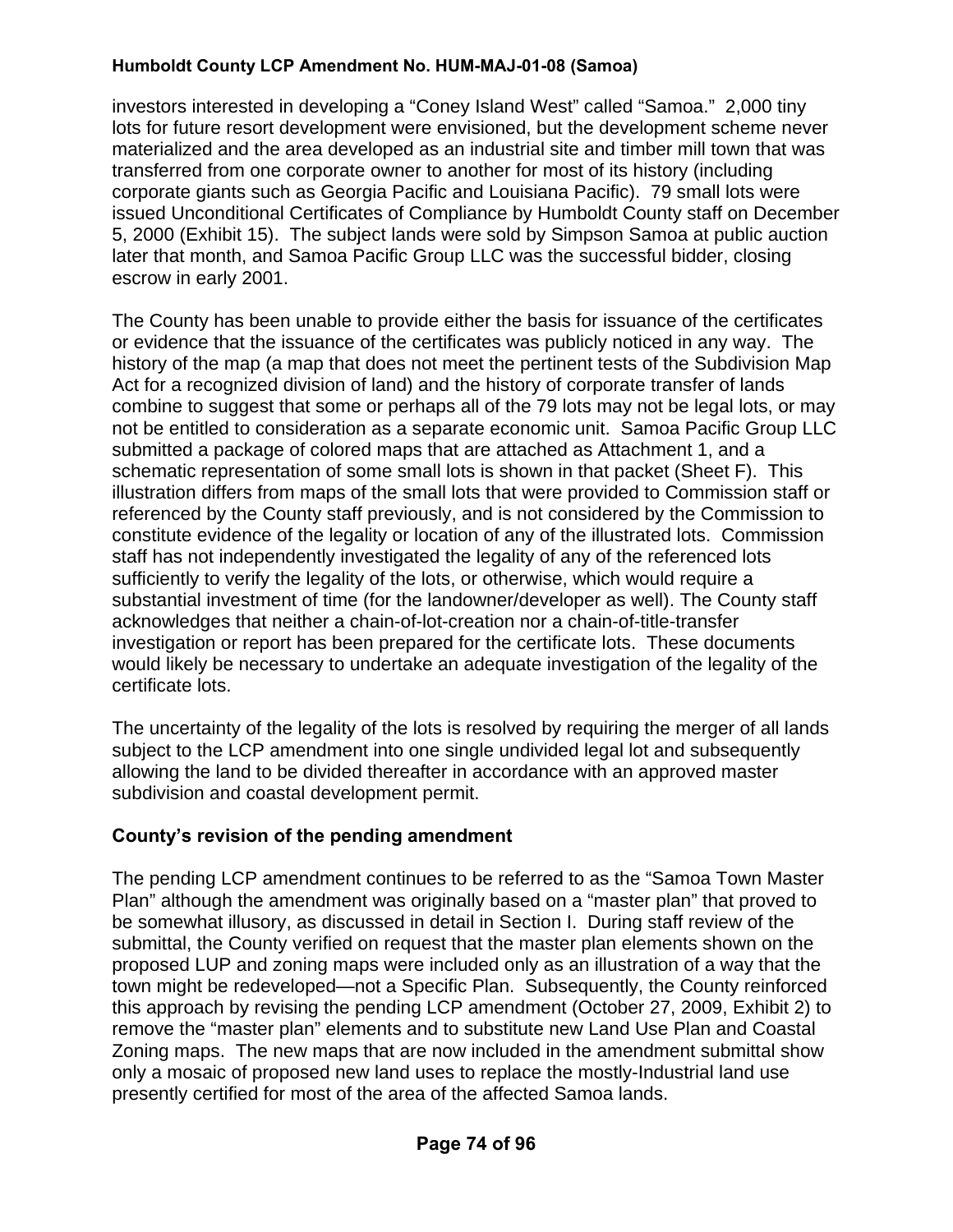investors interested in developing a "Coney Island West" called "Samoa." 2,000 tiny lots for future resort development were envisioned, but the development scheme never materialized and the area developed as an industrial site and timber mill town that was transferred from one corporate owner to another for most of its history (including corporate giants such as Georgia Pacific and Louisiana Pacific). 79 small lots were issued Unconditional Certificates of Compliance by Humboldt County staff on December 5, 2000 (Exhibit 15). The subject lands were sold by Simpson Samoa at public auction later that month, and Samoa Pacific Group LLC was the successful bidder, closing escrow in early 2001.

The County has been unable to provide either the basis for issuance of the certificates or evidence that the issuance of the certificates was publicly noticed in any way. The history of the map (a map that does not meet the pertinent tests of the Subdivision Map Act for a recognized division of land) and the history of corporate transfer of lands combine to suggest that some or perhaps all of the 79 lots may not be legal lots, or may not be entitled to consideration as a separate economic unit. Samoa Pacific Group LLC submitted a package of colored maps that are attached as Attachment 1, and a schematic representation of some small lots is shown in that packet (Sheet F). This illustration differs from maps of the small lots that were provided to Commission staff or referenced by the County staff previously, and is not considered by the Commission to constitute evidence of the legality or location of any of the illustrated lots. Commission staff has not independently investigated the legality of any of the referenced lots sufficiently to verify the legality of the lots, or otherwise, which would require a substantial investment of time (for the landowner/developer as well). The County staff acknowledges that neither a chain-of-lot-creation nor a chain-of-title-transfer investigation or report has been prepared for the certificate lots. These documents would likely be necessary to undertake an adequate investigation of the legality of the certificate lots.

The uncertainty of the legality of the lots is resolved by requiring the merger of all lands subject to the LCP amendment into one single undivided legal lot and subsequently allowing the land to be divided thereafter in accordance with an approved master subdivision and coastal development permit.

**County's revision of the pending amendment**

The pending LCP amendment continues to be referred to as the "Samoa Town Master Plan" although the amendment was originally based on a "master plan" that proved to be somewhat illusory, as discussed in detail in Section I. During staff review of the submittal, the County verified on request that the master plan elements shown on the proposed LUP and zoning maps were included only as an illustration of a way that the town might be redeveloped—not a Specific Plan. Subsequently, the County reinforced this approach by revising the pending LCP amendment (October 27, 2009, Exhibit 2) to remove the "master plan" elements and to substitute new Land Use Plan and Coastal Zoning maps. The new maps that are now included in the amendment submittal show only a mosaic of proposed new land uses to replace the mostly-Industrial land use presently certified for most of the area of the affected Samoa lands.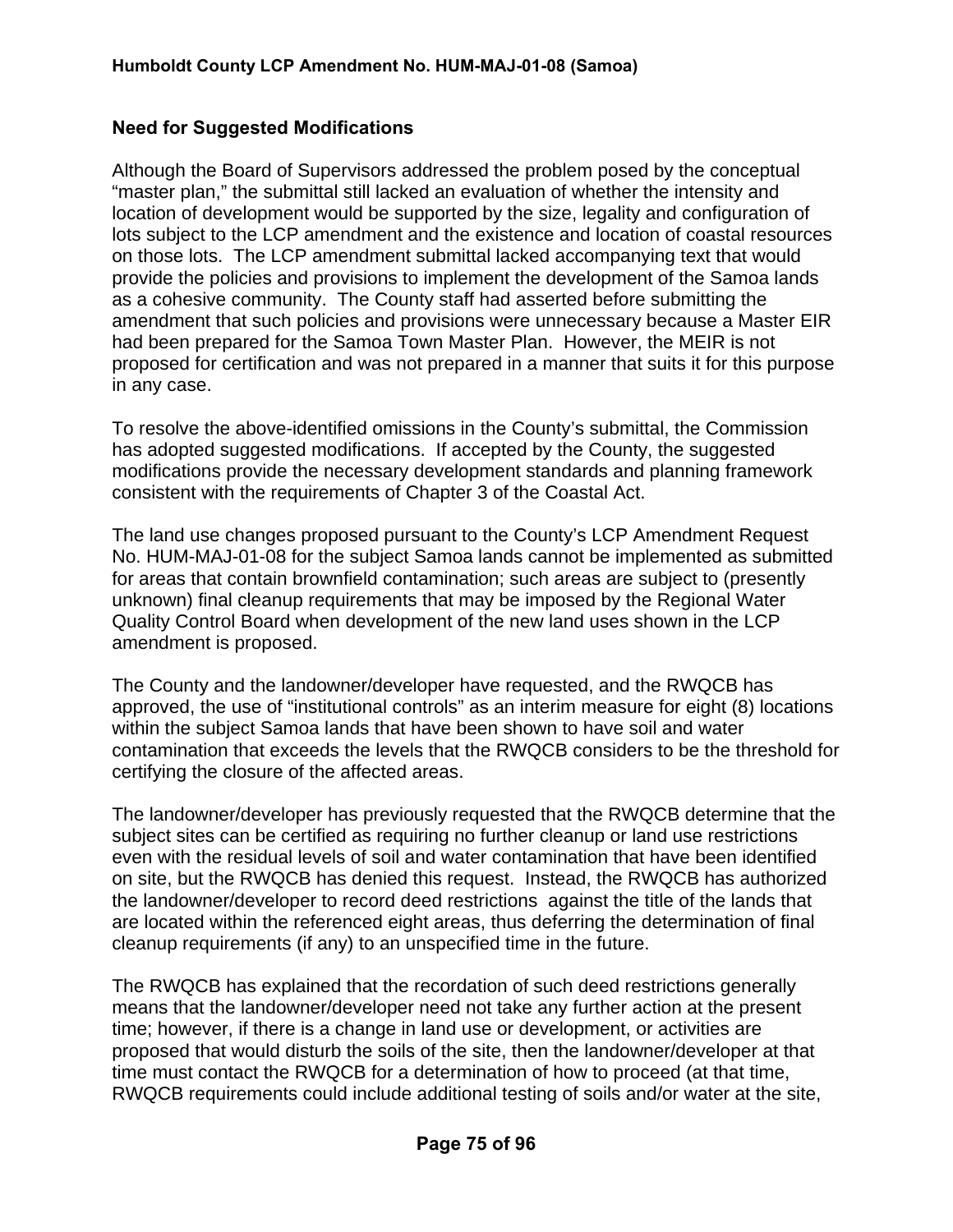## Need for Suggested Modifications

Although the Board of Supervisors addressed the problem posed by the conceptual "master plan," the submittal still lacked an evaluation of whether the intensity and location of development would be supported by the size, legality and configuration of lots subject to the LCP amendment and the existence and location of coastal resources on those lots. The LCP amendment submittal lacked accompanying text that would provide the policies and provisions to implement the development of the Samoa lands as a cohesive community. The County staff had asserted before submitting the amendment that such policies and provisions were unnecessary because a Master EIR had been prepared for the Samoa Town Master Plan. However, the MEIR is not proposed for certification and was not prepared in a manner that suits it for this purpose in any case.

To resolve the above-identified omissions in the County's submittal, the Commission has adopted suggested modifications. If accepted by the County, the suggested modifications provide the necessary development standards and planning framework consistent with the requirements of Chapter 3 of the Coastal Act.

The land use changes proposed pursuant to the County's LCP Amendment Request No. HUM-MAJ-01-08 for the subject Samoa lands cannot be implemented as submitted for areas that contain brownfield contamination; such areas are subject to (presently unknown) final cleanup requirements that may be imposed by the Regional Water Quality Control Board when development of the new land uses shown in the LCP amendment is proposed.

The County and the landowner/developer have requested, and the RWQCB has approved, the use of "institutional controls" as an interim measure for eight (8) locations within the subject Samoa lands that have been shown to have soil and water contamination that exceeds the levels that the RWQCB considers to be the threshold for certifying the closure of the affected areas.

The landowner/developer has previously requested that the RWQCB determine that the subject sites can be certified as requiring no further cleanup or land use restrictions even with the residual levels of soil and water contamination that have been identified on site, but the RWQCB has denied this request. Instead, the RWQCB has authorized the landowner/developer to record deed restrictions against the title of the lands that are located within the referenced eight areas, thus deferring the determination of final cleanup requirements (if any) to an unspecified time in the future.

The RWQCB has explained that the recordation of such deed restrictions generally means that the landowner/developer need not take any further action at the present time; however, if there is a change in land use or development, or activities are proposed that would disturb the soils of the site, then the landowner/developer at that time must contact the RWQCB for a determination of how to proceed (at that time, RWQCB requirements could include additional testing of soils and/or water at the site,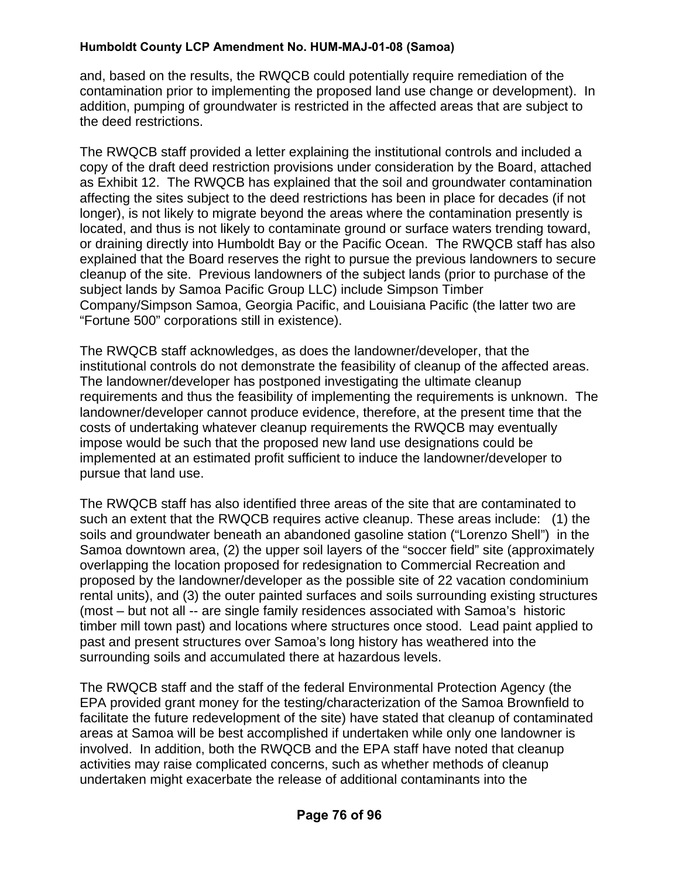and, based on the results, the RWQCB could potentially require remediation of the contamination prior to implementing the proposed land use change or development). In addition, pumping of groundwater is restricted in the affected areas that are subject to the deed restrictions.

The RWQCB staff provided a letter explaining the institutional controls and included a copy of the draft deed restriction provisions under consideration by the Board, attached as Exhibit 12. The RWQCB has explained that the soil and groundwater contamination affecting the sites subject to the deed restrictions has been in place for decades (if not longer), is not likely to migrate beyond the areas where the contamination presently is located, and thus is not likely to contaminate ground or surface waters trending toward, or draining directly into Humboldt Bay or the Pacific Ocean. The RWQCB staff has also explained that the Board reserves the right to pursue the previous landowners to secure cleanup of the site. Previous landowners of the subject lands (prior to purchase of the subject lands by Samoa Pacific Group LLC) include Simpson Timber Company/Simpson Samoa, Georgia Pacific, and Louisiana Pacific (the latter two are "Fortune 500" corporations still in existence).

The RWQCB staff acknowledges, as does the landowner/developer, that the institutional controls do not demonstrate the feasibility of cleanup of the affected areas. The landowner/developer has postponed investigating the ultimate cleanup requirements and thus the feasibility of implementing the requirements is unknown. The landowner/developer cannot produce evidence, therefore, at the present time that the costs of undertaking whatever cleanup requirements the RWQCB may eventually impose would be such that the proposed new land use designations could be implemented at an estimated profit sufficient to induce the landowner/developer to pursue that land use.

The RWQCB staff has also identified three areas of the site that are contaminated to such an extent that the RWQCB requires active cleanup. These areas include: (1) the soils and groundwater beneath an abandoned gasoline station ("Lorenzo Shell") in the Samoa downtown area, (2) the upper soil layers of the "soccer field" site (approximately overlapping the location proposed for redesignation to Commercial Recreation and proposed by the landowner/developer as the possible site of 22 vacation condominium rental units), and (3) the outer painted surfaces and soils surrounding existing structures (most – but not all -- are single family residences associated with Samoa's historic timber mill town past) and locations where structures once stood. Lead paint applied to past and present structures over Samoa's long history has weathered into the surrounding soils and accumulated there at hazardous levels.

The RWQCB staff and the staff of the federal Environmental Protection Agency (the EPA provided grant money for the testing/characterization of the Samoa Brownfield to facilitate the future redevelopment of the site) have stated that cleanup of contaminated areas at Samoa will be best accomplished if undertaken while only one landowner is involved. In addition, both the RWQCB and the EPA staff have noted that cleanup activities may raise complicated concerns, such as whether methods of cleanup undertaken might exacerbate the release of additional contaminants into the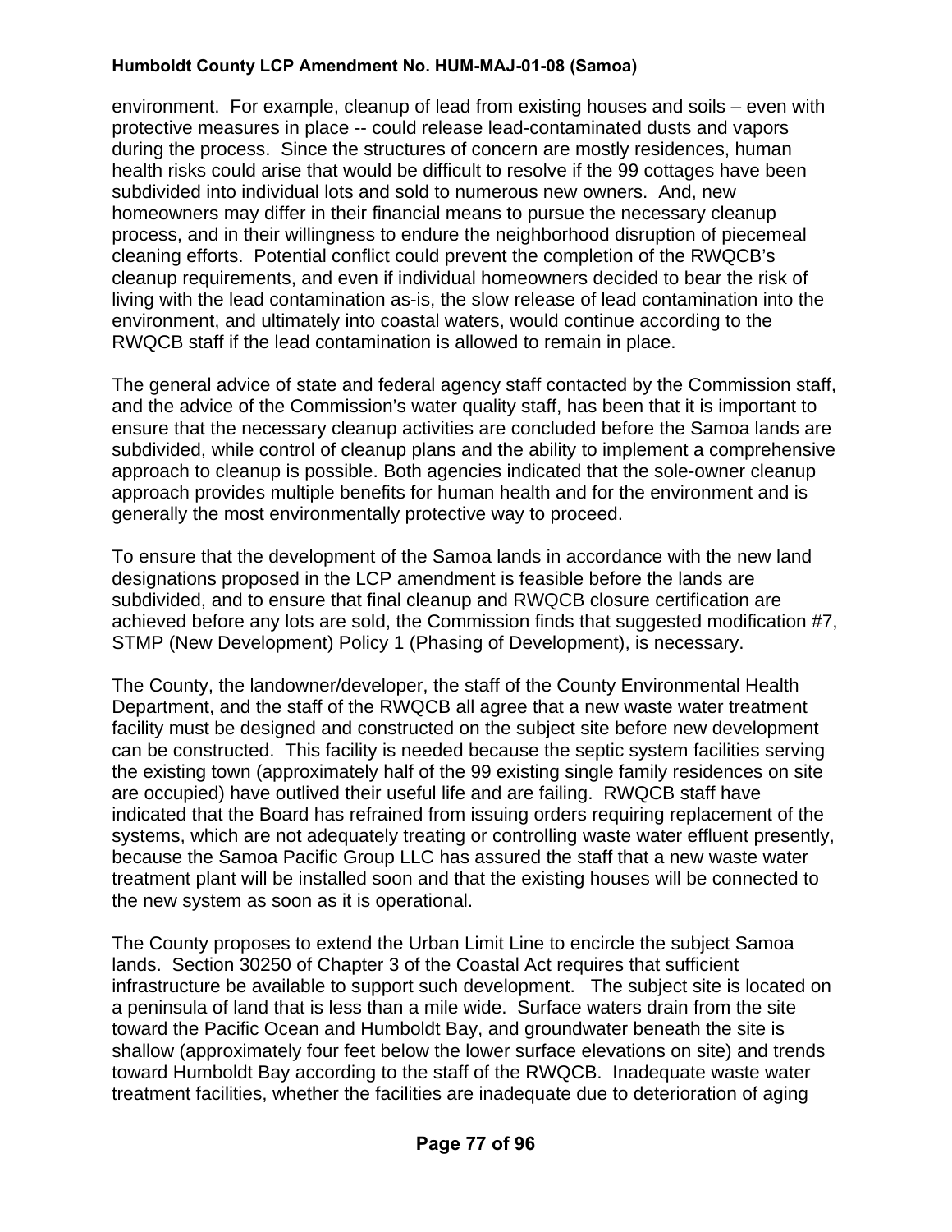environment. For example, cleanup of lead from existing houses and soils – even with protective measures in place -- could release lead-contaminated dusts and vapors during the process. Since the structures of concern are mostly residences, human health risks could arise that would be difficult to resolve if the 99 cottages have been subdivided into individual lots and sold to numerous new owners. And, new homeowners may differ in their financial means to pursue the necessary cleanup process, and in their willingness to endure the neighborhood disruption of piecemeal cleaning efforts. Potential conflict could prevent the completion of the RWQCB's cleanup requirements, and even if individual homeowners decided to bear the risk of living with the lead contamination as-is, the slow release of lead contamination into the environment, and ultimately into coastal waters, would continue according to the RWQCB staff if the lead contamination is allowed to remain in place.

The general advice of state and federal agency staff contacted by the Commission staff, and the advice of the Commission's water quality staff, has been that it is important to ensure that the necessary cleanup activities are concluded before the Samoa lands are subdivided, while control of cleanup plans and the ability to implement a comprehensive approach to cleanup is possible. Both agencies indicated that the sole-owner cleanup approach provides multiple benefits for human health and for the environment and is generally the most environmentally protective way to proceed.

To ensure that the development of the Samoa lands in accordance with the new land designations proposed in the LCP amendment is feasible before the lands are subdivided, and to ensure that final cleanup and RWQCB closure certification are achieved before any lots are sold, the Commission finds that suggested modification #7, STMP (New Development) Policy 1 (Phasing of Development), is necessary.

The County, the landowner/developer, the staff of the County Environmental Health Department, and the staff of the RWQCB all agree that a new waste water treatment facility must be designed and constructed on the subject site before new development can be constructed. This facility is needed because the septic system facilities serving the existing town (approximately half of the 99 existing single family residences on site are occupied) have outlived their useful life and are failing. RWQCB staff have indicated that the Board has refrained from issuing orders requiring replacement of the systems, which are not adequately treating or controlling waste water effluent presently, because the Samoa Pacific Group LLC has assured the staff that a new waste water treatment plant will be installed soon and that the existing houses will be connected to the new system as soon as it is operational.

The County proposes to extend the Urban Limit Line to encircle the subject Samoa lands. Section 30250 of Chapter 3 of the Coastal Act requires that sufficient infrastructure be available to support such development. The subject site is located on a peninsula of land that is less than a mile wide. Surface waters drain from the site toward the Pacific Ocean and Humboldt Bay, and groundwater beneath the site is shallow (approximately four feet below the lower surface elevations on site) and trends toward Humboldt Bay according to the staff of the RWQCB. Inadequate waste water treatment facilities, whether the facilities are inadequate due to deterioration of aging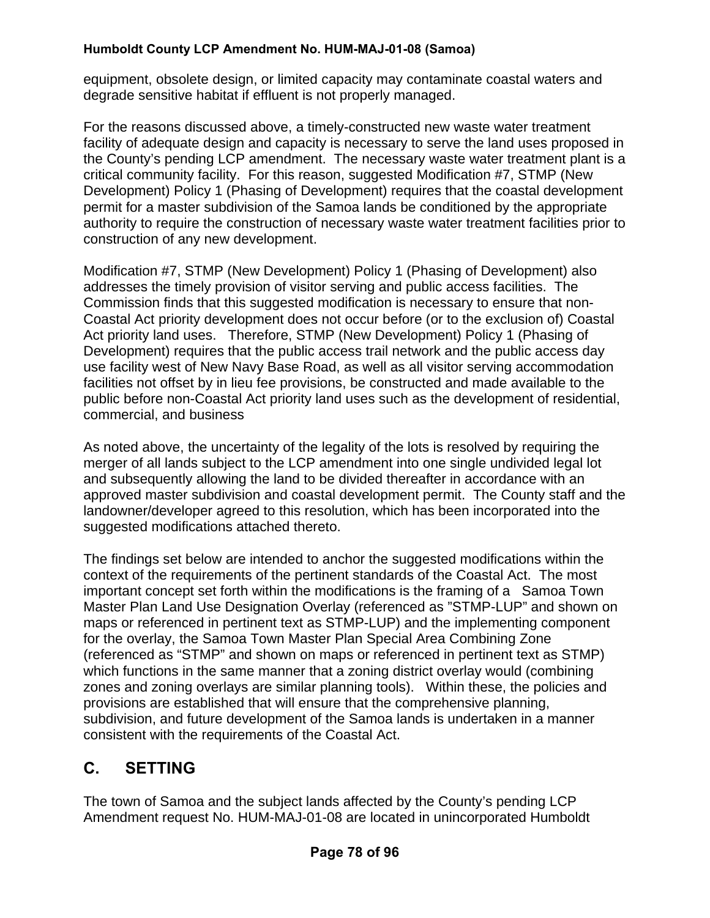equipment, obsolete design, or limited capacity may contaminate coastal waters and degrade sensitive habitat if effluent is not properly managed.

For the reasons discussed above, a timely-constructed new waste water treatment facility of adequate design and capacity is necessary to serve the land uses proposed in the County's pending LCP amendment. The necessary waste water treatment plant is a critical community facility. For this reason, suggested Modification #7, STMP (New Development) Policy 1 (Phasing of Development) requires that the coastal development permit for a master subdivision of the Samoa lands be conditioned by the appropriate authority to require the construction of necessary waste water treatment facilities prior to construction of any new development.

Modification #7, STMP (New Development) Policy 1 (Phasing of Development) also addresses the timely provision of visitor serving and public access facilities. The Commission finds that this suggested modification is necessary to ensure that non-Coastal Act priority development does not occur before (or to the exclusion of) Coastal Act priority land uses. Therefore, STMP (New Development) Policy 1 (Phasing of Development) requires that the public access trail network and the public access day use facility west of New Navy Base Road, as well as all visitor serving accommodation facilities not offset by in lieu fee provisions, be constructed and made available to the public before non-Coastal Act priority land uses such as the development of residential, commercial, and business

As noted above, the uncertainty of the legality of the lots is resolved by requiring the merger of all lands subject to the LCP amendment into one single undivided legal lot and subsequently allowing the land to be divided thereafter in accordance with an approved master subdivision and coastal development permit. The County staff and the landowner/developer agreed to this resolution, which has been incorporated into the suggested modifications attached thereto.

The findings set below are intended to anchor the suggested modifications within the context of the requirements of the pertinent standards of the Coastal Act. The most important concept set forth within the modifications is the framing of a Samoa Town Master Plan Land Use Designation Overlay (referenced as "STMP-LUP" and shown on maps or referenced in pertinent text as STMP-LUP) and the implementing component for the overlay, the Samoa Town Master Plan Special Area Combining Zone (referenced as "STMP" and shown on maps or referenced in pertinent text as STMP) which functions in the same manner that a zoning district overlay would (combining zones and zoning overlays are similar planning tools). Within these, the policies and provisions are established that will ensure that the comprehensive planning, subdivision, and future development of the Samoa lands is undertaken in a manner consistent with the requirements of the Coastal Act.

## C. SETTING

The town of Samoa and the subject lands affected by the County's pending LCP Amendment request No. HUM-MAJ-01-08 are located in unincorporated Humboldt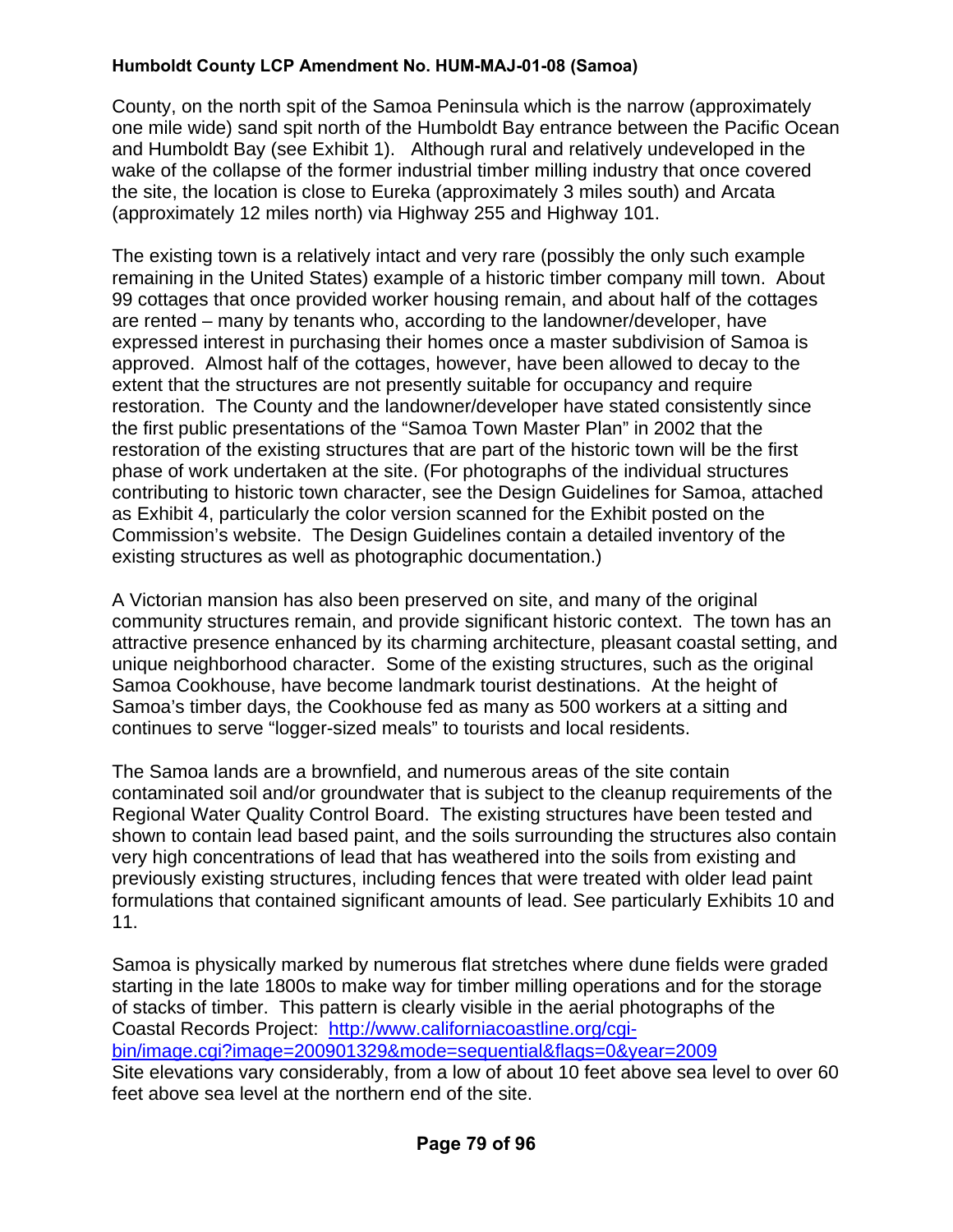County, on the north spit of the Samoa Peninsula which is the narrow (approximately one mile wide) sand spit north of the Humboldt Bay entrance between the Pacific Ocean and Humboldt Bay (see Exhibit 1). Although rural and relatively undeveloped in the wake of the collapse of the former industrial timber milling industry that once covered the site, the location is close to Eureka (approximately 3 miles south) and Arcata (approximately 12 miles north) via Highway 255 and Highway 101.

The existing town is a relatively intact and very rare (possibly the only such example remaining in the United States) example of a historic timber company mill town. About 99 cottages that once provided worker housing remain, and about half of the cottages are rented – many by tenants who, according to the landowner/developer, have expressed interest in purchasing their homes once a master subdivision of Samoa is approved. Almost half of the cottages, however, have been allowed to decay to the extent that the structures are not presently suitable for occupancy and require restoration. The County and the landowner/developer have stated consistently since the first public presentations of the "Samoa Town Master Plan" in 2002 that the restoration of the existing structures that are part of the historic town will be the first phase of work undertaken at the site. (For photographs of the individual structures contributing to historic town character, see the Design Guidelines for Samoa, attached as Exhibit 4, particularly the color version scanned for the Exhibit posted on the Commission's website. The Design Guidelines contain a detailed inventory of the existing structures as well as photographic documentation.)

A Victorian mansion has also been preserved on site, and many of the original community structures remain, and provide significant historic context. The town has an attractive presence enhanced by its charming architecture, pleasant coastal setting, and unique neighborhood character. Some of the existing structures, such as the original Samoa Cookhouse, have become landmark tourist destinations. At the height of Samoa's timber days, the Cookhouse fed as many as 500 workers at a sitting and continues to serve "logger-sized meals" to tourists and local residents.

The Samoa lands are a brownfield, and numerous areas of the site contain contaminated soil and/or groundwater that is subject to the cleanup requirements of the Regional Water Quality Control Board. The existing structures have been tested and shown to contain lead based paint, and the soils surrounding the structures also contain very high concentrations of lead that has weathered into the soils from existing and previously existing structures, including fences that were treated with older lead paint formulations that contained significant amounts of lead. See particularly Exhibits 10 and 11.

Samoa is physically marked by numerous flat stretches where dune fields were graded starting in the late 1800s to make way for timber milling operations and for the storage of stacks of timber. This pattern is clearly visible in the aerial photographs of the Coastal Records Project: [http://www.californiacoastline.org/cgi-bin/image.cgi?image=200901329&mode=sequential&flags=0&year=2009](http://www.californiacoastline.org/cgi-bin/image.cgi?image=200901329&mode=sequential&flags=0&year=2009)
Site elevations vary considerably, from a low of about 10 feet above sea level to over 60 feet above sea level at the northern end of the site.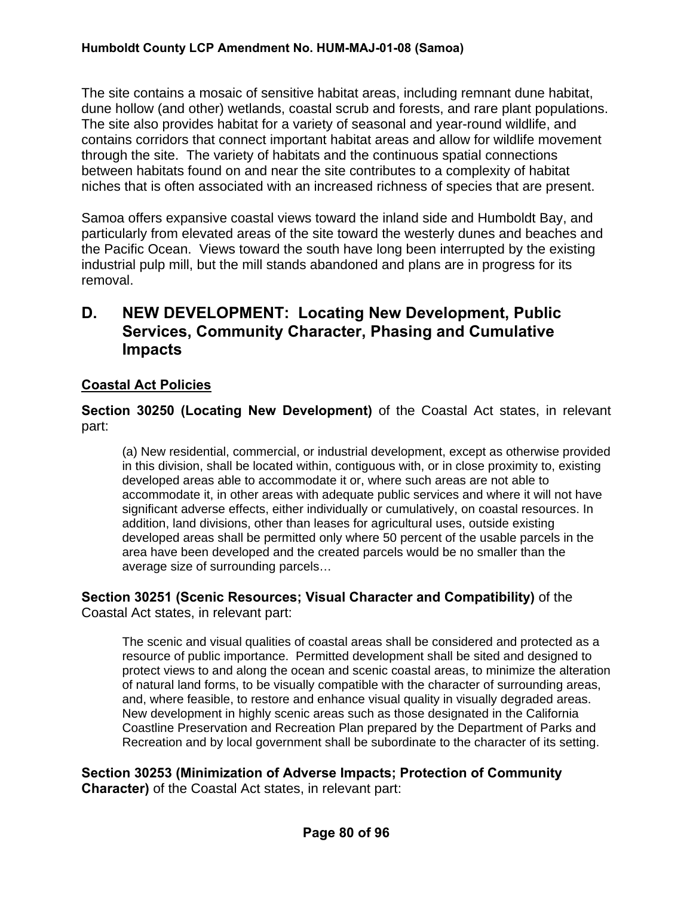The site contains a mosaic of sensitive habitat areas, including remnant dune habitat, dune hollow (and other) wetlands, coastal scrub and forests, and rare plant populations. The site also provides habitat for a variety of seasonal and year-round wildlife, and contains corridors that connect important habitat areas and allow for wildlife movement through the site. The variety of habitats and the continuous spatial connections between habitats found on and near the site contributes to a complexity of habitat niches that is often associated with an increased richness of species that are present.

Samoa offers expansive coastal views toward the inland side and Humboldt Bay, and particularly from elevated areas of the site toward the westerly dunes and beaches and the Pacific Ocean. Views toward the south have long been interrupted by the existing industrial pulp mill, but the mill stands abandoned and plans are in progress for its removal.

## D. NEW DEVELOPMENT: Locating New Development, Public Services, Community Character, Phasing and Cumulative Impacts

### Coastal Act Policies

**Section 30250 (Locating New Development)** of the Coastal Act states, in relevant part:

> (a) New residential, commercial, or industrial development, except as otherwise provided in this division, shall be located within, contiguous with, or in close proximity to, existing developed areas able to accommodate it or, where such areas are not able to accommodate it, in other areas with adequate public services and where it will not have significant adverse effects, either individually or cumulatively, on coastal resources. In addition, land divisions, other than leases for agricultural uses, outside existing developed areas shall be permitted only where 50 percent of the usable parcels in the area have been developed and the created parcels would be no smaller than the average size of surrounding parcels…

**Section 30251 (Scenic Resources; Visual Character and Compatibility)** of the Coastal Act states, in relevant part:

> The scenic and visual qualities of coastal areas shall be considered and protected as a resource of public importance. Permitted development shall be sited and designed to protect views to and along the ocean and scenic coastal areas, to minimize the alteration of natural land forms, to be visually compatible with the character of surrounding areas, and, where feasible, to restore and enhance visual quality in visually degraded areas. New development in highly scenic areas such as those designated in the California Coastline Preservation and Recreation Plan prepared by the Department of Parks and Recreation and by local government shall be subordinate to the character of its setting.

**Section 30253 (Minimization of Adverse Impacts; Protection of Community Character)** of the Coastal Act states, in relevant part: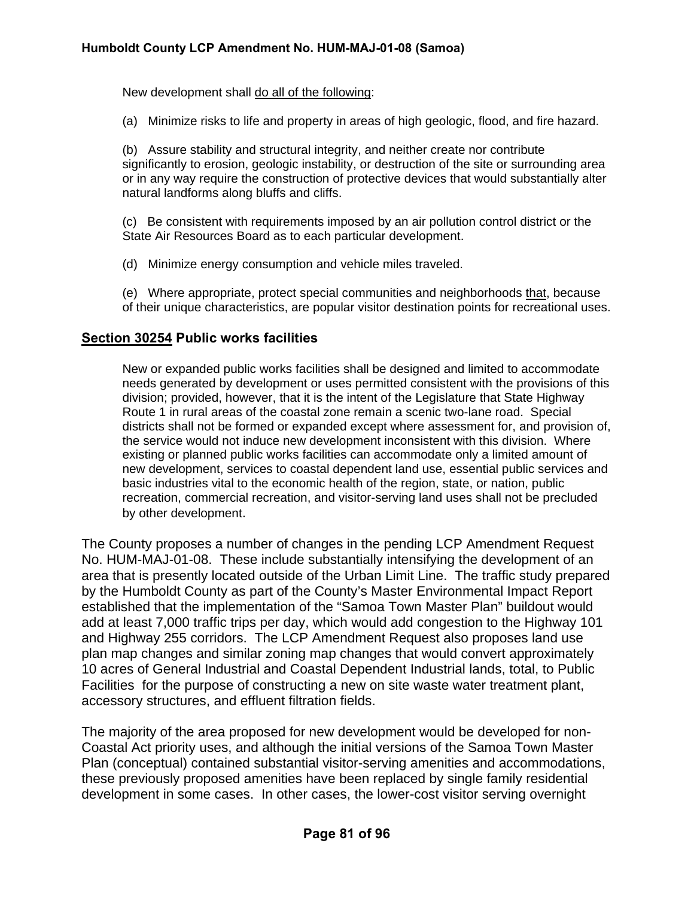New development shall do all of the following:

(a) Minimize risks to life and property in areas of high geologic, flood, and fire hazard.

(b) Assure stability and structural integrity, and neither create nor contribute significantly to erosion, geologic instability, or destruction of the site or surrounding area or in any way require the construction of protective devices that would substantially alter natural landforms along bluffs and cliffs.

(c) Be consistent with requirements imposed by an air pollution control district or the State Air Resources Board as to each particular development.

(d) Minimize energy consumption and vehicle miles traveled.

(e) Where appropriate, protect special communities and neighborhoods that, because of their unique characteristics, are popular visitor destination points for recreational uses.

### Section 30254 Public works facilities

New or expanded public works facilities shall be designed and limited to accommodate needs generated by development or uses permitted consistent with the provisions of this division; provided, however, that it is the intent of the Legislature that State Highway Route 1 in rural areas of the coastal zone remain a scenic two-lane road. Special districts shall not be formed or expanded except where assessment for, and provision of, the service would not induce new development inconsistent with this division. Where existing or planned public works facilities can accommodate only a limited amount of new development, services to coastal dependent land use, essential public services and basic industries vital to the economic health of the region, state, or nation, public recreation, commercial recreation, and visitor-serving land uses shall not be precluded by other development.

The County proposes a number of changes in the pending LCP Amendment Request No. HUM-MAJ-01-08. These include substantially intensifying the development of an area that is presently located outside of the Urban Limit Line. The traffic study prepared by the Humboldt County as part of the County's Master Environmental Impact Report established that the implementation of the "Samoa Town Master Plan" buildout would add at least 7,000 traffic trips per day, which would add congestion to the Highway 101 and Highway 255 corridors. The LCP Amendment Request also proposes land use plan map changes and similar zoning map changes that would convert approximately 10 acres of General Industrial and Coastal Dependent Industrial lands, total, to Public Facilities for the purpose of constructing a new on site waste water treatment plant, accessory structures, and effluent filtration fields.

The majority of the area proposed for new development would be developed for non-Coastal Act priority uses, and although the initial versions of the Samoa Town Master Plan (conceptual) contained substantial visitor-serving amenities and accommodations, these previously proposed amenities have been replaced by single family residential development in some cases. In other cases, the lower-cost visitor serving overnight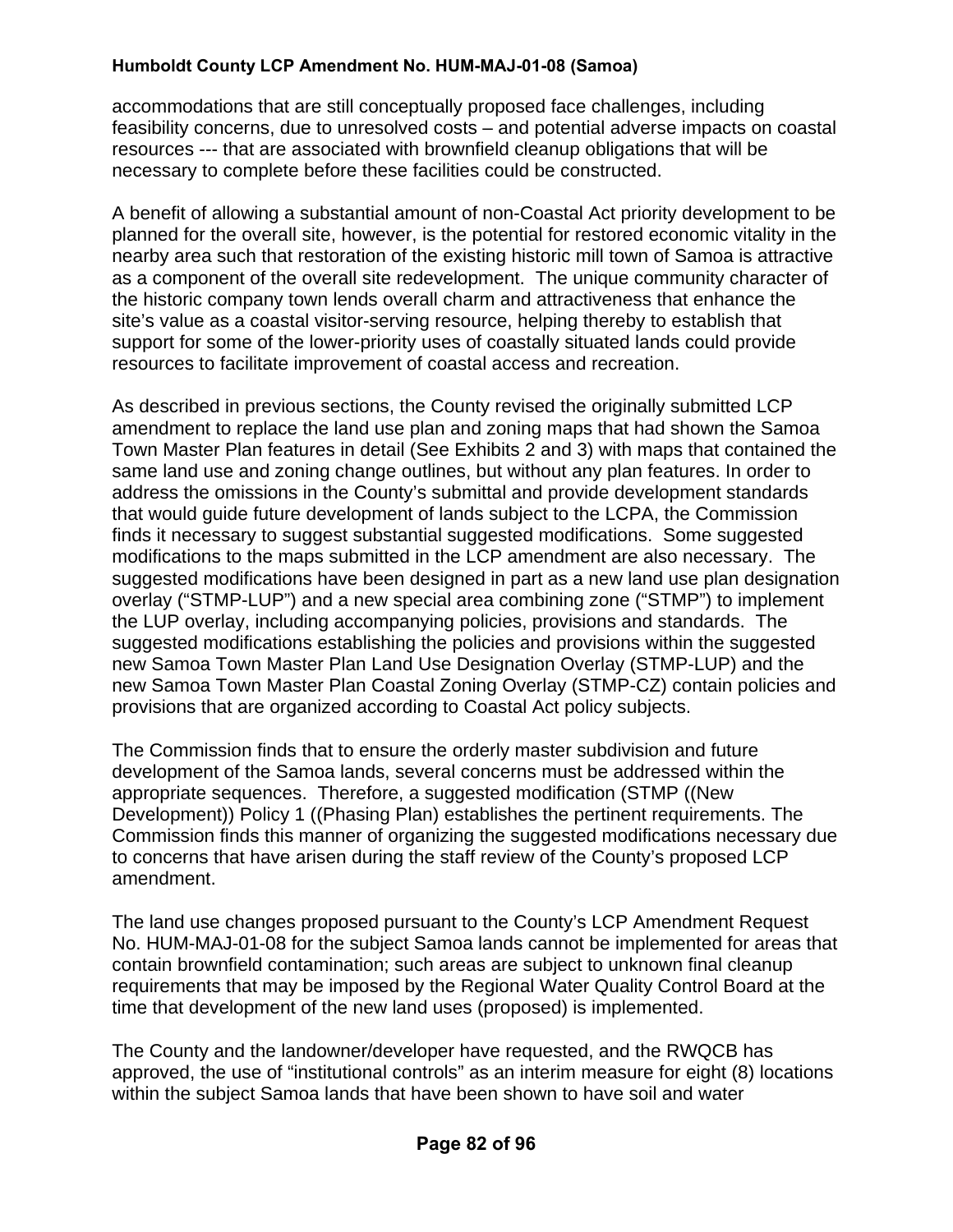accommodations that are still conceptually proposed face challenges, including feasibility concerns, due to unresolved costs – and potential adverse impacts on coastal resources --- that are associated with brownfield cleanup obligations that will be necessary to complete before these facilities could be constructed.

A benefit of allowing a substantial amount of non-Coastal Act priority development to be planned for the overall site, however, is the potential for restored economic vitality in the nearby area such that restoration of the existing historic mill town of Samoa is attractive as a component of the overall site redevelopment. The unique community character of the historic company town lends overall charm and attractiveness that enhance the site's value as a coastal visitor-serving resource, helping thereby to establish that support for some of the lower-priority uses of coastally situated lands could provide resources to facilitate improvement of coastal access and recreation.

As described in previous sections, the County revised the originally submitted LCP amendment to replace the land use plan and zoning maps that had shown the Samoa Town Master Plan features in detail (See Exhibits 2 and 3) with maps that contained the same land use and zoning change outlines, but without any plan features. In order to address the omissions in the County's submittal and provide development standards that would guide future development of lands subject to the LCPA, the Commission finds it necessary to suggest substantial suggested modifications. Some suggested modifications to the maps submitted in the LCP amendment are also necessary. The suggested modifications have been designed in part as a new land use plan designation overlay ("STMP-LUP") and a new special area combining zone ("STMP") to implement the LUP overlay, including accompanying policies, provisions and standards. The suggested modifications establishing the policies and provisions within the suggested new Samoa Town Master Plan Land Use Designation Overlay (STMP-LUP) and the new Samoa Town Master Plan Coastal Zoning Overlay (STMP-CZ) contain policies and provisions that are organized according to Coastal Act policy subjects.

The Commission finds that to ensure the orderly master subdivision and future development of the Samoa lands, several concerns must be addressed within the appropriate sequences. Therefore, a suggested modification (STMP ((New Development)) Policy 1 ((Phasing Plan) establishes the pertinent requirements. The Commission finds this manner of organizing the suggested modifications necessary due to concerns that have arisen during the staff review of the County's proposed LCP amendment.

The land use changes proposed pursuant to the County's LCP Amendment Request No. HUM-MAJ-01-08 for the subject Samoa lands cannot be implemented for areas that contain brownfield contamination; such areas are subject to unknown final cleanup requirements that may be imposed by the Regional Water Quality Control Board at the time that development of the new land uses (proposed) is implemented.

The County and the landowner/developer have requested, and the RWQCB has approved, the use of "institutional controls" as an interim measure for eight (8) locations within the subject Samoa lands that have been shown to have soil and water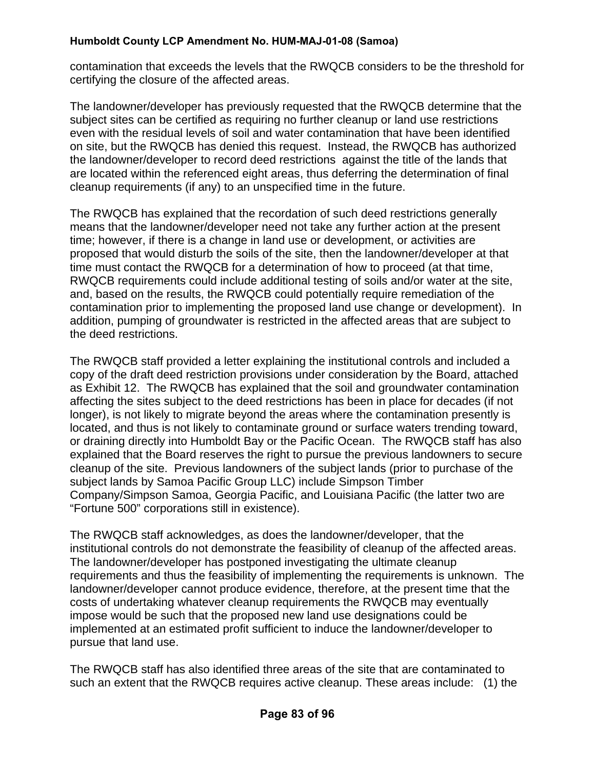contamination that exceeds the levels that the RWQCB considers to be the threshold for certifying the closure of the affected areas.

The landowner/developer has previously requested that the RWQCB determine that the subject sites can be certified as requiring no further cleanup or land use restrictions even with the residual levels of soil and water contamination that have been identified on site, but the RWQCB has denied this request. Instead, the RWQCB has authorized the landowner/developer to record deed restrictions against the title of the lands that are located within the referenced eight areas, thus deferring the determination of final cleanup requirements (if any) to an unspecified time in the future.

The RWQCB has explained that the recordation of such deed restrictions generally means that the landowner/developer need not take any further action at the present time; however, if there is a change in land use or development, or activities are proposed that would disturb the soils of the site, then the landowner/developer at that time must contact the RWQCB for a determination of how to proceed (at that time, RWQCB requirements could include additional testing of soils and/or water at the site, and, based on the results, the RWQCB could potentially require remediation of the contamination prior to implementing the proposed land use change or development). In addition, pumping of groundwater is restricted in the affected areas that are subject to the deed restrictions.

The RWQCB staff provided a letter explaining the institutional controls and included a copy of the draft deed restriction provisions under consideration by the Board, attached as Exhibit 12. The RWQCB has explained that the soil and groundwater contamination affecting the sites subject to the deed restrictions has been in place for decades (if not longer), is not likely to migrate beyond the areas where the contamination presently is located, and thus is not likely to contaminate ground or surface waters trending toward, or draining directly into Humboldt Bay or the Pacific Ocean. The RWQCB staff has also explained that the Board reserves the right to pursue the previous landowners to secure cleanup of the site. Previous landowners of the subject lands (prior to purchase of the subject lands by Samoa Pacific Group LLC) include Simpson Timber Company/Simpson Samoa, Georgia Pacific, and Louisiana Pacific (the latter two are "Fortune 500" corporations still in existence).

The RWQCB staff acknowledges, as does the landowner/developer, that the institutional controls do not demonstrate the feasibility of cleanup of the affected areas. The landowner/developer has postponed investigating the ultimate cleanup requirements and thus the feasibility of implementing the requirements is unknown. The landowner/developer cannot produce evidence, therefore, at the present time that the costs of undertaking whatever cleanup requirements the RWQCB may eventually impose would be such that the proposed new land use designations could be implemented at an estimated profit sufficient to induce the landowner/developer to pursue that land use.

The RWQCB staff has also identified three areas of the site that are contaminated to such an extent that the RWQCB requires active cleanup. These areas include: (1) the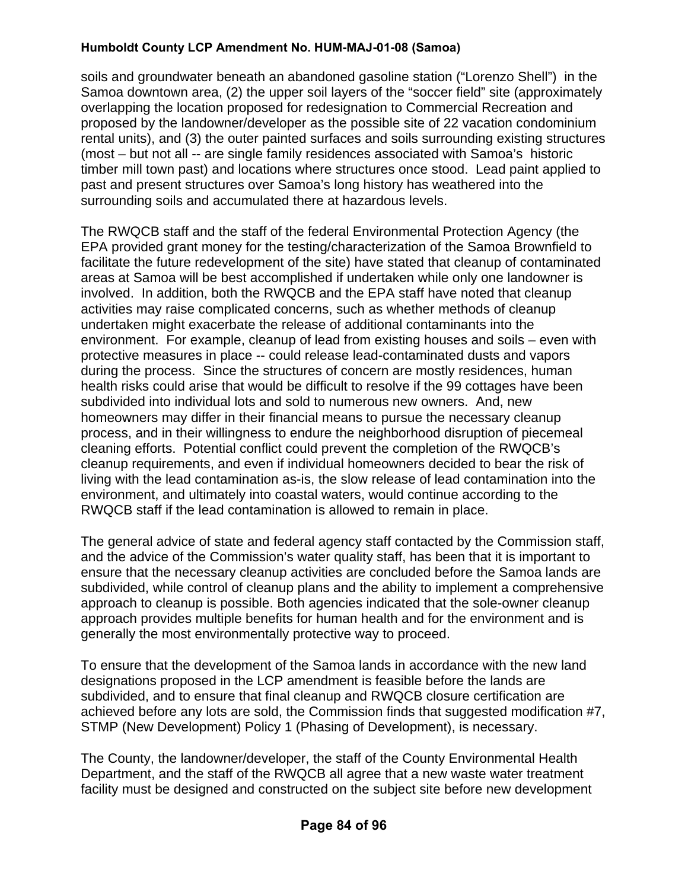soils and groundwater beneath an abandoned gasoline station ("Lorenzo Shell") in the Samoa downtown area, (2) the upper soil layers of the "soccer field" site (approximately overlapping the location proposed for redesignation to Commercial Recreation and proposed by the landowner/developer as the possible site of 22 vacation condominium rental units), and (3) the outer painted surfaces and soils surrounding existing structures (most – but not all -- are single family residences associated with Samoa's historic timber mill town past) and locations where structures once stood. Lead paint applied to past and present structures over Samoa's long history has weathered into the surrounding soils and accumulated there at hazardous levels.

The RWQCB staff and the staff of the federal Environmental Protection Agency (the EPA provided grant money for the testing/characterization of the Samoa Brownfield to facilitate the future redevelopment of the site) have stated that cleanup of contaminated areas at Samoa will be best accomplished if undertaken while only one landowner is involved. In addition, both the RWQCB and the EPA staff have noted that cleanup activities may raise complicated concerns, such as whether methods of cleanup undertaken might exacerbate the release of additional contaminants into the environment. For example, cleanup of lead from existing houses and soils – even with protective measures in place -- could release lead-contaminated dusts and vapors during the process. Since the structures of concern are mostly residences, human health risks could arise that would be difficult to resolve if the 99 cottages have been subdivided into individual lots and sold to numerous new owners. And, new homeowners may differ in their financial means to pursue the necessary cleanup process, and in their willingness to endure the neighborhood disruption of piecemeal cleaning efforts. Potential conflict could prevent the completion of the RWQCB's cleanup requirements, and even if individual homeowners decided to bear the risk of living with the lead contamination as-is, the slow release of lead contamination into the environment, and ultimately into coastal waters, would continue according to the RWQCB staff if the lead contamination is allowed to remain in place.

The general advice of state and federal agency staff contacted by the Commission staff, and the advice of the Commission's water quality staff, has been that it is important to ensure that the necessary cleanup activities are concluded before the Samoa lands are subdivided, while control of cleanup plans and the ability to implement a comprehensive approach to cleanup is possible. Both agencies indicated that the sole-owner cleanup approach provides multiple benefits for human health and for the environment and is generally the most environmentally protective way to proceed.

To ensure that the development of the Samoa lands in accordance with the new land designations proposed in the LCP amendment is feasible before the lands are subdivided, and to ensure that final cleanup and RWQCB closure certification are achieved before any lots are sold, the Commission finds that suggested modification #7, STMP (New Development) Policy 1 (Phasing of Development), is necessary.

The County, the landowner/developer, the staff of the County Environmental Health Department, and the staff of the RWQCB all agree that a new waste water treatment facility must be designed and constructed on the subject site before new development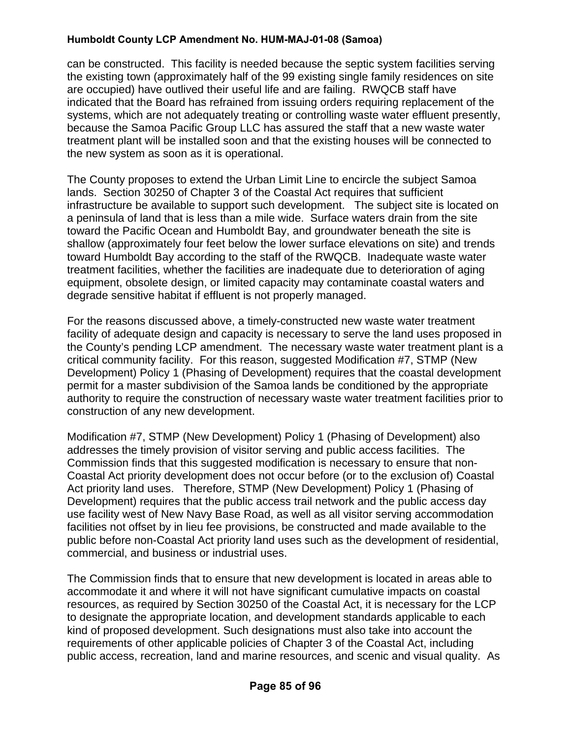can be constructed. This facility is needed because the septic system facilities serving the existing town (approximately half of the 99 existing single family residences on site are occupied) have outlived their useful life and are failing. RWQCB staff have indicated that the Board has refrained from issuing orders requiring replacement of the systems, which are not adequately treating or controlling waste water effluent presently, because the Samoa Pacific Group LLC has assured the staff that a new waste water treatment plant will be installed soon and that the existing houses will be connected to the new system as soon as it is operational.

The County proposes to extend the Urban Limit Line to encircle the subject Samoa lands. Section 30250 of Chapter 3 of the Coastal Act requires that sufficient infrastructure be available to support such development. The subject site is located on a peninsula of land that is less than a mile wide. Surface waters drain from the site toward the Pacific Ocean and Humboldt Bay, and groundwater beneath the site is shallow (approximately four feet below the lower surface elevations on site) and trends toward Humboldt Bay according to the staff of the RWQCB. Inadequate waste water treatment facilities, whether the facilities are inadequate due to deterioration of aging equipment, obsolete design, or limited capacity may contaminate coastal waters and degrade sensitive habitat if effluent is not properly managed.

For the reasons discussed above, a timely-constructed new waste water treatment facility of adequate design and capacity is necessary to serve the land uses proposed in the County's pending LCP amendment. The necessary waste water treatment plant is a critical community facility. For this reason, suggested Modification #7, STMP (New Development) Policy 1 (Phasing of Development) requires that the coastal development permit for a master subdivision of the Samoa lands be conditioned by the appropriate authority to require the construction of necessary waste water treatment facilities prior to construction of any new development.

Modification #7, STMP (New Development) Policy 1 (Phasing of Development) also addresses the timely provision of visitor serving and public access facilities. The Commission finds that this suggested modification is necessary to ensure that non-Coastal Act priority development does not occur before (or to the exclusion of) Coastal Act priority land uses. Therefore, STMP (New Development) Policy 1 (Phasing of Development) requires that the public access trail network and the public access day use facility west of New Navy Base Road, as well as all visitor serving accommodation facilities not offset by in lieu fee provisions, be constructed and made available to the public before non-Coastal Act priority land uses such as the development of residential, commercial, and business or industrial uses.

The Commission finds that to ensure that new development is located in areas able to accommodate it and where it will not have significant cumulative impacts on coastal resources, as required by Section 30250 of the Coastal Act, it is necessary for the LCP to designate the appropriate location, and development standards applicable to each kind of proposed development. Such designations must also take into account the requirements of other applicable policies of Chapter 3 of the Coastal Act, including public access, recreation, land and marine resources, and scenic and visual quality. As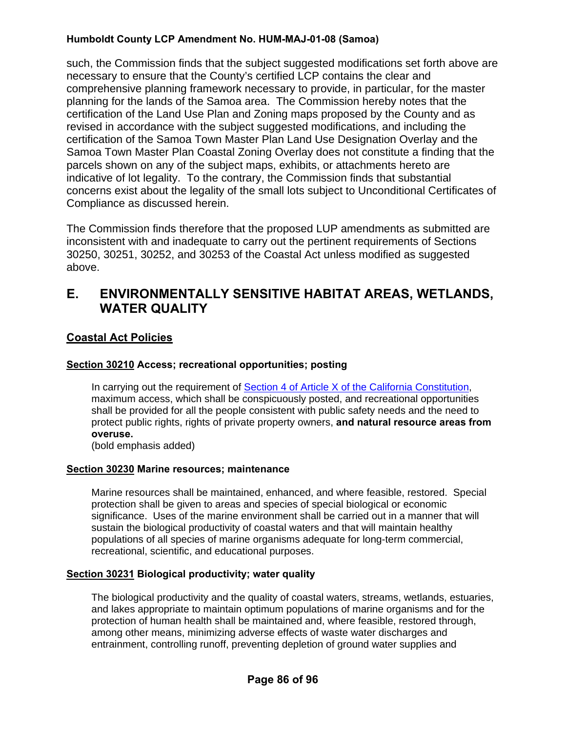such, the Commission finds that the subject suggested modifications set forth above are necessary to ensure that the County's certified LCP contains the clear and comprehensive planning framework necessary to provide, in particular, for the master planning for the lands of the Samoa area. The Commission hereby notes that the certification of the Land Use Plan and Zoning maps proposed by the County and as revised in accordance with the subject suggested modifications, and including the certification of the Samoa Town Master Plan Land Use Designation Overlay and the Samoa Town Master Plan Coastal Zoning Overlay does not constitute a finding that the parcels shown on any of the subject maps, exhibits, or attachments hereto are indicative of lot legality. To the contrary, the Commission finds that substantial concerns exist about the legality of the small lots subject to Unconditional Certificates of Compliance as discussed herein.

The Commission finds therefore that the proposed LUP amendments as submitted are inconsistent with and inadequate to carry out the pertinent requirements of Sections 30250, 30251, 30252, and 30253 of the Coastal Act unless modified as suggested above.

## E. ENVIRONMENTALLY SENSITIVE HABITAT AREAS, WETLANDS, WATER QUALITY

### Coastal Act Policies

#### Section 30210 Access; recreational opportunities; posting

> In carrying out the requirement of Section 4 of Article X of the California Constitution, maximum access, which shall be conspicuously posted, and recreational opportunities shall be provided for all the people consistent with public safety needs and the need to protect public rights, rights of private property owners, **and natural resource areas from overuse.**
> (bold emphasis added)

#### Section 30230 Marine resources; maintenance

> Marine resources shall be maintained, enhanced, and where feasible, restored. Special protection shall be given to areas and species of special biological or economic significance. Uses of the marine environment shall be carried out in a manner that will sustain the biological productivity of coastal waters and that will maintain healthy populations of all species of marine organisms adequate for long-term commercial, recreational, scientific, and educational purposes.

#### Section 30231 Biological productivity; water quality

> The biological productivity and the quality of coastal waters, streams, wetlands, estuaries, and lakes appropriate to maintain optimum populations of marine organisms and for the protection of human health shall be maintained and, where feasible, restored through, among other means, minimizing adverse effects of waste water discharges and entrainment, controlling runoff, preventing depletion of ground water supplies and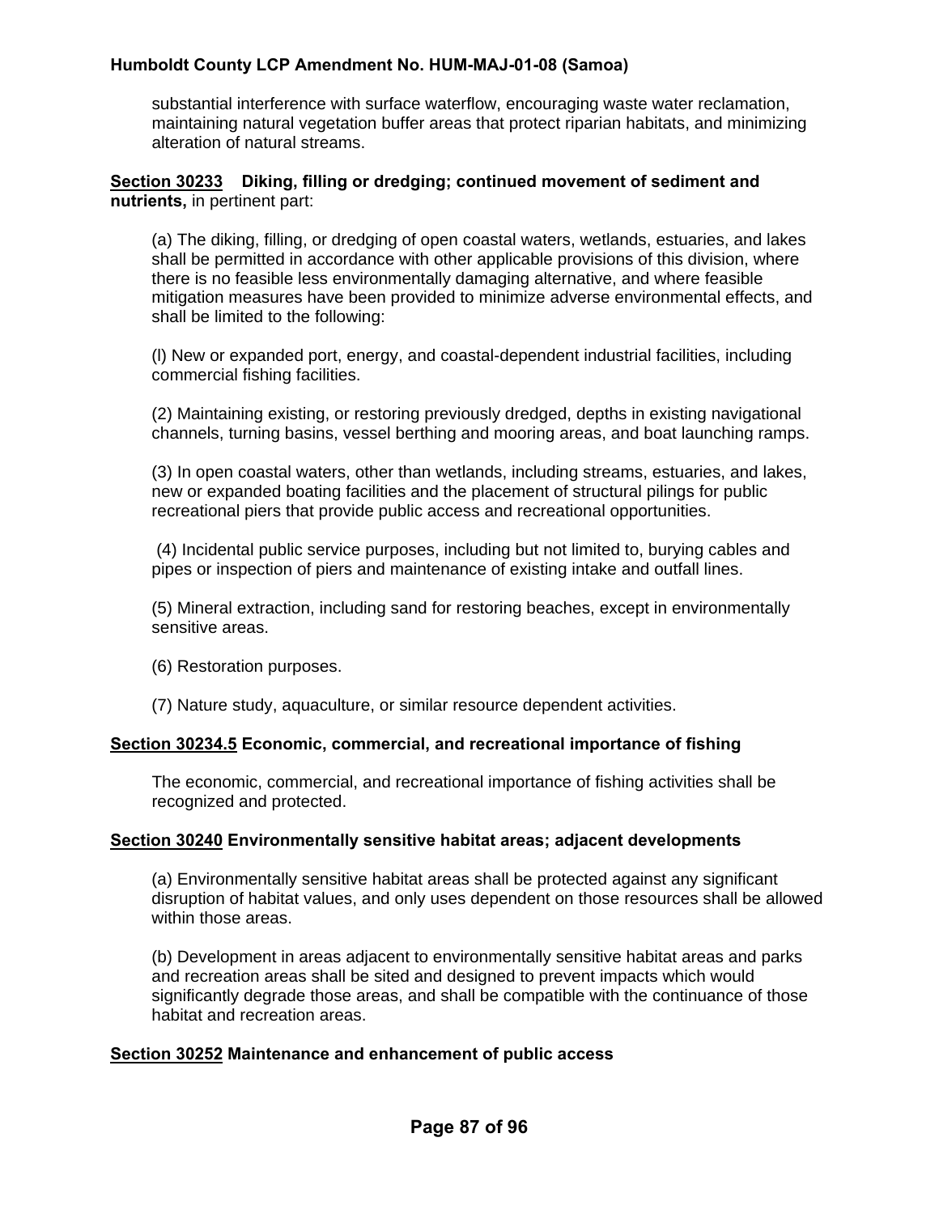substantial interference with surface waterflow, encouraging waste water reclamation, maintaining natural vegetation buffer areas that protect riparian habitats, and minimizing alteration of natural streams.

**Section 30233 Diking, filling or dredging; continued movement of sediment and nutrients,** in pertinent part:

(a) The diking, filling, or dredging of open coastal waters, wetlands, estuaries, and lakes shall be permitted in accordance with other applicable provisions of this division, where there is no feasible less environmentally damaging alternative, and where feasible mitigation measures have been provided to minimize adverse environmental effects, and shall be limited to the following:

(l) New or expanded port, energy, and coastal-dependent industrial facilities, including commercial fishing facilities.

(2) Maintaining existing, or restoring previously dredged, depths in existing navigational channels, turning basins, vessel berthing and mooring areas, and boat launching ramps.

(3) In open coastal waters, other than wetlands, including streams, estuaries, and lakes, new or expanded boating facilities and the placement of structural pilings for public recreational piers that provide public access and recreational opportunities.

(4) Incidental public service purposes, including but not limited to, burying cables and pipes or inspection of piers and maintenance of existing intake and outfall lines.

(5) Mineral extraction, including sand for restoring beaches, except in environmentally sensitive areas.

(6) Restoration purposes.

(7) Nature study, aquaculture, or similar resource dependent activities.

**Section 30234.5 Economic, commercial, and recreational importance of fishing**

The economic, commercial, and recreational importance of fishing activities shall be recognized and protected.

**Section 30240 Environmentally sensitive habitat areas; adjacent developments**

(a) Environmentally sensitive habitat areas shall be protected against any significant disruption of habitat values, and only uses dependent on those resources shall be allowed within those areas.

(b) Development in areas adjacent to environmentally sensitive habitat areas and parks and recreation areas shall be sited and designed to prevent impacts which would significantly degrade those areas, and shall be compatible with the continuance of those habitat and recreation areas.

**Section 30252 Maintenance and enhancement of public access**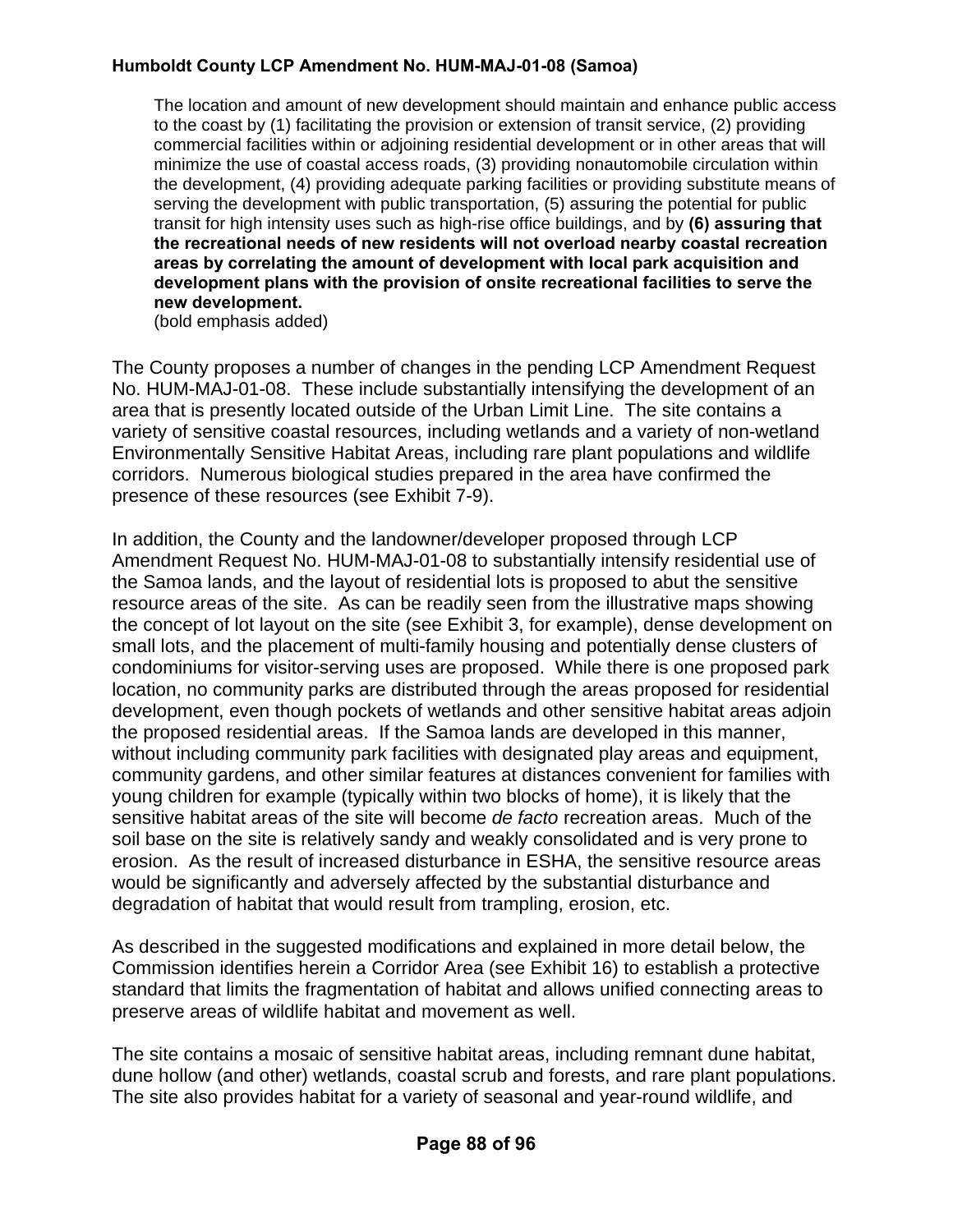> The location and amount of new development should maintain and enhance public access to the coast by (1) facilitating the provision or extension of transit service, (2) providing commercial facilities within or adjoining residential development or in other areas that will minimize the use of coastal access roads, (3) providing nonautomobile circulation within the development, (4) providing adequate parking facilities or providing substitute means of serving the development with public transportation, (5) assuring the potential for public transit for high intensity uses such as high-rise office buildings, and by **(6) assuring that the recreational needs of new residents will not overload nearby coastal recreation areas by correlating the amount of development with local park acquisition and development plans with the provision of onsite recreational facilities to serve the new development.**
> (bold emphasis added)

The County proposes a number of changes in the pending LCP Amendment Request No. HUM-MAJ-01-08. These include substantially intensifying the development of an area that is presently located outside of the Urban Limit Line. The site contains a variety of sensitive coastal resources, including wetlands and a variety of non-wetland Environmentally Sensitive Habitat Areas, including rare plant populations and wildlife corridors. Numerous biological studies prepared in the area have confirmed the presence of these resources (see Exhibit 7-9).

In addition, the County and the landowner/developer proposed through LCP Amendment Request No. HUM-MAJ-01-08 to substantially intensify residential use of the Samoa lands, and the layout of residential lots is proposed to abut the sensitive resource areas of the site. As can be readily seen from the illustrative maps showing the concept of lot layout on the site (see Exhibit 3, for example), dense development on small lots, and the placement of multi-family housing and potentially dense clusters of condominiums for visitor-serving uses are proposed. While there is one proposed park location, no community parks are distributed through the areas proposed for residential development, even though pockets of wetlands and other sensitive habitat areas adjoin the proposed residential areas. If the Samoa lands are developed in this manner, without including community park facilities with designated play areas and equipment, community gardens, and other similar features at distances convenient for families with young children for example (typically within two blocks of home), it is likely that the sensitive habitat areas of the site will become *de facto* recreation areas. Much of the soil base on the site is relatively sandy and weakly consolidated and is very prone to erosion. As the result of increased disturbance in ESHA, the sensitive resource areas would be significantly and adversely affected by the substantial disturbance and degradation of habitat that would result from trampling, erosion, etc.

As described in the suggested modifications and explained in more detail below, the Commission identifies herein a Corridor Area (see Exhibit 16) to establish a protective standard that limits the fragmentation of habitat and allows unified connecting areas to preserve areas of wildlife habitat and movement as well.

The site contains a mosaic of sensitive habitat areas, including remnant dune habitat, dune hollow (and other) wetlands, coastal scrub and forests, and rare plant populations. The site also provides habitat for a variety of seasonal and year-round wildlife, and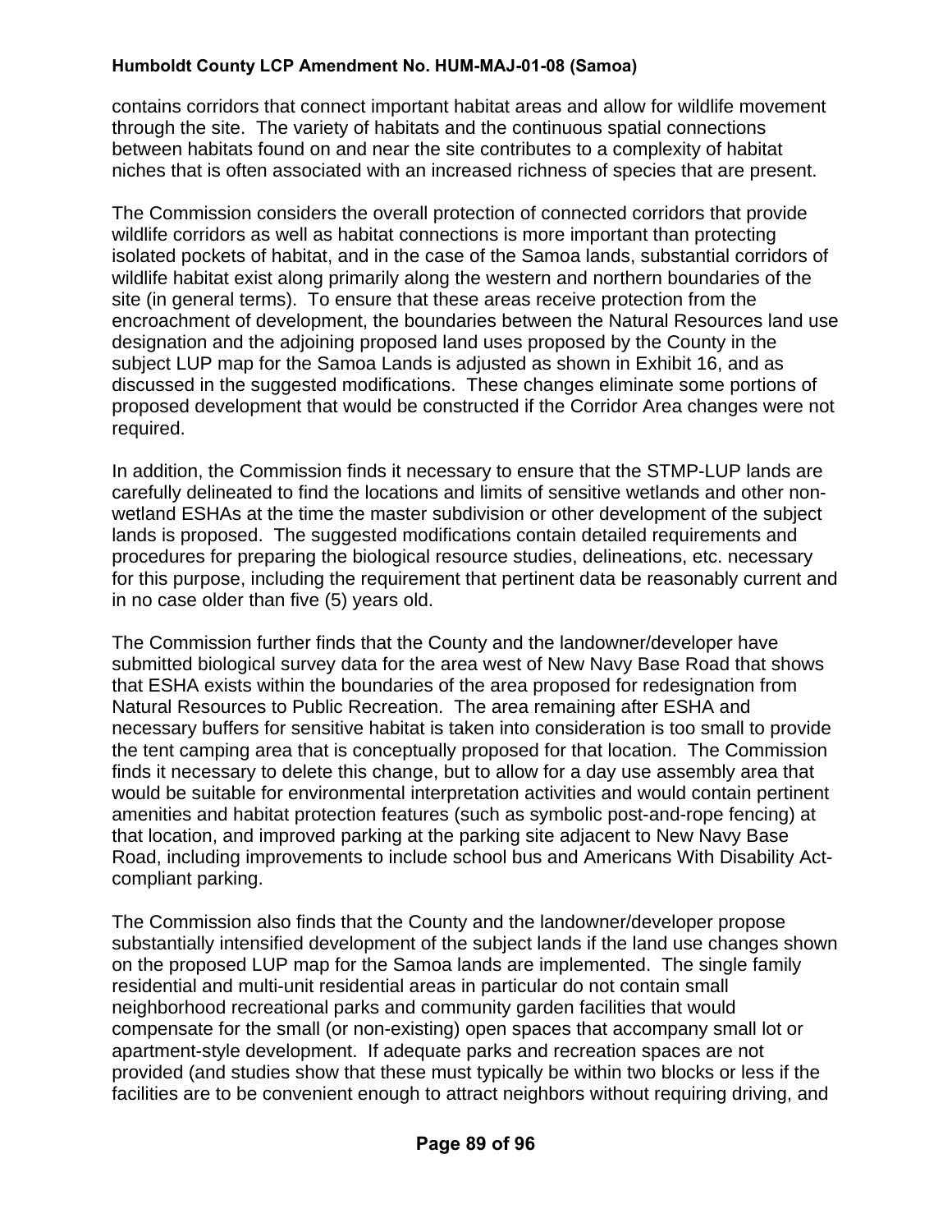contains corridors that connect important habitat areas and allow for wildlife movement through the site. The variety of habitats and the continuous spatial connections between habitats found on and near the site contributes to a complexity of habitat niches that is often associated with an increased richness of species that are present.

The Commission considers the overall protection of connected corridors that provide wildlife corridors as well as habitat connections is more important than protecting isolated pockets of habitat, and in the case of the Samoa lands, substantial corridors of wildlife habitat exist along primarily along the western and northern boundaries of the site (in general terms). To ensure that these areas receive protection from the encroachment of development, the boundaries between the Natural Resources land use designation and the adjoining proposed land uses proposed by the County in the subject LUP map for the Samoa Lands is adjusted as shown in Exhibit 16, and as discussed in the suggested modifications. These changes eliminate some portions of proposed development that would be constructed if the Corridor Area changes were not required.

In addition, the Commission finds it necessary to ensure that the STMP-LUP lands are carefully delineated to find the locations and limits of sensitive wetlands and other non-wetland ESHAs at the time the master subdivision or other development of the subject lands is proposed. The suggested modifications contain detailed requirements and procedures for preparing the biological resource studies, delineations, etc. necessary for this purpose, including the requirement that pertinent data be reasonably current and in no case older than five (5) years old.

The Commission further finds that the County and the landowner/developer have submitted biological survey data for the area west of New Navy Base Road that shows that ESHA exists within the boundaries of the area proposed for redesignation from Natural Resources to Public Recreation. The area remaining after ESHA and necessary buffers for sensitive habitat is taken into consideration is too small to provide the tent camping area that is conceptually proposed for that location. The Commission finds it necessary to delete this change, but to allow for a day use assembly area that would be suitable for environmental interpretation activities and would contain pertinent amenities and habitat protection features (such as symbolic post-and-rope fencing) at that location, and improved parking at the parking site adjacent to New Navy Base Road, including improvements to include school bus and Americans With Disability Act-compliant parking.

The Commission also finds that the County and the landowner/developer propose substantially intensified development of the subject lands if the land use changes shown on the proposed LUP map for the Samoa lands are implemented. The single family residential and multi-unit residential areas in particular do not contain small neighborhood recreational parks and community garden facilities that would compensate for the small (or non-existing) open spaces that accompany small lot or apartment-style development. If adequate parks and recreation spaces are not provided (and studies show that these must typically be within two blocks or less if the facilities are to be convenient enough to attract neighbors without requiring driving, and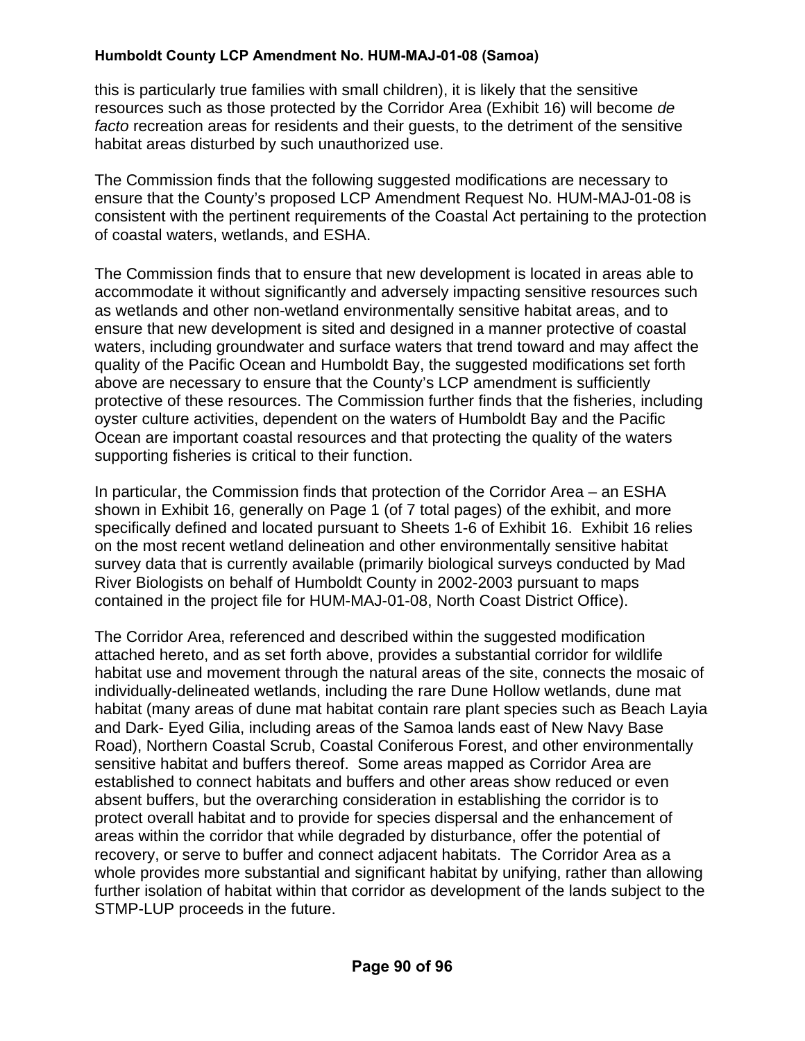this is particularly true families with small children), it is likely that the sensitive resources such as those protected by the Corridor Area (Exhibit 16) will become *de facto* recreation areas for residents and their guests, to the detriment of the sensitive habitat areas disturbed by such unauthorized use.

The Commission finds that the following suggested modifications are necessary to ensure that the County's proposed LCP Amendment Request No. HUM-MAJ-01-08 is consistent with the pertinent requirements of the Coastal Act pertaining to the protection of coastal waters, wetlands, and ESHA.

The Commission finds that to ensure that new development is located in areas able to accommodate it without significantly and adversely impacting sensitive resources such as wetlands and other non-wetland environmentally sensitive habitat areas, and to ensure that new development is sited and designed in a manner protective of coastal waters, including groundwater and surface waters that trend toward and may affect the quality of the Pacific Ocean and Humboldt Bay, the suggested modifications set forth above are necessary to ensure that the County's LCP amendment is sufficiently protective of these resources. The Commission further finds that the fisheries, including oyster culture activities, dependent on the waters of Humboldt Bay and the Pacific Ocean are important coastal resources and that protecting the quality of the waters supporting fisheries is critical to their function.

In particular, the Commission finds that protection of the Corridor Area – an ESHA shown in Exhibit 16, generally on Page 1 (of 7 total pages) of the exhibit, and more specifically defined and located pursuant to Sheets 1-6 of Exhibit 16. Exhibit 16 relies on the most recent wetland delineation and other environmentally sensitive habitat survey data that is currently available (primarily biological surveys conducted by Mad River Biologists on behalf of Humboldt County in 2002-2003 pursuant to maps contained in the project file for HUM-MAJ-01-08, North Coast District Office).

The Corridor Area, referenced and described within the suggested modification attached hereto, and as set forth above, provides a substantial corridor for wildlife habitat use and movement through the natural areas of the site, connects the mosaic of individually-delineated wetlands, including the rare Dune Hollow wetlands, dune mat habitat (many areas of dune mat habitat contain rare plant species such as Beach Layia and Dark- Eyed Gilia, including areas of the Samoa lands east of New Navy Base Road), Northern Coastal Scrub, Coastal Coniferous Forest, and other environmentally sensitive habitat and buffers thereof. Some areas mapped as Corridor Area are established to connect habitats and buffers and other areas show reduced or even absent buffers, but the overarching consideration in establishing the corridor is to protect overall habitat and to provide for species dispersal and the enhancement of areas within the corridor that while degraded by disturbance, offer the potential of recovery, or serve to buffer and connect adjacent habitats. The Corridor Area as a whole provides more substantial and significant habitat by unifying, rather than allowing further isolation of habitat within that corridor as development of the lands subject to the STMP-LUP proceeds in the future.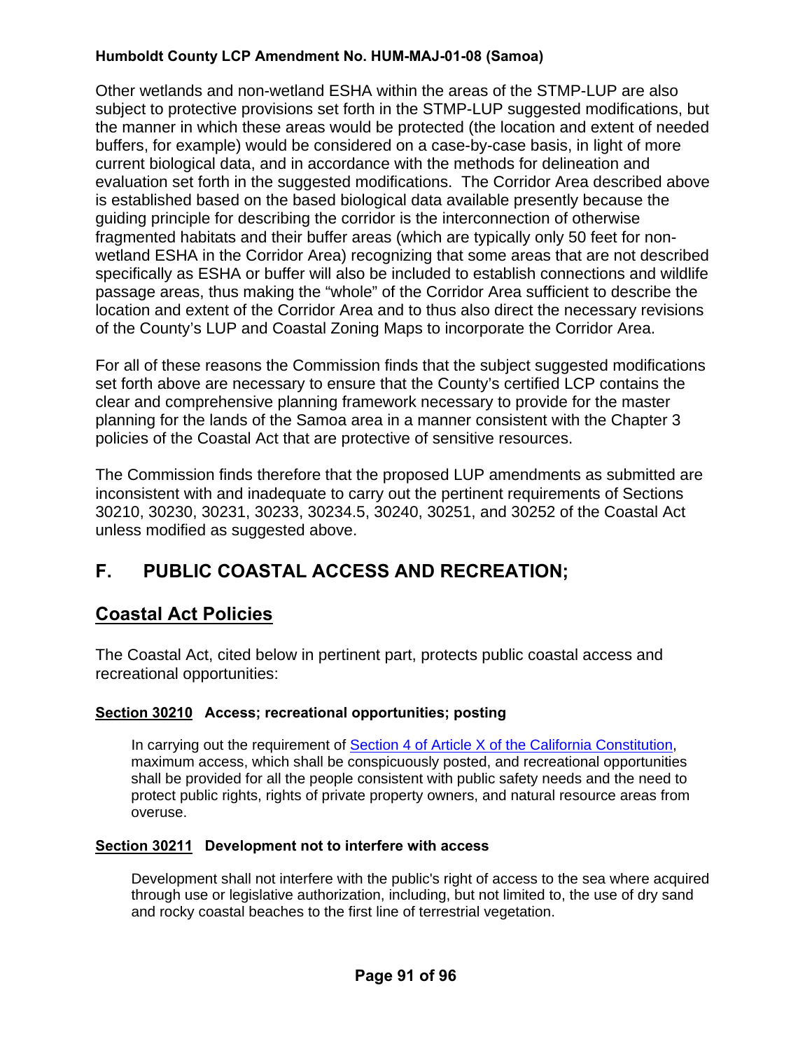Other wetlands and non-wetland ESHA within the areas of the STMP-LUP are also subject to protective provisions set forth in the STMP-LUP suggested modifications, but the manner in which these areas would be protected (the location and extent of needed buffers, for example) would be considered on a case-by-case basis, in light of more current biological data, and in accordance with the methods for delineation and evaluation set forth in the suggested modifications. The Corridor Area described above is established based on the based biological data available presently because the guiding principle for describing the corridor is the interconnection of otherwise fragmented habitats and their buffer areas (which are typically only 50 feet for non-wetland ESHA in the Corridor Area) recognizing that some areas that are not described specifically as ESHA or buffer will also be included to establish connections and wildlife passage areas, thus making the "whole" of the Corridor Area sufficient to describe the location and extent of the Corridor Area and to thus also direct the necessary revisions of the County's LUP and Coastal Zoning Maps to incorporate the Corridor Area.

For all of these reasons the Commission finds that the subject suggested modifications set forth above are necessary to ensure that the County's certified LCP contains the clear and comprehensive planning framework necessary to provide for the master planning for the lands of the Samoa area in a manner consistent with the Chapter 3 policies of the Coastal Act that are protective of sensitive resources.

The Commission finds therefore that the proposed LUP amendments as submitted are inconsistent with and inadequate to carry out the pertinent requirements of Sections 30210, 30230, 30231, 30233, 30234.5, 30240, 30251, and 30252 of the Coastal Act unless modified as suggested above.

## F. PUBLIC COASTAL ACCESS AND RECREATION;

## <u>Coastal Act Policies</u>

The Coastal Act, cited below in pertinent part, protects public coastal access and recreational opportunities:

**<u>Section 30210</u> Access; recreational opportunities; posting**

> In carrying out the requirement of Section 4 of Article X of the California Constitution, maximum access, which shall be conspicuously posted, and recreational opportunities shall be provided for all the people consistent with public safety needs and the need to protect public rights, rights of private property owners, and natural resource areas from overuse.

**<u>Section 30211</u> Development not to interfere with access**

> Development shall not interfere with the public's right of access to the sea where acquired through use or legislative authorization, including, but not limited to, the use of dry sand and rocky coastal beaches to the first line of terrestrial vegetation.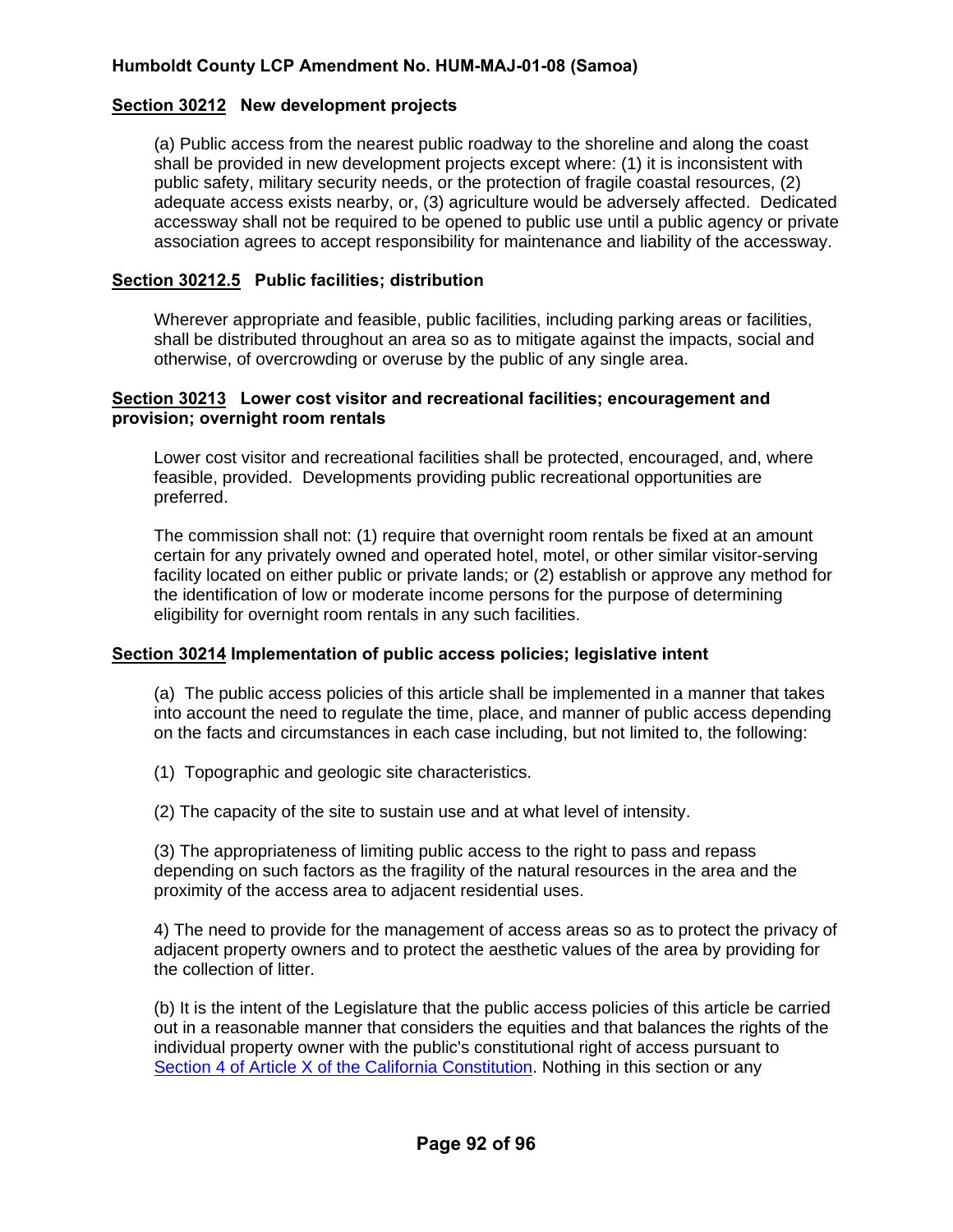## Section 30212 New development projects

(a) Public access from the nearest public roadway to the shoreline and along the coast shall be provided in new development projects except where: (1) it is inconsistent with public safety, military security needs, or the protection of fragile coastal resources, (2) adequate access exists nearby, or, (3) agriculture would be adversely affected. Dedicated accessway shall not be required to be opened to public use until a public agency or private association agrees to accept responsibility for maintenance and liability of the accessway.

## Section 30212.5 Public facilities; distribution

Wherever appropriate and feasible, public facilities, including parking areas or facilities, shall be distributed throughout an area so as to mitigate against the impacts, social and otherwise, of overcrowding or overuse by the public of any single area.

## Section 30213 Lower cost visitor and recreational facilities; encouragement and provision; overnight room rentals

Lower cost visitor and recreational facilities shall be protected, encouraged, and, where feasible, provided. Developments providing public recreational opportunities are preferred.

The commission shall not: (1) require that overnight room rentals be fixed at an amount certain for any privately owned and operated hotel, motel, or other similar visitor-serving facility located on either public or private lands; or (2) establish or approve any method for the identification of low or moderate income persons for the purpose of determining eligibility for overnight room rentals in any such facilities.

## Section 30214 Implementation of public access policies; legislative intent

(a) The public access policies of this article shall be implemented in a manner that takes into account the need to regulate the time, place, and manner of public access depending on the facts and circumstances in each case including, but not limited to, the following:

(1) Topographic and geologic site characteristics.

(2) The capacity of the site to sustain use and at what level of intensity.

(3) The appropriateness of limiting public access to the right to pass and repass depending on such factors as the fragility of the natural resources in the area and the proximity of the access area to adjacent residential uses.

4) The need to provide for the management of access areas so as to protect the privacy of adjacent property owners and to protect the aesthetic values of the area by providing for the collection of litter.

(b) It is the intent of the Legislature that the public access policies of this article be carried out in a reasonable manner that considers the equities and that balances the rights of the individual property owner with the public's constitutional right of access pursuant to Section 4 of Article X of the California Constitution. Nothing in this section or any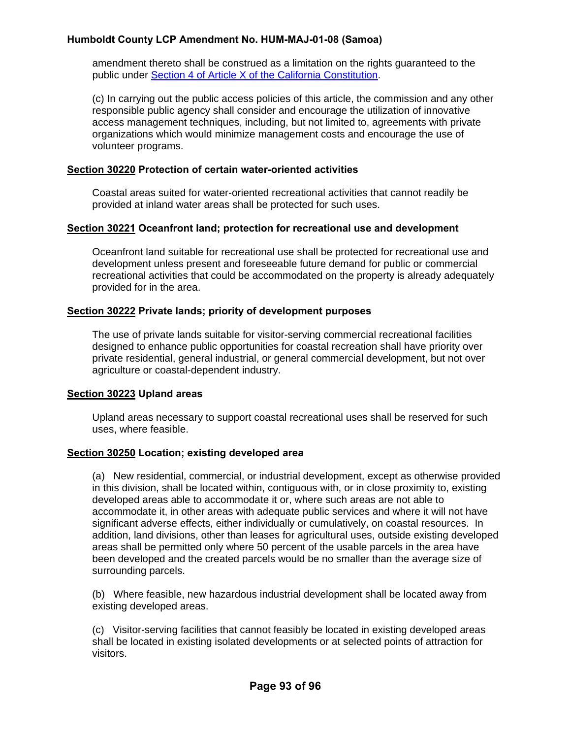amendment thereto shall be construed as a limitation on the rights guaranteed to the public under [Section 4 of Article X of the California Constitution](#).

(c) In carrying out the public access policies of this article, the commission and any other responsible public agency shall consider and encourage the utilization of innovative access management techniques, including, but not limited to, agreements with private organizations which would minimize management costs and encourage the use of volunteer programs.

**Section 30220 Protection of certain water-oriented activities**

Coastal areas suited for water-oriented recreational activities that cannot readily be provided at inland water areas shall be protected for such uses.

**Section 30221 Oceanfront land; protection for recreational use and development**

Oceanfront land suitable for recreational use shall be protected for recreational use and development unless present and foreseeable future demand for public or commercial recreational activities that could be accommodated on the property is already adequately provided for in the area.

**Section 30222 Private lands; priority of development purposes**

The use of private lands suitable for visitor-serving commercial recreational facilities designed to enhance public opportunities for coastal recreation shall have priority over private residential, general industrial, or general commercial development, but not over agriculture or coastal-dependent industry.

**Section 30223 Upland areas**

Upland areas necessary to support coastal recreational uses shall be reserved for such uses, where feasible.

**Section 30250 Location; existing developed area**

(a) New residential, commercial, or industrial development, except as otherwise provided in this division, shall be located within, contiguous with, or in close proximity to, existing developed areas able to accommodate it or, where such areas are not able to accommodate it, in other areas with adequate public services and where it will not have significant adverse effects, either individually or cumulatively, on coastal resources. In addition, land divisions, other than leases for agricultural uses, outside existing developed areas shall be permitted only where 50 percent of the usable parcels in the area have been developed and the created parcels would be no smaller than the average size of surrounding parcels.

(b) Where feasible, new hazardous industrial development shall be located away from existing developed areas.

(c) Visitor-serving facilities that cannot feasibly be located in existing developed areas shall be located in existing isolated developments or at selected points of attraction for visitors.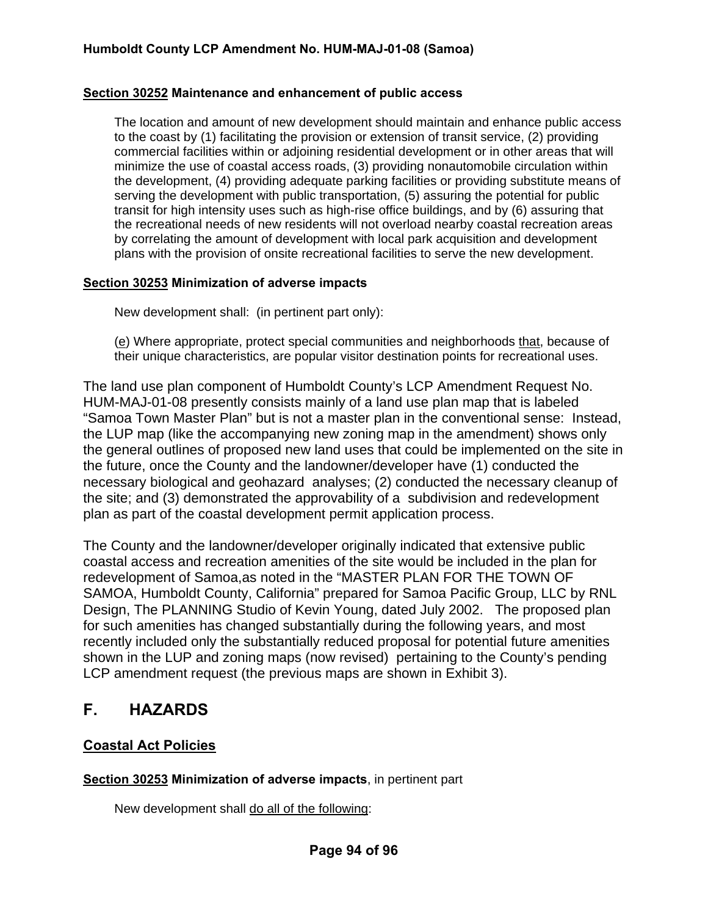**Section 30252 Maintenance and enhancement of public access**

> The location and amount of new development should maintain and enhance public access to the coast by (1) facilitating the provision or extension of transit service, (2) providing commercial facilities within or adjoining residential development or in other areas that will minimize the use of coastal access roads, (3) providing nonautomobile circulation within the development, (4) providing adequate parking facilities or providing substitute means of serving the development with public transportation, (5) assuring the potential for public transit for high intensity uses such as high-rise office buildings, and by (6) assuring that the recreational needs of new residents will not overload nearby coastal recreation areas by correlating the amount of development with local park acquisition and development plans with the provision of onsite recreational facilities to serve the new development.

**Section 30253 Minimization of adverse impacts**

> New development shall: (in pertinent part only):
>
> (e) Where appropriate, protect special communities and neighborhoods that, because of their unique characteristics, are popular visitor destination points for recreational uses.

The land use plan component of Humboldt County's LCP Amendment Request No. HUM-MAJ-01-08 presently consists mainly of a land use plan map that is labeled "Samoa Town Master Plan" but is not a master plan in the conventional sense: Instead, the LUP map (like the accompanying new zoning map in the amendment) shows only the general outlines of proposed new land uses that could be implemented on the site in the future, once the County and the landowner/developer have (1) conducted the necessary biological and geohazard analyses; (2) conducted the necessary cleanup of the site; and (3) demonstrated the approvability of a subdivision and redevelopment plan as part of the coastal development permit application process.

The County and the landowner/developer originally indicated that extensive public coastal access and recreation amenities of the site would be included in the plan for redevelopment of Samoa,as noted in the "MASTER PLAN FOR THE TOWN OF SAMOA, Humboldt County, California" prepared for Samoa Pacific Group, LLC by RNL Design, The PLANNING Studio of Kevin Young, dated July 2002. The proposed plan for such amenities has changed substantially during the following years, and most recently included only the substantially reduced proposal for potential future amenities shown in the LUP and zoning maps (now revised) pertaining to the County's pending LCP amendment request (the previous maps are shown in Exhibit 3).

## F. HAZARDS

### Coastal Act Policies

**Section 30253 Minimization of adverse impacts**, in pertinent part

> New development shall do all of the following: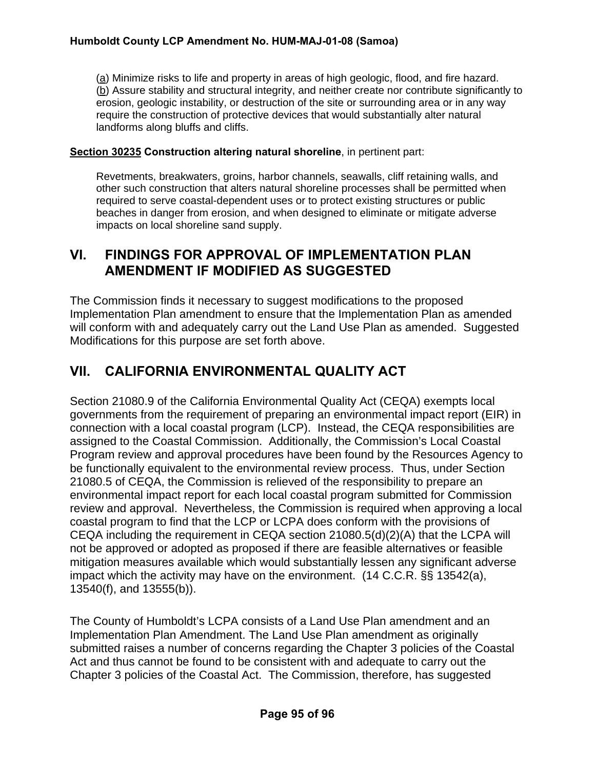(a) Minimize risks to life and property in areas of high geologic, flood, and fire hazard.
(b) Assure stability and structural integrity, and neither create nor contribute significantly to erosion, geologic instability, or destruction of the site or surrounding area or in any way require the construction of protective devices that would substantially alter natural landforms along bluffs and cliffs.

**Section 30235 Construction altering natural shoreline**, in pertinent part:

> Revetments, breakwaters, groins, harbor channels, seawalls, cliff retaining walls, and other such construction that alters natural shoreline processes shall be permitted when required to serve coastal-dependent uses or to protect existing structures or public beaches in danger from erosion, and when designed to eliminate or mitigate adverse impacts on local shoreline sand supply.

## VI. FINDINGS FOR APPROVAL OF IMPLEMENTATION PLAN AMENDMENT IF MODIFIED AS SUGGESTED

The Commission finds it necessary to suggest modifications to the proposed Implementation Plan amendment to ensure that the Implementation Plan as amended will conform with and adequately carry out the Land Use Plan as amended. Suggested Modifications for this purpose are set forth above.

## VII. CALIFORNIA ENVIRONMENTAL QUALITY ACT

Section 21080.9 of the California Environmental Quality Act (CEQA) exempts local governments from the requirement of preparing an environmental impact report (EIR) in connection with a local coastal program (LCP). Instead, the CEQA responsibilities are assigned to the Coastal Commission. Additionally, the Commission's Local Coastal Program review and approval procedures have been found by the Resources Agency to be functionally equivalent to the environmental review process. Thus, under Section 21080.5 of CEQA, the Commission is relieved of the responsibility to prepare an environmental impact report for each local coastal program submitted for Commission review and approval. Nevertheless, the Commission is required when approving a local coastal program to find that the LCP or LCPA does conform with the provisions of CEQA including the requirement in CEQA section 21080.5(d)(2)(A) that the LCPA will not be approved or adopted as proposed if there are feasible alternatives or feasible mitigation measures available which would substantially lessen any significant adverse impact which the activity may have on the environment. (14 C.C.R. §§ 13542(a), 13540(f), and 13555(b)).

The County of Humboldt's LCPA consists of a Land Use Plan amendment and an Implementation Plan Amendment. The Land Use Plan amendment as originally submitted raises a number of concerns regarding the Chapter 3 policies of the Coastal Act and thus cannot be found to be consistent with and adequate to carry out the Chapter 3 policies of the Coastal Act. The Commission, therefore, has suggested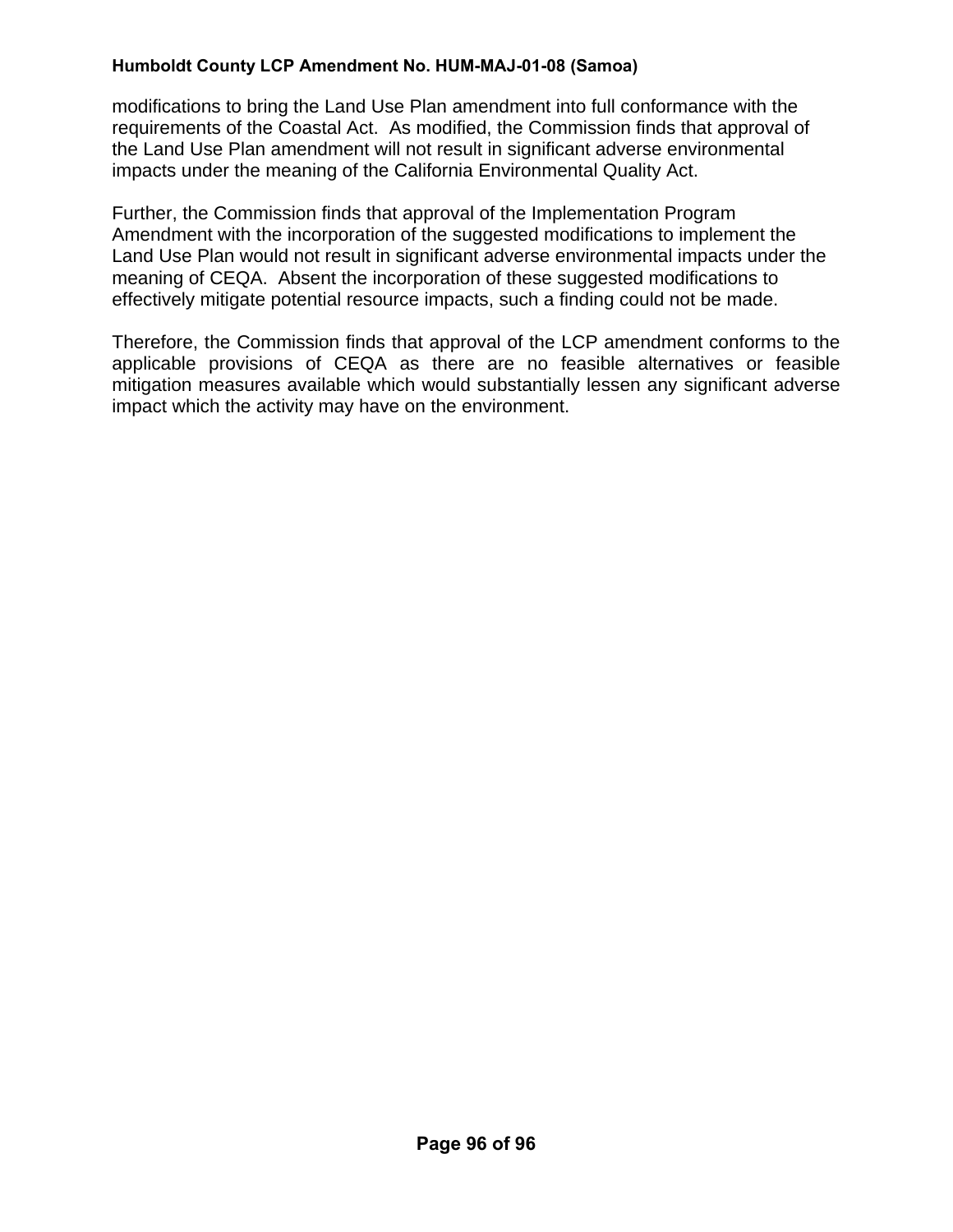modifications to bring the Land Use Plan amendment into full conformance with the requirements of the Coastal Act. As modified, the Commission finds that approval of the Land Use Plan amendment will not result in significant adverse environmental impacts under the meaning of the California Environmental Quality Act.

Further, the Commission finds that approval of the Implementation Program Amendment with the incorporation of the suggested modifications to implement the Land Use Plan would not result in significant adverse environmental impacts under the meaning of CEQA. Absent the incorporation of these suggested modifications to effectively mitigate potential resource impacts, such a finding could not be made.

Therefore, the Commission finds that approval of the LCP amendment conforms to the applicable provisions of CEQA as there are no feasible alternatives or feasible mitigation measures available which would substantially lessen any significant adverse impact which the activity may have on the environment.